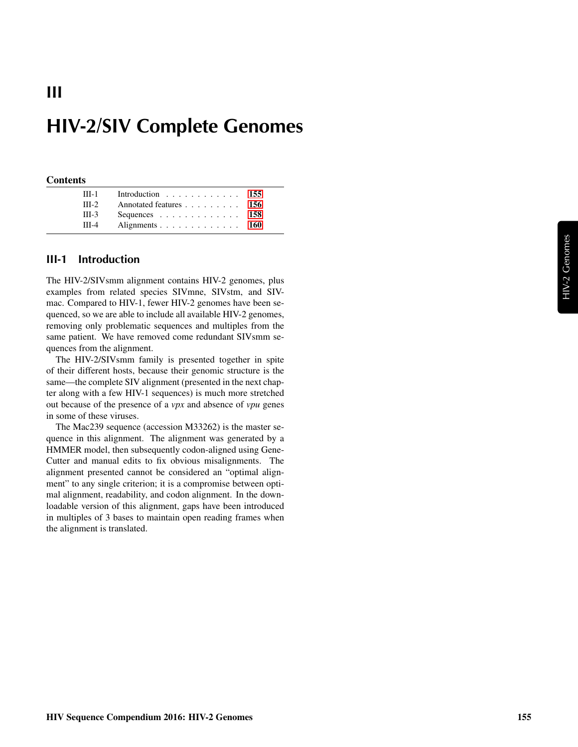# III

# HIV-2/SIV Complete Genomes

**Contents**

| | | |
|---|---|---|
| III-1 | Introduction | 155 |
| III-2 | Annotated features | 156 |
| III-3 | Sequences | 158 |
| III-4 | Alignments | 160 |

## III-1 Introduction

The HIV-2/SIVsmm alignment contains HIV-2 genomes, plus examples from related species SIVmne, SIVstm, and SIVmac. Compared to HIV-1, fewer HIV-2 genomes have been sequenced, so we are able to include all available HIV-2 genomes, removing only problematic sequences and multiples from the same patient. We have removed come redundant SIVsmm sequences from the alignment.

The HIV-2/SIVsmm family is presented together in spite of their different hosts, because their genomic structure is the same—the complete SIV alignment (presented in the next chapter along with a few HIV-1 sequences) is much more stretched out because of the presence of a *vpx* and absence of *vpu* genes in some of these viruses.

The Mac239 sequence (accession M33262) is the master sequence in this alignment. The alignment was generated by a HMMER model, then subsequently codon-aligned using GeneCutter and manual edits to fix obvious misalignments. The alignment presented cannot be considered an "optimal alignment" to any single criterion; it is a compromise between optimal alignment, readability, and codon alignment. In the downloadable version of this alignment, gaps have been introduced in multiples of 3 bases to maintain open reading frames when the alignment is translated.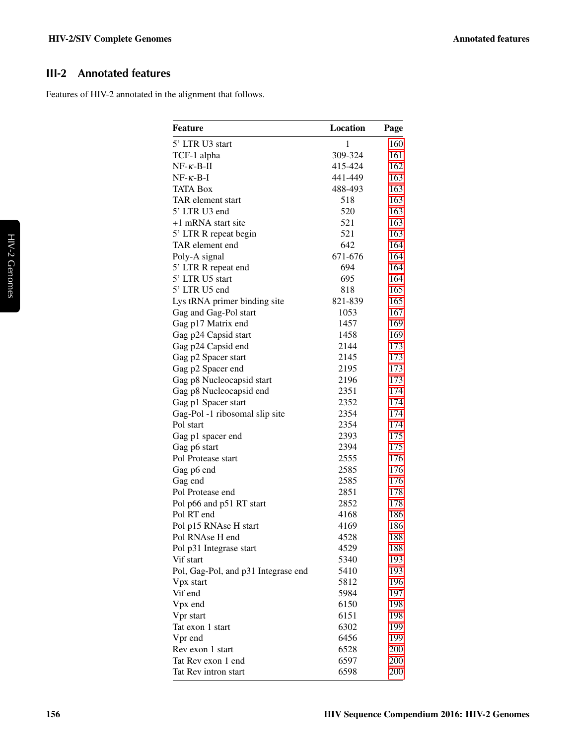## III-2 Annotated features

Features of HIV-2 annotated in the alignment that follows.

| Feature | Location | Page |
|---|---|---|
| 5' LTR U3 start | 1 | 160 |
| TCF-1 alpha | 309-324 | 161 |
| NF-$\kappa$-B-II | 415-424 | 162 |
| NF-$\kappa$-B-I | 441-449 | 163 |
| TATA Box | 488-493 | 163 |
| TAR element start | 518 | 163 |
| 5' LTR U3 end | 520 | 163 |
| +1 mRNA start site | 521 | 163 |
| 5' LTR R repeat begin | 521 | 163 |
| TAR element end | 642 | 164 |
| Poly-A signal | 671-676 | 164 |
| 5' LTR R repeat end | 694 | 164 |
| 5' LTR U5 start | 695 | 164 |
| 5' LTR U5 end | 818 | 165 |
| Lys tRNA primer binding site | 821-839 | 165 |
| Gag and Gag-Pol start | 1053 | 167 |
| Gag p17 Matrix end | 1457 | 169 |
| Gag p24 Capsid start | 1458 | 169 |
| Gag p24 Capsid end | 2144 | 173 |
| Gag p2 Spacer start | 2145 | 173 |
| Gag p2 Spacer end | 2195 | 173 |
| Gag p8 Nucleocapsid start | 2196 | 173 |
| Gag p8 Nucleocapsid end | 2351 | 174 |
| Gag p1 Spacer start | 2352 | 174 |
| Gag-Pol -1 ribosomal slip site | 2354 | 174 |
| Pol start | 2354 | 174 |
| Gag p1 spacer end | 2393 | 175 |
| Gag p6 start | 2394 | 175 |
| Pol Protease start | 2555 | 176 |
| Gag p6 end | 2585 | 176 |
| Gag end | 2585 | 176 |
| Pol Protease end | 2851 | 178 |
| Pol p66 and p51 RT start | 2852 | 178 |
| Pol RT end | 4168 | 186 |
| Pol p15 RNAse H start | 4169 | 186 |
| Pol RNAse H end | 4528 | 188 |
| Pol p31 Integrase start | 4529 | 188 |
| Vif start | 5340 | 193 |
| Pol, Gag-Pol, and p31 Integrase end | 5410 | 193 |
| Vpx start | 5812 | 196 |
| Vif end | 5984 | 197 |
| Vpx end | 6150 | 198 |
| Vpr start | 6151 | 198 |
| Tat exon 1 start | 6302 | 199 |
| Vpr end | 6456 | 199 |
| Rev exon 1 start | 6528 | 200 |
| Tat Rev exon 1 end | 6597 | 200 |
| Tat Rev intron start | 6598 | 200 |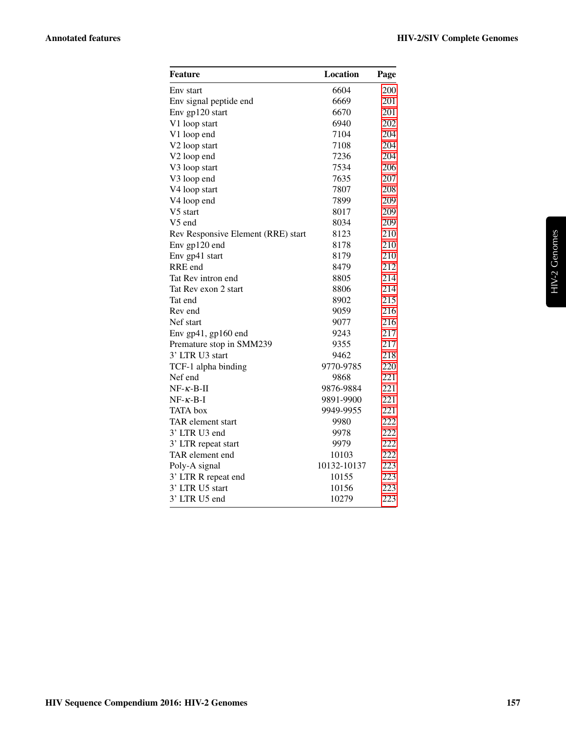| Feature | Location | Page |
|---|---|---|
| Env start | 6604 | 200 |
| Env signal peptide end | 6669 | 201 |
| Env gp120 start | 6670 | 201 |
| V1 loop start | 6940 | 202 |
| V1 loop end | 7104 | 204 |
| V2 loop start | 7108 | 204 |
| V2 loop end | 7236 | 204 |
| V3 loop start | 7534 | 206 |
| V3 loop end | 7635 | 207 |
| V4 loop start | 7807 | 208 |
| V4 loop end | 7899 | 209 |
| V5 start | 8017 | 209 |
| V5 end | 8034 | 209 |
| Rev Responsive Element (RRE) start | 8123 | 210 |
| Env gp120 end | 8178 | 210 |
| Env gp41 start | 8179 | 210 |
| RRE end | 8479 | 212 |
| Tat Rev intron end | 8805 | 214 |
| Tat Rev exon 2 start | 8806 | 214 |
| Tat end | 8902 | 215 |
| Rev end | 9059 | 216 |
| Nef start | 9077 | 216 |
| Env gp41, gp160 end | 9243 | 217 |
| Premature stop in SMM239 | 9355 | 217 |
| 3' LTR U3 start | 9462 | 218 |
| TCF-1 alpha binding | 9770-9785 | 220 |
| Nef end | 9868 | 221 |
| NF-$\kappa$-B-II | 9876-9884 | 221 |
| NF-$\kappa$-B-I | 9891-9900 | 221 |
| TATA box | 9949-9955 | 221 |
| TAR element start | 9980 | 222 |
| 3' LTR U3 end | 9978 | 222 |
| 3' LTR repeat start | 9979 | 222 |
| TAR element end | 10103 | 222 |
| Poly-A signal | 10132-10137 | 223 |
| 3' LTR R repeat end | 10155 | 223 |
| 3' LTR U5 start | 10156 | 223 |
| 3' LTR U5 end | 10279 | 223 |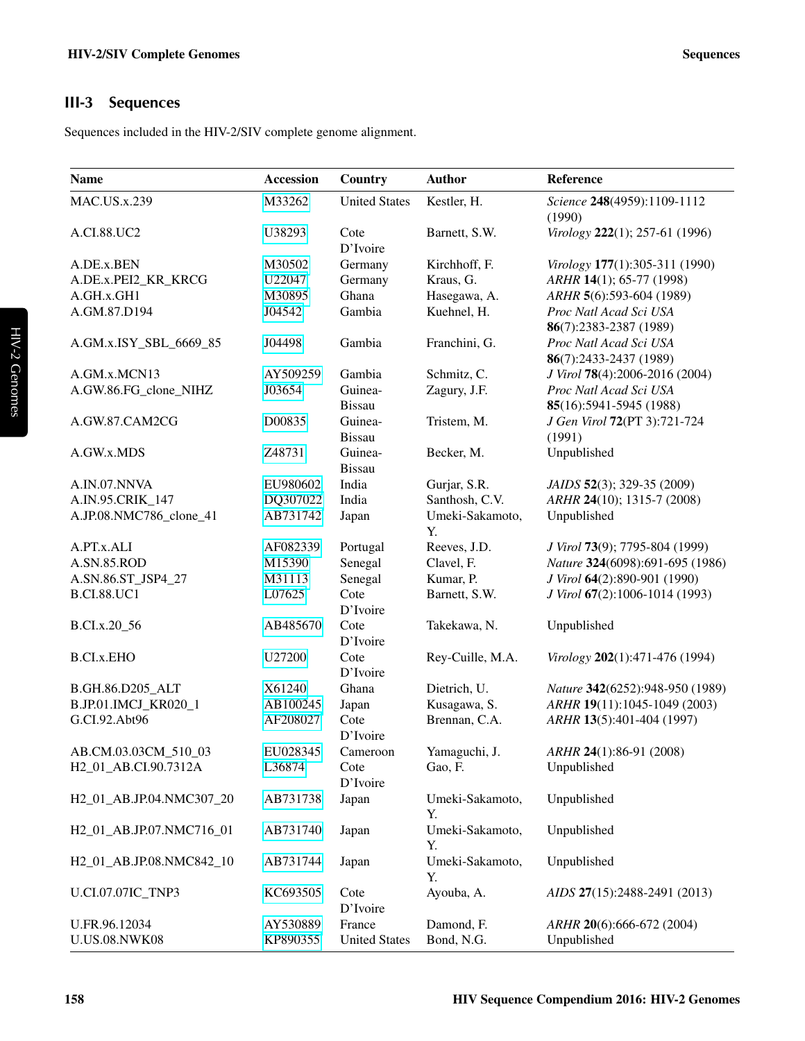## III-3 Sequences

Sequences included in the HIV-2/SIV complete genome alignment.

| Name | Accession | Country | Author | Reference |
|---|---|---|---|---|
| MAC.US.x.239 | M33262 | United States | Kestler, H. | *Science* **248**(4959):1109-1112 (1990) |
| A.CI.88.UC2 | U38293 | Cote D'Ivoire | Barnett, S.W. | *Virology* **222**(1); 257-61 (1996) |
| A.DE.x.BEN | M30502 | Germany | Kirchhoff, F. | *Virology* **177**(1):305-311 (1990) |
| A.DE.x.PEI2_KR_KRCG | U22047 | Germany | Kraus, G. | *ARHR* **14**(1); 65-77 (1998) |
| A.GH.x.GH1 | M30895 | Ghana | Hasegawa, A. | *ARHR* **5**(6):593-604 (1989) |
| A.GM.87.D194 | J04542 | Gambia | Kuehnel, H. | *Proc Natl Acad Sci USA* **86**(7):2383-2387 (1989) |
| A.GM.x.ISY_SBL_6669_85 | J04498 | Gambia | Franchini, G. | *Proc Natl Acad Sci USA* **86**(7):2433-2437 (1989) |
| A.GM.x.MCN13 | AY509259 | Gambia | Schmitz, C. | *J Virol* **78**(4):2006-2016 (2004) |
| A.GW.86.FG_clone_NIHZ | J03654 | Guinea-Bissau | Zagury, J.F. | *Proc Natl Acad Sci USA* **85**(16):5941-5945 (1988) |
| A.GW.87.CAM2CG | D00835 | Guinea-Bissau | Tristem, M. | *J Gen Virol* **72**(PT 3):721-724 (1991) |
| A.GW.x.MDS | Z48731 | Guinea-Bissau | Becker, M. | Unpublished |
| A.IN.07.NNVA | EU980602 | India | Gurjar, S.R. | *JAIDS* **52**(3); 329-35 (2009) |
| A.IN.95.CRIK_147 | DQ307022 | India | Santhosh, C.V. | *ARHR* **24**(10); 1315-7 (2008) |
| A.JP.08.NMC786_clone_41 | AB731742 | Japan | Umeki-Sakamoto, Y. | Unpublished |
| A.PT.x.ALI | AF082339 | Portugal | Reeves, J.D. | *J Virol* **73**(9); 7795-804 (1999) |
| A.SN.85.ROD | M15390 | Senegal | Clavel, F. | *Nature* **324**(6098):691-695 (1986) |
| A.SN.86.ST_JSP4_27 | M31113 | Senegal | Kumar, P. | *J Virol* **64**(2):890-901 (1990) |
| B.CI.88.UC1 | L07625 | Cote D'Ivoire | Barnett, S.W. | *J Virol* **67**(2):1006-1014 (1993) |
| B.CI.x.20_56 | AB485670 | Cote D'Ivoire | Takekawa, N. | Unpublished |
| B.CI.x.EHO | U27200 | Cote D'Ivoire | Rey-Cuille, M.A. | *Virology* **202**(1):471-476 (1994) |
| B.GH.86.D205_ALT | X61240 | Ghana | Dietrich, U. | *Nature* **342**(6252):948-950 (1989) |
| B.JP.01.IMCJ_KR020_1 | AB100245 | Japan | Kusagawa, S. | *ARHR* **19**(11):1045-1049 (2003) |
| G.CI.92.Abt96 | AF208027 | Cote D'Ivoire | Brennan, C.A. | *ARHR* **13**(5):401-404 (1997) |
| AB.CM.03.03CM_510_03 | EU028345 | Cameroon | Yamaguchi, J. | *ARHR* **24**(1):86-91 (2008) |
| H2_01_AB.CI.90.7312A | L36874 | Cote D'Ivoire | Gao, F. | Unpublished |
| H2_01_AB.JP.04.NMC307_20 | AB731738 | Japan | Umeki-Sakamoto, Y. | Unpublished |
| H2_01_AB.JP.07.NMC716_01 | AB731740 | Japan | Umeki-Sakamoto, Y. | Unpublished |
| H2_01_AB.JP.08.NMC842_10 | AB731744 | Japan | Umeki-Sakamoto, Y. | Unpublished |
| U.CI.07.07IC_TNP3 | KC693505 | Cote D'Ivoire | Ayouba, A. | *AIDS* **27**(15):2488-2491 (2013) |
| U.FR.96.12034 | AY530889 | France | Damond, F. | *ARHR* **20**(6):666-672 (2004) |
| U.US.08.NWK08 | KP890355 | United States | Bond, N.G. | Unpublished |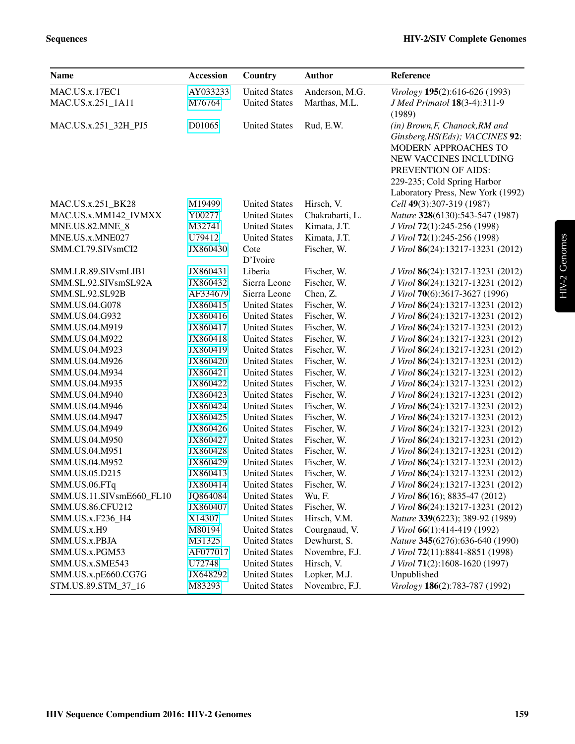| Name | Accession | Country | Author | Reference |
|---|---|---|---|---|
| MAC.US.x.17EC1 | AY033233 | United States | Anderson, M.G. | *Virology* **195**(2):616-626 (1993) |
| MAC.US.x.251_1A11 | M76764 | United States | Marthas, M.L. | *J Med Primatol* **18**(3-4):311-9 (1989) |
| MAC.US.x.251_32H_PJ5 | D01065 | United States | Rud, E.W. | *(in) Brown,F, Chanock,RM and Ginsberg,HS(Eds); VACCINES* **92**: MODERN APPROACHES TO NEW VACCINES INCLUDING PREVENTION OF AIDS: 229-235; Cold Spring Harbor Laboratory Press, New York (1992) |
| MAC.US.x.251_BK28 | M19499 | United States | Hirsch, V. | *Cell* **49**(3):307-319 (1987) |
| MAC.US.x.MM142_IVMXX | Y00277 | United States | Chakrabarti, L. | *Nature* **328**(6130):543-547 (1987) |
| MNE.US.82.MNE_8 | M32741 | United States | Kimata, J.T. | *J Virol* **72**(1):245-256 (1998) |
| MNE.US.x.MNE027 | U79412 | United States | Kimata, J.T. | *J Virol* **72**(1):245-256 (1998) |
| SMM.CI.79.SIVsmCI2 | JX860430 | Cote D'Ivoire | Fischer, W. | *J Virol* **86**(24):13217-13231 (2012) |
| SMM.LR.89.SIVsmLIB1 | JX860431 | Liberia | Fischer, W. | *J Virol* **86**(24):13217-13231 (2012) |
| SMM.SL.92.SIVsmSL92A | JX860432 | Sierra Leone | Fischer, W. | *J Virol* **86**(24):13217-13231 (2012) |
| SMM.SL.92.SL92B | AF334679 | Sierra Leone | Chen, Z. | *J Virol* **70**(6):3617-3627 (1996) |
| SMM.US.04.G078 | JX860415 | United States | Fischer, W. | *J Virol* **86**(24):13217-13231 (2012) |
| SMM.US.04.G932 | JX860416 | United States | Fischer, W. | *J Virol* **86**(24):13217-13231 (2012) |
| SMM.US.04.M919 | JX860417 | United States | Fischer, W. | *J Virol* **86**(24):13217-13231 (2012) |
| SMM.US.04.M922 | JX860418 | United States | Fischer, W. | *J Virol* **86**(24):13217-13231 (2012) |
| SMM.US.04.M923 | JX860419 | United States | Fischer, W. | *J Virol* **86**(24):13217-13231 (2012) |
| SMM.US.04.M926 | JX860420 | United States | Fischer, W. | *J Virol* **86**(24):13217-13231 (2012) |
| SMM.US.04.M934 | JX860421 | United States | Fischer, W. | *J Virol* **86**(24):13217-13231 (2012) |
| SMM.US.04.M935 | JX860422 | United States | Fischer, W. | *J Virol* **86**(24):13217-13231 (2012) |
| SMM.US.04.M940 | JX860423 | United States | Fischer, W. | *J Virol* **86**(24):13217-13231 (2012) |
| SMM.US.04.M946 | JX860424 | United States | Fischer, W. | *J Virol* **86**(24):13217-13231 (2012) |
| SMM.US.04.M947 | JX860425 | United States | Fischer, W. | *J Virol* **86**(24):13217-13231 (2012) |
| SMM.US.04.M949 | JX860426 | United States | Fischer, W. | *J Virol* **86**(24):13217-13231 (2012) |
| SMM.US.04.M950 | JX860427 | United States | Fischer, W. | *J Virol* **86**(24):13217-13231 (2012) |
| SMM.US.04.M951 | JX860428 | United States | Fischer, W. | *J Virol* **86**(24):13217-13231 (2012) |
| SMM.US.04.M952 | JX860429 | United States | Fischer, W. | *J Virol* **86**(24):13217-13231 (2012) |
| SMM.US.05.D215 | JX860413 | United States | Fischer, W. | *J Virol* **86**(24):13217-13231 (2012) |
| SMM.US.06.FTq | JX860414 | United States | Fischer, W. | *J Virol* **86**(24):13217-13231 (2012) |
| SMM.US.11.SIVsmE660_FL10 | JQ864084 | United States | Wu, F. | *J Virol* **86**(16); 8835-47 (2012) |
| SMM.US.86.CFU212 | JX860407 | United States | Fischer, W. | *J Virol* **86**(24):13217-13231 (2012) |
| SMM.US.x.F236_H4 | X14307 | United States | Hirsch, V.M. | *Nature* **339**(6223); 389-92 (1989) |
| SMM.US.x.H9 | M80194 | United States | Courgnaud, V. | *J Virol* **66**(1):414-419 (1992) |
| SMM.US.x.PBJA | M31325 | United States | Dewhurst, S. | *Nature* **345**(6276):636-640 (1990) |
| SMM.US.x.PGM53 | AF077017 | United States | Novembre, F.J. | *J Virol* **72**(11):8841-8851 (1998) |
| SMM.US.x.SME543 | U72748 | United States | Hirsch, V. | *J Virol* **71**(2):1608-1620 (1997) |
| SMM.US.x.pE660.CG7G | JX648292 | United States | Lopker, M.J. | Unpublished |
| STM.US.89.STM_37_16 | M83293 | United States | Novembre, F.J. | *Virology* **186**(2):783-787 (1992) |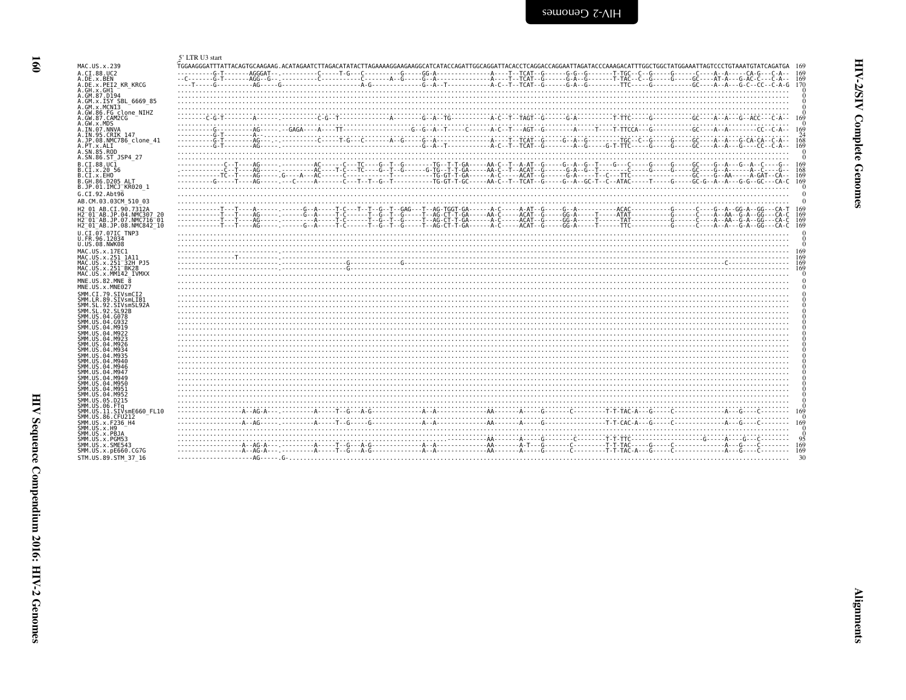5' LTR U3 start

```
MAC.US.x.239                TGGAAGGGATTTATTACAGTGCAAGAAG.ACATAGAATCTTAGACATATACTTAGAAAAGGAAGAAGGCATCATACCAGATTGGCAGGATTACACCTCAGGACCAGGAATTAGATACCCAAAGACATTTGGCTGGCTATGGAAATTAGTCCCTGTAAATGTATCAGATGA  169
A.CI.88.UC2                 ----------G-T-------AGGGAT--.----------C-----T-G---C----------G-----GG-A---------------A----T--TCAT--G------G-G--G-------T-TGC--C--G-----G------C----A--A-----CA-G---C-A--  169
A.DE.x.BEN                  --C-------G-T-------AGG--G--.----------C----------C-------A--G-----G--A---------------A----T--TCAT--G------G-A--G-------T-TAC--C--G-----G-----GC----AT-A---G-AC-C---C-A--  169
A.DE.x.PEI2_KR_KRCG         ----T-----G---------AG-----G-------------------A-G-------------G--A--T------------A-C--T--TCAT--G------G-A--G---------TTC------G----------GC----A--A---G-C--CC--C-A-G  170
A.GH.x.GH1                  ..........................................................................................................................................................................  0
A.GM.87.D194                ..........................................................................................................................................................................  0
A.GM.x.ISY_SBL_6669_85      ..........................................................................................................................................................................  0
A.GM.x.MCN13                ..........................................................................................................................................................................  0
A.GW.86.FG_clone_NIHZ       ..........................................................................................................................................................................  0
A.GW.87.CAM2CG              ------C-G-T---------A-------.----------C-G--T--------------A--------G--A--TG-----------A-C--T--TAGT--G------G-A---------T-TTC------G----------GC----A--A---G--ACC---C-A--  169
A.GW.x.MDS                  ..........................................................................................................................................................................  0
A.IN.07.NNVA                ----------G---------AG------.-GAGA----A----TT-------------------G--G--A--T-----C-------A-C--T---AGT--G----------A-----T----T-TTCCA---G----------GC----A--A---------CC--C-A--  169
A.IN.95.CRIK_147            ----------G-T-------A-------.....................................................................................................................................  24
A.JP.08.NMC786_clone_41     ----------G-T-------AG------.----------C-----T-G---C------A--G-----G--A---------------A----T--TCAT--G------G--A--G-------TGC--C--G-----G-----GC----A--A---G-CA-CA--C-A--  168
A.PT.x.ALI                  ----------G-T-------AG------.------------------------------------G--A--T------------A-C--T--TCAT--G------------A--G-----G-T-TTC------G-----G-----GC----A--A---G-----CC--C-A--  169
A.SN.85.ROD                 ..........................................................................................................................................................................  0
A.SN.86.ST_JSP4_27          ..........................................................................................................................................................................  0
B.CI.88.UC1                 ------------C--T----AG------.----------AC------C---TC-----G--T--G--------TG--T-T-GA------AA-C--T--A-AT--G------G--A--G--T----G---C------G------G------GC----G--A---G--A--C----G--  169
B.CI.x.20_56                ------------C--T----AG------.----------AC------T-C---TC-----G--T--G------G-TG--T-T-GA------AA-C--T--ACAT--G------G-A--G--T----------C------G------G------GC----G--A------A--C----G--  168
B.CI.x.EHO                  ----------TC--T-----AG------.G-----A---AC------C-----------------T----------TG-GT-T-GA---------A-C------ACAT--G-------G-A-----T---C---TTC--------------GC-----G--AA------A-GAT--CA--  169
B.GH.86.D205_ALT            ----------G------T----AG------.---C------A--------C---T--T--G--T-----------TG-GT-T-GC------AA-C--T--TCAT--G------G--A--GC-T--C---ATAC-----T------G------GC-G--A--A---G-G--GC---CA-C  169
B.JP.01.IMCJ_KR020_1        ..........................................................................................................................................................................  0
G.CI.92.Abt96               ..........................................................................................................................................................................  0
AB.CM.03.03CM_510_03        ..........................................................................................................................................................................  0
H2_01_AB.CI.90.7312A        ------------T---T----A------.------G--A------T-C---T--T--G--T--GAG---T--AG-TGGT-GA------A-C------A-AT--G------G--A-----------ACAC-----------G------C----G--A--GG-A--GG---CA-T  169
H2_01_AB.JP.04.NMC307_20    ------------T---T----AG------.-----G--A------T-C-------T--G--T--G------T--AG-CT-T-GA------AA-C------ACAT--G------GG-A------T------ATAT-----------G------C-----A--AA--G-A--GG---CA-C  169
H2_01_AB.JP.07.NMC716_01    ------------T---T----AG------.-----------A------T-C-------T--G--T--G------T--AG-CT-T-GA-------A-C------ACAT--G------GG-A------T------TAT------------G------C-----A--AA--G-A--GG---CA-C  169
H2_01_AB.JP.08.NMC842_10    ------------T---T----AG------.---------G--A------T-C-------T--G--T--G------T--AG-CT-T-GA-------A-C------ACAT--G------GG-A------T------TTC------------G------C-----A--A---G-A--GG---CA-C  169
U.CI.07.07IC_TNP3           ..........................................................................................................................................................................  0
U.FR.96.12034               ..........................................................................................................................................................................  0
U.US.08.NWK08               ..........................................................................................................................................................................  0
MAC.US.x.17EC1              ----------------------------.-------------------------------------------------------------------------------------------------------------------------------------------  169
MAC.US.x.251_1A11           ----------------T-----------.-------------------------------------------------------------------------------------------------------------------------------------------  169
MAC.US.x.251_32H_PJ5        ----------------------------.------------------G------------------G-----------------------------------------------------------------------------------C----------------  169
MAC.US.x.251_BK28           ----------------------------.------------------G------------------------------------------------------------------------------------------------------------------------  169
MAC.US.x.MM142_IVMXX        ..........................................................................................................................................................................  0
MNE.US.82.MNE_8             ..........................................................................................................................................................................  0
MNE.US.x.MNE027             ..........................................................................................................................................................................  0
SMM.CI.79.SIVsmCI2          ..........................................................................................................................................................................  0
SMM.LR.89.SIVsmLIB1         ..........................................................................................................................................................................  0
SMM.SL.92.SIVsmSL92A        ..........................................................................................................................................................................  0
SMM.SL.92.SL92B             ..........................................................................................................................................................................  0
SMM.US.04.G078              ..........................................................................................................................................................................  0
SMM.US.04.G932              ..........................................................................................................................................................................  0
SMM.US.04.M919              ..........................................................................................................................................................................  0
SMM.US.04.M922              ..........................................................................................................................................................................  0
SMM.US.04.M923              ..........................................................................................................................................................................  0
SMM.US.04.M926              ..........................................................................................................................................................................  0
SMM.US.04.M934              ..........................................................................................................................................................................  0
SMM.US.04.M935              ..........................................................................................................................................................................  0
SMM.US.04.M940              ..........................................................................................................................................................................  0
SMM.US.04.M946              ..........................................................................................................................................................................  0
SMM.US.04.M947              ..........................................................................................................................................................................  0
SMM.US.04.M949              ..........................................................................................................................................................................  0
SMM.US.04.M950              ..........................................................................................................................................................................  0
SMM.US.04.M951              ..........................................................................................................................................................................  0
SMM.US.04.M952              ..........................................................................................................................................................................  0
SMM.US.05.D215              ..........................................................................................................................................................................  0
SMM.US.06.FTq               ..........................................................................................................................................................................  0
SMM.US.11.SIVsmE660_FL10    -----------------A--AG-A---.----------A------T--G---A-G--------------A--A--------------AA--------A------G--------C----------T-T-TAC-A----G------C----------------A----G-----C---------  169
SMM.US.86.CFU212            ..........................................................................................................................................................................  0
SMM.US.x.F236_H4            -----------------A--AG------.----------A------T--G------G--------------A--A--------------AA--------A------G--------------------T-T-CAC-A----G------C----------------A----G-----C---------  169
SMM.US.x.H9                 ..........................................................................................................................................................................  0
SMM.US.x.PBJA               ..........................................................................................................................................................................  0
SMM.US.x.PGM53              ...........................................................................................AA--------A------G---------C---------T-T-TTC-------------------------G------A-----G----C---------  95
SMM.US.x.SME543             -----------------A--AG-A---.----------A------T--G---A-G--------------A--A--------------AA--------A-T----G--------C----------T-T-TAC------G------C----------------A----G-----C---------  169
SMM.US.x.pE660.CG7G         -----------------A--AG-A---.----------A------T--G---A-G--------------A--A--------------AA--------A------G--------C----------T-T-TAC-A----G------C----------------A----G-----C---------  169
STM.US.89.STM_37_16         ---------------------AG-----.G-.......................................................................................................................................  30
```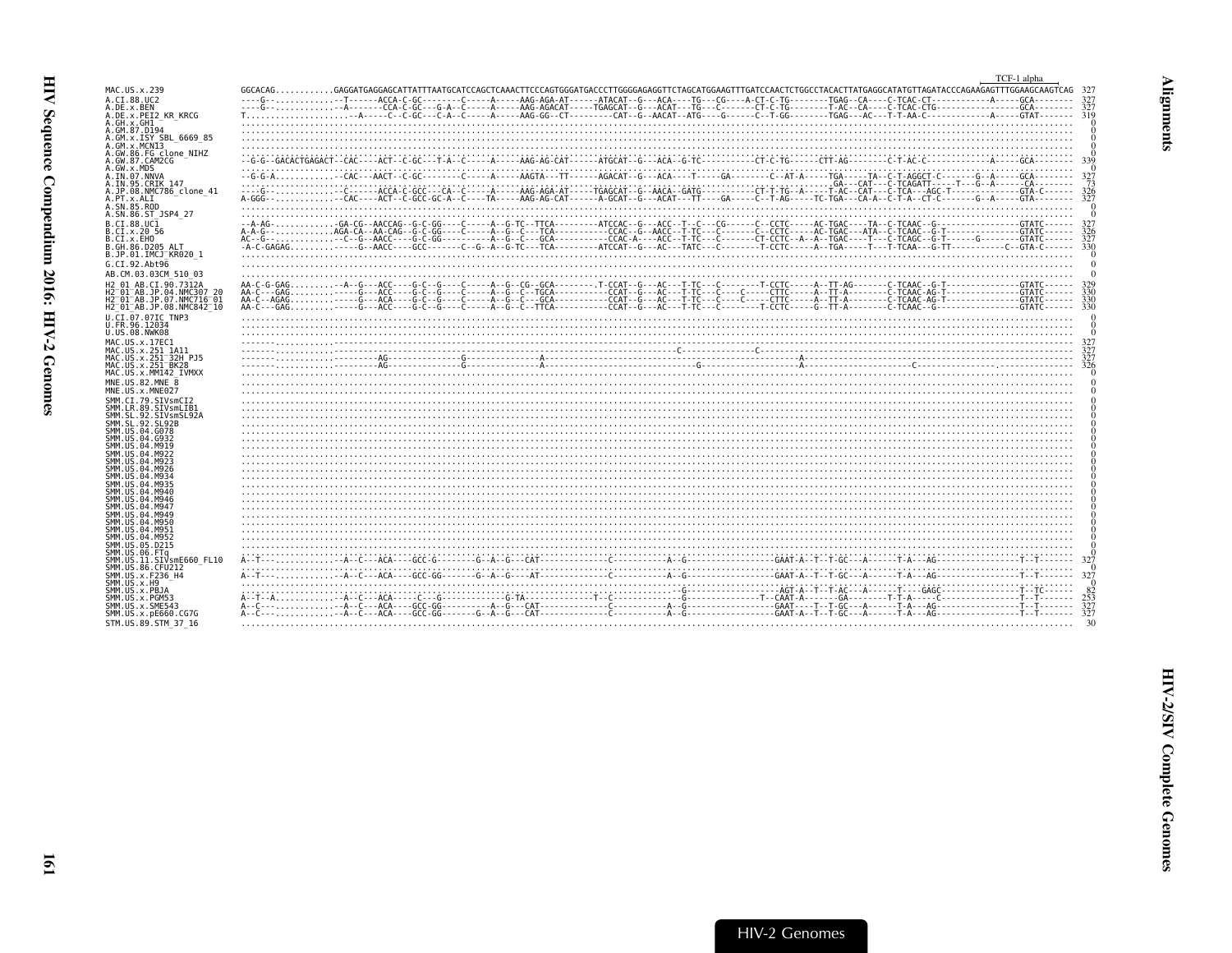```
                                                                                                                                                                                                            TCF-1 alpha
MAC.US.x.239              GGCACAG...........GAGGATGAGGAGCATTATTTAATGCATCCAGCTCAAACTTCCCAGTGGGATGACCCTTGGGGAGAGGTTCTAGCATGGAAGTTTGATCCAACTCTGGCCTACACTTTATGAGGCATATGTTAGATACCCAGAAGAGTTTGGAAGCAAGTCAG  327
A.CI.88.UC2               ----G-...............-T------ACCA-C-GC--------C-----A-----AAG-AGA-AT------ATACAT--G---ACA----TG---CG----A-CT-C-TG--------TGAG--CA----C-TCAC-CT-----------A-----GCA--------  327
A.DE.x.BEN                ----G-...............-A------CCA-C-GC---G-A--C-----A-----AAG-AGACAT-----TGAGCAT--G---ACAT---TG---C-------CT-C-TG--------T-AC--CA----C-TCAC-CTG-----------------GCA--------  327
A.DE.x.PEI2_KR_KRCG       T.....................-A------C--C-GC---C-A--C-----A-----AAG-GG--CT---------CAT--G--AACAT--ATG----G-----C--T-GG--------TGAG---AC---T-T-AA-C------------A-----GTAT-------  319
A.GH.x.GH1                .........................................................................................................................................................................    0
A.GM.87.D194              .........................................................................................................................................................................    0
A.GM.x.ISY_SBL_6669_85    .........................................................................................................................................................................    0
A.GM.x.MCN13              .........................................................................................................................................................................    0
A.GW.86.FG_clone_NIHZ     .........................................................................................................................................................................    0
A.GW.87.CAM2CG            --G-G--GACACTGAGACT--CAC----ACT--C-GC---T-A--C-----A-----AAG-AG-CAT------ATGCAT--G---ACA--G-TC---------CT-C-TG------CTT-AG--------C-T-AC-C------------A-----GCA--------  339
A.GW.x.MDS                .........................................................................................................................................................................    0
A.IN.07.NNVA              --G-G-A..............-CAC---AACT--C-GC--------C-----A-----AAGTA---TT------AGACAT--G---ACA----T-----GA--------C--AT-A-----TGA-----TA--C-T-AGGCT-C-------G--A-----GCA--------  327
A.IN.95.CRIK_147          ....................................................................................................................GA---CAT---C-TCAGATT-----T---G--A-------CA--------   73
A.JP.08.NMC786_clone_41   ----G-...............-C-----ACCA-C-GCC---CA--C-----A-----AAG-AGA-AT-----TGAGCAT--G--AACA--GATG---------CT-T-TG--A-----T-AC--CAT---C-TCA---AGC-T------------GTA-C------  326
A.PT.x.ALI                A-GGG-...............-CAC----ACT--C-GCC-GC-A--C-----TA-----AAG-AG-CAT------A-GCAT--G---ACAT---TT-----GA-----C--T-AG-----TC-TGA---CA-A--C-T-A--CT-C-------G--A-----GTA--------  327
A.SN.85.ROD               .........................................................................................................................................................................    0
A.SN.86.ST_JSP4_27        .........................................................................................................................................................................    0
B.CI.88.UC1               --A-AG-.............-GA-CG--AACCAG--G-C-GG----C-----A--G-TC--TTCA---------ATCCAC--G---ACC--T--C---CG------C--CCTC------AC-TGAC----TA--C-TCAAC--G-----------------GTATC------  327
B.CI.x.20_56              A-A-G-..............AGA-CA--AA-CAG--G-C-GG----C-----A--G--C---TCA----------CCAC--G--AACC--T-TC---C--------C--CCTC------AC-TGAC---ATA--C-TCAAC--G-T---------------GTATC------  326
B.CI.x.EHO                AC--G-...............--C--G--AACC----G-C-GG---------A--G--C---GCA----------CCAC-A----ACC--T-TC---C--------CT-CCTC--A--A--TGAC----T---C-TCAGC--G-T-------G-------GTATC------  327
B.GH.86.D205_ALT          -A-C-GAGAG..............--G--AACC----GCC--------C--G--A--G-TC---TCA---------ATCCAT--G---AC---TATC---C--------T-CCTC------A--TGA-----T---T-TCAA---G-TT-----------C--GTA-C------  330
B.JP.01.IMCJ_KR020_1      .........................................................................................................................................................................    0
G.CI.92.Abt96             .........................................................................................................................................................................    0
AB.CM.03.03CM_510_03      .........................................................................................................................................................................    0
H2_01_AB.CI.90.7312A      AA-C-G-GAG..........-A--G---ACC----G-C--G----C-----A--G--CG--GCA---------.T-CCAT--G---AC---T-TC---C--------T-CCTC-----A--TT-AG--------C-TCAAC--G-T---------------GTATC------  329
H2_01_AB.JP.04.NMC307_20  AA-C---GAG..............--G---ACC----G-C--G----C-----A--G--C--TGCA-----------CCAT--G---AC---T-TC---C----C----CTTC-----A--TT-A--------C-TCAAC-AG-T---------------GTATC------  330
H2_01_AB.JP.07.NMC716_01  AA-C--AGAG..............--G---ACA----G-C--G----C-----A--G--C---GCA-----------CCAT--G---AC---T-TC---C----C----CTTC-----A--TT-A--------C-TCAAC-AG-T---------------GTATC------  330
H2_01_AB.JP.08.NMC842_10  AA-C---GAG..............--G---ACC----G-C--G----C-----A--G--C--TTCA-----------CCAT--G---AC---T-TC---C--------T-CCTC-----G--TT-A--------C-TCAAC--G-----------------GTATC------  330
U.CI.07.07IC_TNP3         .........................................................................................................................................................................    0
U.FR.96.12034             .........................................................................................................................................................................    0
U.US.08.NWK08             .........................................................................................................................................................................    0
MAC.US.x.17EC1            -------------------------------------------------------------------------------------------------------------------------------------------------------------------------  327
MAC.US.x.251_1A11         ------------------------------------------------------------------------------------C--------------C-----------------------------------------------------------------  327
MAC.US.x.251_32H_PJ5      ---------------------AG--------------G--------------A--------------------------------------------------------A-----------------------------------------------------  327
MAC.US.x.251_BK28         ---------------------AG--------------G--------------A------------------------------------G-----------------A---------------------C-------------------------------  326
MAC.US.x.MM142_IVMXX      .........................................................................................................................................................................    0
MNE.US.82.MNE_8           .........................................................................................................................................................................    0
MNE.US.x.MNE027           .........................................................................................................................................................................    0
SMM.CI.79.SIVsmCI2        .........................................................................................................................................................................    0
SMM.LR.89.SIVsmLIB1       .........................................................................................................................................................................    0
SMM.SL.92.SIVsmSL92A      .........................................................................................................................................................................    0
SMM.SL.92.SL92B           .........................................................................................................................................................................    0
SMM.US.04.G078            .........................................................................................................................................................................    0
SMM.US.04.G932            .........................................................................................................................................................................    0
SMM.US.04.M919            .........................................................................................................................................................................    0
SMM.US.04.M922            .........................................................................................................................................................................    0
SMM.US.04.M923            .........................................................................................................................................................................    0
SMM.US.04.M926            .........................................................................................................................................................................    0
SMM.US.04.M934            .........................................................................................................................................................................    0
SMM.US.04.M935            .........................................................................................................................................................................    0
SMM.US.04.M940            .........................................................................................................................................................................    0
SMM.US.04.M946            .........................................................................................................................................................................    0
SMM.US.04.M947            .........................................................................................................................................................................    0
SMM.US.04.M949            .........................................................................................................................................................................    0
SMM.US.04.M950            .........................................................................................................................................................................    0
SMM.US.04.M951            .........................................................................................................................................................................    0
SMM.US.04.M952            .........................................................................................................................................................................    0
SMM.US.05.D215            .........................................................................................................................................................................    0
SMM.US.06.FTq             .........................................................................................................................................................................    0
SMM.US.11.SIVsmE660_FL10  A--T-...............-A--C---ACA----GCC-G---------G--A--G---CAT-------------C-----------A--G----------------GAAT-A--T--T-GC---A------T-A---AG----------------T--T-------  327
SMM.US.86.CFU212          .........................................................................................................................................................................    0
SMM.US.x.F236_H4          A--T-...............-A--C---ACA----GCC-GG--------G--A--G----AT-------------C-----------A--G----------------GAAT-A--T--T-GC---A------T-A---AG----------------T--T-------  327
SMM.US.x.H9               .........................................................................................................................................................................    0
SMM.US.x.PBJA             ..................................................................................................G------------------AGT-A--T--T-AC---A------T----GAGC--------------T--TC------   82
SMM.US.x.PGM53            A--T--A.............-A--C---ACA----C---G---------G-TA-----------------T--C-------------G-----------T--CAAT-A-----A----GA------T-T-A----C---------------T--T-------  253
SMM.US.x.SME543           A--C-...............-A--C---ACA----GCC-GG---------A--G---CAT-------------C-----------A--G----------------GAAT----T--T-GC---A------T-A---AG----------------T--T-------  327
SMM.US.x.pE660.CG7G       A--C-...............-A--C---ACA----GCC-GG--------G--A--G---CAT-------------C-----------A--G----------------GAAT-A--T--T-GC---A------T-A---AG----------------T--T-------  327
STM.US.89.STM_37_16       .........................................................................................................................................................................   30
```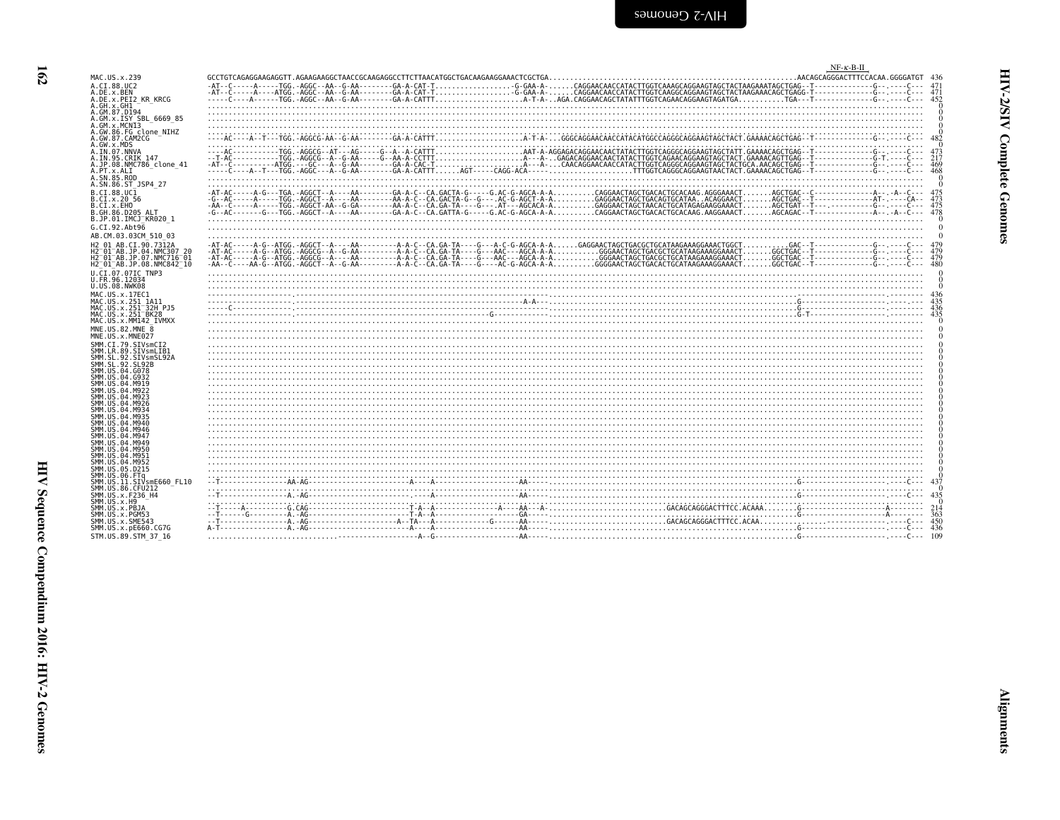```
                                                                                                                                    NF-κ-B-II
MAC.US.x.239                 GCCTGTCAGAGGAAGAGGTT.AGAAGAAGGCTAACCGCAAGAGGCCTTCTTAACATGGCTGACAAGAAGGAAACTCGCTGA..........................................................AACAGCAGGGACTTTCCACAA.GGGGATGT  436
A.CI.88.UC2                  -AT--C-----A-----TGG.-AGGC--AA--G-AA--------GA-A-CAT-T..................-G-GAA-A-......CAGGAACAACCATACTTGGTCAAAGCAGGAAGTAGCTACTAAGAAATAGCTGAG--T-------------G--.----C---  471
A.DE.x.BEN                   -AT--C-----A----ATGG.-AGGC--AA--G-AA--------GA-A-CAT-T..................-G-GAA-A-......CAGGAACAACCATACTTGGTCAAGGCAGGAAGTAGCTACTAAGAAACAGCTGAGG-T-------------G--.----C---  471
A.DE.x.PEI2_KR_KRCG          -----C----A------TGG.-AGGC--AA--G-AA--------GA-A-CATTT.....................A-T-A-..AGA.CAGGAACAGCTATATTTGGTCAGAACAGGAAGTAGATGA...........TGA---T-------------G--.----C---  452
A.GH.x.GH1                   ................................................................................................................................................................  0
A.GM.87.D194                 ................................................................................................................................................................  0
A.GM.x.ISY_SBL_6669_85       ................................................................................................................................................................  0
A.GM.x.MCN13                 ................................................................................................................................................................  0
A.GW.86.FG_clone_NIHZ        ................................................................................................................................................................  0
A.GW.87.CAM2CG               ----AC----A--T---TGG.-AGGCG-AA--G-AA--------GA-A-CATTT.....................A-T-A-...GGGCAGGAACAACCATACATGGCCAGGGCAGGAAGTAGCTACT.GAAAACAGCTGAG--T-------------G--.----C---  482
A.GW.x.MDS                   ................................................................................................................................................................  0
A.IN.07.NNVA                 ----AC-----------TGG.-AGGCG--AT---AG-----G--A--A-CATTT.....................AAT-A-AGGAGACAGGAACAACCATACTTGGTCAGGGCAGGAAGTAGCTATT.GAAAACAGCTGAG--T-------------G--.----C---  473
A.IN.95.CRIK_147             --T-AC-----------TGG.-AGGCG--A--G-AA-----G--AA-A-CCTTT.....................A---A-..GAGACAGGAACAACCATACTTGGTCAGAACAGGAAGTAGCTACT.GAAAACAGTTGAG--T-------------G-T.----C---  217
A.JP.08.NMC786_clone_41      -AT--C----------ATGG.---GC---A--G-AA--------GA-A-CAC-T.....................A---A-...CAACAGGAACAACCATACTTGGTCAGGGCAGGAAGTAGCTACTGCA.AACAGCTGAG--T-------------G--.----C---  469
A.PT.x.ALI                   -----C----A--T---TGG.-AGGC---A--G-AA--------GA-A-CATTT......AGT-----CAGG-ACA-----.....................TTTGGTCAGGGCAGGAAGTAACTACT.GAAAACAGCTGAG--T-------------G--.----C---  468
A.SN.85.ROD                  ................................................................................................................................................................  0
A.SN.86.ST_JSP4_27           ................................................................................................................................................................  0
B.CI.88.UC1                  -AT-AC-----A-G---TGA.-AGGCT--A-----AA--------GA-A-C--CA.GACTA-G-----G.AC-G-AGCA-A-A..........CAGGAACTAGCTGACACTGCACAAG.AGGGAAACT.......AGCTGAC--C-------------A--.-A--C---  475
B.CI.x.20_56                 -G--AC-----A-----TGG.-AGGCT--A-----AA--------AA-A-C--CA.GACTA-G--G----.AC-G-AGCT-A-A..........GAGGAACTAGCTGACAGTGCATAA..ACAGGAACT.......AGCTGAC--T-------------AT-.----CA--  473
B.CI.x.EHO                   -AA--C-----A-----TGG.-AGGCT-AA--G-GA--------AA-A-C--CA.GA-TA----G----.AT---AGCACA-A-..........GAGGAACTAGCTAACACTGCATAGAGAAGGAAACT.......AGCTGAT--T-------------G--.----C---  475
B.GH.86.D205_ALT             -G--AC-------G---TGG.-AGGCT--A-----AA--------GA-A-C--CA.GATTA-G-----G.AC-G-AGCA-A-A..........CAGGAACTAGCTGACACTGCACAAG.AAGGAAACT.......AGCAGAC--T-------------A--.-A--C---  478
B.JP.01.IMCJ_KR020_1         ................................................................................................................................................................  0
G.CI.92.Abt96                ................................................................................................................................................................  0
AB.CM.03.03CM_510_03         ................................................................................................................................................................  0
H2_01_AB.CI.90.7312A         -AT-AC-----A-G--ATGG.-AGGCT--A-----AA---------A-A-C--CA.GA-TA----G----A-C-G-AGCA-A-A.....GAGGAACTAGCTGACGCTGCATAAGAAAGGAAACTGGCT..........GAC--T-------------G--.----C---  479
H2_01_AB.JP.04.NMC307_20     -AT-AC-----A-G--ATGG.-AGGCG--A--G-AA---------A-A-C--CA.GA-TA----G----AAC---AGCA-A-A..........GGGAACTAGCTGACGCTGCATAAGAAAGGAAACT.......GGCTGAC--T-------------G--.----C---  479
H2_01_AB.JP.07.NMC716_01     -AT-AC-----A-G--ATGG.-AGGCG--A-----AA---------A-A-C--CA.GA-TA----G----AAC---AGCA-A-A..........GGGAACTAGCTGACGCTGCATAAGAAAGGAAACT.......GGCTGAC--T-------------G--.----C---  479
H2_01_AB.JP.08.NMC842_10     -AA--C----AA-G--ATGG.-AGGCT--A--G-AA---------A-A-C--CA.GA-TA----G----AC-G-AGCA-A-A..........GGGGAACTAGCTGACACTGCATAAGAAAGGAAACT.......GGCTGAC--T-------------G--.----C---  480
U.CI.07.07IC_TNP3            ................................................................................................................................................................  0
U.FR.96.12034                ................................................................................................................................................................  0
U.US.08.NWK08                ................................................................................................................................................................  0
MAC.US.x.17EC1               ..............................................................................................................................--------------------.--------  436
MAC.US.x.251_1A11            -------------------.-------------------------------------------------A-A---.....................................................G--------------------.-----  435
MAC.US.x.251_32H_PJ5         -----C-------------.-------------------------------------------------------.....................................................G--------------------.--------  436
MAC.US.x.251_BK28            -------------------.----------------------------G--------------------------.....................................................G-T------------------.--------  435
MAC.US.x.MM142_IVMXX         ................................................................................................................................................................  0
MNE.US.82.MNE_8              ................................................................................................................................................................  0
MNE.US.x.MNE027              ................................................................................................................................................................  0
SMM.CI.79.SIVsmCI2           ................................................................................................................................................................  0
SMM.LR.89.SIVsmLIB1          ................................................................................................................................................................  0
SMM.SL.92.SIVsmSL92A         ................................................................................................................................................................  0
SMM.SL.92.SL92B              ................................................................................................................................................................  0
SMM.US.04.G078               ................................................................................................................................................................  0
SMM.US.04.G932               ................................................................................................................................................................  0
SMM.US.04.M919               ................................................................................................................................................................  0
SMM.US.04.M922               ................................................................................................................................................................  0
SMM.US.04.M923               ................................................................................................................................................................  0
SMM.US.04.M926               ................................................................................................................................................................  0
SMM.US.04.M934               ................................................................................................................................................................  0
SMM.US.04.M935               ................................................................................................................................................................  0
SMM.US.04.M940               ................................................................................................................................................................  0
SMM.US.04.M946               ................................................................................................................................................................  0
SMM.US.04.M947               ................................................................................................................................................................  0
SMM.US.04.M949               ................................................................................................................................................................  0
SMM.US.04.M950               ................................................................................................................................................................  0
SMM.US.04.M951               ................................................................................................................................................................  0
SMM.US.04.M952               ................................................................................................................................................................  0
SMM.US.05.D215               ................................................................................................................................................................  0
SMM.US.06.FTq                ................................................................................................................................................................  0
SMM.US.11.SIVsmE660_FL10     --T----------------AA-AG-------------------A----A---------------------AA----.....................................................G--------------------.----C---  437
SMM.US.86.CFU212             ................................................................................................................................................................  0
SMM.US.x.F236_H4             --T----------------A.-AG-------------------------A---------------------AA----.....................................................G--------------------.----C---  435
SMM.US.x.H9                  ................................................................................................................................................................  0
SMM.US.x.PBJA                --T------A---------G.CAG--------------------T-A--A--------------A----AA---A-........................GACAGCAGGGACTTTCC.ACAAA........G--------------------A--------  214
SMM.US.x.PGM53               --T------G---------A.-AG--------------------T-A--A---------------------GA----.....................................................G--------------------A--------  363
SMM.US.x.SME543              --T----------------A.-AG-------------------A--TA---A-------------G------AA----........................GACAGCAGGGACTTTCC.ACAA.........G--------------------.----C---  450
SMM.US.x.pE660.CG7G          A-T----------------A.-AG-------------------A----A---------------------AA----.....................................................G--------------------.----C---  436
STM.US.89.STM_37_16          ...........................................A--G---------------------AA----.....................................................G--------------------.----C---  109
```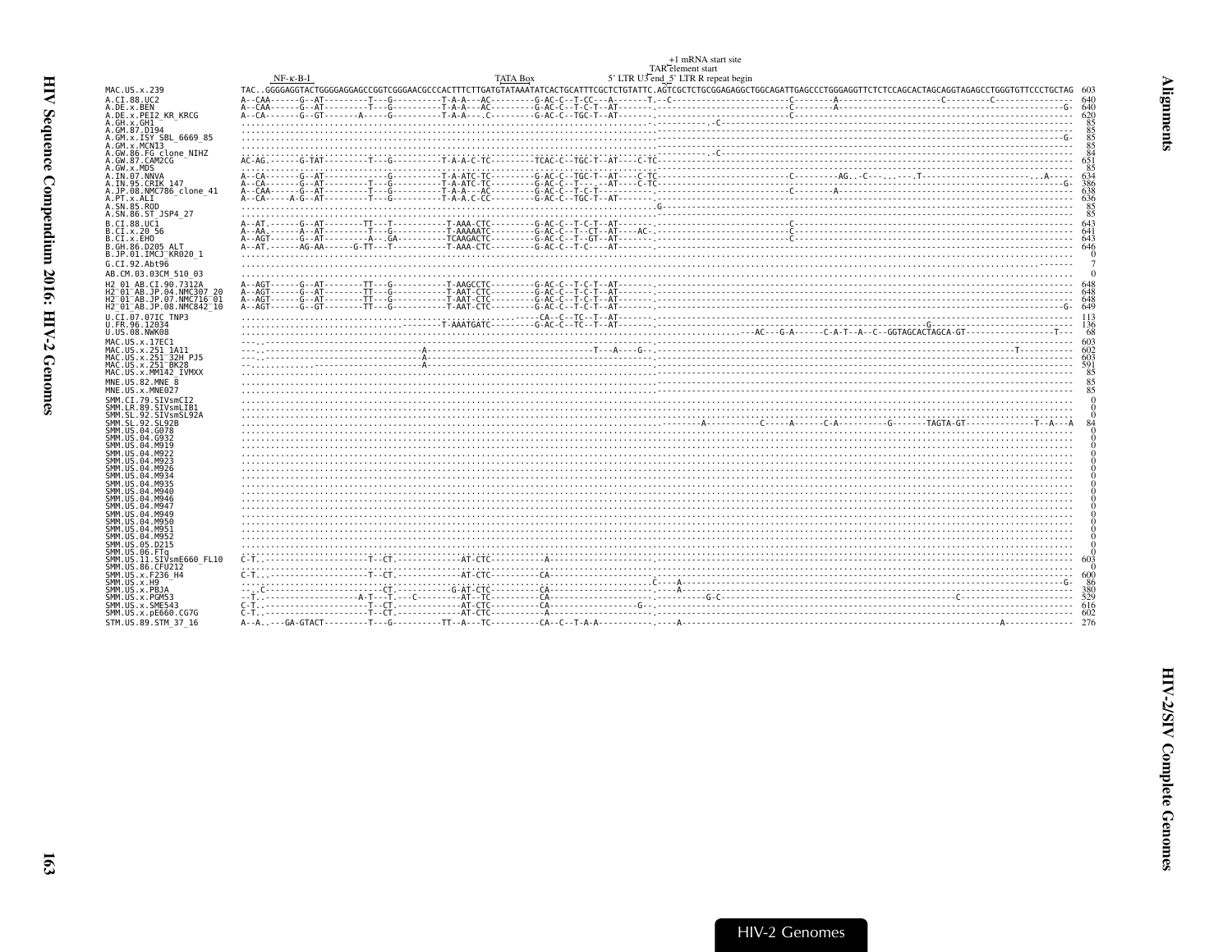```
                                                                                                    +1 mRNA start site
                                                                                                TAR element start
                         NF-κ-B-I                          TATA Box              5' LTR U3 end 5' LTR R repeat begin
MAC.US.x.239             TAC..GGGGAGGTACTGGGGAGGAGCCGGTCGGGAACGCCCACTTTCTTGATGTATAAATATCACTGCATTTCGCTCTGTATTC.AGTCGCTCTGCGGAGAGGCTGGCAGATTGAGCCCTGGGAGGTTCTCTCCAGCACTAGCAGGTAGAGCCTGGGTGTTCCCTGCTAG  603
A.CI.88.UC2                                                                                                                                                                                        640
A.DE.x.BEN                                                                                                                                                                                         640
A.DE.x.PEI2_KR_KRCG                                                                                                                                                                                620
A.GH.x.GH1                                                                                                                                                                                          85
A.GM.87.D194                                                                                                                                                                                        85
A.GM.x.ISY_SBL_6669_85                                                                                                                                                                              85
A.GM.x.MCN13                                                                                                                                                                                        85
A.GW.86.FG_clone_NIHZ                                                                                                                                                                               84
A.GW.87.CAM2CG                                                                                                                                                                                     651
A.GW.x.MDS                                                                                                                                                                                          85
A.IN.07.NNVA                                                                                                                                                                                       634
A.IN.95.CRIK_147                                                                                                                                                                                   386
A.JP.08.NMC786_clone_41                                                                                                                                                                            638
A.PT.x.ALI                                                                                                                                                                                         636
A.SN.85.ROD                                                                                                                                                                                         85
A.SN.86.ST_JSP4_27                                                                                                                                                                                  85
B.CI.88.UC1                                                                                                                                                                                        643
B.CI.x.20_56                                                                                                                                                                                       641
B.CI.x.EHO                                                                                                                                                                                         643
B.GH.86.D205_ALT                                                                                                                                                                                   646
B.JP.01.IMCJ_KR020_1                                                                                                                                                                                 0
G.CI.92.Abt96                                                                                                                                                                                        7
AB.CM.03.03CM_510_03                                                                                                                                                                                 0
H2_01_AB.CI.90.7312A                                                                                                                                                                               648
H2_01_AB.JP.04.NMC307_20                                                                                                                                                                           648
H2_01_AB.JP.07.NMC716_01                                                                                                                                                                           648
H2_01_AB.JP.08.NMC842_10                                                                                                                                                                           649
U.CI.07.07IC_TNP3                                                                                                                                                                                  113
U.FR.96.12034                                                                                                                                                                                      136
U.US.08.NWK08                                                                                                                                                                                       68
MAC.US.x.17EC1                                                                                                                                                                                     603
MAC.US.x.251_1A11                                                                                                                                                                                  602
MAC.US.x.251_32H_PJ5                                                                                                                                                                               603
MAC.US.x.251_BK28                                                                                                                                                                                  591
MAC.US.x.MM142_IVMXX                                                                                                                                                                                85
MNE.US.82.MNE_8                                                                                                                                                                                     85
MNE.US.x.MNE027                                                                                                                                                                                     85
SMM.CI.79.SIVsmCI2                                                                                                                                                                                   0
SMM.LR.89.SIVsmLIB1                                                                                                                                                                                  0
SMM.SL.92.SIVsmSL92A                                                                                                                                                                                 0
SMM.SL.92.SL92B                                                                                                                                                                                     84
SMM.US.04.G078                                                                                                                                                                                       0
SMM.US.04.G932                                                                                                                                                                                       0
SMM.US.04.M919                                                                                                                                                                                       0
SMM.US.04.M922                                                                                                                                                                                       0
SMM.US.04.M923                                                                                                                                                                                       0
SMM.US.04.M926                                                                                                                                                                                       0
SMM.US.04.M934                                                                                                                                                                                       0
SMM.US.04.M935                                                                                                                                                                                       0
SMM.US.04.M940                                                                                                                                                                                       0
SMM.US.04.M946                                                                                                                                                                                       0
SMM.US.04.M947                                                                                                                                                                                       0
SMM.US.04.M949                                                                                                                                                                                       0
SMM.US.04.M950                                                                                                                                                                                       0
SMM.US.04.M951                                                                                                                                                                                       0
SMM.US.04.M952                                                                                                                                                                                       0
SMM.US.05.D215                                                                                                                                                                                       0
SMM.US.06.FTq                                                                                                                                                                                        0
SMM.US.11.SIVsmE660_FL10                                                                                                                                                                           603
SMM.US.86.CFU212                                                                                                                                                                                     0
SMM.US.x.F236_H4                                                                                                                                                                                   600
SMM.US.x.H9                                                                                                                                                                                         86
SMM.US.x.PBJA                                                                                                                                                                                      380
SMM.US.x.PGM53                                                                                                                                                                                     529
SMM.US.x.SME543                                                                                                                                                                                    616
SMM.US.x.pE660.CG7G                                                                                                                                                                                602
STM.US.89.STM_37_16                                                                                                                                                                                276
```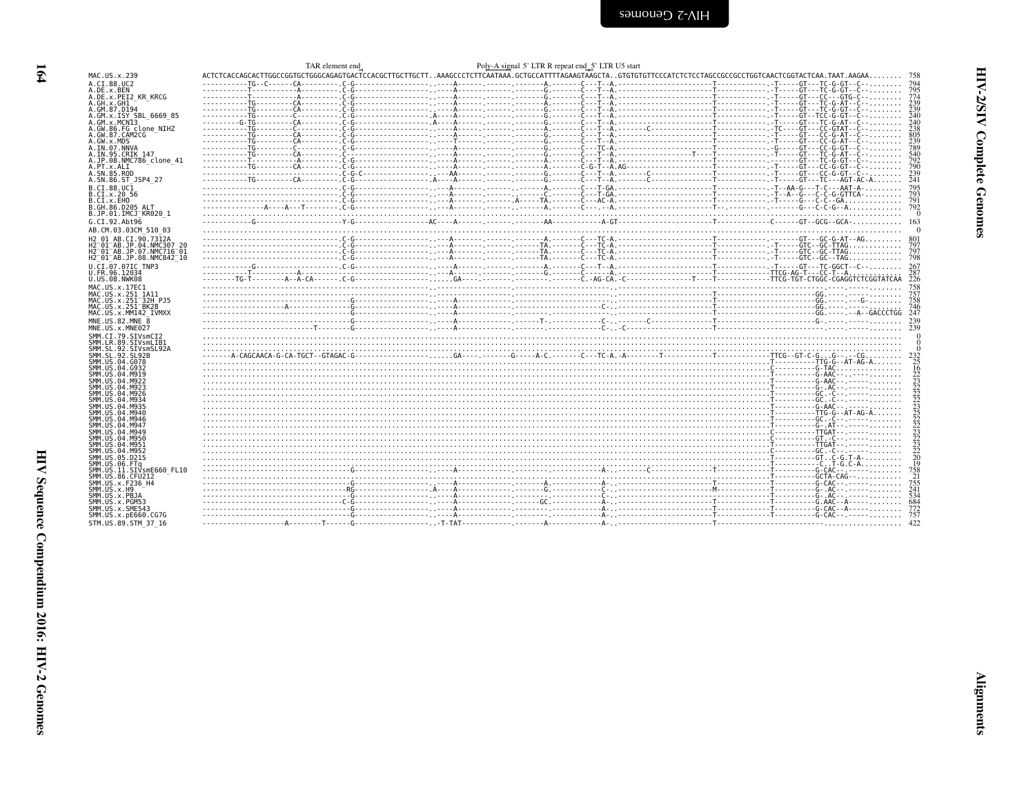```
                                      TAR element end                                        Poly-A signal 5' LTR R repeat end 5' LTR U5 start
MAC.US.x.239                ACTCTCACCAGCACTTGGCCGGTGCTGGGCAGAGTGACTCCACGCTTGCTTGCTT..AAAGCCCTCTTCAATAAA.GCTGCCATTTTAGAAGTAAGCTA..GTGTGTGTTCCCATCTCTCCTAGCCGCCGCCTGGTCAACTCGGTACTCAA.TAAT.AAGAA........ 758
A.CI.88.UC2                 ----------TG--C------CA---------.C-G-----------------.-.---A------.------.-------A.-------C---T--A.---------------------T------------.-T-----GT---TC-G-GT--C-........ 794
A.DE.x.BEN                  ----------T----------A---------.C-G-----------------.-.---A------.------.-------G.-------C---T--A.---------------------T------------.-T-----GT---TC-G-GT--C-........ 795
A.DE.x.PEI2_KR_KRCG         ----------T----------A---------.C-G-----------------.-.---A------.------.-------G.-------C---T--A.---------------------T------------.-T-----GT---CC---GTG-C-........ 774
A.GH.x.GH1                  ----------TG---------CA---------.C-G-----------------.-.---A------.------.-------G.-------C---T--A.---------------------T------------.-T-----GT---TC-G-AT--C-........ 239
A.GM.87.D194                ----------TG---------CA---------.C-G-----------------.-.---A------.------.-------G.-------C---T--A.---------------------T------------.-T-----GT---TC-G-GT--C-........ 239
A.GM.x.ISY_SBL_6669_85      ----------TG---------C----------.C-G-----------------.A.---A------.------.-------G.-------C---T--A.---------------------T------------.-T-----GT--TCC-G-GT--C-........ 240
A.GM.x.MCN13                ---------G-TG--------CA---------.C-G-----------------.A.---A------.------.-------G.-------C---T--A.---------------------T------------.-T-----GT---TC-G-AT--C-........ 240
A.GW.86.FG_clone_NIHZ       ----------TG---------C----------.C-G-----------------.-.---A------.------.-------A.-------C---T--A.-------C-------------T------------.TC-----GT---CC-GTAT--C-........ 238
A.GW.87.CAM2CG              ----------TG---------CA---------.C-G-----------------.-.---A------.------.-------G.-------C---T--A.---------------------T------------.-T-----GT---CC-G-AT--C-........ 805
A.GW.x.MDS                  ----------TG---------CA---------.C-G-----------------.-.---T------.------.-------G.-------C---T--A.---------------------T------------.-T-----GT---CC-G-AT--C-........ 239
A.IN.07.NNVA                ----------TG---------C----------.C-G-----------------.-.---A------.------.-------G.-------C---TC-A.---------------------T------------.-G-----GT---CC-G-GT--C-........ 789
A.IN.95.CRIK_147            ----------TG---------CA---------.C-G-----------------.-.---A------.------.-------G.-------C---T--A.---------------T-----T------------.-T-----GT---TC-G-AT--C-........ 540
A.JP.08.NMC786_clone_41     ----------T----------A---------.C-G-----------------.-.---A------.------.-------A.-------C---T--A.---------------------T------------.-T-----GT---TC-G-GT--C-........ 792
A.PT.x.ALI                  ----------TG---------CA---------.C-G-----------------.-.---A------.------.-------A.-------C-G-T--A.AG------------------T------------.-T-----GT---CC-G-GT--C-........ 790
A.SN.85.ROD                 ------------------------------.C-G-C---------------.-.--AA------.------.-------G.-------C---T--A.-------C-------------T------------.-T-----GT---CC-G-GT--C-........ 239
A.SN.86.ST_JSP4_27          ----------TG---------CA---------.C-G-----------------.A.---A------.------.-------G.-------C---T--A.-------C-------------T------------.-T-----GT---TC---AGT-AC-A........ 241
B.CI.88.UC1                 ------------------------------.C-G-----------------.-.---A------.------.-------A.-------C---T-GA.---------------------T------------.-T--AA-G---T-C---AAT-A-........ 795
B.CI.x.20_56                ------------------------------.C-G-----------------.-.---A------.------.-------C.-------C---T-GA.---------------------T------------.-T--A--G---C-C-G-GTTCA-........ 793
B.CI.x.EHO                  ------------------------------.C-G-----------------.-.---A------.------.A-----TA.-------C---AC-A.---------------------T------------.-T-----G---C-C--GA.......... 791
B.GH.86.D205_ALT            --------------A----A---T--------.C-G-----------------.-.---A------.------.-------A.-------C-----A.---------------------T--.-----------.---------G---C-C-G--A.......... 792
B.JP.01.IMCJ_KR020_1        .......................................................................................................................................................   0
G.CI.92.Abt96               -----------G-------------------.Y-G----------------AC----A------.------.-------AA-----------------A-GT--------------------T------------C------GT--GCG--GCA-........... 163
AB.CM.03.03CM_510_03        .......................................................................................................................................................   0
H2_01_AB.CI.90.7312A        ------------------------------.C-G-----------------.-.---A------.------.-------A.-------C---TC-A.---------------------T------------.------GT---GC-G-AT--AG.......... 801
H2_01_AB.JP.04.NMC307_20    ------------------------------.C-G-----------------.-.---A------.------.------TA.-------C---TC-A.---------------------T------------.-T-----GTC--GC-TTAG............ 797
H2_01_AB.JP.07.NMC716_01    ------------------------------.C-G-----------------.-.---A------.------.------TA.-------C---TC-A.---------------------T------------.-T-----GTC--GC-TTAG............ 797
H2_01_AB.JP.08.NMC842_10    ------------------------------.C-G-----------------.-.---A------.------.------TA.-------C---TC-A.---------------------T------------.-T-----GTC--GC--TAG............ 798
U.CI.07.07IC_TNP3           -----------G-------------------.C-G-----------------.-.---A------.------.-------A.-------C---T--A.---------------------T------------.-T-----GT---TC-GGCT--C-........ 267
U.FR.96.12034               ---------T-----------A---------.--------------------.-.---A------.------.-------G.-------C---T--A.---------------------T------------TTCG-AG-T---CC-T--A.......... 287
U.US.08.NWK08               --------TG-T---------A--A-CA-------.C-G-----------------......GA---.------.------.---------C.-AG-CA.-C----------------T----T-----------TTCG-TGT-CTGGC-CGAGGTCTCGGTATCAA 226
MAC.US.x.17EC1              .............................................................................................................................................................. 758
MAC.US.x.251_1A11           -----------------------------------------------------.-.---------.------.--------.-------------.---------------------T------------------------GG.-----.--------- 757
MAC.US.x.251_32H_PJ5        -----------------------------------G-----------------.-.---A------.------.--------.-------------.---------------------T------------------------GG.-----.---G----- 758
MAC.US.x.251_BK28           ----------------A------------------G-----------------.-.---A------.------.--------.-------C-----.---------------------T------------------------GG.-----.--------- 746
MAC.US.x.MM142_IVMXX        -----------------------------------G-----------------.-.---A------.------.--------.-------------.---------------------T------------------------GG.-----.--A--GACCCTGG 247
MNE.US.82.MNE_8             -----------------------------------G-----------------.-.---A------.------.-----T--.-------------C-.-------C-----------T------------------------G-.-----.--------- 239
MNE.US.x.MNE027             -----------------------T-----------G-----------------.-.---A------.------.--------.-------C---C-.---------------------T--------------------------.-----.--------- 239
SMM.CI.79.SIVsmCI2          ..............................................................................................................................................................   0
SMM.LR.89.SIVsmLIB1         ..............................................................................................................................................................   0
SMM.SL.92.SIVsmSL92A        ..............................................................................................................................................................   0
SMM.SL.92.SL92B             -------A-CAGCAACA-G-CA-TGCT--GTAGAC-G----------------------GA---------G-----A-C-----C---TC-A.-A---------T----------T------------TTCG--GT-C-G...G--.---CG......... 232
SMM.US.04.G078              ...............................................................................................................T---------TTG-G--AT-AG-A....... 25
SMM.US.04.G932              ...............................................................................................................C---------G-TAC.............. 16
SMM.US.04.M919              ...............................................................................................................T---------G-AAC-.----------.. 22
SMM.US.04.M922              ...............................................................................................................T---------G-AAC--.---------... 23
SMM.US.04.M923              ...............................................................................................................T---------G-.AC--.---------... 22
SMM.US.04.M926              ...............................................................................................................T---------GC.-C--.---------... 22
SMM.US.04.M934              ...............................................................................................................T---------GC.-C--.---------... 22
SMM.US.04.M935              ...............................................................................................................T---------G-AAC--.---------... 23
SMM.US.04.M940              ...............................................................................................................T---------TTG-G--AT-AG-A....... 25
SMM.US.04.M946              ...............................................................................................................T---------GC.-C--.---------... 22
SMM.US.04.M947              ...............................................................................................................T---------G-.AT--.---------... 22
SMM.US.04.M949              ...............................................................................................................C---------TTGAT--.---------... 23
SMM.US.04.M950              ...............................................................................................................C---------GT.-C--.---------... 22
SMM.US.04.M951              ...............................................................................................................T---------TTGAT--.---------... 23
SMM.US.04.M952              ...............................................................................................................C---------GC.-C--.---------... 22
SMM.US.05.D215              ...............................................................................................................T---------GT..C-G.T-A-........ 20
SMM.US.06.FTq               ...............................................................................................................T---------C..T-G.C-A........ 19
SMM.US.11.SIVsmE660_FL10    -----------------------------------G-----------------.-.---A------.------.-------------A-.--------C-----------T------------T---------G-CAC--.---------... 758
SMM.US.86.CFU212            ...............................................................................................................T---------GCTA-CAG--.......... 21
SMM.US.x.F236_H4            -----------------------------------G-----------------.-.---A------.------A.-------------A-.---------------------T------------T---------G-CAC--.---------... 755
SMM.US.x.H9                 -----------------------------------RG----------------.A---A------.------G.-------------C-.---------------------M------------T---------G-.AC--.---------... 241
SMM.US.x.PBJA               -----------------------------------G-----------------.-.---A------.------.-------------C-.----------------------------------T---------G-.AC--.---------... 534
SMM.US.x.PGM53              ---------------------------------.C-G-----------------.-.---A------.------GC.-------------A-.---------------------T------------T---------G.AAC--A---------... 684
SMM.US.x.SME543             -----------------------------------G-----------------.-.---A------.------.-------------A-.---------------------T------------T---------G-CAC--A---------... 772
SMM.US.x.pE660.CG7G         -----------------------------------G-----------------.-.---A------.------.-------------A-.---------------------T------------T---------G-CAC--.---------... 757
STM.US.89.STM_37_16         -------------------A--------T------G-----------------..-T-TAT-----------.-------A------------A-.---------------------T---------------------------.--------... 422
```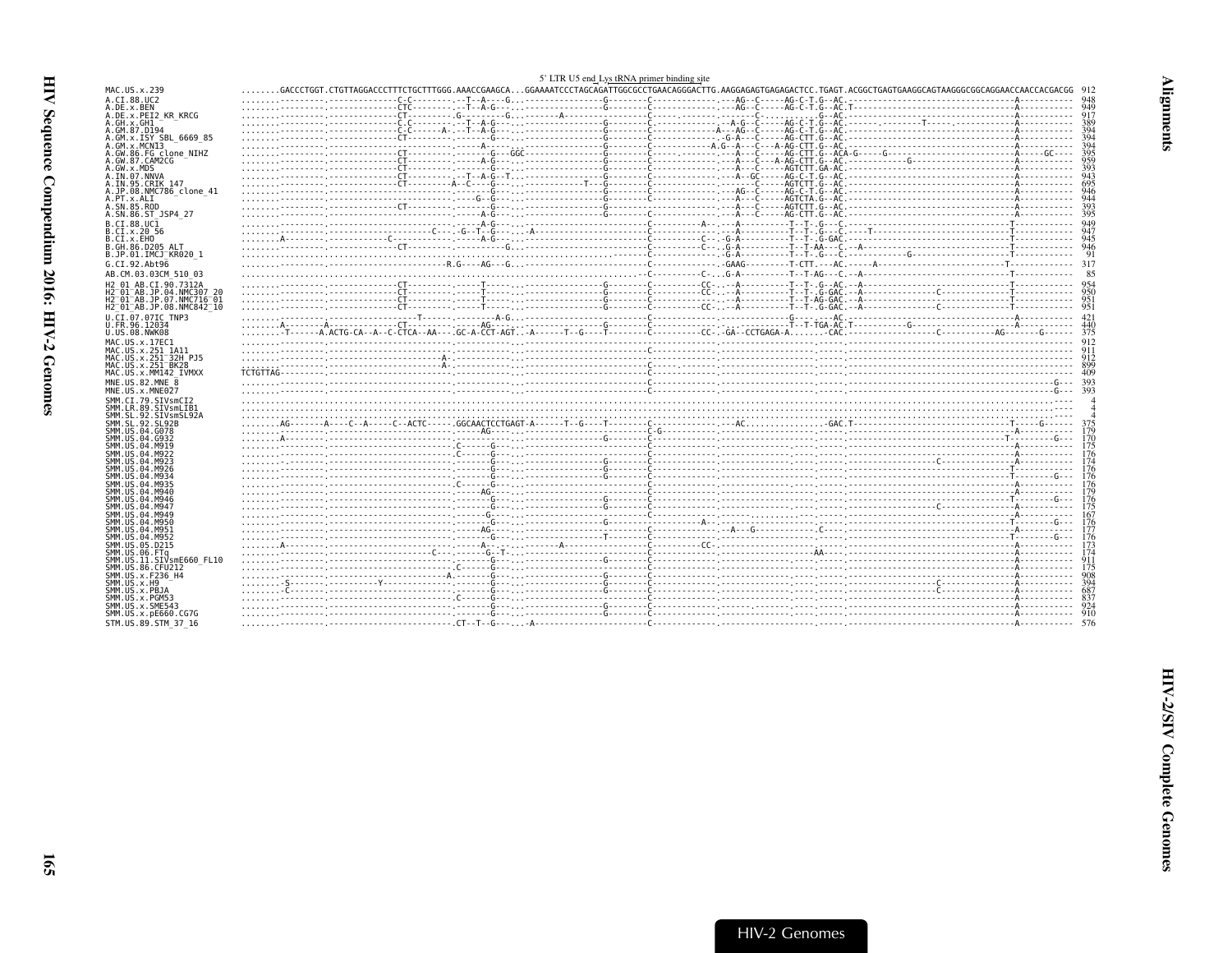5' LTR U5 end Lys tRNA primer binding site

```
MAC.US.x.239                 ........GACCCTGGT.CTGTTAGGACCCTTTCTGCTTTGGG.AAACCGAAGCA...GGAAAATCCCTAGCAGATTGGCGCCTGAACAGGGACTTG.AAGGAGAGTGAGAGACTCC.TGAGT.ACGGCTGAGTGAAGGCAGTAAGGGCGGCAGGAACCAACCACGACGG  912
A.CI.88.UC2                                                                                                                                                                                          948
A.DE.x.BEN                                                                                                                                                                                           949
A.DE.x.PEI2_KR_KRCG                                                                                                                                                                                  917
A.GH.x.GH1                                                                                                                                                                                           389
A.GM.87.D194                                                                                                                                                                                         394
A.GM.x.ISY_SBL_6669_85                                                                                                                                                                               394
A.GM.x.MCN13                                                                                                                                                                                         394
A.GW.86.FG_clone_NIHZ                                                                                                                                                                                395
A.GW.87.CAM2CG                                                                                                                                                                                       959
A.GW.x.MDS                                                                                                                                                                                           393
A.IN.07.NNVA                                                                                                                                                                                         943
A.IN.95.CRIK_147                                                                                                                                                                                     695
A.JP.08.NMC786_clone_41                                                                                                                                                                              946
A.PT.x.ALI                                                                                                                                                                                           944
A.SN.85.ROD                                                                                                                                                                                          393
A.SN.86.ST_JSP4_27                                                                                                                                                                                   395
B.CI.88.UC1                                                                                                                                                                                          949
B.CI.x.20_56                                                                                                                                                                                         947
B.CI.x.EHO                                                                                                                                                                                           945
B.GH.86.D205_ALT                                                                                                                                                                                     946
B.JP.01.IMCJ_KR020_1                                                                                                                                                                                  91
G.CI.92.Abt96                                                                                                                                                                                        317
AB.CM.03.03CM_510_03                                                                                                                                                                                  85
H2_01_AB.CI.90.7312A                                                                                                                                                                                 954
H2_01_AB.JP.04.NMC307_20                                                                                                                                                                             950
H2_01_AB.JP.07.NMC716_01                                                                                                                                                                             951
H2_01_AB.JP.08.NMC842_10                                                                                                                                                                             951
U.CI.07.07IC_TNP3                                                                                                                                                                                    421
U.FR.96.12034                                                                                                                                                                                        440
U.US.08.NWK08                                                                                                                                                                                        375
MAC.US.x.17EC1                                                                                                                                                                                       912
MAC.US.x.251_1A11                                                                                                                                                                                    911
MAC.US.x.251_32H_PJ5                                                                                                                                                                                 912
MAC.US.x.251_BK28                                                                                                                                                                                    899
MAC.US.x.MM142_IVMXX         TCTGTTAG                                                                                                                                                                409
MNE.US.82.MNE_8                                                                                                                                                                                      393
MNE.US.x.MNE027                                                                                                                                                                                      393
SMM.CI.79.SIVsmCI2                                                                                                                                                                                     4
SMM.LR.89.SIVsmLIB1                                                                                                                                                                                    4
SMM.SL.92.SIVsmSL92A                                                                                                                                                                                   4
SMM.SL.92.SL92B                                                                                                                                                                                      375
SMM.US.04.G078                                                                                                                                                                                       179
SMM.US.04.G932                                                                                                                                                                                       170
SMM.US.04.M919                                                                                                                                                                                       175
SMM.US.04.M922                                                                                                                                                                                       176
SMM.US.04.M923                                                                                                                                                                                       174
SMM.US.04.M926                                                                                                                                                                                       176
SMM.US.04.M934                                                                                                                                                                                       176
SMM.US.04.M935                                                                                                                                                                                       176
SMM.US.04.M940                                                                                                                                                                                       179
SMM.US.04.M946                                                                                                                                                                                       176
SMM.US.04.M947                                                                                                                                                                                       175
SMM.US.04.M949                                                                                                                                                                                       167
SMM.US.04.M950                                                                                                                                                                                       176
SMM.US.04.M951                                                                                                                                                                                       177
SMM.US.04.M952                                                                                                                                                                                       176
SMM.US.05.D215                                                                                                                                                                                       173
SMM.US.06.FTq                                                                                                                                                                                        174
SMM.US.11.SIVsmE660_FL10                                                                                                                                                                             911
SMM.US.86.CFU212                                                                                                                                                                                     175
SMM.US.x.F236_H4                                                                                                                                                                                     908
SMM.US.x.H9                                                                                                                                                                                          394
SMM.US.x.PBJA                                                                                                                                                                                        687
SMM.US.x.PGM53                                                                                                                                                                                       837
SMM.US.x.SME543                                                                                                                                                                                      924
SMM.US.x.pE660.CG7G                                                                                                                                                                                  910
STM.US.89.STM_37_16                                                                                                                                                                                  576
```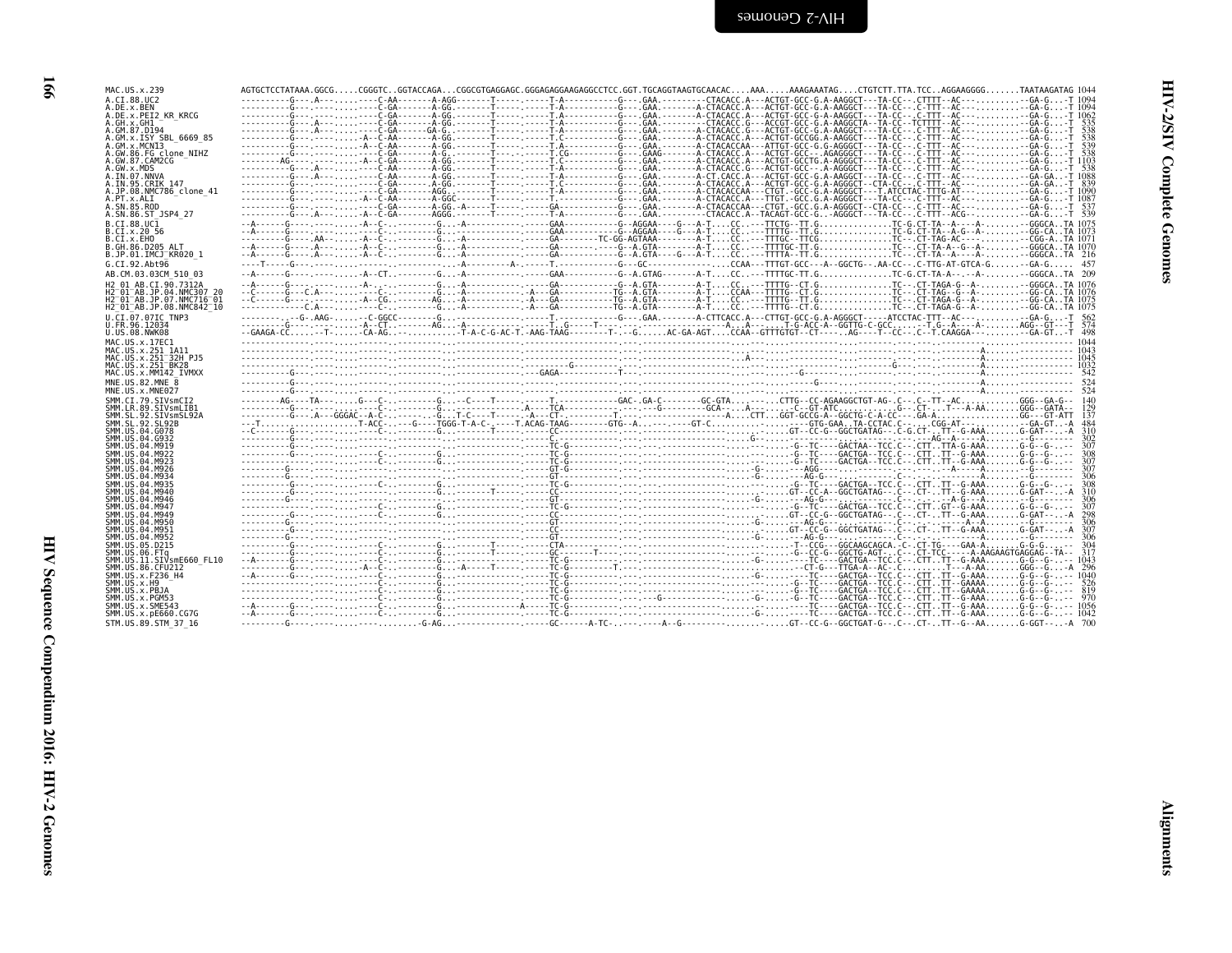```
MAC.US.x.239                AGTGCTCCTATAAA.GGCG.....CGGGTC..GGTACCAGA...CGGCGTGAGGAGC.GGGAGAGGAAGAGGCCTCC.GGT.TGCAGGTAAGTGCAACAC....AAA.....AAAGAAATAG....CTGTCTT.TTA.TCC..AGGAAGGGG.......TAATAAGATAG 1044
A.CI.88.UC2                 ----------G----A----------C-AA-------A-AGG-------T-----.-----T-A-----------G---.GAA.---------CTACACC.A---ACTGT-GCC-G.A-AAGGCT---TA-CC--.CTTTT--AC-----------.--GA-G...-T 1094
A.DE.x.BEN                  ----------G---.-----------C-GA-------A-GG.-------T-----.-----T-A-----------G---.GAA.-------A-CTACACC.A---ACTGT-GCC-G.A-AAGGCT---TA-CC--.C-TTT--AC-----------.--GA-G...-T 1094
A.DE.x.PEI2_KR_KRCG         ----------G---.-----------C-GA-------A-GG.-------T-----.-----T-A-----------G---.GAA.-------A-CTACACC.A---ACTGT-GCC-G.A-AAGGCT---TA-CC--.C-TTT--AC-----------.--GA-G...-T 1062
A.GH.x.GH1                  ----------G----A----------C-GA-------A-GG.-------T-----.-----T-A-----------G---.GAA.--------CTACACC.G---ACCGT-GCC-G.A-AAGGCTA--TA-CC--TCTTTT--AC-----------.--GA-G...-T  535
A.GM.87.D194                ----------G----A----------C-GA-------GA-G.-------T-----.-----T-A-----------G---.GAA.-------A-CTACACC.G---ACTGT-GCC-G.A-AAGGCT---TA-CC--.C-TTT--AC-----------.--GA-G...-T  538
A.GM.x.ISY_SBL_6669_85      ----------G---.-------A--C-AA-------A-GG.-------T-----.-----T.C-----------G---.GAA.-------A-CTACACC.A---ACTGT-GCCGG.A-AAGGCT---TA-CC--.C-TTT--AC-----------.--GA-G...-T  538
A.GM.x.MCN13                ----------G---.-------A--C-GA-------A-GG.-------T-----.-----T.A-----------G---.GAA.-------A-CTACACCAA---ATTGT-GCC-G.G-AGGGCT---TA-CC--.C-TTT--AC-----------.--GA-G...-T  539
A.GW.86.FG_clone_NIHZ       ----------G---.-----------C-GA-------A-G.-------T--.-----T.CG----------G---.GAAG-------A-CTACACC.A---ACTGT-GCC---AGAGGGCT---TA-CC--.C-TTT--AC-----------.--GA-G...-T  538
A.GW.87.CAM2CG              --------AG----.-------A--C-GA-------A-GG.-------T-----.-----T.C-----------G---.GAA.-------A-CTACACC.A---ACTGT-GCCTG.A-AGGGCT---TA-CC--.C-TTT--AC-----------.--GA-G...-T 1103
A.GW.x.MDS                  ----------G---.-----------C-AA-------A-GG.-------T-----.-----T-A-----------G---.GAA.-------A-CTACACC.G---ACTGT-GCC---A-AGGGCT---TA-CC--.C-TTT--AC-----------.--GA-G...-T  538
A.IN.07.NNVA                ----------G----A----------C-AA-------A-GG.-------T-----.-----T-A-----------G---.GAA.-------A-CT.CACC.A---ACTGT-GCC-G.A-AAGGCT---TA-CC--.C-TTT--AC-----------.--GA-GA..-T 1088
A.IN.95.CRIK_147            ----------G---.-----------C-GA-------A-GG.-------T-----.-----T-A-----------G---.GAA.-------A-CTACACC.A---ACTGT-GCC-G.A-AGGGCT---CTA-CC--.C-TTT--AC-----------.--GA-GA..-T  839
A.JP.08.NMC786_clone_41     ----------G---.-----------C-GA-------AGG.-------T-----.-----T-A-----------G---.GAA.-------A-CTACACCAA---CTGT.-GCC-G.A-AGGGCT---T.ATCCTAC-TTTG-AT----------.--GA-G...-T 1090
A.PT.x.ALI                  ----------G---.-------A--C-AA-------A-GGC-------T-----.-----T.------------G---.GAA.-------A-CTACACC.A---TTGT.-GCC-G.A-AGGGCT---TA-CC--.C-TTT--AC-----------.--GA-G...-T 1087
A.SN.85.ROD                 ----------G---.-----------C-GA-------A-GG.-A-----T-----.-----GA-----------G---.GAA.-------A-CTACACCAA---CTGT.-GCC-G.A-AGGGCT--CTA-CC--.C-TTT--AC-----------.--GA-G...-T  537
A.SN.86.ST_JSP4_27          ----------G---.A----------C-GA-------AGGG.-------T-----.-----T-A-----------G---.GAA.---------CTACACC.A-TACAGT-GCC-G..AGGGCT---TA-CC--.C-TTT--ACG----------.--GA-G...-T  539
B.CI.88.UC1                 --A-------G-----.---------A--C-.--------G...-A-----------.-----GAA-----------G--AGGAA----G---A-T....CC..---TTCTG--TT.G..............TC-G.CT-TA--A----A-.........-GGGCA..TA 1075
B.CI.x.20_56                --A-------G-----.---------A--C-.--------G...-------------.-----GAA-----------G--AGGAA----G---A-T....CC..---TTTTG--TT.G..............TC-G.CT-TA--A-G--A-........-GG-CA..TA 1073
B.CI.x.EHO                  ----------G----AA---------A--C-.--------G...-A-----------.-----GA-----------TC-GG-AGTAAA-------A-T....CC..---TTTGC--TTCG..............TC--.CT-TAG-AC-----.........-CGG-A..TA 1071
B.GH.86.D205_ALT            --A-------G-----A---------A--C-.--------G...-A-----------.-----GA-----------G--A.GTA--------A-T....CC..---TTTTGC-TT.G..............TC--.CT-TA-A-G--A-.........-GGGCA..TA 1070
B.JP.01.IMCJ_KR020_1        --A-------G----A----------A--C-.--------G...-A-----------.-----GA-----------G--A.GTA-----G---A-T....CC..---TTTTA--TT.G..............TC--.CT-TA--A----A-.........-GGGCA..TA  216
G.CI.92.Abt96               ----T-----G-----.--------------.--------.-A----------A-.-----T.------------G---GC--------------A...CCAA---TTTGT-GCC---A--GGCTG--.AA-CC--.C-TTG-AT-GTCA-G.......-GA-G.....  457
AB.CM.03.03CM_510_03        --A-------G-----.---------A--CT.--------G...-A-----------.-----GAA-----------G--A.GTAG-------A-T....CC..---TTTTGC-TT.G..............TC-G.CT-TA-A----A-.........-GGGCA..TA  209
H2_01_AB.CI.90.7312A        --A-------G-----.---------A-..-.--------G...-A-----------.-----GA-----------G--A.GTA--------A-T....CC..---TTTTG--CT.G..............TC--.CT-TAGA-G--A-.........-GGGCA..TA 1076
H2_01_AB.JP.04.NMC307_20    --C-------G---C.A---------.--C-.--------G...-A----------.-A---GA-----------TG--A.GTA--------A-T....CCAA---TTTTG--CT.G..............TC--.CT-TAG--G--A-.........-GG-CA..TA 1076
H2_01_AB.JP.07.NMC716_01    --C-------G-----.---------A--CG.-------AG...-A----------.-A---GA-----------TG--A.GTA--------A-T....CC..---TTTTG--TT.G..............TC--.CT-TAGA-G--A-.........-GG-CA..TA 1075
H2_01_AB.JP.08.NMC842_10    ------------C.A-----------.--C-.--------G...-A----------.-A---GA-----------TG--A.GTA--------A-T....CC..---TTTTG--CT.G..............TC--.CT-TAGA-G--A-.........-GG-CA..TA 1075
U.CI.07.07IC_TNP3           ---------.--G-.AAG-------C-GGCC---------G...-------------.-----T.------------G---.GAA.-------A-CTTCACC.A---CTTGT-GCC-G.A-AGGGCT-----ATCCTAC-TTT--AC-----------.--GA-G...-T  562
U.FR.96.12034               ----------G---.-------A--CT.-------AG...-A-----------.-----T..G-----T-----------------------A...A-.......T-G-ACC-A--GGTTG-C-GCC.....-T.G--A----A-........AGG--GT---T  574
U.US.08.NWK08               --GAAGA-CC.....--T--------CA-AG..-------------T-A-C-G-AC-T.-AAG-TAAG---------T-.--G......AC-GA-AGT....CCAA--GTTTGTGT--CT-----.AG----T--CC--.C--T.CAAGGA---.........-GA-GT..-T  498
MAC.US.x.17EC1              ---------------.----------------.---------.------------------------------------------------------.------------------------------.--------------A.......----------- 1044
MAC.US.x.251_1A11           ---------------.----------------.---------.---------------------------------------.A---.-----------------------.---------------A.......----------- 1043
MAC.US.x.251_32H_PJ5        ---------------.----------------.---------.------------------------------------------------------.------------------------------.--------------A.......----------- 1045
MAC.US.x.251_BK28           ---------------.----------------.---------.----------------G-----------------------------------------.----------------G----.--------------A.......----------- 1032
MAC.US.x.MM142_IVMXX        ----------G---.-----------------.---------GAGA-----------T----.---------------------------------.---G-----------------.--------------A.......-----------  542
MNE.US.82.MNE_8             ----------G---.-----------------.---------.------------------------------------------G--------------------------------.--------------A.......-----------  524
MNE.US.x.MNE027             ----------G---.-----------------.---------.------------------------------------------------------.------------------------------.--------------A.......-----------  524
SMM.CI.79.SIVsmCI2          --------AG----TA--------G---C-.--------G...--C----T-----.-----T.------------GAC-.GA-C--------GC-GTA....-.....CTTG--CC-AGAAGGCTGT-AG-.C---.C--TT--AC..........GGG--GA-G--  140
SMM.LR.89.SIVsmLIB1         ----------G---.----------C-.-----------G...---------------A----TCA------------.---G---------GCA-...A-.....-C--GT-ATC............G---CT-...T---A-AA.......GGG--GATA--  129
SMM.SL.92.SIVsmSL92A        ----------G---A---GGGAC--A-C-.-------G...T-C-----T-----.-A---CT-------------T.----------------A.....CTT..GGT-GCCG-A--GGCTG-C-A-CC----GA-A..............GG---GT-ATT  137
SMM.SL.92.SL92B             ---T-------.....--------T-ACC-.----G----TGGG-T-A-C-.----T.ACAG-TAAG--------GTG--A.----------GT-C...........----GTG-GAA..TA-CCTAC.C-......CGG-AT-----------.--GA-GT..-A  484
SMM.US.04.G078              --C-------G---.------------C-.--------G...----------------CC-------------------------.......GT--CC-G--GGCTGATAG--.C-G.CT-..TT--G-AAA.......G-GAT-..-A  310
SMM.US.04.G932              ----------G---.-----------------.---------.-------------C.-------------------------G-..------.------------.---AG--A----A.......--G-------  302
SMM.US.04.M919              ----------G---.-----------------.---------.-------------TC-G-------------------------.......-G--TC----GACTAA--TCC.C---.CTT..TTA-G-AAA.......G-G--G-..--  307
SMM.US.04.M922              ----------G---.----------C-.--------G...-------------TC-G-------------------------.......-G--TC----GACTGA--TCC.C---.CTT..TT--G-AAA.......G-G--G-..--  308
SMM.US.04.M923              ----------G---.----------C-.--------G...-------------TC-G-------------------------.......-G--TC----GACTGA--TCC.C---.CTT..TT--G-AAA.......G-G--G-..--  307
SMM.US.04.M926              ----------G---.-----------------.---------.-------------GT-G-----------------------G-..-----AGG.------------.----------A----A.......--G-------  307
SMM.US.04.M934              ----------G---.-----------------.---------.-------------GT-----------------------------G-...---AG-G-...........C-.-.-----------A.......--G-------  306
SMM.US.04.M935              ----------G---.----------C-.--------G...-------------TC-G-------------------------.......-G--TC----GACTGA--TCC.C---.CTT..TT--G-AAA.......G-G--G-..--  308
SMM.US.04.M940              ----------G---.-----------------.---------.-------T-----CC---------------------------.......GT--CC-A--GGCTGATAG--.C---.CT-..TT--G-AAA.......G-GAT-..-A  310
SMM.US.04.M946              ---------G----.-----------------.---------.-------------GT-----------------------------G-...---AG-G-...........C-.-.----A-G--A----A.......--G-------  306
SMM.US.04.M947              ----------G---.----------C-.--------G...-------------TC-G-------------------------.......-G--TC----GACTGA--TCC.C---.CTT..GT--G-AAA.......G-G--G-..--  307
SMM.US.04.M949              ----------G---.-----------------.---------.-------------CC---------------------------.......GT--CC-G--GGCTGATAG--.C---.CT-..TT--G-AAA.......G-GAT-..-A  298
SMM.US.04.M950              ---------G----.-----------------.---------.-------------GT-----------------------------G-...---AG-G-...........C-.-.-------A--A.......--G-------  306
SMM.US.04.M951              ----------G---.-----------------.---------.-------------CC---------------------------.......GT--CC-G--GGCTGATAG--.C---.CT-..TT--G-AAA.......G-GAT-..-A  307
SMM.US.04.M952              ----------G---.-----------------.---------.-------------GT-----------------------------G-...---AG-G-...........C-.-.-----------A.......--G-------  306
SMM.US.05.D215              ----------G---.----------C-.--------G...-------T-----CTA-------------------------.......-T--CCG---GGCAAGCAGCA.-C-.CT-TG----GAA-A.......G-G-G...-  304
SMM.US.06.FTq               ----------G---.----------C-.--------G...-------T-----GC------T------------------.......-G--CC-G--GGCTG-AGT-..C---.CT-TCC----A-AAGAAGTGAGGAG.-TA-  317
SMM.US.11.SIVsmE660_FL10    --A-------G---.----------C-.--------G...-------------TC-G-----------------------G-.......-TC----GACTGA--TCC.C---.CTT..TT--G-AAA.......G-G--G-..-- 1043
SMM.US.86.CFU212            ----------G---.----------A--C-.--------G...-A-----T-----TC-G---------T.------------------.........CT-G---TTGA-A--AC-.C.......-.T---A-AA.......GGG--G...-A  296
SMM.US.x.F236_H4            --A-------G---.----------C-.--------G...-------------TC-G---------------------------G-...---TC----GACTGA--TCC.C---.CTT..TT--G-AAA.......G-G--G-..-- 1040
SMM.US.x.H9                 ----------G---.----------C-.--------G...-------------TC-G-------------------------.......-G--TC----GACTGA--TCC.C---.CTT..TT--GAAAA.......G-G--G-..--  526
SMM.US.x.PBJA               ----------G---.----------C-.--------G...-------------TC-G-------------------------.......-G--TC----GACTGA--TCC.C---.CTT..TT--GAAAA.......G-G--G-..--  819
SMM.US.x.PGM53              ----------G---.----------C-.--------G...-------------TC-G-------------G-----------G-.......-G--TC----GACTGA--TCC.C---.CTT..TT--G-AAA.......G-G--G-..--  970
SMM.US.x.SME543             --A-------G---.----------C-.--------G...-------A-----TC-G-------------------------.......-----TC----GACTGA--TCC.C---.CTT..TT--G-AAA.......G-G--G-..-- 1056
SMM.US.x.pE660.CG7G         --A-------G---.----------C-.--------G...-------------TC-G---------------------------G-...---TC----GACTGA--TCC.C---.CTT..TT--G-AAA.......G-G--G-..-- 1042
STM.US.89.STM_37_16         ---------G----.-------------------G-AG...-------------GC------A-TC-.---.-----A--G-----------------.......GT--CC-G--GGCTGAT-G--.C--.CT-..TT--G--AA.......G-GGT--..-A  700
```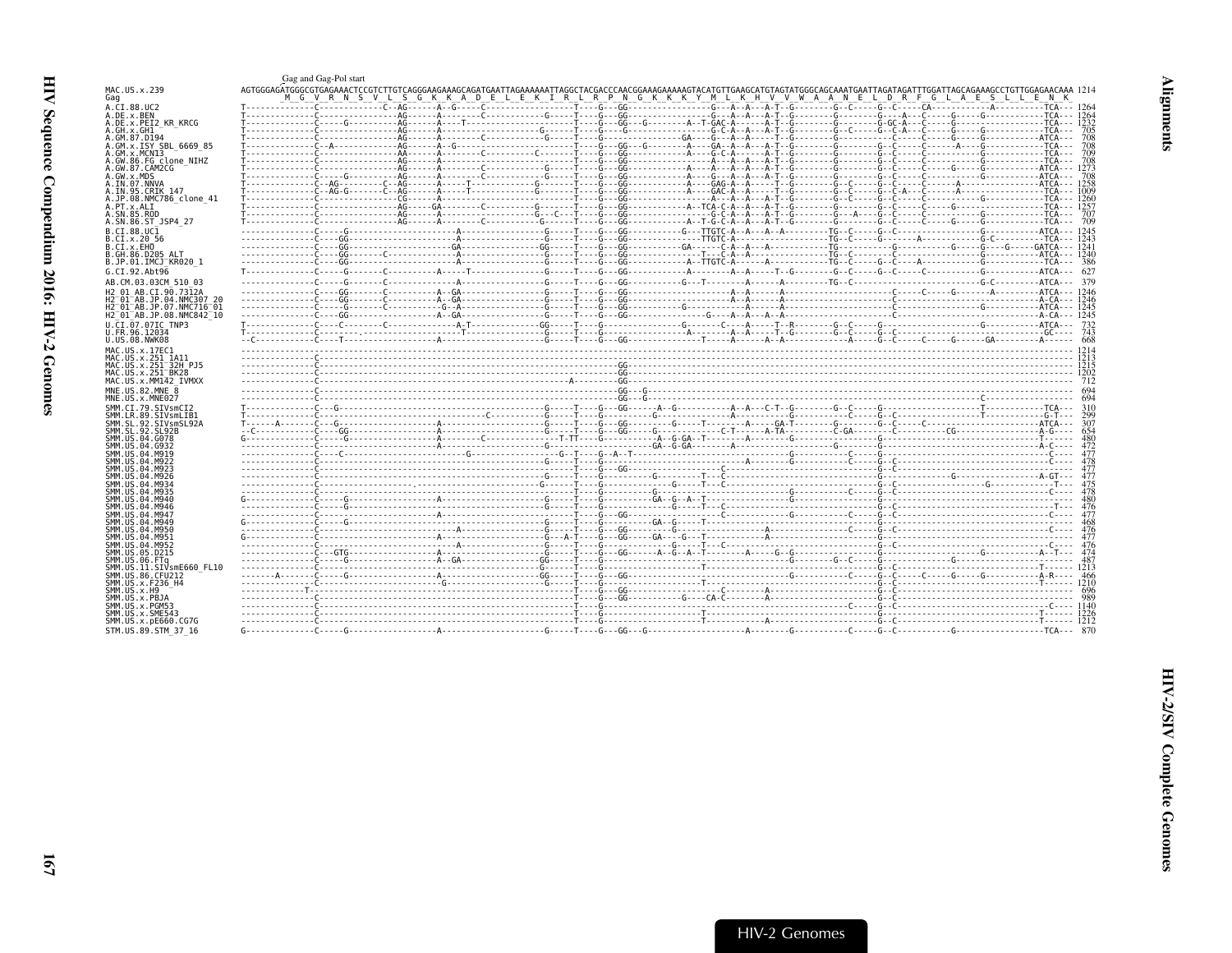Gag and Gag-Pol start

```
MAC.US.x.239                AGTGGGAGATGGGCGTGAGAAACTCCGTCTTGTCAGGGAAGAAAGCAGATGAATTAGAAAAAATTAGGCTACGACCCAACGGAAAGAAAAAGTACATGTTGAAGCATGTAGTATGGGCAGCAAATGAATTAGATAGATTTGGATTAGCAGAAAGCCTGTTGGAGAACAAA 1214
Gag                                 M  G  V  R  N  S  V  L  S  G  K  K  A  D  E  L  E  K  I  R  L  R  P  N  G  K  K  K  Y  M  L  K  H  V  V  W  A  A  N  E  L  D  R  F  G  L  A  E  S  L  L  E  N  K
A.CI.88.UC2                 1264
A.DE.x.BEN                  1264
A.DE.x.PEI2_KR_KRCG         1232
A.GH.x.GH1                  705
A.GM.87.D194                708
A.GM.x.ISY_SBL_6669_85      708
A.GM.x.MCN13                709
A.GW.86.FG_clone_NIHZ       708
A.GW.87.CAM2CG              1273
A.GW.x.MDS                  708
A.IN.07.NNVA                1258
A.IN.95.CRIK_147            1009
A.JP.08.NMC786_clone_41     1260
A.PT.x.ALI                  1257
A.SN.85.ROD                 707
A.SN.86.ST_JSP4_27          709
B.CI.88.UC1                 1245
B.CI.x.20_56                1243
B.CI.x.EHO                  1241
B.GH.86.D205_ALT            1240
B.JP.01.IMCJ_KR020_1        386
G.CI.92.Abt96               627
AB.CM.03.03CM_510_03        379
H2_01_AB.CI.90.7312A        1246
H2_01_AB.JP.04.NMC307_20    1246
H2_01_AB.JP.07.NMC716_01    1245
H2_01_AB.JP.08.NMC842_10    1245
U.CI.07.07IC_TNP3           732
U.FR.96.12034               743
U.US.08.NWK08               668
MAC.US.x.17EC1              1214
MAC.US.x.251_1A11           1213
MAC.US.x.251_32H_PJ5        1215
MAC.US.x.251_BK28           1202
MAC.US.x.MM142_IVMXX        712
MNE.US.82.MNE_8             694
MNE.US.x.MNE027             694
SMM.CI.79.SIVsmCI2          310
SMM.LR.89.SIVsmLIB1         299
SMM.SL.92.SIVsmSL92A        307
SMM.SL.92.SL92B             654
SMM.US.04.G078              480
SMM.US.04.G932              472
SMM.US.04.M919              477
SMM.US.04.M922              478
SMM.US.04.M923              477
SMM.US.04.M926              477
SMM.US.04.M934              475
SMM.US.04.M935              478
SMM.US.04.M940              480
SMM.US.04.M946              476
SMM.US.04.M947              477
SMM.US.04.M949              468
SMM.US.04.M950              476
SMM.US.04.M951              477
SMM.US.04.M952              476
SMM.US.05.D215              474
SMM.US.06.FTq               487
SMM.US.11.SIVsmE660_FL10    1213
SMM.US.86.CFU212            466
SMM.US.x.F236_H4            1210
SMM.US.x.H9                 696
SMM.US.x.PBJA               989
SMM.US.x.PGM53              1140
SMM.US.x.SME543             1226
SMM.US.x.pE660.CG7G         1212
STM.US.89.STM_37_16         870
```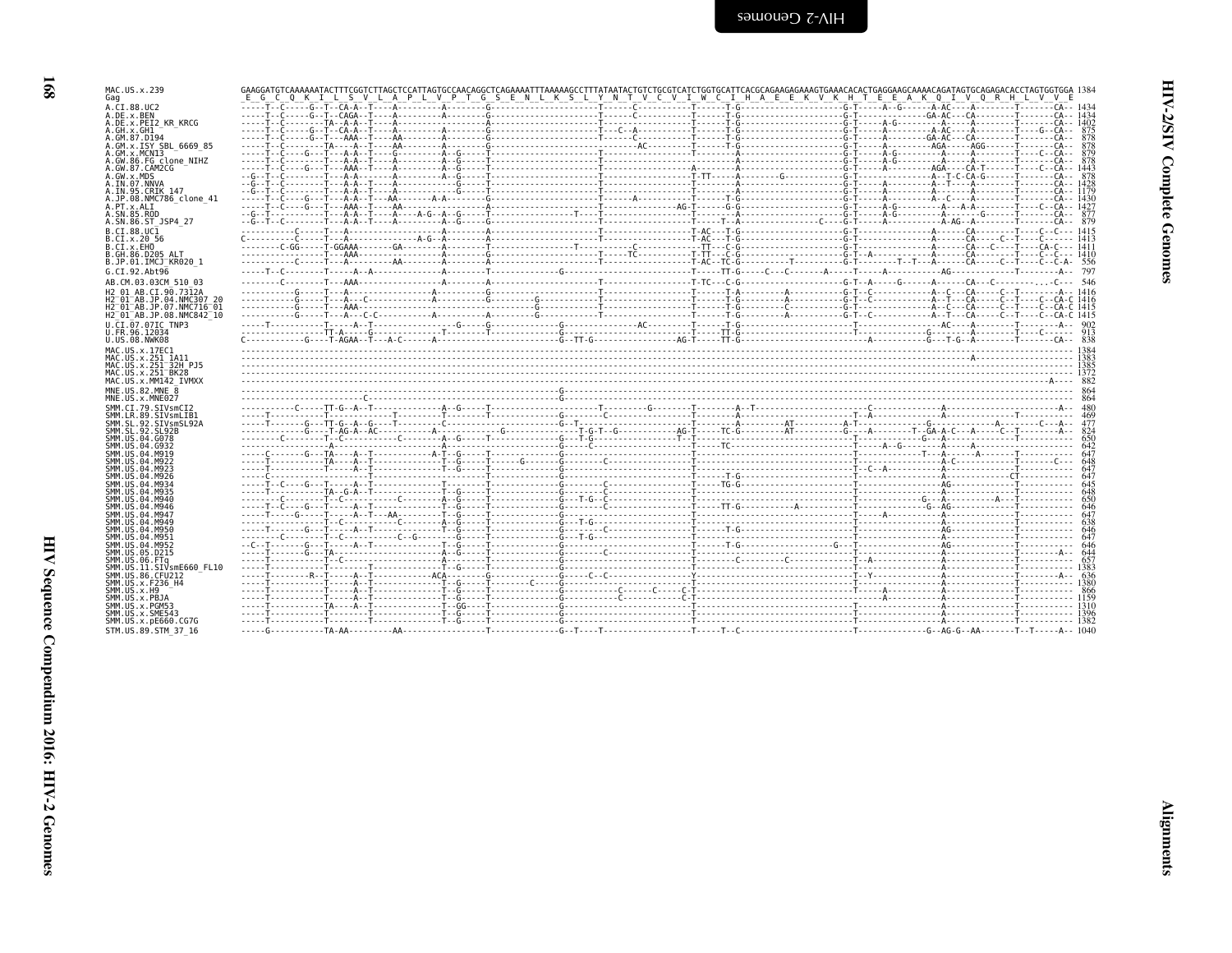```
MAC.US.x.239                 GAAGGATGTCAAAAAATACTTTCGGTCTTAGCTCCATTAGTGCCAACAGGCTCAGAAAATTTAAAAAGCCTTTATAATACTGTCTGCGTCATCTGGTGCATTCACGCAGAAGAGAAAGTGAAACACACTGAGGAAGCAAAACAGATAGTGCAGAGACACCTAGTGGTGGA 1384
Gag                           E  G  C  Q  K  I  L  S  V  L  A  P  L  V  P  T  G  S  E  N  L  K  S  L  Y  N  T  V  C  V  I  W  C  I  H  A  E  E  K  V  K  H  T  E  E  A  K  Q  I  V  Q  R  H  L  V  V  E
A.CI.88.UC2                  1434
A.DE.x.BEN                   1434
A.DE.x.PEI2_KR_KRCG          1402
A.GH.x.GH1                   875
A.GM.87.D194                 878
A.GM.x.ISY_SBL_6669_85       878
A.GM.x.MCN13                 879
A.GW.86.FG_clone_NIHZ        878
A.GW.87.CAM2CG               1443
A.GW.x.MDS                   878
A.IN.07.NNVA                 1428
A.IN.95.CRIK_147             1179
A.JP.08.NMC786_clone_41      1430
A.PT.x.ALI                   1427
A.SN.85.ROD                  877
A.SN.86.ST_JSP4_27           879
B.CI.88.UC1                  1415
B.CI.x.20_56                 1413
B.CI.x.EHO                   1411
B.GH.86.D205_ALT             1410
B.JP.01.IMCJ_KR020_1         556
G.CI.92.Abt96                797
AB.CM.03.03CM_510_03         546
H2_01_AB.CI.90.7312A         1416
H2_01_AB.JP.04.NMC307_20     1416
H2_01_AB.JP.07.NMC716_01     1415
H2_01_AB.JP.08.NMC842_10     1415
U.CI.07.07IC_TNP3            902
U.FR.96.12034                913
U.US.08.NWK08                838
MAC.US.x.17EC1               1384
MAC.US.x.251_1A11            1383
MAC.US.x.251_32H_PJ5         1385
MAC.US.x.251_BK28            1372
MAC.US.x.MM142_IVMXX         882
MNE.US.82.MNE_8              864
MNE.US.x.MNE027              864
SMM.CI.79.SIVsmCI2           480
SMM.LR.89.SIVsmLIB1          469
SMM.SL.92.SIVsmSL92A         477
SMM.SL.92.SL92B              824
SMM.US.04.G078               650
SMM.US.04.G932               642
SMM.US.04.M919               647
SMM.US.04.M922               648
SMM.US.04.M923               647
SMM.US.04.M926               647
SMM.US.04.M934               645
SMM.US.04.M935               648
SMM.US.04.M940               650
SMM.US.04.M946               646
SMM.US.04.M947               647
SMM.US.04.M949               638
SMM.US.04.M950               646
SMM.US.04.M951               647
SMM.US.04.M952               646
SMM.US.05.D215               644
SMM.US.06.FTq                657
SMM.US.11.SIVsmE660_FL10     1383
SMM.US.86.CFU212             636
SMM.US.x.F236_H4             1380
SMM.US.x.H9                  866
SMM.US.x.PBJA                1159
SMM.US.x.PGM53               1310
SMM.US.x.SME543              1396
SMM.US.x.pE660.CG7G          1382
STM.US.89.STM_37_16          1040
```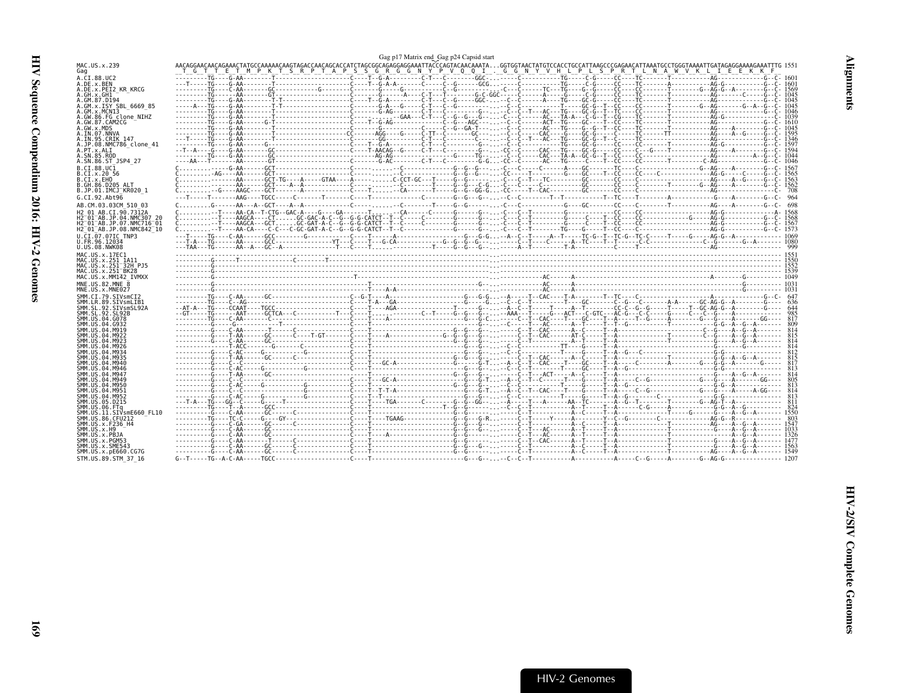Gag p17 Matrix end_Gag p24 Capsid start

```
MAC.US.x.239          AACAGGAACAACAGAAACTATGCCAAAAACAAGTAGACCAACAGCACCATCTAGCGGCAGAGGAGGAAATTACCCAGTACAACAAATA...GGTGGTAACTATGTCCACCTGCCATTAAGCCCGAGAACATTAAATGCCTGGGTAAAATTGATAGAGGAAAAGAAATTTG 1551
Gag                    T  G  T  T  E  T  M  P  K  T  S  R  P  T  A  P  S  S  G  R  G  G  N  Y  P  V  Q  Q  I  .  G  G  N  Y  V  H  L  P  L  S  P  R  T  L  N  A  W  V  K  L  I  E  E  K  K  F
```

Sequences listed: A.CI.88.UC2, A.DE.x.BEN, A.DE.x.PEI2_KR_KRCG, A.GH.x.GH1, A.GM.87.D194, A.GM.x.ISY_SBL_6669_85, A.GM.x.MCN13, A.GW.86.FG_clone_NIHZ, A.GW.87.CAM2CG, A.GW.x.MDS, A.IN.07.NNVA, A.IN.95.CRIK_147, A.JP.08.NMC786_clone_41, A.PT.x.ALI, A.SN.85.ROD, A.SN.86.ST_JSP4_27, B.CI.88.UC1, B.CI.x.20_56, B.CI.x.EHO, B.GH.86.D205_ALT, B.JP.01.IMCJ_KR020_1, G.CI.92.Abt96, AB.CM.03.03CM_510_03, H2_01_AB.CI.90.7312A, H2_01_AB.JP.04.NMC307_20, H2_01_AB.JP.07.NMC716_01, H2_01_AB.JP.08.NMC842_10, U.CI.07.07IC_TNP3, U.FR.96.12034, U.US.08.NWK08, MAC.US.x.17EC1, MAC.US.x.251_1A11, MAC.US.x.251_32H_PJ5, MAC.US.x.251_BK28, MAC.US.x.MM142_IVMXX, MNE.US.82.MNE_8, MNE.US.x.MNE027, SMM.CI.79.SIVsmCI2, SMM.LR.89.SIVsmLIB1, SMM.SL.92.SIVsmSL92A, SMM.SL.92.SL92B, SMM.US.04.G078, SMM.US.04.G932, SMM.US.04.M919, SMM.US.04.M922, SMM.US.04.M923, SMM.US.04.M926, SMM.US.04.M934, SMM.US.04.M935, SMM.US.04.M940, SMM.US.04.M946, SMM.US.04.M947, SMM.US.04.M949, SMM.US.04.M950, SMM.US.04.M951, SMM.US.04.M952, SMM.US.05.D215, SMM.US.06.FTq, SMM.US.11.SIVsmE660_FL10, SMM.US.86.CFU212, SMM.US.x.F236_H4, SMM.US.x.H9, SMM.US.x.PBJA, SMM.US.x.PGM53, SMM.US.x.SME543, SMM.US.x.pE660.CG7G, STM.US.89.STM_37_16

| Sequence | End position |
|---|---|
| A.CI.88.UC2 | 1601 |
| A.DE.x.BEN | 1601 |
| A.DE.x.PEI2_KR_KRCG | 1569 |
| A.GH.x.GH1 | 1045 |
| A.GM.87.D194 | 1045 |
| A.GM.x.ISY_SBL_6669_85 | 1045 |
| A.GM.x.MCN13 | 1046 |
| A.GW.86.FG_clone_NIHZ | 1039 |
| A.GW.87.CAM2CG | 1610 |
| A.GW.x.MDS | 1045 |
| A.IN.07.NNVA | 1595 |
| A.IN.95.CRIK_147 | 1346 |
| A.JP.08.NMC786_clone_41 | 1597 |
| A.PT.x.ALI | 1594 |
| A.SN.85.ROD | 1044 |
| A.SN.86.ST_JSP4_27 | 1046 |
| B.CI.88.UC1 | 1567 |
| B.CI.x.20_56 | 1565 |
| B.CI.x.EHO | 1563 |
| B.GH.86.D205_ALT | 1562 |
| B.JP.01.IMCJ_KR020_1 | 708 |
| G.CI.92.Abt96 | 964 |
| AB.CM.03.03CM_510_03 | 698 |
| H2_01_AB.CI.90.7312A | 1568 |
| H2_01_AB.JP.04.NMC307_20 | 1568 |
| H2_01_AB.JP.07.NMC716_01 | 1567 |
| H2_01_AB.JP.08.NMC842_10 | 1573 |
| U.CI.07.07IC_TNP3 | 1069 |
| U.FR.96.12034 | 1080 |
| U.US.08.NWK08 | 999 |
| MAC.US.x.17EC1 | 1551 |
| MAC.US.x.251_1A11 | 1550 |
| MAC.US.x.251_32H_PJ5 | 1552 |
| MAC.US.x.251_BK28 | 1539 |
| MAC.US.x.MM142_IVMXX | 1049 |
| MNE.US.82.MNE_8 | 1031 |
| MNE.US.x.MNE027 | 1031 |
| SMM.CI.79.SIVsmCI2 | 647 |
| SMM.LR.89.SIVsmLIB1 | 636 |
| SMM.SL.92.SIVsmSL92A | 644 |
| SMM.SL.92.SL92B | 985 |
| SMM.US.04.G078 | 817 |
| SMM.US.04.G932 | 809 |
| SMM.US.04.M919 | 814 |
| SMM.US.04.M922 | 815 |
| SMM.US.04.M923 | 814 |
| SMM.US.04.M926 | 814 |
| SMM.US.04.M934 | 812 |
| SMM.US.04.M935 | 815 |
| SMM.US.04.M940 | 817 |
| SMM.US.04.M946 | 813 |
| SMM.US.04.M947 | 814 |
| SMM.US.04.M949 | 805 |
| SMM.US.04.M950 | 813 |
| SMM.US.04.M951 | 814 |
| SMM.US.04.M952 | 813 |
| SMM.US.05.D215 | 811 |
| SMM.US.06.FTq | 824 |
| SMM.US.11.SIVsmE660_FL10 | 1550 |
| SMM.US.86.CFU212 | 803 |
| SMM.US.x.F236_H4 | 1547 |
| SMM.US.x.H9 | 1033 |
| SMM.US.x.PBJA | 1326 |
| SMM.US.x.PGM53 | 1477 |
| SMM.US.x.SME543 | 1563 |
| SMM.US.x.pE660.CG7G | 1549 |
| STM.US.89.STM_37_16 | 1207 |

HIV-2 Genomes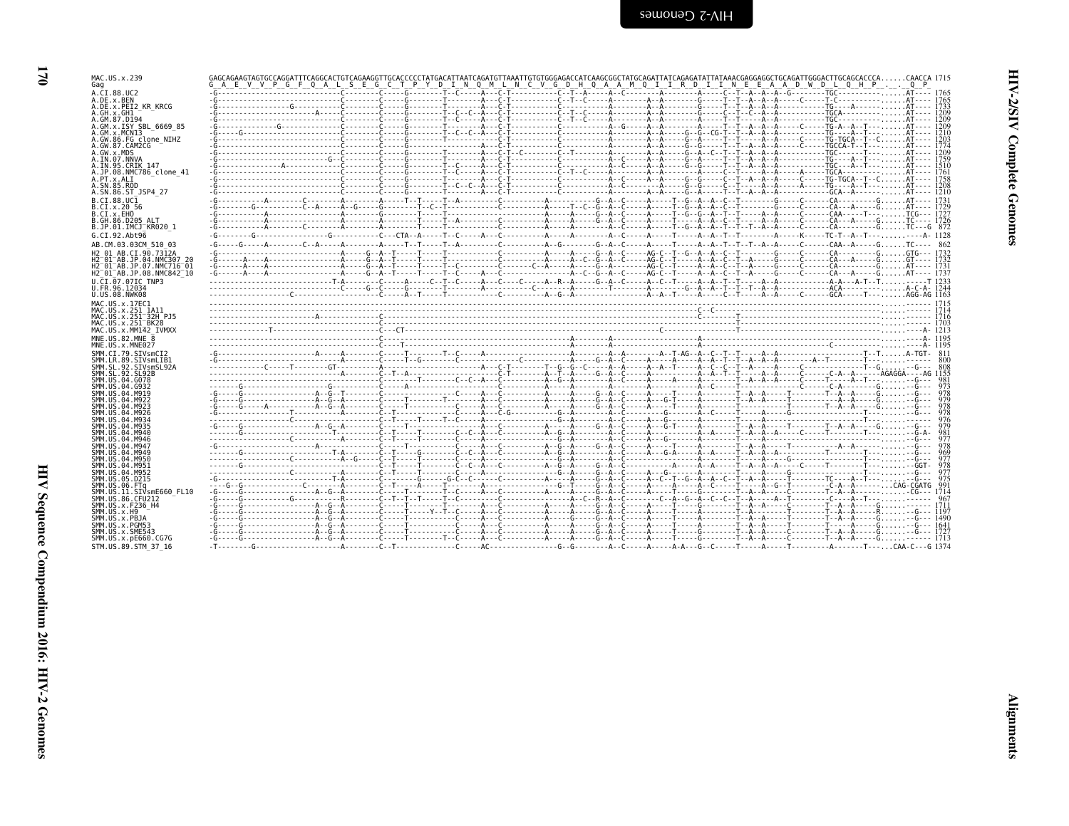```
MAC.US.x.239                GAGCAGAAGTAGTGCCAGGATTTCAGGCACTGTCAGAAGGTTGCACCCCCTATGACATTAATCAGATGTTAAATTGTGTGGGAGACCATCAAGCGGCTATGCAGATTATCAGAGATATTATAAACGAGGAGGCTGCAGATTGGGACTTGCAGCACCCA......CAACCA 1715
Gag                          G  A  E  V  V  P  G  F  Q  A  L  S  E  G  C  T  P  Y  D  I  N  Q  M  L  N  C  V  G  D  H  Q  A  A  M  Q  I  I  R  D  I  I  N  E  E  A  A  D  W  D  L  Q  H  P  .  .  Q  P
A.CI.88.UC2                 1765
A.DE.x.BEN                  1765
A.DE.x.PEI2_KR_KRCG         1733
A.GH.x.GH1                  1209
A.GM.87.D194                1209
A.GM.x.ISY_SBL_6669_85      1209
A.GM.x.MCN13                1210
A.GW.86.FG_clone_NIHZ       1203
A.GW.87.CAM2CG              1774
A.GW.x.MDS                  1209
A.IN.07.NNVA                1759
A.IN.95.CRIK_147            1510
A.JP.08.NMC786_clone_41     1761
A.PT.x.ALI                  1758
A.SN.85.ROD                 1208
A.SN.86.ST_JSP4_27          1210
B.CI.88.UC1                 1731
B.CI.x.20_56                1729
B.CI.x.EHO                  1727
B.GH.86.D205_ALT            1726
B.JP.01.IMCJ_KR020_1         872
G.CI.92.Abt96               1128
AB.CM.03.03CM_510_03         862
H2_01_AB.CI.90.7312A        1732
H2_01_AB.JP.04.NMC307_20    1732
H2_01_AB.JP.07.NMC716_01    1731
H2_01_AB.JP.08.NMC842_10    1737
U.CI.07.07IC_TNP3           1233
U.FR.96.12034               1244
U.US.08.NWK08               1163
MAC.US.x.17EC1              1715
MAC.US.x.251_1A11           1714
MAC.US.x.251_32H_PJ5        1716
MAC.US.x.251_BK28           1703
MAC.US.x.MM142_IVMXX        1213
MNE.US.82.MNE_8             1195
MNE.US.x.MNE027             1195
SMM.CI.79.SIVsmCI2           811
SMM.LR.89.SIVsmLIB1          800
SMM.SL.92.SIVsmSL92A         808
SMM.SL.92.SL92B             1155
SMM.US.04.G078               981
SMM.US.04.G932               973
SMM.US.04.M919               978
SMM.US.04.M922               979
SMM.US.04.M923               978
SMM.US.04.M926               978
SMM.US.04.M934               976
SMM.US.04.M935               979
SMM.US.04.M940               981
SMM.US.04.M946               977
SMM.US.04.M947               978
SMM.US.04.M949               969
SMM.US.04.M950               977
SMM.US.04.M951               978
SMM.US.04.M952               977
SMM.US.05.D215               975
SMM.US.06.FTq                991
SMM.US.11.SIVsmE660_FL10    1714
SMM.US.86.CFU212             967
SMM.US.x.F236_H4            1711
SMM.US.x.H9                 1197
SMM.US.x.PBJA               1490
SMM.US.x.PGM53              1641
SMM.US.x.SME543             1727
SMM.US.x.pE660.CG7G         1713
STM.US.89.STM_37_16         1374
```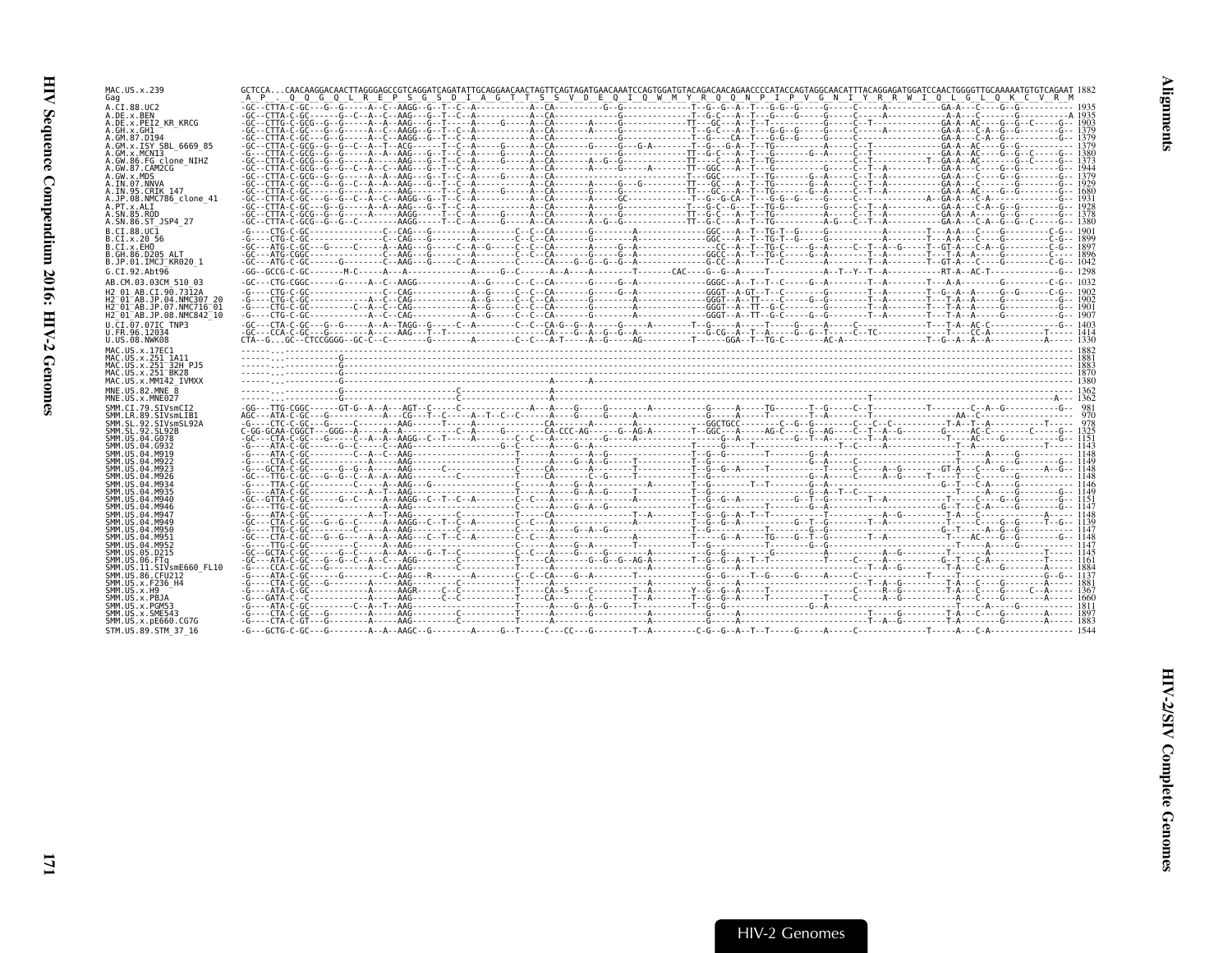```
MAC.US.x.239             GCTCCA...CAACAAGGACAACTTAGGGAGCCGTCAGGATCAGATATTGCAGGAACAACTAGTTCAGTAGATGAACAAATCCAGTGGATGTACAGACAACAGAACCCCATACCAGTAGGCAACATTTACAGGAGATGGATCCAACTGGGGTTGCAAAAATGTGTCAGAAT 1882
Gag                       A  P  .  Q  Q  G  Q  L  R  E  P  S  G  S  D  I  A  G  T  T  S  S  V  D  E  Q  I  Q  W  M  Y  R  Q  Q  N  P  I  P  V  G  N  I  Y  R  R  W  I  Q  L  G  L  Q  K  C  V  R  M
A.CI.88.UC2              1935
A.DE.x.BEN               1935
A.DE.x.PEI2_KR_KRCG      1903
A.GH.x.GH1               1379
A.GM.87.D194             1379
A.GM.x.ISY_SBL_6669_85   1379
A.GM.x.MCN13             1380
A.GW.86.FG_clone_NIHZ    1373
A.GW.87.CAM2CG           1944
A.GW.x.MDS               1379
A.IN.07.NNVA             1929
A.IN.95.CRIK_147         1680
A.JP.08.NMC786_clone_41  1931
A.PT.x.ALI               1928
A.SN.85.ROD              1378
A.SN.86.ST_JSP4_27       1380
B.CI.88.UC1              1901
B.CI.x.20_56             1899
B.CI.x.EHO               1897
B.GH.86.D205_ALT         1896
B.JP.01.IMCJ_KR020_1     1042
G.CI.92.Abt96            1298
AB.CM.03.03CM_510_03     1032
H2_01_AB.CI.90.7312A     1902
H2_01_AB.JP.04.NMC307_20 1902
H2_01_AB.JP.07.NMC716_01 1901
H2_01_AB.JP.08.NMC842_10 1907
U.CI.07.07IC_TNP3        1403
U.FR.96.12034            1414
U.US.08.NWK08            1330
MAC.US.x.17EC1           1882
MAC.US.x.251_1A11        1881
MAC.US.x.251_32H_PJ5     1883
MAC.US.x.251_BK28        1870
MAC.US.x.MM142_IVMXX     1380
MNE.US.82.MNE_8          1362
MNE.US.x.MNE027          1362
SMM.CI.79.SIVsmCI2       981
SMM.LR.89.SIVsmLIB1      970
SMM.SL.92.SIVsmSL92A     978
SMM.SL.92.SL92B          1325
SMM.US.04.G078           1151
SMM.US.04.G932           1143
SMM.US.04.M919           1148
SMM.US.04.M922           1149
SMM.US.04.M923           1148
SMM.US.04.M926           1148
SMM.US.04.M934           1146
SMM.US.04.M935           1139
SMM.US.04.M940           1151
SMM.US.04.M946           1147
SMM.US.04.M947           1148
SMM.US.04.M949           1139
SMM.US.04.M950           1147
SMM.US.04.M951           1148
SMM.US.04.M952           1147
SMM.US.05.D215           1145
SMM.US.06.FTq            1161
SMM.US.11.SIVsmE660_FL10 1884
SMM.US.86.CFU212         1137
SMM.US.x.F236_H4         1881
SMM.US.x.H9              1367
SMM.US.x.PBJA            1660
SMM.US.x.PGM53           1811
SMM.US.x.SME543          1897
SMM.US.x.pE660.CG7G      1883
STM.US.89.STM_37_16      1544
```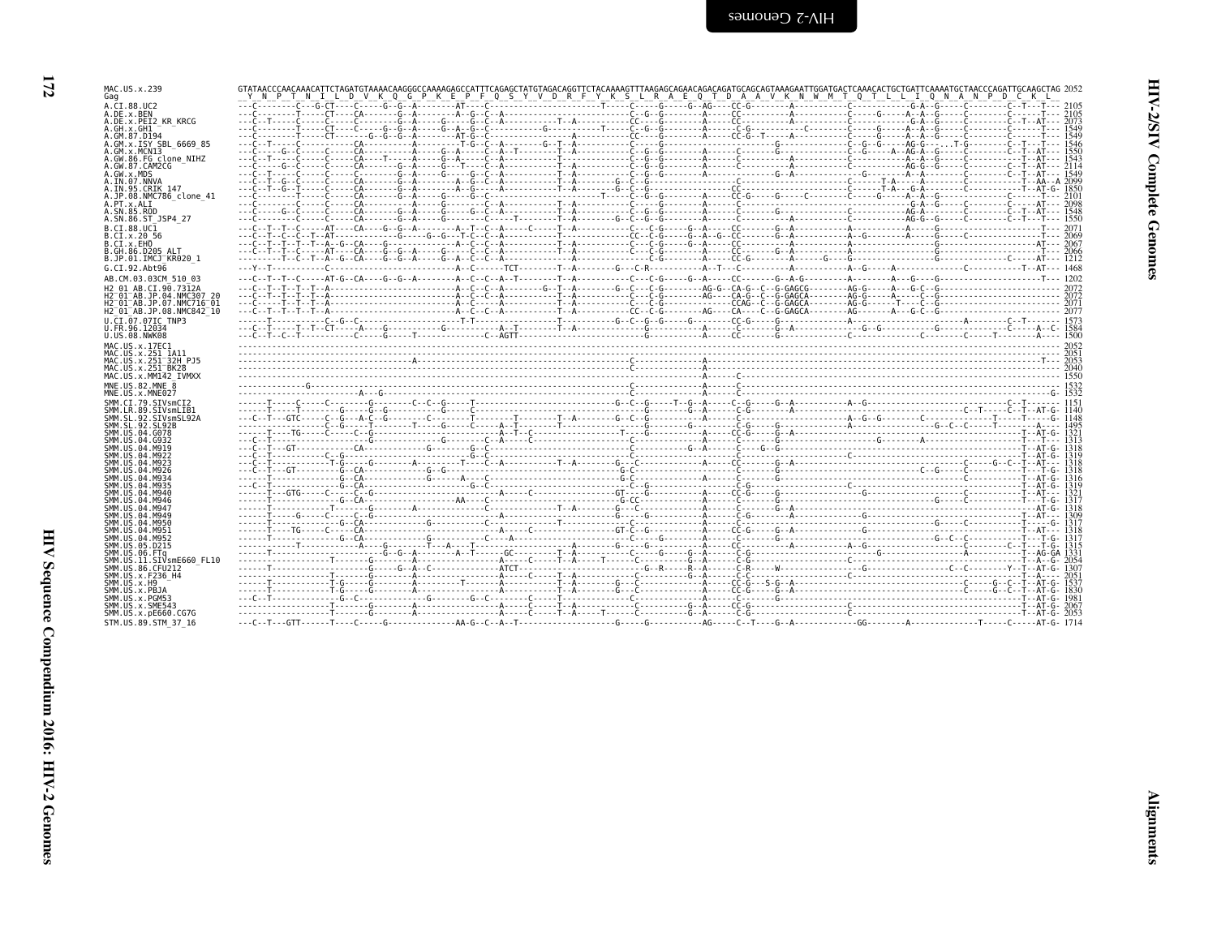```
MAC.US.x.239               GTATAACCCAACAAACATTCTAGATGTAAAACAAGGGCCAAAAGAGCCATTTCAGAGCTATGTAGACAGGTTCTACAAAAGTTTAAGAGCAGAACAGACAGATGCAGCAGTAAAGAATTGGATGACTCAAACACTGCTGATTCAAAATGCTAACCCAGATTGCAAGCTAG 2052
Gag                         Y  N  P  T  N  I  L  D  V  K  Q  G  P  K  E  P  F  Q  S  Y  V  D  R  F  Y  K  S  L  R  A  E  Q  T  D  A  A  V  K  N  W  M  T  Q  T  L  L  I  Q  N  A  N  P  D  C  K  L

A.CI.88.UC2                 2105
A.DE.x.BEN                  2105
A.DE.x.PEI2_KR_KRCG         2073
A.GH.x.GH1                  1549
A.GM.87.D194                1549
A.GM.x.ISY_SBL_6669_85      1546
A.GM.x.MCN13                1550
A.GW.86.FG_clone_NIHZ       1543
A.GW.87.CAM2CG              2114
A.GW.x.MDS                  1549
A.IN.07.NNVA                2099
A.IN.95.CRIK_147            1850
A.JP.08.NMC786_clone_41     2101
A.PT.x.ALI                  2098
A.SN.85.ROD                 1548
A.SN.86.ST_JSP4_27          1550

B.CI.88.UC1                 2071
B.CI.x.20_56                2069
B.CI.x.EHO                  2067
B.GH.86.D205_ALT            2066
B.JP.01.IMCJ_KR020_1        1212

G.CI.92.Abt96               1468

AB.CM.03.03CM_510_03        1202

H2_01_AB.CI.90.7312A        2072
H2_01_AB.JP.04.NMC307_20    2072
H2_01_AB.JP.07.NMC716_01    2071
H2_01_AB.JP.08.NMC842_10    2077

U.CI.07.07IC_TNP3           1573
U.FR.96.12034               1584
U.US.08.NWK08               1500

MAC.US.x.17EC1              2052
MAC.US.x.251_1A11           2051
MAC.US.x.251_32H_PJ5        2053
MAC.US.x.251_BK28           2040
MAC.US.x.MM142_IVMXX        1550

MNE.US.82.MNE_8             1532
MNE.US.x.MNE027             1532

SMM.CI.79.SIVsmCI2          1151
SMM.LR.89.SIVsmLIB1         1140
SMM.SL.92.SIVsmSL92A        1148
SMM.SL.92.SL92B             1495
SMM.US.04.G078              1321
SMM.US.04.G932              1313
SMM.US.04.M919              1318
SMM.US.04.M922              1319
SMM.US.04.M923              1318
SMM.US.04.M926              1318
SMM.US.04.M934              1316
SMM.US.04.M935              1319
SMM.US.04.M940              1321
SMM.US.04.M946              1317
SMM.US.04.M947              1318
SMM.US.04.M949              1309
SMM.US.04.M950              1317
SMM.US.04.M951              1318
SMM.US.04.M952              1317
SMM.US.05.D215              1315
SMM.US.06.FTq               1331
SMM.US.11.SIVsmE660_FL10    2054
SMM.US.86.CFU212            1307
SMM.US.x.F236_H4            2051
SMM.US.x.H9                 1537
SMM.US.x.PBJA               1830
SMM.US.x.PGM53              1981
SMM.US.x.SME543             2067
SMM.US.x.pE660.CG7G         2053

STM.US.89.STM_37_16         1714
```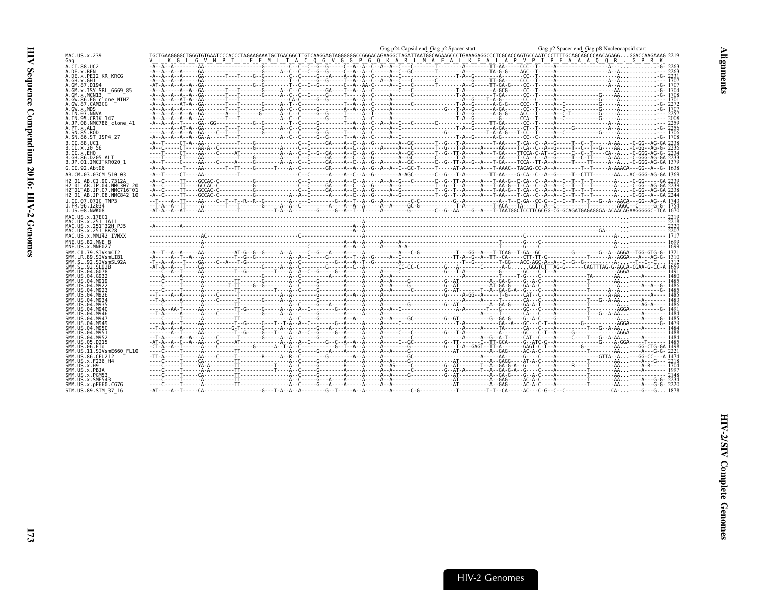```
                                                                                             Gag p24 Capsid end_Gag p2 Spacer start                  Gag p2 Spacer end_Gag p8 Nucleocapsid start
MAC.US.x.239           TGCTGAAGGGGCTGGGTGTGAATCCCACCCTAGAAGAAATGCTGACGGCTTGTCAAGGAGTAGGGGGGCCGGGACAGAAGGCTAGATTAATGGCAGAAGCCCTGAAAGAGGCCCTCGCACCAGTGCCAATCCCTTTTGCAGCAGCCCAACAGAGG...GGACCAAGAAAG 2219
Gag                    V  L  K  G  L  G  V  N  P  T  L  E  E  M  L  T  A  C  Q  G  V  G  G  P  G  Q  K  A  R  L  M  A  E  A  L  K  E  A  L  A  P  V  P  I  P  F  A  A  A  Q  Q  R  .  G  P  R  K
A.CI.88.UC2            2263
A.DE.x.BEN             2263
A.DE.x.PEI2_KR_KRCG    2231
A.GH.x.GH1             1707
A.GM.87.D194           1707
A.GM.x.ISY_SBL_6669_85 1704
A.GM.x.MCN13           1708
A.GW.86.FG_clone_NIHZ  1701
A.GW.87.CAM2CG         2272
A.GW.x.MDS             1707
A.IN.07.NNVA           2257
A.IN.95.CRIK_147       2008
A.JP.08.NMC786_clone_41 2259
A.PT.x.ALI             2256
A.SN.85.ROD            1706
A.SN.86.ST_JSP4_27     1708
B.CI.88.UC1            2238
B.CI.x.20_56           2236
B.CI.x.EHO             2234
B.GH.86.D205_ALT       2233
B.JP.01.IMCJ_KR020_1   1379
G.CI.92.Abt96          1638
AB.CM.03.03CM_510_03   1369
H2_01_AB.CI.90.7312A   2239
H2_01_AB.JP.04.NMC307_20 2239
H2_01_AB.JP.07.NMC716_01 2238
H2_01_AB.JP.08.NMC842_10 2244
U.CI.07.07IC_TNP3      1743
U.FR.96.12034          1754
U.US.08.NWK08          1670
MAC.US.x.17EC1         2219
MAC.US.x.251_1A11      2218
MAC.US.x.251_32H_PJ5   2220
MAC.US.x.251_BK28      2207
MAC.US.x.MM142_IVMXX   1717
MNE.US.82.MNE_8        1699
MNE.US.x.MNE027        1699
SMM.CI.79.SIVsmCI2     1321
SMM.LR.89.SIVsmLIB1    1310
SMM.SL.92.SIVsmSL92A   1312
SMM.SL.92.SL92B        1659
SMM.US.04.G078         1491
SMM.US.04.G932         1480
SMM.US.04.M919         1485
SMM.US.04.M922         1486
SMM.US.04.M923         1485
SMM.US.04.M926         1485
SMM.US.04.M934         1483
SMM.US.04.M935         1486
SMM.US.04.M940         1491
SMM.US.04.M946         1484
SMM.US.04.M947         1485
SMM.US.04.M949         1479
SMM.US.04.M950         1484
SMM.US.04.M951         1488
SMM.US.04.M952         1484
SMM.US.05.D215         1485
SMM.US.06.FTq          1498
SMM.US.11.SIVsmE660_FL10 2221
SMM.US.86.CFU212       1474
SMM.US.x.F236_H4       2218
SMM.US.x.H9            1704
SMM.US.x.PBJA          1997
SMM.US.x.PGM53         2148
SMM.US.x.SME543        2234
SMM.US.x.pE660.CG7G    2220
STM.US.89.STM_37_16    1878
```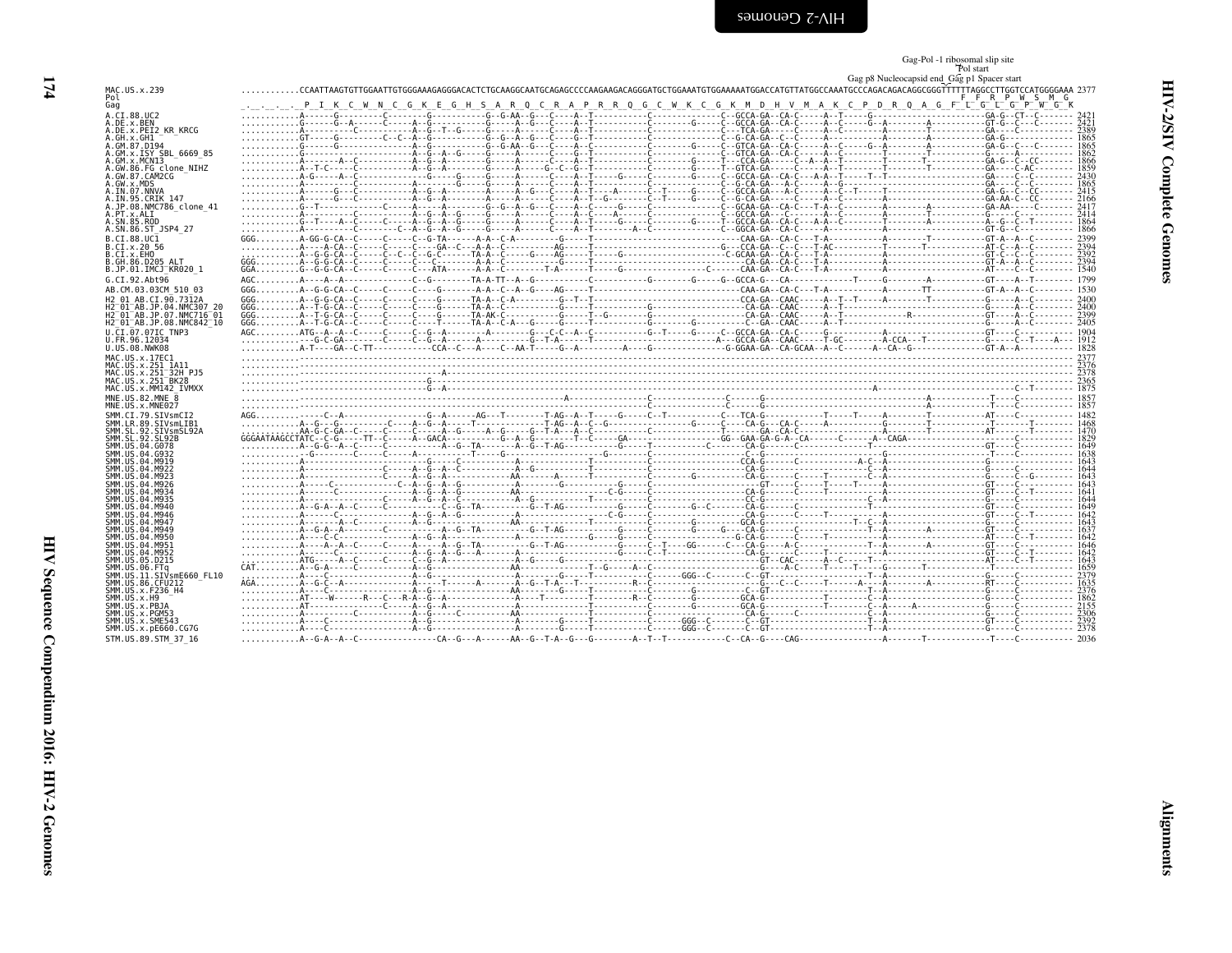```
                                                                                                                                                              Gag-Pol -1 ribosomal slip site
                                                                                                                                                                          Pol start
                                                                                                                                         Gag p8 Nucleocapsid end Gag p1 Spacer start

MAC.US.x.239            ...........CCAATTAAGTGTTGGAATTGTGGGAAAGAGGGACACTCTGCAAGGCAATGCAGAGCCCCAAGAAGACAGGGATGCTGGAAATGTGGAAAAATGGACCATGTTATGGCCAAATGCCCAGACAGACAGGCGGGTTTTTTAGGCCTTGGTCCATGGGGAAA 2377
Pol                                                                                                                                                                                  F  F  R  P  W  S  M  G
Gag                      _  _  _  _  P  I  K  C  W  N  C  G  K  E  G  H  S  A  R  Q  C  R  A  P  R  R  Q  G  C  W  K  C  G  K  M  D  H  V  M  A  K  C  P  D  R  Q  A  G  F  L  G  L  G  P  W  G  K

A.CI.88.UC2                    2421
A.DE.x.BEN                     2421
A.DE.x.PEI2_KR_KRCG            2389
A.GH.x.GH1                     1865
A.GM.87.D194                   1865
A.GM.x.ISY_SBL_6669_85         1862
A.GM.x.MCN13                   1866
A.GW.86.FG_clone_NIHZ          1859
A.GW.87.CAM2CG                 2430
A.GW.x.MDS                     1865
A.IN.07.NNVA                   2415
A.IN.95.CRIK_147               2166
A.JP.08.NMC786_clone_41        2417
A.PT.x.ALI                     2414
A.SN.85.ROD                    1864
A.SN.86.ST_JSP4_27             1866
B.CI.88.UC1                    2399
B.CI.x.20_56                   2394
B.CI.x.EHO                     2392
B.GH.86.D205_ALT               2394
B.JP.01.IMCJ_KR020_1           1540
G.CI.92.Abt96                  1799
AB.CM.03.03CM_510_03           1530
H2_01_AB.CI.90.7312A           2400
H2_01_AB.JP.04.NMC307_20       2400
H2_01_AB.JP.07.NMC716_01       2399
H2_01_AB.JP.08.NMC842_10       2405
U.CI.07.07IC_TNP3              1904
U.FR.96.12034                  1912
U.US.08.NWK08                  1828
MAC.US.x.17EC1                 2377
MAC.US.x.251_1A11              2376
MAC.US.x.251_32H_PJ5           2378
MAC.US.x.251_BK28              2365
MAC.US.x.MM142_IVMXX           1875
MNE.US.82.MNE_8                1857
MNE.US.x.MNE027                1857
SMM.CI.79.SIVsmCI2             1482
SMM.LR.89.SIVsmLIB1            1468
SMM.SL.92.SIVsmSL92A           1470
SMM.SL.92.SL92B                1829
SMM.US.04.G078                 1649
SMM.US.04.G932                 1638
SMM.US.04.M919                 1643
SMM.US.04.M922                 1644
SMM.US.04.M923                 1643
SMM.US.04.M926                 1643
SMM.US.04.M934                 1641
SMM.US.04.M935                 1644
SMM.US.04.M940                 1649
SMM.US.04.M946                 1642
SMM.US.04.M947                 1643
SMM.US.04.M949                 1637
SMM.US.04.M950                 1642
SMM.US.04.M951                 1646
SMM.US.04.M952                 1642
SMM.US.05.D215                 1643
SMM.US.06.FTq                  1659
SMM.US.11.SIVsmE660_FL10       2379
SMM.US.86.CFU212               1635
SMM.US.x.F236_H4               2376
SMM.US.x.H9                    1862
SMM.US.x.PBJA                  2155
SMM.US.x.PGM53                 2306
SMM.US.x.SME543                2392
SMM.US.x.pE660.CG7G            2378
STM.US.89.STM_37_16            2036
```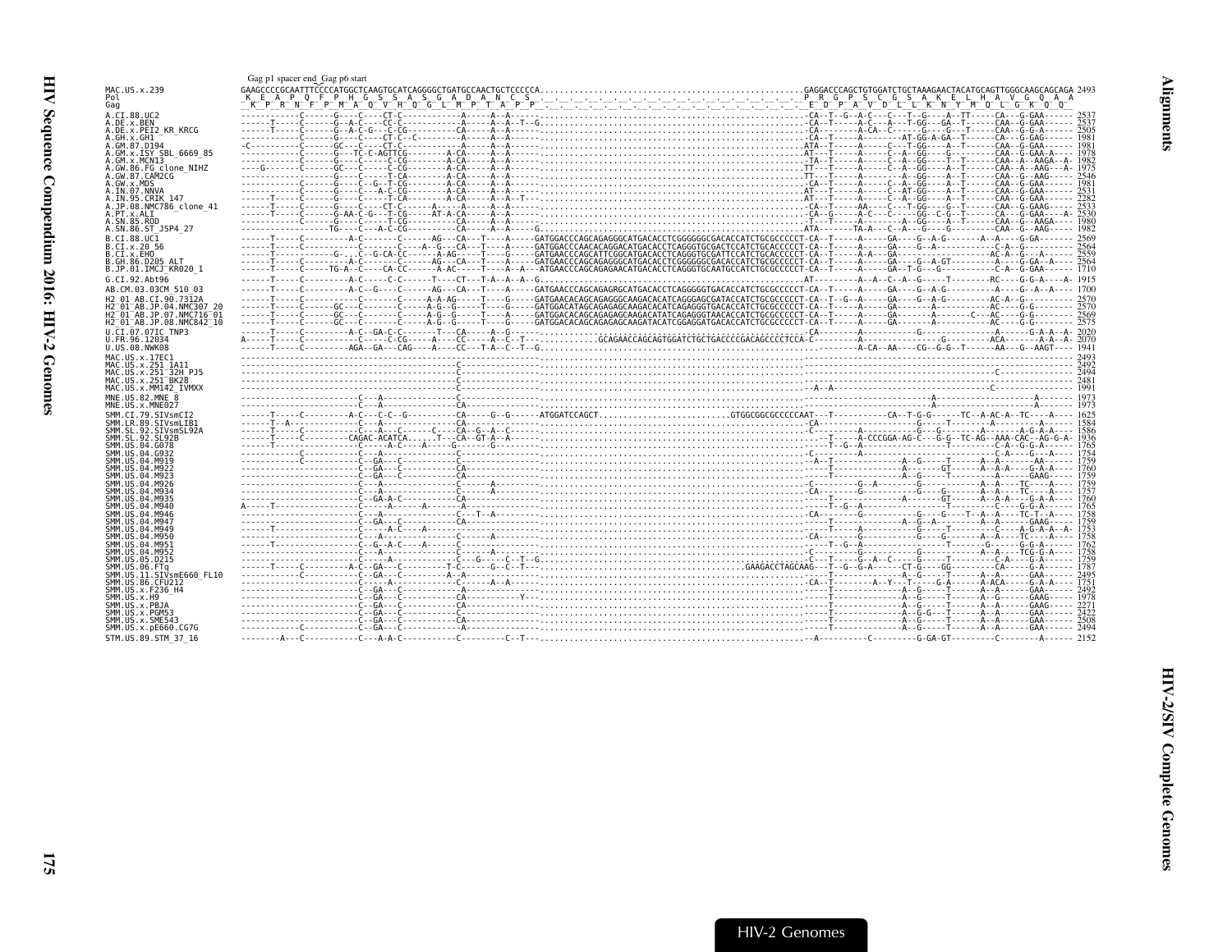```
                       Gag p1 spacer end Gag p6 start
MAC.US.x.239           GAAGCCCCGCAATTTCCCCATGGCTCAAGTGCATCAGGGGCTGATGCCAACTGCTCCCCCA.....................................................GAGGACCCAGCTGTGGATCTGCTAAAGAACTACATGCAGTTGGGCAAGCAGCAGA 2493
Pol                     K  E  A  P  Q  F  P  H  G  S  S  A  S  G  A  D  A  N  C  S                                                     P  R  G  P  S  C  G  S  A  K  E  L  H  A  V  G  Q  A  A
Gag                     K  P  R  N  F  P  M  A  Q  V  H  Q  G  L  M  P  T  A  P  P                                                     E  D  P  A  V  D  L  L  K  N  Y  M  Q  L  G  K  Q  Q

A.CI.88.UC2            2537
A.DE.x.BEN             2537
A.DE.x.PEI2_KR_KRCG    2505
A.GH.x.GH1             1981
A.GM.87.D194           1981
A.GM.x.ISY_SBL_6669_85 1978
A.GM.x.MCN13           1982
A.GW.86.FG_clone_NIHZ  1975
A.GW.87.CAM2CG         2546
A.GW.x.MDS             1981
A.IN.07.NNVA           2531
A.IN.95.CRIK_147       2282
A.JP.08.NMC786_clone_41 2533
A.PT.x.ALI             2530
A.SN.85.ROD            1980
A.SN.86.ST_JSP4_27     1982
B.CI.88.UC1            2569
B.CI.x.20_56           2564
B.CI.x.EHO             2559
B.GH.86.D205_ALT       2564
B.JP.01.IMCJ_KR020_1   1710
G.CI.92.Abt96          1915
AB.CM.03.03CM_510_03   1700
H2_01_AB.CI.90.7312A   2570
H2_01_AB.JP.04.NMC307_20 2570
H2_01_AB.JP.07.NMC716_01 2569
H2_01_AB.JP.08.NMC842_10 2575
U.CI.07.07IC_TNP3      2020
U.FR.96.12034          2070
U.US.08.NWK08          1941
MAC.US.x.17EC1         2493
MAC.US.x.251_1A11      2492
MAC.US.x.251_32H_PJ5   2494
MAC.US.x.251_BK28      2481
MAC.US.x.MM142_IVMXX   1991
MNE.US.82.MNE_8        1973
MNE.US.x.MNE027        1973
SMM.CI.79.SIVsmCI2     1625
SMM.LR.89.SIVsmLIB1    1584
SMM.SL.92.SIVsmSL92A   1586
SMM.SL.92.SL92B        1936
SMM.US.04.G078         1765
SMM.US.04.G932         1754
SMM.US.04.M919         1759
SMM.US.04.M922         1760
SMM.US.04.M923         1759
SMM.US.04.M926         1759
SMM.US.04.M934         1757
SMM.US.04.M935         1760
SMM.US.04.M940         1765
SMM.US.04.M946         1758
SMM.US.04.M947         1759
SMM.US.04.M949         1753
SMM.US.04.M950         1758
SMM.US.04.M951         1762
SMM.US.04.M952         1758
SMM.US.05.D215         1759
SMM.US.06.FTq          1787
SMM.US.11.SIVsmE660_FL10 2495
SMM.US.86.CFU212       1751
SMM.US.x.F236_H4       2492
SMM.US.x.H9            1978
SMM.US.x.PBJA          2271
SMM.US.x.PGM53         2422
SMM.US.x.SME543        2508
SMM.US.x.pE660.CG7G    2494
STM.US.89.STM_37_16    2152
```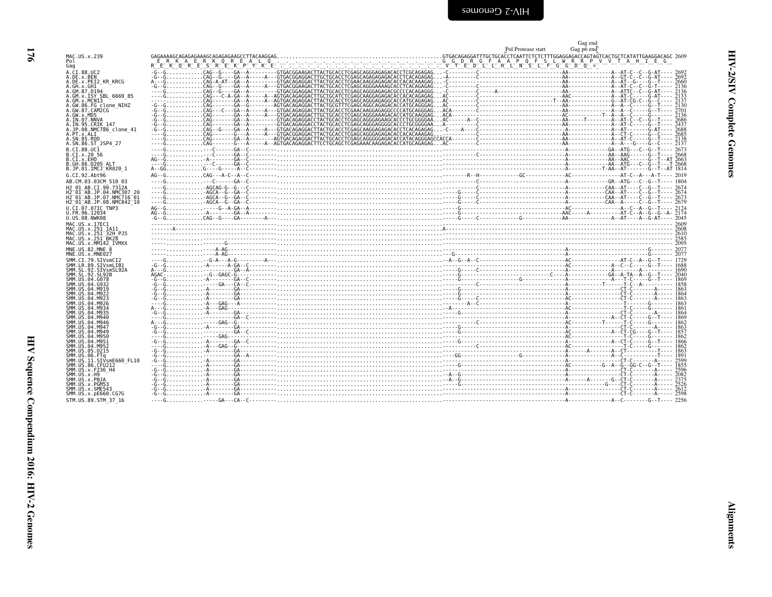```
                                                                                                                                           Gag end
                                                                                                                        Pol Protease start  Gag p6 end
MAC.US.x.239              GAGAAAAGCAGAGAGAAAGCAGAGAGAAGCCTTACAAGGAG.........................................................GTGACAGAGGATTTGCTGCACCTCAATTCTCTCTTTGGAGGAGACCAGTAGTCACTGCTCATATTGAAGGACAGC 2609
Pol                        E  R  K  A  E  R  K  Q  R  E  A  L  Q  .  .  .  .  .  .  .  .  .  .  .  .  .  .  .  .  .  G  G  D  R  G  F  A  A  P  Q  F  S  L  W  R  R  P  V  V  T  A  H  I  E  G
Gag                       R  E  K  Q  R  E  S  R  E  K  P  Y  K  E  .  .  .  .  .  .  .  .  .  .  .  .  .  .  .  .  .  V  T  E  D  L  L  H  L  N  S  L  F  G  G  D  Q  *
A.CI.88.UC2               -G--G...........CAG--G----GA--A---------GTGACGGAAGACTTACTGCACCTCGAGCAGGGAGAGACACCTCGCAGAGAG...-C---------C--------------------------AA-------------A--AT-C--C--G-AT---- 2692
A.DE.x.BEN                -G--G...........CAG--G----GA--A-----A---GTGACGGAGGACTTGCTGCACCTCGAGCAGAGAGAGACACCTCACAGAGAG...-A---------C--------------------------AA-------------A--GT-C--C--G-AT---- 2692
A.DE.x.PEI2_KR_KRCG       A---G...........CAG-A-AT--GA--A---------GTGACAGAGGACTTACTGCACCTCGAACAAGGAGAGACACCACACAAAGAG...-C---------C--------------------------AA-------------A--AT--G----G--T---- 2660
A.GH.x.GH1                -G--G...........CAG--G----GA--A---------GTGACGGAAGACTTACTGCACCTCGAGCAGGGAAAAGCACCTCACAGAGAG...-C---------C--------------------------AA-------------A--AT-C--C--G-T----- 2136
A.GM.87.D194              -G--G...........CAG--G----GA--A---------GTGACGGAGGACTTACTGCACCTCGAGCAGGGAGAGACGCCCCACAGAGGG...-C---------C-----A--------------------AA-------------A--ATTC--C--G-AT---- 2136
A.GM.x.ISY_SBL_6669_85    ----G...........CAG---C-A-GA--A-----A---AGTGACAGAGGACTTGCTGCATCTCGAGCAAGGAGAGACACCACACAGAGAG...AC--------C--------------------------AAC------------A--AT-C-----G-AT---- 2133
A.GM.x.MCN13              ----G...........CAG-------GA--A-----A---AGTGACAGAGGACTTACTGCACCTCGAGCAGGGAGAGGCACCATGCAGAGAG...AC--------C-----------------------T--AA-------------G--AT-CG-C--G--C---- 2137
A.GW.86.FG_clone_NIHZ     -G--G...........CAG-------GA--G---------AGTGACAGAGGACTTACTGCGTTTCGAGCAGGCAGAGACACCATGCAGGGAG...AC--------C--------------------------AA-------------A--A--C-----G--T---- 2130
A.GW.87.CAM2CG            -G--G...........CAG---C---GA--A-----A---GTGACAGAGGACTTACTGCACCTCGAACAAGGAGAGGCCCCATGCAGGGAG...ACA-------C--------------------------AA-------------A--A--C-----G--T---- 2701
A.GW.x.MDS                -G--G...........CAG-------GA--A-----A---GTGACAGAGGACTTGCTGCACCTCGAGCAGGGAAAGACACCATGCAAGGAG...ACA-------C--------------------------AC--------T--A--A--C--C--------G-- 2136
A.IN.07.NNVA              -G--G...........CAG-------GA--A---------GTGACAGAGGACCTACTGCACCTCGAGCAGGGAGAAGCACCTCGCGGGGAA...AC-----A--C--------------------------AA-----T-------A--AT-C--C--G--T---- 2686
A.IN.95.CRIK_147          -G--G...........CAG-------GA--A---------GTGACAGAGGACTTACTGCACCTCGAGCAGGGAGGGGCACCTGCGGGGAA...A---------C--------------------------AA-------------A--AT-C-----G--T---- 2437
A.JP.08.NMC786_clone_41   -G--G...........CAG--G----GA--A-----A---GTGACAGAGGACTTACTGCACCTCGAGCAAGGAGAGACACCTCACAGAGAG...-C----A----C--------------------------AA-------------A--AT-------G-AT---- 2688
A.PT.x.ALI                ----G...........CAG-------G---A-----A---GTGACGGAGGACTTACTGCACCTCGAGCAGGGAGAGACACCACACAAAGAG...-C---------C--------------------------AA-------------A--CT-C-----G--C---- 2685
A.SN.85.ROD               ----G...........CAG-------GA--A---------AGTGACAGAGGACTTACTGCACCTCGAGCAGGGGGGAGACACCATACAGGGAGCCACCA------C--------------------------AA-------------A--AT-C-----G--T---- 2138
A.SN.86.ST_JSP4_27        ----G...........CAG-------G---A-----A---AGTGACAGAGGACTTCCTGCAGCTCGAGAAACAAGAGAGACACCATGCAGAGAG...AC--------C--------------------------AA-------------A--A---G----G--C---- 2137
B.CI.88.UC1               ----G..............C------GA--C---------..................................................------------------------------------------A------------GA--ATG---C--G-T---- 2673
B.CI.x.20_56              ----G..............C------GA--C---------..................................................----------C-------------------------------A------------AA--AAG------G--T---- 2668
B.CI.x.EHO                AG--G...........A---------GA--C---------..................................................------------------------------------------A------------AA--AAC------G--T--AT 2663
B.GH.86.D205_ALT          ----G..............C------GA--C---------..................................................------------------------------------------A------------AA--ATG---C--G--T--T 2668
B.JP.01.IMCJ_KR020_1      A--GG...........G---G-----A---C---------..................................................------------------------------------------A-----------T-AA--AT-------G--T--AT 1814
G.CI.92.Abt96             AG--G...........CAG---A-C--A--C---------..................................................---------R--H-----------GC----------------AC-------------AT-C--A---A-T---- 2019
AB.CM.03.03CM_510_03      ----G..............C------GA--C---------..................................................------------------------------------------A-------------GR--ATG---C--G--T---- 1804
H2_01_AB.CI.90.7312A      ----G...........AGCAG-G--G---C---------..................................................------------C-------------------------------A------------CAA--AT----C--G--T---- 2674
H2_01_AB.JP.04.NMC307_20  ----G...........AGCA--G--GA--C---------..................................................------G-----C-------------------------------A------------CAA--AT----C--G--T---- 2674
H2_01_AB.JP.07.NMC716_01  ----G...........AGCA--G--GA--C---------..................................................------G-----C-------------------------------A------------CAA--AT----C--G--T---- 2673
H2_01_AB.JP.08.NMC842_10  ----G...........AGCA--G--GA--C---------..................................................------G-----C-------------------------------A------------CAA--A----C--G--T---- 2679
U.CI.07.07IC_TNP3         AG--G..............G--A-GA--A---------..................................................------G-------------------------------------AC-------------A--C--A--G--T---- 2124
U.FR.96.12034             AG--G...........A---------GA--A---------..................................................------G-----------------------------------AAC-----A----------AT-C--A--G--G--A- 2174
U.US.08.NWK08             -G--G...........CAG--G----GA--------A---..................................................------G-----C----------G---------------------AA-------------A--AT----A--G-AT---- 2045
MAC.US.x.17EC1            ----------------------------------------..................................................--------------------------------------------------------------------------- 2609
MAC.US.x.251_1A11         -------A--------------------------------..................................................A-------------------------------------------------------------------------- 2608
MAC.US.x.251_32H_PJ5      ----------------------------------------..................................................--------------------------------------------------------------------------- 2610
MAC.US.x.251_BK28         ----------------------------------------..................................................--------------------------------------------------------------------------- 2585
MAC.US.x.MM142_IVMXX      -------------------G--------------------..................................................--------------------------------------------------------------------------- 2095
MNE.US.82.MNE_8           ----------------------A-AG--------------..................................................--------------------------------------------A------------------------G------ 2077
MNE.US.x.MNE027           ----------------------A-AG--------------..................................................---G----------------------------------------A------------------------G------ 2077
SMM.CI.79.SIVsmCI2        ----G..............-G-A---A-G---------A---..................................................-A--G--A--C----------------------------------AC-------------AT-C--A--G--T---- 1729
SMM.LR.89.SIVsmLIB1       -G--G...........-A------A-GA--C---------..................................................------------------------------------------AC-------------A--C--C-----G--T---- 1688
SMM.SL.92.SIVsmSL92A      A---G......................GA--A---------..................................................------G-----C-------------------------------A-------------A---------A------ 1690
SMM.SL.92.SL92B           AGAC-...........-G--GAGC-G--------------..................................................------G----------------------C-----------A-------------GA--A-TA--A--G--T---- 2040
SMM.US.04.G078            -G--G...........A---------GA--C---------..................................................------G------------------G------------------A-------------A---T-C-----G--T---- 1869
SMM.US.04.G932            -G--G..............GA---CA--C---------..................................................------------C-------------------------------A-----------T------T-C--A--------- 1858
SMM.US.04.M919            -G--G...........A---------GA-----------..................................................------G-------------------------------------A---------------CT-C--------A---- 1863
SMM.US.04.M922            -G--G...........A---------GA-----------..................................................------G-------------------------------------A---------------CT-C--------A---- 1864
SMM.US.04.M923            -G--G...........A---------GA--C---------..................................................------G-----C-------------------------------AC--------------CT-C--------A---- 1863
SMM.US.04.M926            ----G...........A---GAG---A------------..................................................-------A--C-------------------------------------A---------------T--------G------ 1863
SMM.US.04.M934            A---G...........A---GAG---------------..................................................--A---------------------------------------AC---------------T--------G------ 1861
SMM.US.04.M935            -G--G...........A---------GA-----------..................................................------G-------------------------------------A---------------CT-C--------A---- 1864
SMM.US.04.M940            ----G......................GA--C---------..................................................------------------------------------------A-------------A--CT-C-----G--T---- 1869
SMM.US.04.M946            A---G...........-GAG-G----A------------..................................................-----------C----------------------------------AC-----------T------T-C--------G------ 1862
SMM.US.04.M947            -G--G...........A---------GA-----------..................................................------G-------------------------------------A---------------CT-C--------A---- 1863
SMM.US.04.M949            -G--G......................GA--C---------..................................................------G-------------------------------------AC-------------A--CT-CG----G--T---- 1857
SMM.US.04.M950            ----G...........GAG--------------------..................................................-----------------------------------------------AC---------------T-C--------G------ 1862
SMM.US.04.M951            -G--G...........A---------GA--C---------..................................................------G-------------------------------------A-------------A--CT-C-----G--T---- 1866
SMM.US.04.M952            ----G...........A---GAG--G-------------..................................................------------C-------------------------------AC---------------T-C--------G------ 1862
SMM.US.05.D215            -G--G...........A---------GA-----------..................................................------G-------------------------------------A--------A------A--CT-----------T---- 1863
SMM.US.06.FTq             -G--G......................GA--A---------..................................................----GG----------------G--------------------A-------------A--C-----------T---- 1891
SMM.US.11.SIVsmE660_FL10  -G--G...........A---------GA-----------..................................................------------------------------------------A---------------CT-C--------A---- 2599
SMM.US.86.CFU212          ----G...........A---------GA-----------..................................................------G-------------------------------------AC-----------G--A--G--GG-C--G--T---- 1855
SMM.US.x.F236_H4          -G--G...........A---------GA-----------..................................................------------------------------------------A---------------CT-C--------A---- 2596
SMM.US.x.H9               -G--G...........A---------GA-----------..................................................-A--G-------------------------------------------A---------------CT-C--------A---- 2082
SMM.US.x.PBJA             -G--G...........A---------GA-----------..................................................-A--G-------------------------------------------A------A-------G--CT-C--------A---- 2375
SMM.US.x.PGM53            -G--G...........A---------GA-----------..................................................-------------------------------------------------------------G----CT-C--------A---- 2526
SMM.US.x.SME543           -G--G...........A---------GA-----------..................................................------------------------------------------A---------------CT-C--------A---- 2612
SMM.US.x.pE660.CG7G       -G--G...........A---------GA-----------..................................................------------------------------------------A---------------CT-C--------A---- 2598
STM.US.89.STM_37_16       ----G..............GA---CA--C---------..................................................------------------------------------------A-------------A--C--------G--T---- 2256
```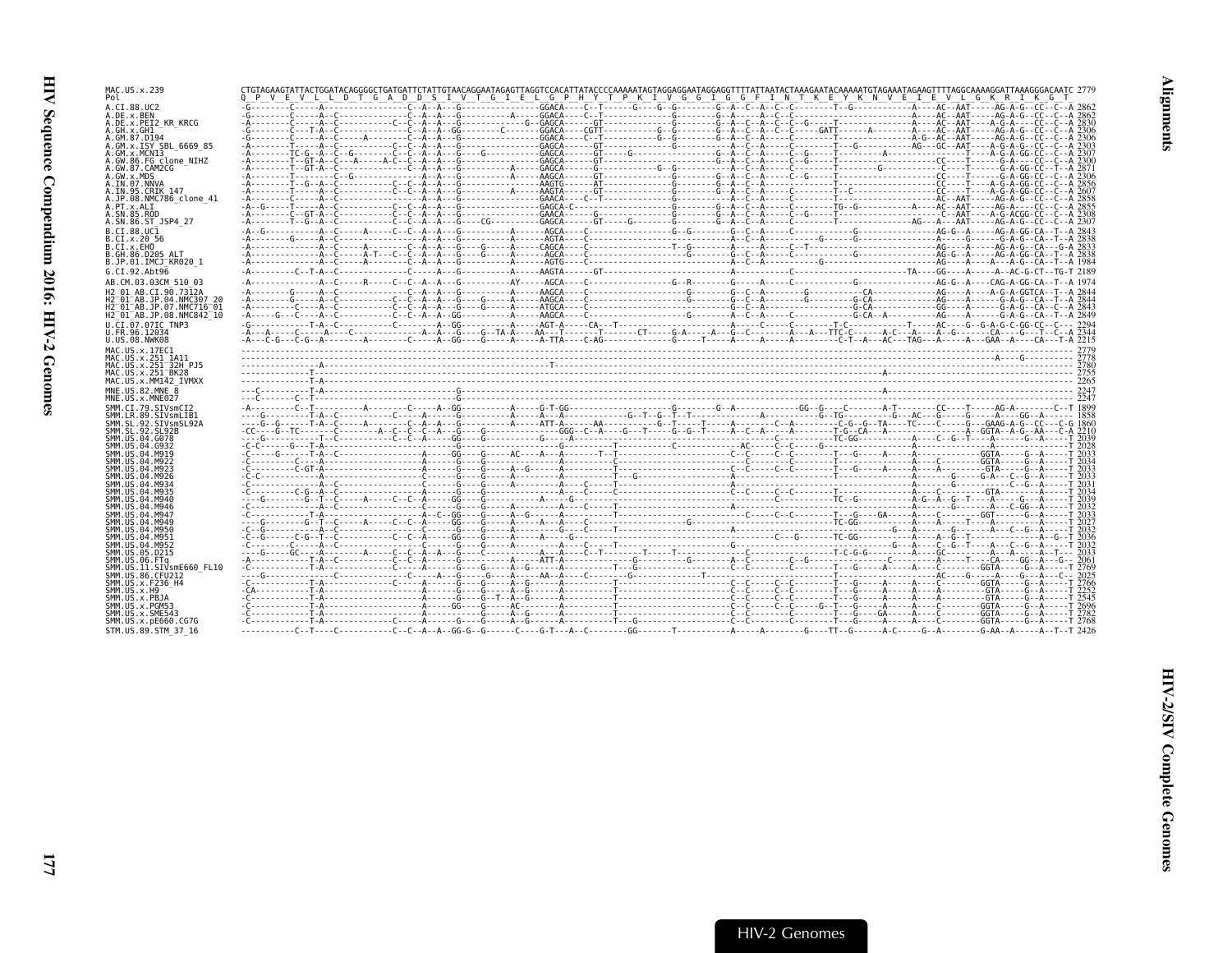```
MAC.US.x.239              CTGTAGAAGTATTACTGGATACAGGGGCTGATGATTCTATTGTAACAGGAATAGAGTTAGGTCCACATTATACCCCAAAAATAGTAGGAGGAATAGGAGGTTTTATTAATACTAAAGAATACAAAAATGTAGAAATAGAAGTTTTAGGCAAAAGGATTAAAGGGACAATC 2779
Pol                       Q  P  V  E  V  L  L  D  T  G  A  D  D  S  I  V  T  G  I  E  L  G  P  H  Y  T  P  K  I  V  G  G  I  G  G  F  I  N  T  K  E  Y  K  N  V  E  I  E  V  L  G  K  R  I  K  G  T
A.CI.88.UC2                                                                                                                                                                                                2862
A.DE.x.BEN                                                                                                                                                                                                 2862
A.DE.x.PEI2_KR_KRCG                                                                                                                                                                                        2830
A.GH.x.GH1                                                                                                                                                                                                 2306
A.GM.87.D194                                                                                                                                                                                               2306
A.GM.x.ISY_SBL_6669_85                                                                                                                                                                                     2303
A.GM.x.MCN13                                                                                                                                                                                               2307
A.GW.86.FG_clone_NIHZ                                                                                                                                                                                      2300
A.GW.87.CAM2CG                                                                                                                                                                                             2871
A.GW.x.MDS                                                                                                                                                                                                 2306
A.IN.07.NNVA                                                                                                                                                                                               2856
A.IN.95.CRIK_147                                                                                                                                                                                           2607
A.JP.08.NMC786_clone_41                                                                                                                                                                                    2858
A.PT.x.ALI                                                                                                                                                                                                 2855
A.SN.85.ROD                                                                                                                                                                                                2308
A.SN.86.ST_JSP4_27                                                                                                                                                                                         2307
B.CI.88.UC1                                                                                                                                                                                                2843
B.CI.x.20_56                                                                                                                                                                                               2838
B.CI.x.EHO                                                                                                                                                                                                 2833
B.GH.86.D205_ALT                                                                                                                                                                                           2838
B.JP.01.IMCJ_KR020_1                                                                                                                                                                                       1984
G.CI.92.Abt96                                                                                                                                                                                              2189
AB.CM.03.03CM_510_03                                                                                                                                                                                       1974
H2_01_AB.CI.90.7312A                                                                                                                                                                                       2844
H2_01_AB.JP.04.NMC307_20                                                                                                                                                                                   2844
H2_01_AB.JP.07.NMC716_01                                                                                                                                                                                   2843
H2_01_AB.JP.08.NMC842_10                                                                                                                                                                                   2849
U.CI.07.07IC_TNP3                                                                                                                                                                                          2294
U.FR.96.12034                                                                                                                                                                                              3344
U.US.08.NWK08                                                                                                                                                                                              2215
MAC.US.x.17EC1                                                                                                                                                                                             2779
MAC.US.x.251_1A11                                                                                                                                                                                          2778
MAC.US.x.251_32H_PJ5                                                                                                                                                                                       2780
MAC.US.x.251_BK28                                                                                                                                                                                          2755
MAC.US.x.MM142_IVMXX                                                                                                                                                                                       2265
MNE.US.82.MNE_8                                                                                                                                                                                            2247
MNE.US.x.MNE027                                                                                                                                                                                            2247
SMM.CI.79.SIVsmCI2                                                                                                                                                                                         1899
SMM.LR.89.SIVsmLIB1                                                                                                                                                                                        1858
SMM.SL.92.SIVsmSL92A                                                                                                                                                                                       1860
SMM.SL.92.SL92B                                                                                                                                                                                            2210
SMM.US.04.G078                                                                                                                                                                                             2039
SMM.US.04.G932                                                                                                                                                                                             2028
SMM.US.04.M919                                                                                                                                                                                             2033
SMM.US.04.M922                                                                                                                                                                                             2034
SMM.US.04.M923                                                                                                                                                                                             2033
SMM.US.04.M926                                                                                                                                                                                             2033
SMM.US.04.M934                                                                                                                                                                                             2031
SMM.US.04.M935                                                                                                                                                                                             2034
SMM.US.04.M940                                                                                                                                                                                             2039
SMM.US.04.M946                                                                                                                                                                                             2032
SMM.US.04.M947                                                                                                                                                                                             2033
SMM.US.04.M949                                                                                                                                                                                             2027
SMM.US.04.M950                                                                                                                                                                                             2032
SMM.US.04.M951                                                                                                                                                                                             2036
SMM.US.04.M952                                                                                                                                                                                             2032
SMM.US.05.D215                                                                                                                                                                                             2033
SMM.US.06.FTq                                                                                                                                                                                              2061
SMM.US.11.SIVsmE660_FL10                                                                                                                                                                                   2769
SMM.US.86.CFU212                                                                                                                                                                                           2025
SMM.US.x.F236_H4                                                                                                                                                                                           2766
SMM.US.x.H9                                                                                                                                                                                                2252
SMM.US.x.PBJA                                                                                                                                                                                              2545
SMM.US.x.PGM53                                                                                                                                                                                             2696
SMM.US.x.SME543                                                                                                                                                                                            2782
SMM.US.x.pE660.CG7G                                                                                                                                                                                        2768
STM.US.89.STM_37_16                                                                                                                                                                                        2426
```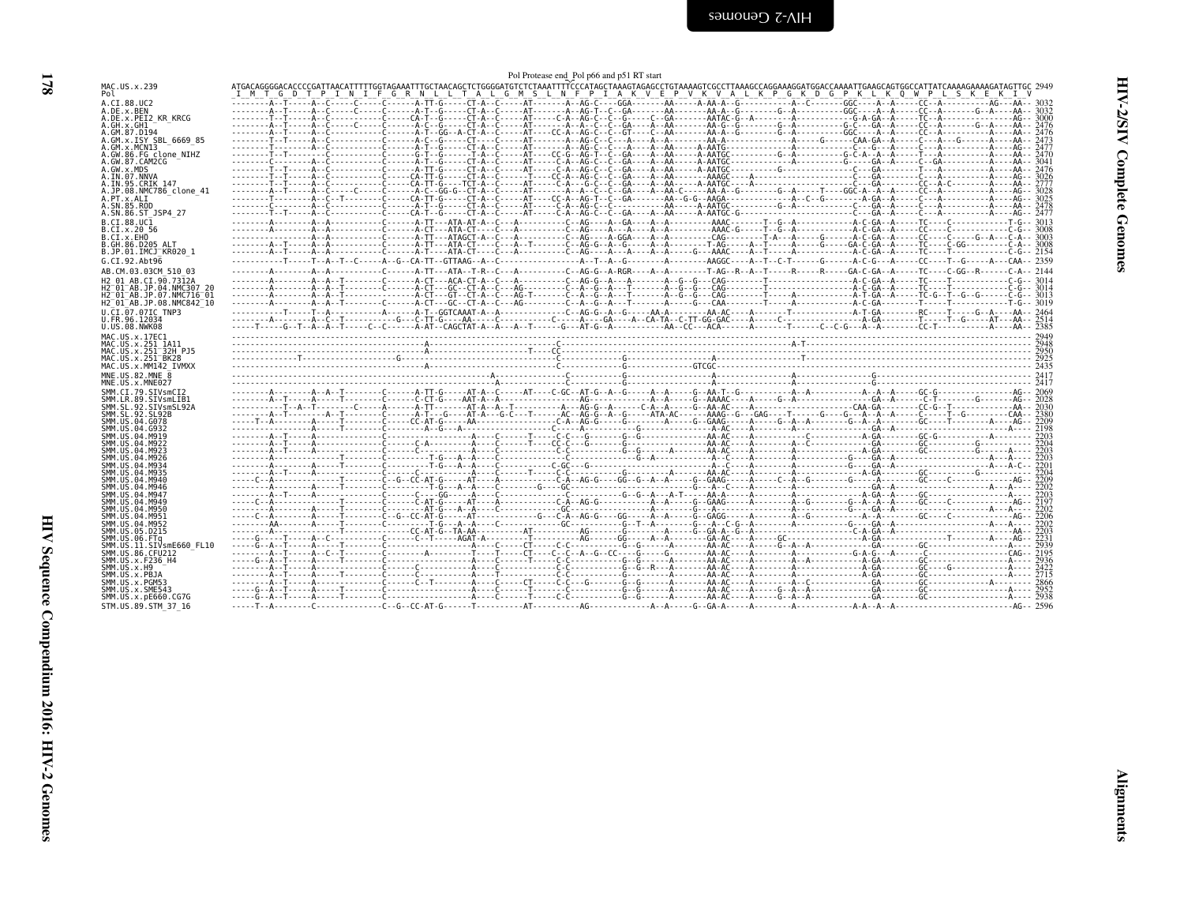Pol Protease end_Pol p66 and p51 RT start

```
MAC.US.x.239              ATGACAGGGGACACCCCGATTAACATTTTTGGTAGAAATTTGCTAACAGCTCTGGGGATGTCTCTAAATTTTCCCATAGCTAAAGTAGAGCCTGTAAAAGTCGCCTTAAAGCCAGGAAAGGATGGACCAAAATTGAAGCAGTGGCCATTATCAAAAGAAAAGATAGTTGC 2949
Pol                        I  M  T  G  D  T  P  I  N  I  F  G  R  N  L  L  T  A  L  G  M  S  L  N  F  P  I  A  K  V  E  P  V  K  V  A  L  K  P  G  K  D  G  P  K  L  K  Q  W  P  L  S  K  E  K  I  V
A.CI.88.UC2                                                                                                                                                                          3032
A.DE.x.BEN                                                                                                                                                                           3032
A.DE.x.PEI2_KR_KRCG                                                                                                                                                                  3000
A.GH.x.GH1                                                                                                                                                                           2476
A.GM.87.D194                                                                                                                                                                         2476
A.GM.x.ISY_SBL_6669_85                                                                                                                                                               2473
A.GM.x.MCN13                                                                                                                                                                         2477
A.GW.86.FG_clone_NIHZ                                                                                                                                                                2470
A.GW.87.CAM2CG                                                                                                                                                                       3041
A.GW.x.MDS                                                                                                                                                                           2476
A.IN.07.NNVA                                                                                                                                                                         3026
A.IN.95.CRIK_147                                                                                                                                                                     2777
A.JP.08.NMC786_clone_41                                                                                                                                                              3028
A.PT.x.ALI                                                                                                                                                                           3025
A.SN.85.ROD                                                                                                                                                                          2478
A.SN.86.ST_JSP4_27                                                                                                                                                                   2477
B.CI.88.UC1                                                                                                                                                                          3013
B.CI.x.20_56                                                                                                                                                                         3008
B.CI.x.EHO                                                                                                                                                                           3003
B.GH.86.D205_ALT                                                                                                                                                                     3008
B.JP.01.IMCJ_KR020_1                                                                                                                                                                 2154
G.CI.92.Abt96                                                                                                                                                                        2359
AB.CM.03.03CM_510_03                                                                                                                                                                 2144
H2_01_AB.CI.90.7312A                                                                                                                                                                 3014
H2_01_AB.JP.04.NMC307_20                                                                                                                                                             3014
H2_01_AB.JP.07.NMC716_01                                                                                                                                                             3013
H2_01_AB.JP.08.NMC842_10                                                                                                                                                             3019
U.CI.07.07IC_TNP3                                                                                                                                                                    2464
U.FR.96.12034                                                                                                                                                                        2514
U.US.08.NWK08                                                                                                                                                                        2385
MAC.US.x.17EC1                                                                                                                                                                       2949
MAC.US.x.251_1A11                                                                                                                                                                    2948
MAC.US.x.251_32H_PJ5                                                                                                                                                                 2950
MAC.US.x.251_BK28                                                                                                                                                                    2925
MAC.US.x.MM142_IVMXX                                                                                                                                                                 2435
MNE.US.82.MNE_8                                                                                                                                                                      2417
MNE.US.x.MNE027                                                                                                                                                                      2417
SMM.CI.79.SIVsmCI2                                                                                                                                                                   2069
SMM.LR.89.SIVsmLIB1                                                                                                                                                                  2028
SMM.SL.92.SIVsmSL92A                                                                                                                                                                 2030
SMM.SL.92.SL92B                                                                                                                                                                      2380
SMM.US.04.G078                                                                                                                                                                       2209
SMM.US.04.G932                                                                                                                                                                       2198
SMM.US.04.M919                                                                                                                                                                       2203
SMM.US.04.M922                                                                                                                                                                       2204
SMM.US.04.M923                                                                                                                                                                       2203
SMM.US.04.M926                                                                                                                                                                       2203
SMM.US.04.M934                                                                                                                                                                       2201
SMM.US.04.M935                                                                                                                                                                       2204
SMM.US.04.M940                                                                                                                                                                       2209
SMM.US.04.M946                                                                                                                                                                       2202
SMM.US.04.M947                                                                                                                                                                       2203
SMM.US.04.M949                                                                                                                                                                       2197
SMM.US.04.M950                                                                                                                                                                       2202
SMM.US.04.M951                                                                                                                                                                       2206
SMM.US.04.M952                                                                                                                                                                       2202
SMM.US.05.D215                                                                                                                                                                       2203
SMM.US.06.FTq                                                                                                                                                                        2231
SMM.US.11.SIVsmE660_FL10                                                                                                                                                             2939
SMM.US.86.CFU212                                                                                                                                                                     2195
SMM.US.x.F236_H4                                                                                                                                                                     2936
SMM.US.x.H9                                                                                                                                                                          2422
SMM.US.x.PBJA                                                                                                                                                                        2715
SMM.US.x.PGM53                                                                                                                                                                       2866
SMM.US.x.SME543                                                                                                                                                                      2952
SMM.US.x.pE660.CG7G                                                                                                                                                                  2938
STM.US.89.STM_37_16                                                                                                                                                                  2596
```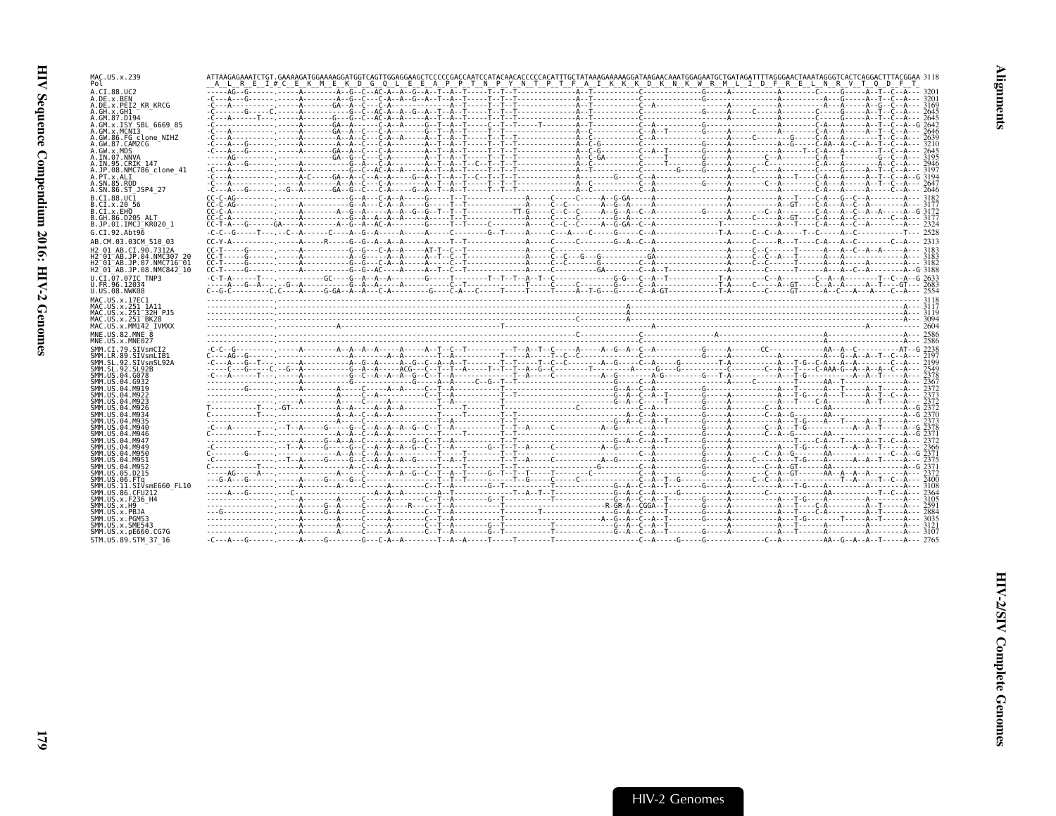```
MAC.US.x.239                ATTAAGAGAAATCTGT.GAAAAGATGGAAAAGGATGGTCAGTTGGAGGAAGCTCCCCCGACCAATCCATACAACACCCCCACATTTGCTATAAAGAAAAAGGATAAGAACAAATGGAGAATGCTGATAGATTTTAGGGAACTAAATAGGGTCACTCAGGACTTTACGGAA 3118
Pol                          A  L  R  E  I # C  E  K  M  E  K  D  G  Q  L  E  E  A  P  P  T  N  P  Y  N  T  P  T  F  A  I  K  K  K  D  K  N  K  W  R  M  L  I  D  F  R  E  L  N  R  V  T  Q  D  F  T

A.CI.88.UC2                 -----AG--G------.-----A--------A--G--C--AC-A--A--G--A--T--A--T-----T--T--T----------------A--T-----------C---------------G-------A-----------A---------C------G------A--T--C--A--- 3201
A.DE.x.BEN                  -C---A---G------.-----A--------A--G--C---C-A--A--G--A--T--A--T-----T--T--T----------------A--T-----------C---------------G------------------A--------------A---G------A--T--C--A--- 3201
A.DE.x.PEI2_KR_KRCG         -C-T-A----------.-----A--------GA--A--C---C-A-------------A--T-----T--T--T----------------A--T-----------C---A-----------------------------A---------------A------A--G--C--A--- 3169
A.GH.x.GH1                  -C-------G-----C.-----A-----------G--C--AC-A--A--G--A--T--A--T-----T--T--T----------------A--T-----------C---------------G-------A-----C------A---------C------G------A--T--C--A--- 2645
A.GM.87.D194                -C---A-----T---.------A--------G---G--C--AC-A--A----A--T--A--T-----T--T--T----------------A--T-----------C---------------G--------A--------------A---------C------A------A--T--C--A--- 2645
A.GM.x.ISY_SBL_6669_85      -C--------------.-----A--------GA--A----------C-A--A-------G--T--A--T-----C--T--T-----T---------A--T-----------C---A------------G-------------------A--------C-A---A------A--T--C--A--G 2642
A.GM.x.MCN13                -C---A----------.-----A--------GA--A--C---C-A--------A--T--A--T-----T--T------------------A--C-----------C--A--T--------G-------A----------------A---------C-A---A------A--T--C--A--- 2646
A.GW.86.FG_clone_NIHZ       -C---A----------.-----A--------A--A--C---C-A---A--A--T--A--T-----T--T--T----------------A--C-----------C--A---------------------------C-----G--------C-A---A-----------T--C--A--- 2639
A.GW.87.CAM2CG              -C---A---G------.-----A--------A--A--C---C-A--------A--T--A--T-----T--T--T----------------A--C-G---------C---------------G-------A-----------A--G-----C-AA--A--C--A--T--C--A--- 3210
A.GW.x.MDS                  -C---A---G------.-----A--------GA--A--C---C-A--------A--T--A--T-----T--T--T----------------A--C-G---------C--A--T--------G-------A-----------A------T--C-A---A--------T--C--A--- 2645
A.IN.07.NNVA                -----AG---------.-----A--------GA--A--C---C-A--------A--T--A--T-----T--T--T----------------A--C-GA--------C---------------G-------A-----C--A---------C-A---T------G--C--A--- 3195
A.IN.95.CRIK_147            -----A---G------.-----A-----------G-A--C--A--------A--T--A--T--C--T--T--T----------------A--C-----------C-----T--------G-------A-----------C---------C-A---A---------A--C--A--- 2946
A.JP.08.NMC786_clone_41     -C---A----------.-----A--------------G--C--AC-A--A-----A--T--A--T-----T--T--T----------------A--T-----------C------G------G-------A-----C------A---------C------G------A--T--C--A--- 3197
A.PT.x.ALI                  -C---A----------.--A--C--------GA--A--C---A--A-----G--A--T--A--T--C--T--T--T---------------A-----------G---C--A-----------------------------A--T------C-A---A------A--T--C--A--G 3194
A.SN.85.ROD                 -C---A----------.-----A--------A--A--C---C-A--------A--T--A--T-----T--T--T----------------A--C-----------C--A-----------G-------A-------C--A---------C-A---A------A--T--C--A--- 2647
A.SN.86.ST_JSP4_27          -C---A---G------.--G--A--------GA--G--C---C-A-------G--A--T--A--T-----T--T--T----------------A--C-----------C--A---------------------------A---------C-A---A------A-----C--A--- 2646

B.CI.88.UC1                 CC-C-AG---------.-----------------G--A---C-A--A-----G-----T--T-----------------A-----C-----C-----A--G-GA------A-----------------------A-----------A---T----C-A---G--C--A--------A--- 3182
B.CI.x.20_56                CC-C-AG---------.-----A-----------G--A---C-A--A-----G-----T--T-----------------A-----C--C--------A--G--A------A-----------------------A-----------A-GT------C-A---A--C--A--------A--- 3177
B.CI.x.EHO                  CC-C-A----------.-----A--------A--G--A-----A--A--G--G--T--T--T-----------TT-G-----C--C--C-----A--G--A--C--A-----------G-------A--------C--A---------C-A---A--C--A--A--A-----A--G 3172
B.GH.86.D205_ALT            CC-C-A----------.-----------------G--A--A--A--A-----A-----T--T-----------------A--------C-----------G--A------------------------------A------C-----A-GT------C-A---A--C--------C--A--- 3177
B.JP.01.IMCJ_KR020_1        CC-T-A----G-----GA----A--------A--A--AC-A------G-----T--T----C---------A-----C--C--C----A--G-GA--C--A-------------------T---------------A---T-----C-A---A--C--A--------A--- 2324

G.CI.92.Abt96               -C-C--G----T---.--C--A------C----A--G--A-----A-----A-----C--------G--T-----A-----C---A----C-----G-----C--A---------------T-A------C--C--A-----T--C-----A--C-----------T--- 2528

AB.CM.03.03CM_510_03        CC-Y-A----------.-----A-----R-----G--G--A--A--A-----A-----T--T-----------------A-----C-----C------G--A--C--A---------------A-------C-----R--T-----C-A---A--C-------C--A--- 2313

H2_01_AB.CI.90.7312A        CC-T-----G------.-----A-----------G--G---C-A--A-----AT-T--C--T-----------------A-----C--------------------------------A--------------A------C--C-----T-------A---A--C--A--A-----A--- 3183
H2_01_AB.JP.04.NMC307_20    CC-T-----G------.-----A-----------A--G-----A--A-----A--T--C--T-----------------A-----C--C---G---G---------GA----------------------A------C--C--A---T-------A------------------A--- 3183
H2_01_AB.JP.07.NMC716_01    CC-T-----G------.-----A-----------G--G---C-A--A-----A--T--C--T-----------------A-----C--C---------C--A--------------------------A------C--C-----T-------A---A--------A-----A--- 3182
H2_01_AB.JP.08.NMC842_10    CC-T-----G------.-----A-----------G--G--AC-----A--T--C--T-----------------A-----C--C---------GA--------C--A--T--------------A---------C-----T-------A---A--C--A--------A--G 3188

U.CI.07.07IC_TNP3           -C-T-A------T---.-----------GC----G--A--A--A-------G-----T-------T--T--T--A--T--C---------G-G---C--A--T-----------T-A---------C--A--------C--A--A-------T--C--A--G 2633
U.FR.96.12034               -----A--G--A---.--G--A-----------G--A--A--------------C--T--------T--------T------C------------G-----C--A-------------T-A-------C--A--GT-----C--A--A--A--T-----GT--- 2683
U.US.08.NWK08               C--G-C----------C.C----A-----G-GA--A--A--C-A-------G----C-A---C-----T-----T-----T-----A--T-G---G-----C--A-GT-----------T-A-------C-----GT------A--C---A-----A--C--A--- 2554

MAC.US.x.17EC1              ----------------.------------------------------------------------------------------------------------------------------------------------------------------------------------------------A--- 3118
MAC.US.x.251_1A11           ----------------.---------------------------------------------------------------------------------A---------------------------------------------------------------------------A--- 3117
MAC.US.x.251_32H_PJ5        ----------------.---------------------------------------------------------------------------------A---------------------------------------------------------------------------A--- 3119
MAC.US.x.251_BK28           ----------------.-------------------------------------------------------------------------C-----A---------------------------------------------------------------------------A--- 3094
MAC.US.x.MM142_IVMXX        ----------------.-----A--------------------------------------T----------------------------------------A-------------------------------------------A-----------A--- 2604

MNE.US.82.MNE_8             ----------------.-------------------------------------------------------------------------C---------------A-------------------------------------------------------A--- 2586
MNE.US.x.MNE027             ----------------.-------------------------------------------------------------------------C-----------------------------------------------------------------------A--- 2586

SMM.CI.79.SIVsmCI2          -C-C--G---------.-----A--------A--A--A--A-----A-----A--T--C--T-----------T--A--T--C-----A-----A--G--A--C--A-----------G-------A-------CC-----------AA--A--C---------AT--G 2238
SMM.LR.89.SIVsmLIB1         C----AG--G------.-----A-------------A-----A--A-----------T--A-------------T-----A-----T--C--C-----------------------G-------A--------------A-----G--A--A--T--C--A--- 2197
SMM.SL.92.SIVsmSL92A        -C---A---G--T---.-----A--------------A--G--A-----A--G--C--A--A--T--------T--T-----T--C--C--------A--G-----C--A--------G--------T-A----------A--T-G--C-A---A--A--------C--A--- 2199
SMM.SL.92.SL92B             -----C---G-----C.--G--A-----------G--A--A-----ACG---C--T--T--A-----T--T--T--A--G--C--------T---------A------G------G--------C-------C--A--T----C-AAA-G--A--A--A--C--A--- 2549
SMM.US.04.G078              -C---A-----T---.-----A--------------G--C--A--A--A--G--C--T--A-------------T--A-----C--------A--G---------A-G--------G---T-A-----------A--T-G------A-----A--A--T-----A--- 2378
SMM.US.04.G932              ----------------.-----A----------------------G-----A--A-----C--G--T--T--------------------G-----C--A--------------A--------------A--------C------T------AA--T-----------A--- 2367
SMM.US.04.M919              ---------G------.-----A-----------C-----A--A-----C--T--A----------T---------------G--A--C--A-----------G-------A-----------A--T-----A---T-----A--T-----A--- 2372
SMM.US.04.M922              ----------------.-----A-----------C--A----------C--T--A----------T--T---------------G--A--C--A--T--------G-------A-----------A--T-G---A--T-----A--T--C--A--- 2373
SMM.US.04.M923              ----------------.-----A-----------C--A----------C--T--A----------T------------------G--A--C--A-----T----G-------A-----------A--T----C--A--T-----A--T-----A--- 2372
SMM.US.04.M926              T-----------T---.GT-----------A--A-----A--A--A-----------T-----T---------T--------------C-----------C--A-----------G-------A-----------C--A---------AA------------------A--G 2372
SMM.US.04.M934              C-----------T---.--------------A--A--C--A--A--------T--A--------T--T-------------------A--A--C--A-----------G-------A-----------C--A--G------AA------------------A--G 2370
SMM.US.04.M935              ----------------.-----A--------------A--C--------C--T--A-----------T---------------G--A--C--A--T--------G-------A-----------A--T-G-----A---T-----A--T-----A--- 2373
SMM.US.04.M940              -C---A----------.--T--A-----G-----G--C--A--A--A--G--C--T--A-----------T--T--A-----C--------A--G--------------G-------A-----------C--A--T-G------------A--A--T-----A--G 2378
SMM.US.04.M946              C-----------T---.-----A-----------A--C--A--A--------T--A--------T--T----------------C--A-----------G-------A-----------C--A--G------AA------------------A--G 2371
SMM.US.04.M947              ----------------.-----A--------G--A--A----------G--C--T--A----------T---------------G--A--C--A--T--------G-------A-----------T--C--A--T-----A--T--C--A--- 2372
SMM.US.04.M949              -C----------T---.--T--A-----G-----G--C--A--A--A--G--C--T--A-------G--T--T--A-----C--------A--G--------------G-------A-----------A--T-G-----A---A--T-----A--- 2366
SMM.US.04.M950              C---------G-----.-----A-----------A--C--A--A--------T--A--------T--T-----------------C--A-----------G-------A-----------C--A--G------AA---------C--A--G 2371
SMM.US.04.M951              -C---------------.--T--A-----G-----G--C--A--A--A--G--C--T--A-------------T--T--A-----C--------A--G--------------G-------A-----------A--T-G------A-----A--T-----A--- 2375
SMM.US.04.M952              C-----------T---.-----A-----------A--C--A--A--------T--A--------T--T----------------G--C--A-----------G-------A-----------C--A--GT-----AA------------------A--G 2371
SMM.US.05.D215              ----AG----A-----.-----A--------A--A--C--A--A--G--C--T--A-----G--T--T--T---------C-----C--A-----------G-------A-----------C--A--GT-----AA--A--A--A--------A--- 2372
SMM.US.06.FTq               --G-A---G------.-----A--------G--C--A--------C--T--A-----G--T-----------G--C---------------C--A--T--G------G-------A-------C--C--A--------------T--A-----T--C--A--- 2400
SMM.US.11.SIVsmE660_FL10    ----------------.-----A-----------A--C--A--------C--T--A-----G--T-----------T---------------G--A--C--A--T--------G-------A-----------A--T-G-----A-------------A--- 3108
SMM.US.86.CFU212            -----A---G------.--C-----------------A--A--A-----A--T--------T--A--T--T---------------G--A--C--A-----G--------G------------C-----------AA--------T--C--A--- 2364
SMM.US.x.F236_H4            ----------------.-----A-----------A--C--A--------C--T--A-----G--T-----------T---------------G--A--C--A--T--------G-------A-----------A--T-G-----A-----------A--- 3105
SMM.US.x.H9                 ----------------.-----A-----G--A--C--A--R------C--T--A-----------T--------------R-GR-A--CGGA-T--------G-------A-----------A--T----C-A----------A--T-----A--- 2591
SMM.US.x.PBJA               --G-------------.-----A--------A--A--C--A--------C--T--A-----------T--------T-------------G--A--C--T--------G-------A-----------A--T----C-A----------A--T-----A--- 2884
SMM.US.x.PGM53              ----------------.-----A--------A--C--A--------C--T--A--------------T---------------A--G--A--C--A--T--------G-------A-----------A--T-G--------T--A--T-----A--- 3035
SMM.US.x.SME543             ----------------.-----A-----------A--C--A--------C--T--A-----G--T-----------T---------------G--A--C--A--T--------G-------A-----------A--T------A-------------A--- 3121
SMM.US.x.pE660.CG7G         ----------------.-----A-----------A--C--A--------C--T--A-----G--T-----------T---------------G--A--C--A--T--------G-------A-----------A--T------A-------------A--- 3107

STM.US.89.STM_37_16         -C---A---G------.-----A-----G--------G---C-A--A--------T--A--A-----T-----T--------T-----------------C--A-----G-----G---------------C--A-----------AA--G--A--A--T-----A--- 2765
```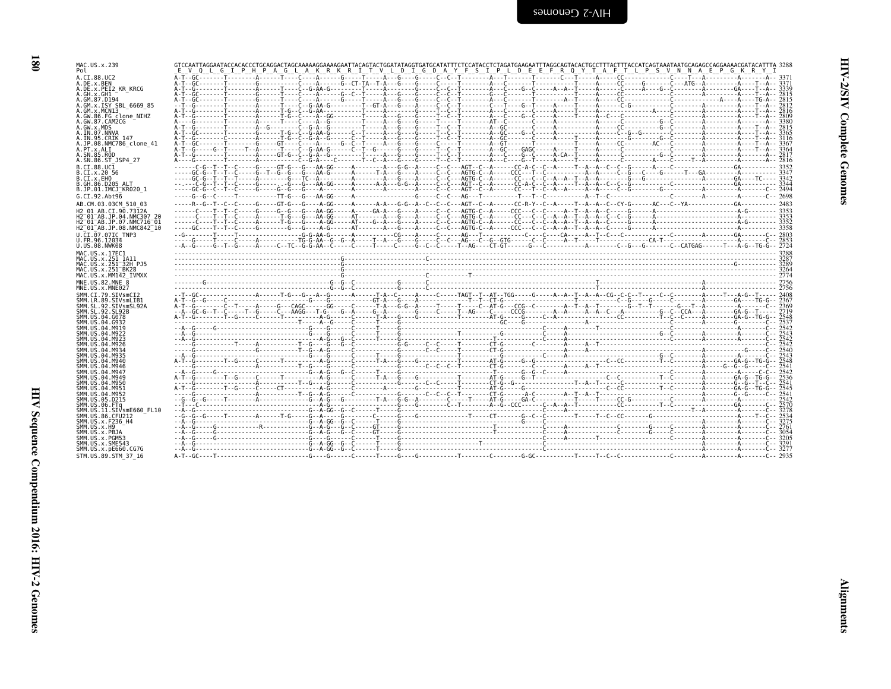```
MAC.US.x.239                GTCCAATTAGGAATACCACACCCTGCAGGACTAGCAAAAAGGAAAAGAATTACAGTACTGGATATAGGTGATGCATATTTCTCCATACCTCTAGATGAAGAATTTAGGCAGTACACTGCCTTTACTTTACCATCAGTAAATAATGCAGAGCCAGGAAAACGATACATTTA 3288
Pol                          E  V  Q  L  G  I  P  H  P  A  G  L  A  K  R  K  R  I  T  V  L  D  I  G  D  A  Y  F  S  I  P  L  D  E  E  F  R  Q  Y  T  A  F  T  L  P  S  V  N  N  A  E  P  G  K  R  Y  I
A.CI.88.UC2                 3371
A.DE.x.BEN                  3371
A.DE.x.PEI2_KR_KRCG         3339
A.GH.x.GH1                  2815
A.GM.87.D194                2815
A.GM.x.ISY_SBL_6669_85      2812
A.GM.x.MCN13                2816
A.GW.86.FG_clone_NIHZ       2809
A.GW.87.CAM2CG              3380
A.GW.x.MDS                  2815
A.IN.07.NNVA                3365
A.IN.95.CRIK_147            3116
A.JP.08.NMC786_clone_41     3367
A.PT.x.ALI                  3364
A.SN.85.ROD                 2817
A.SN.86.ST_JSP4_27          2816
B.CI.88.UC1                 3352
B.CI.x.20_56                3347
B.CI.x.EHO                  3342
B.GH.86.D205_ALT            3344
B.JP.01.IMCJ_KR020_1        2494
G.CI.92.Abt96               2698
AB.CM.03.03CM_510_03        2483
H2_01_AB.CI.90.7312A        3353
H2_01_AB.JP.04.NMC307_20    3353
H2_01_AB.JP.07.NMC716_01    3352
H2_01_AB.JP.08.NMC842_10    3358
U.CI.07.07IC_TNP3           2803
U.FR.96.12034               2853
U.US.08.NWK08               2724
MAC.US.x.17EC1              3288
MAC.US.x.251_1A11           3287
MAC.US.x.251_32H_PJ5        3289
MAC.US.x.251_BK28           3264
MAC.US.x.MM142_IVMXX        2774
MNE.US.82.MNE_8             2756
MNE.US.x.MNE027             2756
SMM.CI.79.SIVsmCI2          2408
SMM.LR.89.SIVsmLIB1         2367
SMM.SL.92.SIVsmSL92A        2369
SMM.SL.92.SL92B             2719
SMM.US.04.G078              2548
SMM.US.04.G932              2537
SMM.US.04.M919              2542
SMM.US.04.M922              2543
SMM.US.04.M923              2542
SMM.US.04.M926              2542
SMM.US.04.M934              2540
SMM.US.04.M935              2543
SMM.US.04.M940              2548
SMM.US.04.M946              2541
SMM.US.04.M947              2542
SMM.US.04.M949              2536
SMM.US.04.M950              2541
SMM.US.04.M951              2545
SMM.US.04.M952              2541
SMM.US.05.D215              2542
SMM.US.06.FTq               2570
SMM.US.11.SIVsmE660_FL10    3278
SMM.US.86.CFU212            2534
SMM.US.x.F236_H4            3275
SMM.US.x.H9                 2761
SMM.US.x.PBJA               3054
SMM.US.x.PGM53              3205
SMM.US.x.SME543             3291
SMM.US.x.pE660.CG7G         3277
STM.US.89.STM_37_16         2935
```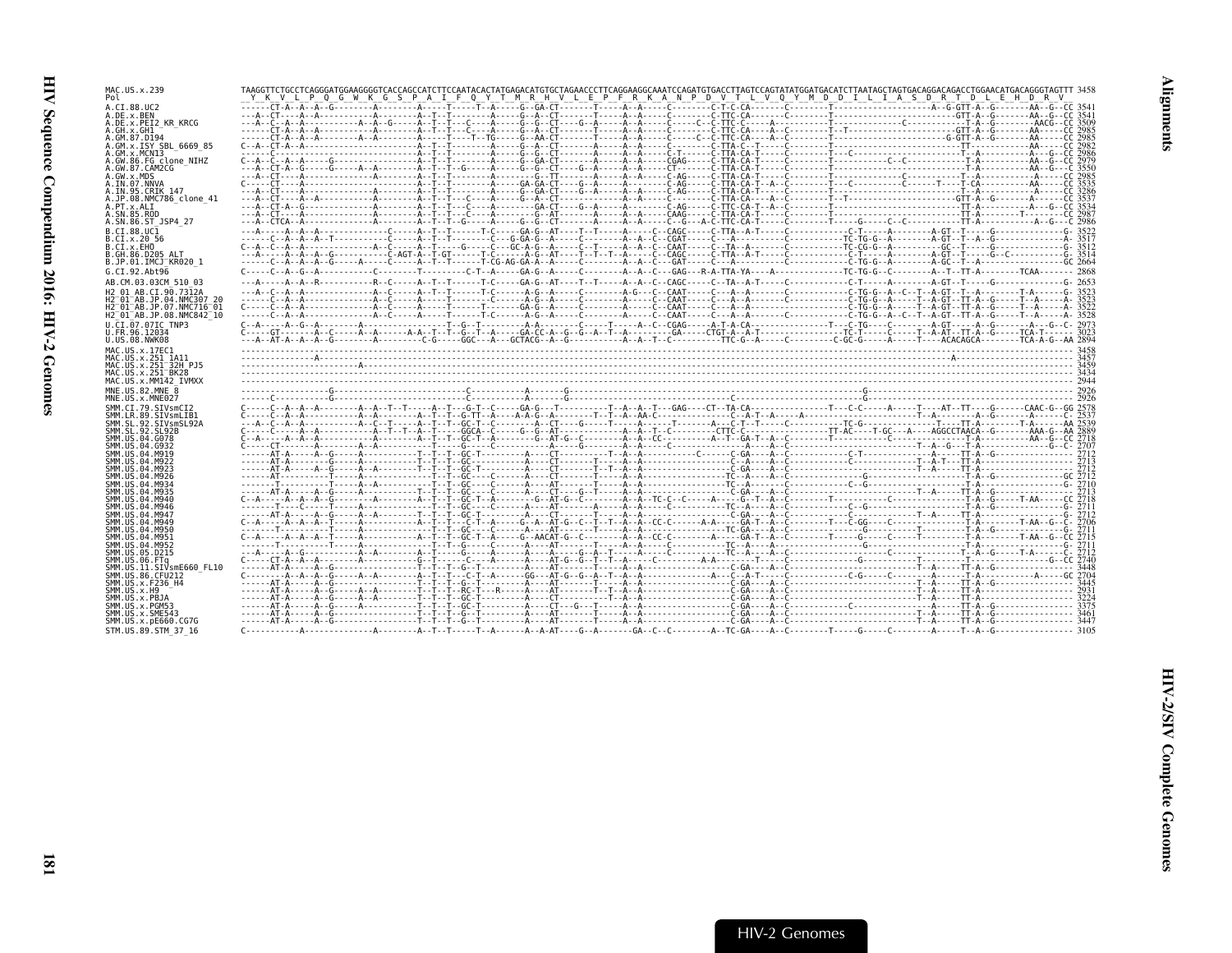```
MAC.US.x.239                TAAGGTTCTGCCTCAGGGATGGAAGGGGTCACCAGCCATCTTCCAATACACTATGAGACATGTGCTAGAACCCTTCAGGAAGGCAAATCCAGATGTGACCTTAGTCCAGTATATGGATGACATCTTAATAGCTAGTGACAGGACAGACCTGGAACATGACAGGGTAGTTT 3458
Pol                          Y  K  V  L  P  Q  G  W  K  G  S  P  A  I  F  Q  Y  T  M  R  H  V  L  E  P  F  R  K  A  N  P  D  V  T  L  V  Q  Y  M  D  D  I  L  I  A  S  D  R  T  D  L  E  H  D  R  V
A.CI.88.UC2                                                                                                                                                                              3541
A.DE.x.BEN                                                                                                                                                                               3541
A.DE.x.PEI2_KR_KRCG                                                                                                                                                                      3509
A.GH.x.GH1                                                                                                                                                                               2985
A.GM.87.D194                                                                                                                                                                             2985
A.GM.x.ISY_SBL_6669_85                                                                                                                                                                   2982
A.GM.x.MCN13                                                                                                                                                                             2986
A.GW.86.FG_clone_NIHZ                                                                                                                                                                    2979
A.GW.87.CAM2CG                                                                                                                                                                           3550
A.GW.x.MDS                                                                                                                                                                               2985
A.IN.07.NNVA                                                                                                                                                                             3535
A.IN.95.CRIK_147                                                                                                                                                                         3286
A.JP.08.NMC786_clone_41                                                                                                                                                                  3537
A.PT.x.ALI                                                                                                                                                                               3534
A.SN.85.ROD                                                                                                                                                                              2987
A.SN.86.ST_JSP4_27                                                                                                                                                                       2986
B.CI.88.UC1                                                                                                                                                                              3522
B.CI.x.20_56                                                                                                                                                                             3517
B.CI.x.EHO                                                                                                                                                                               3512
B.GH.86.D205_ALT                                                                                                                                                                         3514
B.JP.01.IMCJ_KR020_1                                                                                                                                                                     2664
G.CI.92.Abt96                                                                                                                                                                            2868
AB.CM.03.03CM_510_03                                                                                                                                                                     2653
H2_01_AB.CI.90.7312A                                                                                                                                                                     3523
H2_01_AB.JP.04.NMC307_20                                                                                                                                                                 3523
H2_01_AB.JP.07.NMC716_01                                                                                                                                                                 3522
H2_01_AB.JP.08.NMC842_10                                                                                                                                                                 3528
U.CI.07.07IC_TNP3                                                                                                                                                                        2973
U.FR.96.12034                                                                                                                                                                            3023
U.US.08.NWK08                                                                                                                                                                            2894
MAC.US.x.17EC1                                                                                                                                                                           3458
MAC.US.x.251_1A11                                                                                                                                                                        3457
MAC.US.x.251_32H_PJ5                                                                                                                                                                     3459
MAC.US.x.251_BK28                                                                                                                                                                        3434
MAC.US.x.MM142_IVMXX                                                                                                                                                                     2944
MNE.US.82.MNE_8                                                                                                                                                                          2926
MNE.US.x.MNE027                                                                                                                                                                          2926
SMM.CI.79.SIVsmCI2                                                                                                                                                                       2578
SMM.LR.89.SIVsmLIB1                                                                                                                                                                      2537
SMM.SL.92.SIVsmSL92A                                                                                                                                                                     2539
SMM.SL.92.SL92B                                                                                                                                                                          2889
SMM.US.04.G078                                                                                                                                                                           2718
SMM.US.04.G932                                                                                                                                                                           2707
SMM.US.04.M919                                                                                                                                                                           2712
SMM.US.04.M922                                                                                                                                                                           2713
SMM.US.04.M923                                                                                                                                                                           2712
SMM.US.04.M926                                                                                                                                                                           2712
SMM.US.04.M934                                                                                                                                                                           2710
SMM.US.04.M935                                                                                                                                                                           2713
SMM.US.04.M940                                                                                                                                                                           2718
SMM.US.04.M946                                                                                                                                                                           2711
SMM.US.04.M947                                                                                                                                                                           2712
SMM.US.04.M949                                                                                                                                                                           2706
SMM.US.04.M950                                                                                                                                                                           2711
SMM.US.04.M951                                                                                                                                                                           2715
SMM.US.04.M952                                                                                                                                                                           2711
SMM.US.05.D215                                                                                                                                                                           2712
SMM.US.06.FTq                                                                                                                                                                            2740
SMM.US.11.SIVsmE660_FL10                                                                                                                                                                 3448
SMM.US.86.CFU212                                                                                                                                                                         2704
SMM.US.x.F236_H4                                                                                                                                                                         3445
SMM.US.x.H9                                                                                                                                                                              2931
SMM.US.x.PBJA                                                                                                                                                                            3224
SMM.US.x.PGM53                                                                                                                                                                           3375
SMM.US.x.SME543                                                                                                                                                                          3461
SMM.US.x.pE660.CG7G                                                                                                                                                                      3447
STM.US.89.STM_37_16                                                                                                                                                                      3105
```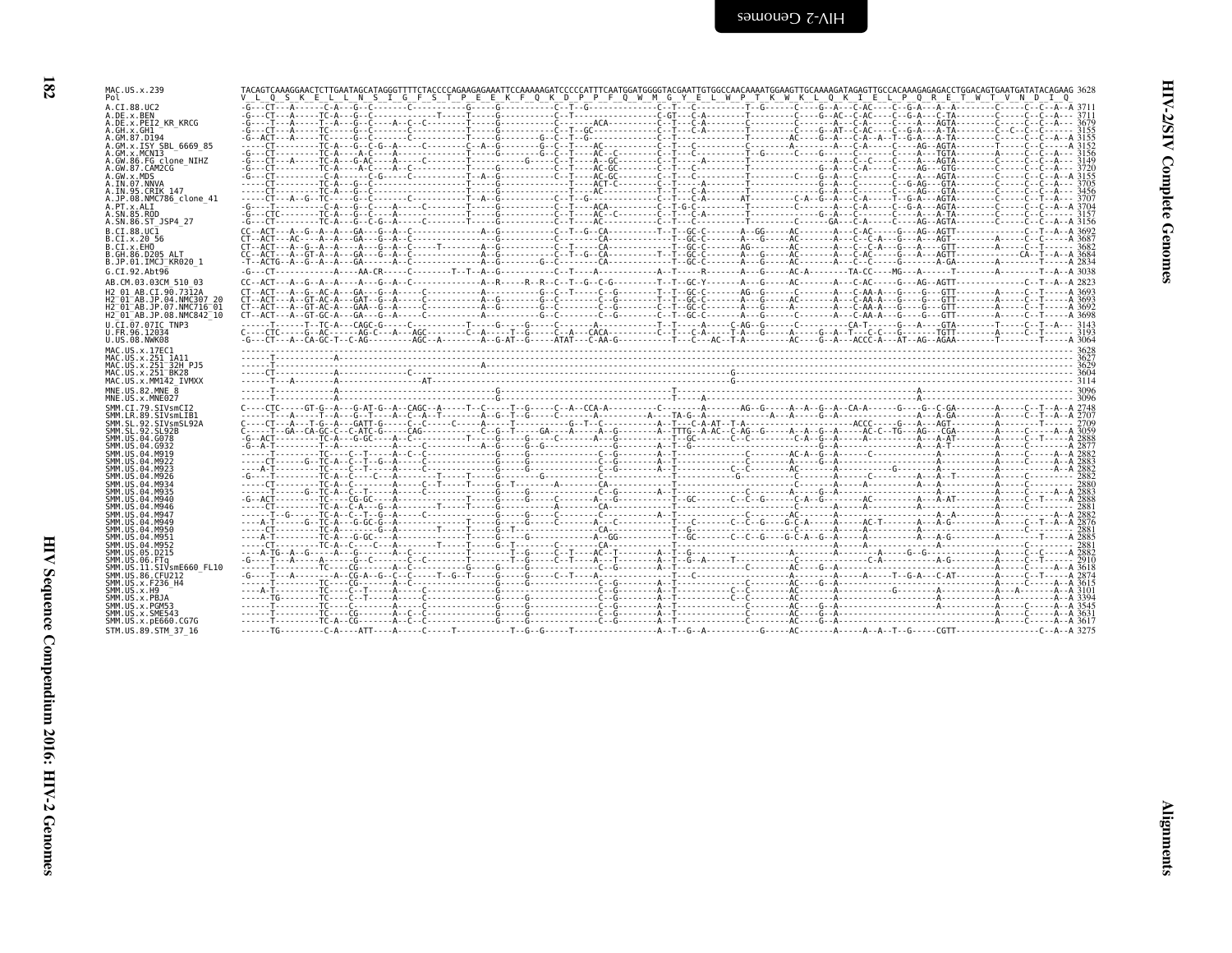```
MAC.US.x.239                TACAGTCAAAGGAACTCTTGAATAGCATAGGGTTTTCTACCCCAGAAGAGAAATTCCAAAAAGATCCCCCATTTCAATGGATGGGGTACGAATTGTGGCCAACAAAATGGAAGTTGCAAAAGATAGAGTTGCCACAAAGAGAGACCTGGACAGTGAATGATATACAGAAG 3628
Pol                         V  L  Q  S  K  E  L  L  N  S  I  G  F  S  T  P  E  E  K  F  Q  K  D  P  P  F  Q  W  M  G  Y  E  L  W  P  T  K  W  K  L  Q  K  I  E  L  P  Q  R  E  T  W  T  V  N  D  I  Q

A.CI.88.UC2                 -G---CT---A------C-A---G--C-------C-----------G-----G-----------C--T--G---------------C--T---C---------T--G------C----G--A---C-AC----C--G-A---A--A--------C-----C--C--A--A 3711
A.DE.x.BEN                  -G---CT---A------TC-A---G--C----------T-----T-----G-----------C--T---------------C-GT---C-A---------T---------C----G--AC--C-AC----C--G-A---C-TA--------C-----C--C--A--- 3711
A.DE.x.PEI2_KR_KRCG         -G---CT---A------T--A---G--C----A---C--------T-----G-----------C-------ACA-------C--T---GC-A---------T---------C------A---C-A-----C----A---AGTA--------C-----C--C--A--- 3679
A.GH.x.GH1                  -G---CT---A------TC-----G--C----------C-----T-----G-----------C--T--GC-------------C--T---C-A---------T---------C----G--AT--C-AC----C--G-A---A-TA--------C--C--C--C------ 3155
A.GM.87.D194                -G-ACT---A------TC-----G--C----------C-----T-----G-----G-----C--T---GC-------------C--T---C---------T---------AC----G--A---C-A--A--T--G-A---A-TA--------C-----C--C--A--A 3155
A.GM.x.ISY_SBL_6669_85      -----CT---------TC-A---G--C-G--A------C--A--G--------G--C--T-----AC---------------C--T---C---------T---------C---------A------C-A-----C----AG--AGTA--------T-----C--C------A 3152
A.GM.x.MCN13                -G---CT---------TC-A----A-C----A---------------T-----G--C--T-----AC--C-------------C--T---C---------T--G------C----G--A---------C----A---TGTA--------A-----C--C--A--- 3156
A.GW.86.FG_clone_NIHZ       -G---CT---A-----TC-A---G-AC--A---------T-----------G----C--T-----A--GC-------------C--T---C---A-----T---------A------C--C------C----A---AGTA--------C-----C--C--A--- 3149
A.GW.87.CAM2CG              -G---CT---------TC-A----A-C----A--C-----------T-----G-----------C--T-----AC-GC-------------C--T---C---------T---------G--A---C-A-----C----AG---GTG--------C-----C--C--A--- 3720
A.GW.x.MDS                  -G---CT---------C-A------C-G-----C----------T--A--G-----------C--T-----AC-GC-------------C--T---C---------T---------C----G--A---C---------C----A---AGTA--------C-----C--C--A--A 3155
A.IN.07.NNVA                -----CT---------TC-A---G--C----------------T-----G-----------C--T-----ACT-C----------C--T---C---------T---------G--A---C-A-----C--G-AG---GTA--------C-----C--C--A--- 3705
A.IN.95.CRIK_147            -----CT---------TC-A---G--C----------------T-----G-----------T-----AC-----------T--T---C-A---------T---------G--A---C---------C----AG---GTA--------C-----C--C--A--- 3456
A.JP.08.NMC786_clone_41     -----CT---A--G--TC-----G--C----------C-----T--A--G-----------C--T--G--------------C--T---C-A---------AT---------C-A--G--A---C-A-----T--G-A---AGTA--------C-----C--T--A--- 3707
A.PT.x.ALI                  -G---T---------C-A---G--C----A----C---------T-----G-----------C--T-----ACA--------C--T-G---C---------T---------C------A---C-A-----C--G-A---AGTA--------C-----C--C--A--A 3704
A.SN.85.ROD                 -G---CTC--------TC-A---G--C----A------------T-----G-----------C--T-----AC--C-------------C--T---C-A---------T---------G--A---C-A-----C----A---A-TA--------C-----C--C--A--- 3157
A.SN.86.ST_JSP4_27          -G---CT---------TC-A---G--C-G--A----C--------T-----G-----------C--T-----AC-----------C--T---C---------T---------GA---C-A-----C----AG--AGTA--------C-----C--C--A--A 3156
B.CI.88.UC1                 CC--ACT---A--G--A---A---GA---G--A--C-----------A-G-----------C--T--G--CA---------T--T--GC-C-------A--GG-----AC--------A---C-AC-----G---AG--AGTT-------------C--T--A--A 3692
B.CI.x.20_56                CT--ACT---AC----A---A---GA---G--A--C-----------A-G-----------C-------CA----------T--GC-C-------A--G-----AC-------A---C--C-A---G---A---AGT-------A-----C--C-----A 3687
B.CI.x.EHO                  CT--ACT---A--G--A---A-----A---G--A--C------T--------A-G-----------C--T-----CA----------T--GC-C-------AG------AC-------A---C--C-A---G---A---GTT--------A-----C--T------ 3682
B.GH.86.D205_ALT            CC--ACT---A--GT-A---A---GA---G--A--C-----------A-G-----------C--T--G--CA----------T--T--GC-C-------A--G-----AC-------A---C-AC-----G---A---AGTT--------------CA--T--A--A 3684
B.JP.01.IMCJ_KR020_1        -T--ACTG--A--G--A---A---GA------A--C-----------A-G-----------G--C----CA----------T--GC-C-------A--G-----AC-------C---C-----G---A---A-GA--------A-----C--T-----A 2334
G.CI.92.Abt96               -G---CT---------A----AA-CR-----C-------T--T--A--G-----------C--T-----A----------A--T-----R------A---G-----AC-A-------TA-CC----MG---A-------T--------A-----T--A--A 3038
AB.CM.03.03CM_510_03        CC--ACT---A--G--A---A-----A---G--A--C-----------A--R-----R--R--C--T--G--C-G----------T--T--GC-Y-------A---G-----AC-------A---C-AC-----G---AG--AGTT------------C--T--A--A 2823
H2_01_AB.CI.90.7312A        CT--ACT---A--G--AC-A---GA---G--A-----C-----------A-----------G--C--T-----C--G---------T--T--GC-C-------AG--G-----C-------A---C-AA-A---G----G---GTT--------A-----C--T-----A 3693
H2_01_AB.JP.04.NMC307_20    CT--ACT---A--GT-AC-A---GAT--G--A-----C-----------A-G-----------G--C---------C--G---------T--T--GC-C-------A---G-----AC-------A---C-AA-A---G---A---GTT--------A-----C--T-----A 3693
H2_01_AB.JP.07.NMC716_01    CT--ACT---A--GT-AC-A---GAA--G--A-----C-----------A-G-----------G--C---------C--G---------C--T--GC-C-------A---G-----A-------A---C-AA-A---G----G---GTT--------A-----C--T-----A 3692
H2_01_AB.JP.08.NMC842_10    CT--ACT---A--GT-GC-A---GA---G--A-----C-----------A-G-----------G--C---------C--G---------C--T--GC-C-------A---G-----C-------A---C-AA-A---G----G---GTT--------A-----C--T-----A 3698
U.CI.07.07IC_TNP3           ------T------T--TC-A---CAGC-G----C-----------T-----G-----G-----C--------A----------T--T------A-----C-AG--G--------C-------CA-T------G---A---GTA--------T-----C--T--A--- 3143
U.FR.96.12034               C---CTC-----G--AC-----AG-C----A---AGC-------C--A-----T--G-----C--A--CACA--------C--T---C-A-----T-A---G-----A-----G--A---T--C--G---------TGTT--------A-----C--C-----A 3193
U.US.08.NWK08               -G---CT---A--CA-GC-T--C-AG---------AGC--A--------A--G-AT--G-----ATAT---C-AA-G---------T-----C----AC--T-A-------AC-----G--A---ACCC-A---AT--AG-AGAA--------T-----T-----A 3064
MAC.US.x.17EC1              ----------------------------------------------------------------------------------------------------------------------------------------------------------------------------- 3628
MAC.US.x.251_1A11           ------T-----------A--------------------------------------------------------------------------------------------------------------------------------------------------------- 3627
MAC.US.x.251_32H_PJ5        ------T-----------A------------------------------------A--------------------------------------------------------------------------------------------------------------------- 3629
MAC.US.x.251_BK28           -----CT-----------A--------------C-------------------------------------------------------G--------------------------------------------------------------------------------- 3604
MAC.US.x.MM142_IVMXX        ------T---A-------A-------------------AT------------------------------------------------G--------------------------------------------------------------------------------- 3114
MNE.US.82.MNE_8             ------T-----------A--------------------------G--------------------------T-------------------------------------------A------------------------------------------------ 3096
MNE.US.x.MNE027             ------T-----------A--------------------------G--------------------------T-----A-----------------------------------A------------------------------------------------ 3096
SMM.CI.79.SIVsmCI2          C----CTC-----GT-G--A---G-AT-G--A--CAGC--A-----T--C-----T--G-----C--A--CCA-A---------C---------A--------AG--G-----A--A--G--A--CA-A--------G----G--C-GA--------A-----C--T--A--A 2748
SMM.LR.89.SIVsmLIB1         ------T---A----T--A--G--T----A--C--A--T-------A--G--T--G--------C------A--------A--------TA-G--A---------A-----A--------------------A---A-GA--------A-----C--T--A--A 2707
SMM.SL.92.SIVsmSL92A        C----CT---A---T-G--A---GATT-G-----C--C-----C-----A-----T-------G--T--C--------A--T--C-A-AT--T-A------------ACCC-----G---A---AGT--------A-----T------- 2709
SMM.SL.92.SL92B             C----T--GA--CA-GC-C--C-ATC-G-----CAG---------C--G--T-----GA---A-----A--G---------A--TTTG--A-AC--C-AG--G-----A--A--G--A-----AC-C--TG---AG---CGA--------A-----C-----A--A 3059
SMM.US.04.G078              -G-ACT---------TC-A---G-GC----A--C------------A--G--------A-----A--G---------T--GC-----C--C-----C-A--G---A----------A---A-AT--------A-----C--T-----A 2888
SMM.US.04.G932              -G-A-T---------T--A---------A-----C------------A-G----G--G------------G---------A--T--G--------------G--A-------------A---A-T--------A-----C--C-----A 2877
SMM.US.04.M919              ------T---------TC---C--T-----A--C--C-------------G-----G----------C--G---------A--T--------------C-------AC-A--G--A-----C------------------------A-----C-----A--A 2882
SMM.US.04.M922              -----CT-------G--TC-A--C--T--G--A-----C-------------G-----G-----------C--G---------A--T--------------C--------A--------A---A--------------A-----C-----A--A 2883
SMM.US.04.M923              ----A-T---------TC---C--T-----A-----C-------------G-----G----------C--G---------A--T--------------C-C------AC-------A----------G------A--------A-----C-----A--A 2882
SMM.US.04.M926              -G--T---------TC-A--C----C--A----------T------T-----G--------G---------------T-----------G--------A---------A-----C------A---A--T--------A-----C-----A 2882
SMM.US.04.M934              -----CT---------TC-A--C------A-----C--T------T-----G--T------A-------CA----------------------C-------A--------A--------A----------------A-----C------ 2880
SMM.US.04.M935              ------T-----G--TC-A--C--T-----A-----C-------------G-----G----------C--G---------A--T--------------C--------A--G--A----------A----------A-----C-----A--A 2883
SMM.US.04.M940              -G-ACT---------TC---CG-GC----A-----------T-----G----G-----C-------A--G---------T--GC-----C--C--G-----C-A--G-----AC-------A---A-AT--------A-----C--T-----A 2888
SMM.US.04.M946              -----CT---------TC-A--C-A---G--A-------T------T-----G--------A--------CA----------------------C-------A--------A--------A------------------A-----C------ 2881
SMM.US.04.M947              ------T--G------TC-A--C--T--G--A-----C-------------G-----G-----------C--G---------A--T--------------C--------AC-------A--------A--A------A-----C-----A--A 2882
SMM.US.04.M949              ----A-T------G--TC-A---G-GC-G--A-----C-------------T-----G-----G--C-------A---C----------T---C-------C--C--G----G-C-A-----A-----AC-T-------A---A-G--------A-----C--T--A--A 2876
SMM.US.04.M950              -----CT---------TC-A------G--A-------T------T-----G--T------------CA-----------T--G-------------------C--A------A--------A------------------A-----C------ 2881
SMM.US.04.M951              ----A-T---------TC-A---G-GC----A-----------T-----G--------G-------A--GG---------T--GC-----C--C--G-----G-C-A--G--A------A---A--------A--G------A-----T-----A 2885
SMM.US.04.M952              -----CT---------TC-A--C----C--A----------T------T-----G--T------A-------CA----------------------C-------A--------A--------A------------------A-----C------ 2881
SMM.US.05.D215              ----A-TG--A--G--TC-A--C--G-----A-----C-------------T-----G-----C--T--AC--T---------A--T--G------------A-------A------A----G--G----------A-----C--C-----A 2882
SMM.US.06.FTq               -G---T---A-----A------G--C------C--C-------------T--G--------C--T--A---T---------A--T--G--A------T-------C------------C-A-------A-G-----------A-----C--T-----A 2910
SMM.US.11.SIVsmE660_FL10    ------T---------TC----CG-------A--C------------G-----G-----G-----------C--G---------A--T--------------C--------AC---G--A----------------------------A-----C-----A--A 3618
SMM.US.86.CFU212            -G----T---A--------A--CG-A--G--C--C-------T--G--T-----G-----G--C--T--A----------T--C--------------A-------A-----A--T--G-A---C-AT--------A-----C--T-----A 2874
SMM.US.x.F236_H4            ------T---------TC----CG-------A--C------------G-----G----------------C--G---------A--T--------------C--------AC---G--A----------------------------A-----C-----A--A 3615
SMM.US.x.H9                 ----A-T---------TC---C--T-----A-----C--------------G-----G----------C--G---------A--T--------------C--C-------AC-------A--------G------A--A--------A-----A--A 3101
SMM.US.x.PBJA               ------TG--------TC---C--T-----A--C-------------G-----G----------C--G---------A--T--------------C--C-------AC-------A------------------------------A-----C-----A--A 3394
SMM.US.x.PGM53              ------T---------TC----C---------A--C--C----------G-----G----------C--G---------A--T--------------C--------AC---G--A----------------------------A-----C-----A--A 3545
SMM.US.x.SME543             ------T---------TC----CG-------A--C--C----------G-----G----------C--G---------A--T--------------C--------AC---G--A----------------------------A-----C-----A--A 3631
SMM.US.x.pE660.CG7G         ------T---------TC-A--CG-------A--C--C----------G-----G----------C--G---------A--T--------------C--------AC---G--A----------------------------A-----C-----A--A 3617
STM.US.89.STM_37_16         ------TG---------C-A----ATT----A-----C-----T-----------T--G--G-----T---------------A--T--G--A-----------G-----AC-------A-----A--A--T--G-----CGTT-----------------C--A--A 3275
```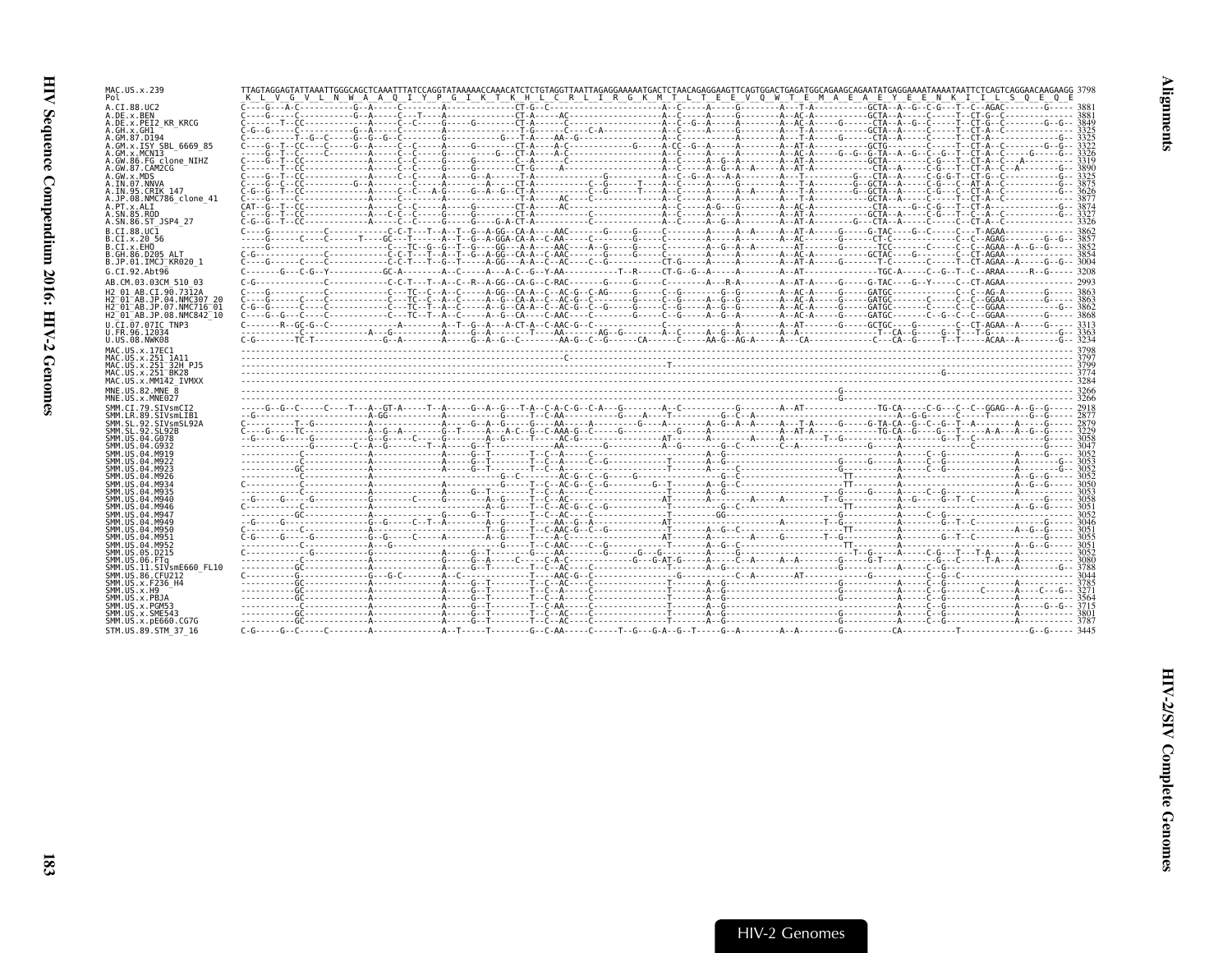```
MAC.US.x.239             TTAGTAGGAGTATTAAATTGGGCAGCTCAAATTTATCCAGGTATAAAAACCAAACATCTCTGTAGGTTAATTAGAGGAAAAATGACTCTAACAGAGGAAGTTCAGTGGACTGAGATGGCAGAAGCAGAATATGAGGAAAATAAAATAATTCTCAGTCAGGAACAAGAAGG 3798
Pol                       K  L  V  G  V  L  N  W  A  A  Q  I  Y  P  G  I  K  T  K  H  L  C  R  L  I  R  G  K  M  T  L  T  E  E  V  Q  W  T  E  M  A  E  A  E  Y  E  E  N  K  I  I  L  S  Q  E  Q  E
A.CI.88.UC2              C----G---A-C-----------G--A-----C--------A--------------CT-G--C------------------------A--C-----A-----G--------A---T-A-----------GCTA--A--G--C-G---T--C--AGAC---------G----- 3881
A.DE.x.BEN               C----G----C-----------G--A-----C---T----A--------------CT-A-----AC---------------------A--C-----A-----G--------A--AC-A-----------GCTA--A-----C-----T--CT-G--C------------ 3881
A.DE.x.PEI2_KR_KRCG      C-------T--CC-----------A-----C--C----G-----G---------CT-A-----C-------------------------A--C--G--A-----A--------A--AC-A-------G-----CTA--A--G--C-----T--CT-G--C---------G--G-- 3849
A.GH.x.GH1               C-G--G-----C-----------G--A-----C--------A--------------T-G--------C----C-A-------------A--C-----A-----G--------A---T-A-----------GCTA--A-----C-----T--CT-A--C------------ 3325
A.GM.87.D194             C-----------T--G--C------G--G--G--C------G--------------T-A-----AA--G------------------A--C-----A-----G--------A---T-A-----G-----CTA--A-----C-----T--CT-A--------------G-- 3325
A.GM.x.ISY_SBL_6669_85   C----G--T--CC----C-----G--A-----C--C-----A-----G---------CT-A-----A-C--------------G-----A-CC--G--A-----A--------A--AT-A-----------GCTG-----C-----T--CT-A--C---------G--G-- 3322
A.GM.x.MCN13             ----G--T--C-----C--------A-----C--C-----G---------G---CT-A-----A-C---------------------A--C-----A-----A--------A--AC-A-----G--G--G-TA--A--G--C--G--T--CT-A--C-----G-------G-- 3326
A.GW.86.FG_clone_NIHZ    C----G--T--CC-----------A-----C--C-----G--------------CT-A-----C-------------------------A--C-----A-----A--------A--AT-A-----------GCTA--A-----C-G---T--CT-A--C----A-------- 3319
A.GW.87.CAM2CG           C-------T--CC-----------A-----C--C-----G-----G---------CT-G-----A------------------------A--C-----A--G--A--A----A--AT-A-----------CTA--A-----C-G---T--CT-A--C--A---------G-- 3890
A.GW.x.MDS               C----G--T--CC-----------A-----C--C-----A-----G--A------T-A-------------G---------------A--C--G--A--A-A---------A---T-----------G---CTA--A-----C-G-G-T--CT-G--C------------ 3325
A.IN.07.NNVA             C----G--C--CC--------G--A-----C--C-----A---------------CT-A-------------C--G-----T-----A--C-----A-----G--------A---T-A-----G--GCTA--A-----C-G---C--AT-A--C------------G-- 3875
A.IN.95.CRIK_147         C-G--G--T--CC-----------A-----C--C---A-G-----G--A--G--CT-A--------------C--G-----T-----A--C-----A-----A--A----A---T-A-----G--GCTA--A-----C-G---C--CT-A--C------------G-- 3626
A.JP.08.NMC786_clone_41  C----G-----CC-----------A-----C--C-----------------------T-A-----AC-----C-------------A--C-----A-----A--------A---T-A-----------GCTA--A-----C-----T--CT-A--C------------ 3877
A.PT.x.ALI               CAT--G--T--CC-----------A-----C--C-----A-----G---------CT-A-----AC-------------------A--C--G--G--A-----A--------A--AC-A-----------CTA--A--G--C-G---T--CT-A--C------------G-- 3874
A.SN.85.ROD              C----G--T--CC-----------A---C-C--C-----G-----G---------CT-A------------------------A--C-----A-----A--------A--AT-A-----------GCTA--A-----C-G---T--C--A--C------------G-- 3327
A.SN.86.ST_JSP4_27       C-G--G--T--CC-----------A-----C--C-----G-----G---G-A-CT-A-------------C-------------A--C-----A--G--A--------A--AT-A-----------G---CTA--A-----C-----C--CT-A--C------------ 3326
B.CI.88.UC1              C----G-------------C------------C-C-T---T--A--T--G--A-GG--CA-A----AAC------G-----G-----C--------A-----A--A------A--AT-A-----G-----G-TAC----G--C------C---T-AGAA------------ 3862
B.CI.x.20_56             -----G-----C-----C------T---GC---T-----A--T--G--A-GGA-CA-A--C-AA------C-----G-----C--------A-----A-----A--AC-----------G-----CT-C-----------C--C--AGAG--------G--G-- 3857
B.CI.x.EHO               -----G--------------------C---TC--G--G--T--G-----GG---A-A---AAC-----A--G-----G-----C--------A--G--A--A-------AT----------G-----TCC-------C-----C--C--AGAA--A--G--G----- 3852
B.GH.86.D205_ALT         C-G---------------C-----------C-C-T---T--A--T--G--A-GG--CA-A--C-AAC-----G--G-----G-----C--------A-----A--------A--AC-A-----G-----GCTAC----G--------C---CT-AGAA------------ 3854
B.JP.01.IMCJ_KR020_1     C----G-----C--C-J-------------C-C-T---T--G--T-----A-GG---A-A--C--AC----C--G--------CT-G-----A--A-----A--------A--AT-A-----G-----T-C-------C-----T--CT-AGAA--A-----G--G-- 3004
G.CI.92.Abt96            C-------G---C-G--Y----------GC-A---------A--C-----A---A-C--G--Y-AA-----------T--R-----CT-G--G--A-----A--------A--AT-------------TGC-A-----C--G--T--C--ARAA-----R--G----- 3208
AB.CM.03.03CM_510_03     C-G------------C--------------C-C-T---T--A--C--R--A-GG--CA-G--C-RAC-------G-----G-----C--------A---R-A--------A--AT-A-----G-----G-TAC----G--Y----C--CT-AGAA------------ 2993
H2_01_AB.CI.90.7312A     C----G------------C-----------C---TC--C--A--C-----A-GG--CA-A--C--AC-G--C-AG-----G-----C--G--------G--G--------A--AC-A-----G-----GATGC-----------C--C--AG-A--------G----- 3863
H2_01_AB.JP.04.NMC307_20 C----G------------C-----------C---TC--C--A--C-----A--G--CA-A--C--AC-G--C---------G-----C--G-----A--G--G--------A--AC-A-----G-----GATGC-------C-----C--C--GGAA--------G----- 3863
H2_01_AB.JP.07.NMC716_01 C-G--G-----C-----C------------C---TC--T--A--C-----A--G--CA-A--C--AC-G--C--G-----G-----C--G-----A--G--G--------A--AC-A-----G-----GATGC-------C-----C--C--GGAA-----------G-- 3862
H2_01_AB.JP.08.NMC842_10 C----G--G---C-----C-----------C---TC--T--A--C-----A--G--CA----C-AAC-----G-----G-----C--G-----A--G--A--------A--AC-A-----G-----GATGC-------C--G--C--C--GGAA--------G----- 3868
U.CI.07.07IC_TNP3        C-------R--GC--G--C--------------A--------A--T--G--A----A-CT-A--C-AAC-G--C------------C--------------A--------A--AT-------G-----GCTGC----G-----------C--CT-AGAA--A-----G----- 3313
U.FR.96.12034            ----------C-----------A---G--------------G--T-----------T----AA---------AG--G-----A--C--A--G--A--------A--A----------------T--CA--G-----G--T--T-G-------------------G----- 3363
U.US.08.NWK08            C-G--------TC-T--------------G--A---------A-----G--A--G--C-------AA-G--C--G----CA------C-----AA-G--AG-A-----A---CA--------------C---CA--G-----T--T-----ACAA--A--------G----- 3234
MAC.US.x.17EC1           ---------------------------------------------------------------------------------------------------------------------------------------------------------------------------- 3798
MAC.US.x.251_1A11        --------------------------------------------------------C------------------------------------------------------------------------------------------------------------ 3797
MAC.US.x.251_32H_PJ5     -----------------------------------------------------------------------------T-------------------------------------------------------------------------------------- 3799
MAC.US.x.251_BK28        ------------------------------------------------------------------------------------------------------------------------------------------G----------------------------- 3774
MAC.US.x.MM142_IVMXX     ---------------------------------------------------------------------------------------------------------------------------------------------------------------------------- 3284
MNE.US.82.MNE_8          ---------------------------------------------------------------------------------------------------------G------------------------------------------------------------------- 3266
MNE.US.x.MNE027          ---------------------------------------------------------------------------------------------------------G------------------------------------------------------------------- 3266
SMM.CI.79.SIVsmCI2       ----G--G--C-----C----T---A--GT-A-----T--A-----G--A--G---T-A--C-A-C-G--C-A---G---------A--C-----------G--------A--AT---------------TG-CA-----C-G----C--C--GGAG--A--G--G----- 2918
SMM.LR.89.SIVsmLIB1      --G-----------------------A-GG-----------A-----------G-----T--CAA-----------G----A----T---------G--C--A-------------------------A--G-G-----C----T---------G--G----- 2877
SMM.SL.92.SIVsmSL92A     C------------T--G--------------A---------A-----G--A--G-----G----AA----A--------G-----A-----------A--G--A--A----A---T-A-----G-----G-TA-CA--G--C--G--T--A--------A-----G----- 2879
SMM.SL.92.SL92B          C----G-----TC-----------G--A---------G--T-----A---A-C--G--C-AAA-G--C------G-----------G-----A--------------A--AT-A--------------TG-CA--G-----G--T-----A-A---A--G--G----- 3229
SMM.US.04.G078           --G-----G-----G-----------G--G-----C-----G-----------A--G-----T-----AC-G--------------AT-------A-----------A--------T--G----------A--------G--T--C------------------- 3058
SMM.US.04.G932           ------------G------C--A--G------T--A-----G--T-----------T-----------------------------A--G---------A-----C--A-----------------G-----A-----C-------------------------- 3047
SMM.US.04.M919           ----------C-----------A------------------A-----G--T-----------T--C--A-----C---------------A--G--------------------------------A-----C--C--G---------------A-------G----- 3052
SMM.US.04.M922           ----------C-----------A------------------A-----G--T-----------T--C--A-----C--G-----------T-----A--G--------------------G-----G---A-----C--G---------------------G-- 3053
SMM.US.04.M923           ---------GC-----------A------------------A-----G--T-----------T--C--A-----C---------------T-----A--C----------------------------------------------------------G-- 3052
SMM.US.04.M926           ----------C-----------A------------------------G--C-----------AC-G--C--G-----G-----------G--C-------------TT----------A-----------------------------A--G--G----- 3052
SMM.US.04.M934           C---------C-----------A------------------A-----------T--C--AC-G--C--G--------G--T-----A--G--C-------------TT----------A-----C--C-------------------A--G--G----- 3050
SMM.US.04.M935           ----------C-----------A------------------A-----G--T-----------T--C--A-----C-----------------T-----A--G----------------G-----G---A-----C--C--G---------------A--------- 3053
SMM.US.04.M940           --G-----G-----G-----------G--------C-----G-----A--G-----T--C--AC-----C---------------AT-------A-----A-----A--------T--G-----------A--G-----G--T--C-------------------G----- 3058
SMM.US.04.M946           C---------C-----------A------------------A-----G--------T--C--AC-G--C--G-----------------G--C-------------TT----------A-----------------------------A--G--G----- 3051
SMM.US.04.M947           ---------GC-----------A------------------A-----G--T-----------T--C--AC----C-----------------T-----GG-----C-------------------G-----A-----C--G----------------------------- 3052
SMM.US.04.M949           --G-----G-----------------G--G-----C--T--A-----A--G-----T-----AA--G--A--------------AT-------------------A---------T--G-----------A-----G--T--C-------------------G----- 3046
SMM.US.04.M950           C---------C-----------A------------------------T--G-----T--C-AAC-G--C--G-----------T-----A--G--C-------------TT----------A---------------------------A--G--G----- 3051
SMM.US.04.M951           C-G-----G-----G-----------G--G-----C-----A-----A--G-----T-----A-C-----C---------------AT-------A--------A-----G-----T--G-----------A-----G--T--C-------------------G----- 3055
SMM.US.04.M952           ----------C-----------A---G--------------------G--T-----------T--C-AAC-----C--G-----------T-----A--G--C-------------TT----------A---------------------------A--G--G----- 3051
SMM.US.05.D215           C-----------G---------A------------------A-----G--T-----------G-----AA-----------G-----G--G--G------A--------------------T--G-----A-----C--G-----T---T-A-----G--------- 3052
SMM.US.06.FTq            ------------C---------A------------------G-----G--A-----C-----C-A-C--------------G---G-AT-G-----A-----C--A-----A--A-------G-----G-T--------------G---C-----T-A----A--------- 3080
SMM.US.11.SIVsmE660_FL10 ---------GC-----------A------------------A-----G--T-----------T--C--AC----C-----------------T-----A--G-----------------------------G-----A-----C--G---------------A-------G-- 3788
SMM.US.86.CFU212         C---------G---------G--G-C---------A--C-----------T-----AAC-G--C-----------------G-----------C--A-----AT------------G-----------C--G--C------------------------ 3044
SMM.US.x.F236_H4         ---------GC-----------A------------------A-----G--T-----------T--C--AC----C-----------------T-----A--G-----------------------------G-----A-----C--G---------------A------------ 3785
SMM.US.x.H9              ---------GC-----------A------------------A-----G--T-----------T--C--A-----C-----------------T-----A--G-----------------------------G-----A-----C--G---------C--------A-----C--G-- 3271
SMM.US.x.PBJA            ---------GC-----------A------------------A-----G--T-----------T--C--A-----C-----------------T-----A--G-----------------------------G-----A-----C--G---------------A------------ 3564
SMM.US.x.PGM53           ----------C-----------A------------------A-----G--T-----------T--C-AA-----C-----------------T-----A--G-----------------------------G-----A-----C--G----------------------G--G-- 3715
SMM.US.x.SME543          ---------GC-----------A------------------A-----G--T-----------T--C--AC----C-----------------T-----A--G-----------------------------G-----A-----C--G---------------A------------ 3801
SMM.US.x.pE660.CG7G      ---------GC-----------A------------------A-----G--T-----------T--C--AC----C-----------------T-----A--G-----------------------------G-----A-----C--G---------------A------------ 3787
STM.US.89.STM_37_16      C-G-----G--C-----C--------A--------------A--T-----T--------G--C-AA-----C-----T--G--G-A--G--T-----G--A--------A--A--------G----------CA----------T--------------G--G----- 3445
```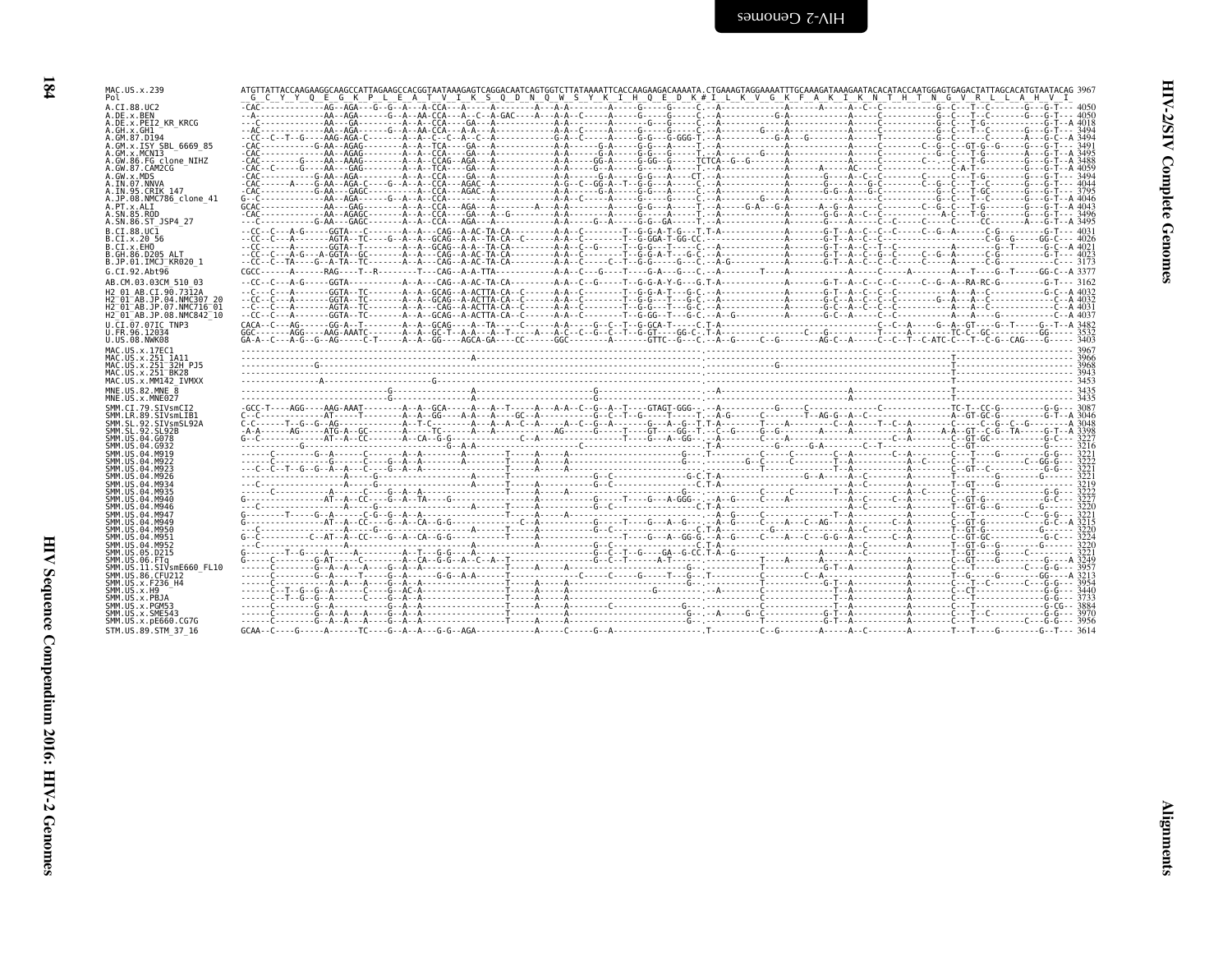```
MAC.US.x.239             ATGTTATTACCAAGAAGGCAAGCCATTAGAAGCCACGGTAATAAAGAGTCAGGACAATCAGTGGTCTTATAAAATTCACCAAGAAGACAAAATA.CTGAAAGTAGGAAAATTTGCAAAGATAAAGAATACACATACCAATGGAGTGAGACTATTAGCACATGTAATACAG 3967
Pol                       G  C  Y  Y  Q  E  G  K  P  L  E  A  T  V  I  K  S  Q  D  N  Q  W  S  Y  K  I  H  Q  E  D  K  #  I  L  K  V  G  K  F  A  K  I  K  N  T  H  T  N  G  V  R  L  L  A  H  V  I

A.CI.88.UC2                   4050
A.DE.x.BEN                    4050
A.DE.x.PEI2_KR_KRCG           4018
A.GH.x.GH1                    3494
A.GM.87.D194                  3494
A.GM.x.ISY_SBL_6669_85        3491
A.GM.x.MCN13                  3495
A.GW.86.FG_clone_NIHZ         3488
A.GW.87.CAM2CG                4059
A.GW.x.MDS                    3494
A.IN.07.NNVA                  4044
A.IN.95.CRIK_147              3795
A.JP.08.NMC786_clone_41       4046
A.PT.x.ALI                    4043
A.SN.85.ROD                   3496
A.SN.86.ST_JSP4_27            3495
B.CI.88.UC1                   4031
B.CI.x.20_56                  4026
B.CI.x.EHO                    4021
B.GH.86.D205_ALT              4023
B.JP.01.IMCJ_KR020_1          3173
G.CI.92.Abt96                 3377
AB.CM.03.03CM_510_03          3162
H2_01_AB.CI.90.7312A          4032
H2_01_AB.JP.04.NMC307_20      4032
H2_01_AB.JP.07.NMC716_01      4031
H2_01_AB.JP.08.NMC842_10      4037
U.CI.07.07IC_TNP3             3482
U.FR.96.12034                 3532
U.US.08.NWK08                 3403
MAC.US.x.17EC1                3967
MAC.US.x.251_1A11             3966
MAC.US.x.251_32H_PJ5          3968
MAC.US.x.251_BK28             3943
MAC.US.x.MM142_IVMXX          3453
MNE.US.82.MNE_8               3435
MNE.US.x.MNE027               3435
SMM.CI.79.SIVsmCI2            3087
SMM.LR.89.SIVsmLIB1           3046
SMM.SL.92.SIVsmSL92A          3048
SMM.SL.92.SL92B               3398
SMM.US.04.G078                3227
SMM.US.04.G932                3216
SMM.US.04.M919                3221
SMM.US.04.M922                3222
SMM.US.04.M923                3221
SMM.US.04.M926                3221
SMM.US.04.M934                3219
SMM.US.04.M935                3222
SMM.US.04.M940                3227
SMM.US.04.M946                3220
SMM.US.04.M947                3221
SMM.US.04.M949                3215
SMM.US.04.M950                3220
SMM.US.04.M951                3224
SMM.US.04.M952                3220
SMM.US.05.D215                3221
SMM.US.06.FTq                 3249
SMM.US.11.SIVsmE660_FL10      3957
SMM.US.86.CFU212              3213
SMM.US.x.F236_H4              3954
SMM.US.x.H9                   3440
SMM.US.x.PBJA                 3733
SMM.US.x.PGM53                3884
SMM.US.x.SME543               3970
SMM.US.x.pE660.CG7G           3956
STM.US.89.STM_37_16           3614
```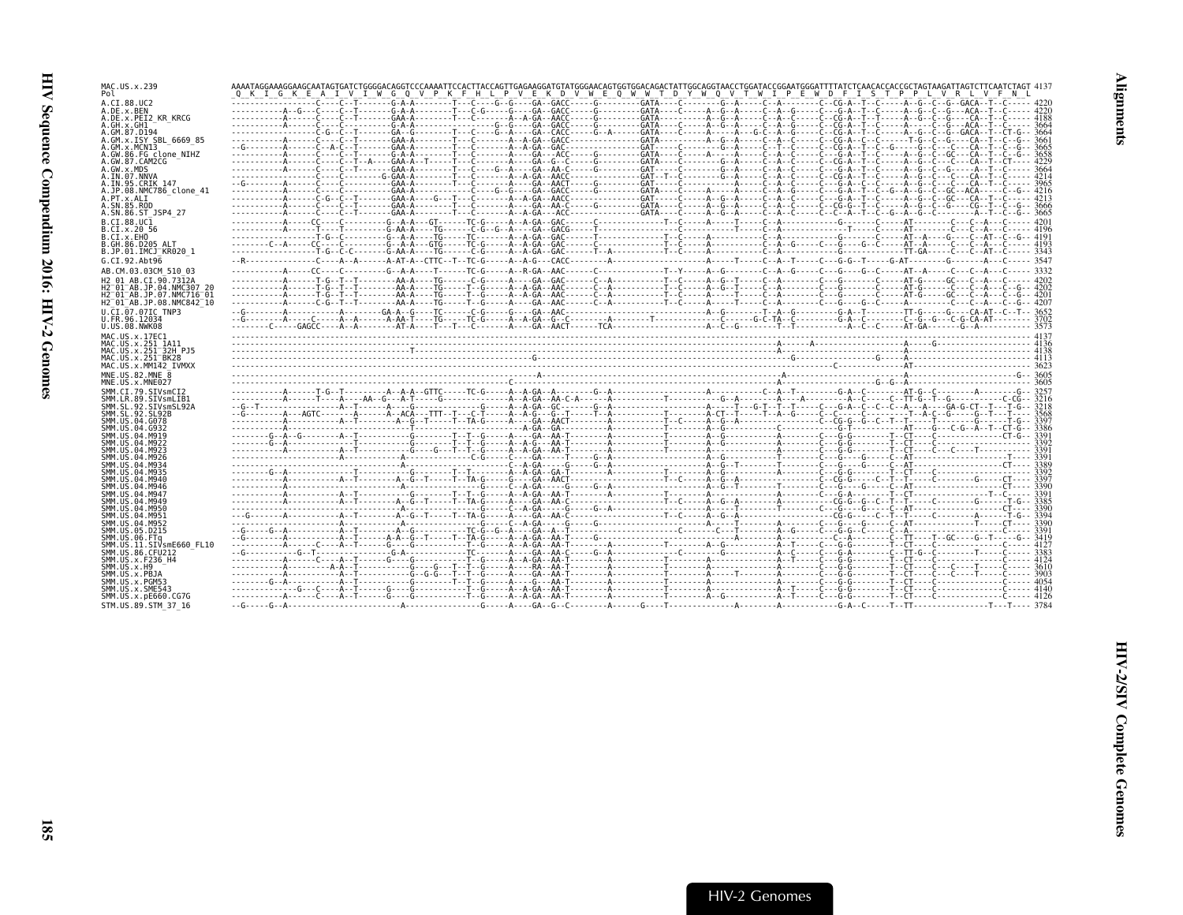```
MAC.US.x.239                AAAATAGGAAAGGAAGCAATAGTGATCTGGGGACAGGTCCCAAAATTCCACTTACCAGTTGAGAAGGATGTATGGGAACAGTGGTGGACAGACTATTGGCAGGTAACCTGGATACCGGAATGGGATTTTATCTCAACACCACCGCTAGTAAGATTAGTCTTCAATCTAGT 4137
Pol                          Q  K  I  G  K  E  A  I  V  I  W  G  Q  V  P  K  F  H  L  P  V  E  K  D  V  W  E  Q  W  W  T  D  Y  W  Q  V  T  W  I  P  E  W  D  F  I  S  T  P  P  L  V  R  L  V  F  N  L
A.CI.88.UC2                 ------------------C-----C--T-------G-A-A--------T---C----G--G----GA--GACC-----G---------GATA----C---------G--A-----C--A--------C--CG-A--T--C-----A--G--C--G--GACA--T--C----- 4220
A.DE.x.BEN                  -----------A--G---C-----C--T-------G-A-A--------T---C-G-----G----GA--GACC-----G---------GATA----C------A--G--A-----C--A--G-----C--CG-A--T--C-----A--G--C--G----ACA--T--C----- 4220
A.DE.x.PEI2_KR_KRCG         -----------A------C-----C--T-------GAA-A--------T---C-------A--A-GA--AACC-----G---------GATA----C------A--G--A-----C--A--C-----C--CG-A--T--T-----A--G--C--G----CA--T--C----- 4188
A.GH.x.GH1                  -----------A------C-----C----------G-A-A----------------G--G-----GA--GACC-----G---------GATA----C------A--G--A-----C--A--G-----C--CG-A--T--C-----A-----C--G----ACA--T--C----- 3664
A.GM.87.D194                -----------A------C--G--C--T-------GA--G--------T---C----G--A----GA--CACC-----G--A------GATA----C------A----G-C--A--G--C--C--CG-A--T--C-----A--G--C--G--GACA--T--CT-G-- 3664
A.GM.x.ISY_SBL_6669_85      -----------A------C-----C--T-------GAA-A--------T---C-------A--A-GA--GACC---------------GATA------------A--G--A-----C--A--C-----C--CG-A--T--C-----T-G--C--G----CA--T--C--G-- 3661
A.GM.x.MCN13                --G--------A------C--A--C--T-------GAA-A--------T---C-------A--A-GA--GAC----------------GAT-----C---------G--A-----C--T--C-----C--CG-A--T--C--G-----G--C----C---CA--T--C--G-- 3665
A.GW.86.FG_clone_NIHZ       -----------A------C-----C--T-------G-A-A--------T---C-------A----GA--AACC-----G---------GATA----C-----A--A--------C--A--C-----C--CG-A--T--C-----A--G--C--GC---CA--T--C--G-- 3658
A.GW.87.CAM2CG              -----------A------C-----C--T--A----GAA-A--T-----T---C-------A----GA--G--C-----G---------GATA----C---------G--A-----C--A--C-----C--CG-A--T--C-----A--G--C------CA--T--CT---- 4229
A.GW.x.MDS                  -----------A------C-----C--T-------GAA-A--------T---C----G--A----GA--AA-C-----G---------GAT-----C---------G--A-----C--A--C-----C---G-A--T--C-----A--G--C--G------A--T--C----- 3664
A.IN.07.NNVA                -----------A------C-----C----------G-GAA-A------T---C-------A--A-GA--AACC---------------GAT--T--C---------G--A-----C--A--C-----C--CG-A--T--C-----A--G--C----C---CA--T--C----- 4214
A.IN.95.CRIK_147            --G--------A------C-----C----------GAA-A--------T---C-------A----GA--AACT-----G---------GAT-----C---------------A--C--A--C-----C--CG-A--C--C-----A--G--C----C---CA--T--C----- 3965
A.JP.08.NMC786_clone_41     -----------A------C-----C----------GAA-A--------T---C----G--G----GA--GACC-----G---------GATA----C------A----A-----C--A--G-----C---G-A--T--C--G--A--G--C--GC--ACA-----C--G-- 4216
A.PT.x.ALI                  -----------A------C--G--C--T-------GAA-A----G---T---C-------A--A-GA--AACC---------------GAT-----C------A--G--A-----C--A--C-----C--CG-A--T--C-----A--G--C--GC---CA--T--C----- 4213
A.SN.85.ROD                 -----------A------C-----C--T-------GAA-A--------T---C-------A----GA--AA-C-----G---------GATA----C------A--G--A-----C--A--C-----C--CG-G--T--C-----A--G--C--G----CG--T--C--G-- 3666
A.SN.86.ST_JSP4_27          -----------A------C-----C--T-------GAA-A--------T---C-------A--A-GA---ACC---------------GATA----C------A--G--A-----C--A--C-----C--C--A--T--C--G--A--G--C---------A--T--C--G-- 3665
B.CI.88.UC1                 -----------A------CC----C----------G--A-A---GT------TC-G------A--A-GA--GAC------C------------T--C------A-----T----C--A------------G--------C-----AT------C----C--A--C----- 4201
B.CI.x.20_56                -----------A------T-----T----------G-AA-A----TG-------C-G--G--A----GA--GACG-----T-----------T--C---------------T--C--A---------------T-----C-----AT------C----C--A--C----- 4196
B.CI.x.EHO                  ------------------T-G---C----------G--A-A----TG------TC-------A--A-GA--GAC------T------------T--C---------------C--A----------------G-----C-----AT--A----G----C--AT--C--G-- 4191
B.GH.86.D205_ALT            --------C--A------CC----C----------G--A-A----GTG-----TC-------A--A-GA--GAC------C------------T--C------A------------C--A--G-----C----G---G--C-----AT--A-----C----C--A--C----- 4193
B.JP.01.IMCJ_KR020_1        ------------------T-G---C-C--------G-AA-A----TG------TC-------A--A-GA--GAC------T--A--------T--C------A----T--------C--A------------G-----------TT-GA-----C----C--AT--C----- 3343
G.CI.92.Abt96               --R---------------C-----A--A-----A-AT-A--CTTC--T--TC-G-----A--A-G---CACC-------A----------------------A-----T-----C--A--T-----C--G-G--T-----G-AT--------G-------A---C----- 3547
AB.CM.03.03CM_510_03        -----------A------CC----C----------G--A-A----T------TC-G------A--R-GA--AAC------C------------T--Y-----A--G-------C--A--G-----C--G-----G--C-----AT--A-----C----C--A--C----- 3332
H2_01_AB.CI.90.7312A        -----------A------T-G--T--T--------AA-A-----TG-------C-G------A----GA--GAC------C--A---------T--C------A--G--T-----C--A---------C--G-----------AT-G------GC---C--A--C----- 4202
H2_01_AB.JP.04.NMC307_20    -----------A------T-G--T--T--------AA-A-----TG-------T--G-----A--A-GA--AAC------C--A---------T--C------A--G--T-----C--A---------C--G-----------AT-G------C----C--A--C--G-- 4202
H2_01_AB.JP.07.NMC716_01    -----------A------T-G--T--T--------AA-A-----TG-------T--G-----A--A-GA--AAC------C--A---------T--C------A--G--T-----C--A---------C--G-----------AT-G------GC---C--A--C--G-- 4201
H2_01_AB.JP.08.NMC842_10    -----------A------C-G--T--T--------AA-A-----TG-------T--G-----A----GA--AAC------C--A---------T--C------A-----T-----C--A---------C--G-----G--C-----A--------C----C--A--C--G-- 4207
U.CI.07.07IC_TNP3           --G--------A------------A---------GA-A--G----TC-----C-G-------G----GA--AAC---------------------------A--G-------T--A--G-----------G-A--T--------TT-G------G----CA-AT--C--T-- 3652
U.FR.96.12034               --G--------A------C-----A--A-------A-AA-T----TG-------C-G------A--A-GA--G--C-----------T----------C-----G-C-TA--C------C--G----G-A--C--------C--G--G----C-G-CA-AT------- 3702
U.US.08.NWK08               --------C----GAGCC----A--A---------AT-A----T---T---C-------A----GA--AACT------TCA--------------------A--C--G---------T--T---------A--C--C-------AT-GA------G---A------------- 3573
MAC.US.x.17EC1              ---------------------------------------------------------------------------------------------------------------------------------------------------------------------- 4137
MAC.US.x.251_1A11           ------------------------------------------------------------------------------------------------A------A--------------------A-----G------------------------ 4136
MAC.US.x.251_32H_PJ5        --------------------------------T-------------------------------------------------------------------A-----------------------------A------------------------------- 4138
MAC.US.x.251_BK28           ------------------------------------------------G-----------------------------------------------------------G------------G-----A---------------------------- 4113
MAC.US.x.MM142_IVMXX        --------------------------------------------------------------------------------------------------C-------------------AT---------------------------- 3623
MNE.US.82.MNE_8             ------------------------------------------------------------A---------------------------------A-------------------------------A--------------------------G-- 3605
MNE.US.x.MNE027             ------------------------------------------------C----------------------------------------------------------G--G--A------------------------------------------ 3605
SMM.CI.79.SIVsmCI2          -----------A------T-G--T--------A--A-A--GTTC-----TC-G-----A--A-GA--A--------G--A----------------A----------C--A--T---------G-A--C-------AT-G--C-------A---------G-- 3257
SMM.LR.89.SIVsmLIB1         -----------A------T---A----AA--G---A-T-----G--------------A--A-GA--A-C-A-----A-----------T-------G--A---A--A-----------A--C-----C--TT-G--T--G------------C-CG-- 3216
SMM.SL.92.SIVsmSL92A        --G--T-------------A--T-------A----G---------------G------A--A-GA--GC-------G--A------------------------T---G-T--T--T------C--G-A--C--C--C--A---A----GA-G-CT--T--T-G-- 3218
SMM.SL.92.SL92B             --G--------A---AGTC--------A-----A--ACA---TTT--T---C--T-----A--A-G---G--T-----T--A--------------T----A-CT--T-----T--A--G-----C--C-----C--------T--A-C--G-----G--T---T---- 3568
SMM.US.04.G078              -----------A------------A--T---------A--G--T-----T--TA-G-----A----GA--AACT-------A---------------T--C----A--G--A-----------C--CG-G--G--C--T-----T--------G-------T--G-- 3397
SMM.US.04.G932              -----------A------------A------------------------T------------A-GA--GA---------------------------A--G------------C------------G-T---------AT-----G---C-G--A--T--CT-G-- 3386
SMM.US.04.M919              --------G--A--G--------A--T-----------G----------T--T-G-----A----GA--AA-T----------------T--------A--G-------------C-----G-G--------T---CT----C-------------CT-G-- 3391
SMM.US.04.M922              --------G--A-----------------T----------------T--T--G-----A--A-G---AA-T------A------------T--------A--G-------------C-----G-G--------T---CT----C------------------ 3392
SMM.US.04.M923              -----------A-----------------T--------G----G--T--T--G-----A--A-GA--AA-T------A------------T--------A--------------C-----G-G--------T---CT----C--C-----T---------- 3391
SMM.US.04.M926              -----------A-----------------A----------------------------C-G-----GA------T----G--A-------------------------T--------C-----G-----G-----C--AT--------------------T---- 3391
SMM.US.04.M934              -----------A--------------------------------------------C--A-GA------G----G--A-------------------A--G--T-------T--------C--G----G-----C--AT------------------CT---- 3389
SMM.US.04.M935              --------G--A-----------------T-----------------T--T-----A--A-GA--GA-T----------------------T------A--G-------------C-----G-G--------T---CT----C------------------ 3392
SMM.US.04.M940              -----------A------------A--T--------A--G--T-----T--TA-G-----A----GA--AACT-------A---------------T--C----A--G--A-----------C--CG-G--C--T--T-----C--------G-----CT---- 3397
SMM.US.04.M946              -----------A----------------------------------G-----C--A-GA------G----G--A-------------------A--G--T-------T--------C--G----G-----C--AT------------------CT---- 3390
SMM.US.04.M947              -----------A------------A--T------------------T--T--G-----A--A-GA--AA-T-------A------------T--------A----------------A-----C-----G-A--------T---CT-------------T--C----- 3391
SMM.US.04.M949              -----------A------------A--T--------A--G--T-----T--TA-G-----A----GA--AA-C-------A---------------T--C----A--G--A-----A-----CG-G--G--C--T--T-----C--------G-----T--G-- 3385
SMM.US.04.M950              -----------A----------------------------------G-----C--A-GA------G----G--A-------------------A--G--T-------T--------C--G----G-----C--AT------------------CT---- 3390
SMM.US.04.M951              --G--------A------------A--T--------A--G--T-----T--TA-G-----A----GA--AA-C-------A---------------T--C----A--G--A--------------CG-G--C--T--T-----C-----------------T-G-- 3394
SMM.US.04.M952              -----------A------------A----------A-------------G-----C--A-GA------G----G--------------------A------T----------C--------C--G----G-----C--AT-------------T-----CT---- 3390
SMM.US.05.D215              --G-----G--A-----------A--T---------A--A-----------TC-G--G--A---GA--A-T-----G-------------C--------C--T--------A--G-----C--G-G--C-----C--A--------------------------- 3391
SMM.US.06.FTq               --G--------A------------A--T--------A-A-G--T-----T--TA-G-----A----GA--AA-T----G---------------------A----------------------C--A-----C--TT----T--GC----G--T-----G-- 3419
SMM.US.11.SIVsmE660_FL10    -----------A------C-----A--T--------G----G---------T--G-----A--A-GA--AA-T--------A--------------T--------A--T-----C--G-G--------T---CT----C---------------C----- 4127
SMM.US.86.CFU212            --G-----------G---------------G-A----------------TC-------A--A-GA--AA-C-----G--A--------------C------G---------A--C-----C--G-A--------C--TT-G--T-------------T-----C----- 3383
SMM.US.x.F236_H4            -----------A------C-----A--T---------G----G---------T--G-----A--A-GA--AA-T-------A-----------T--------A--T-----C--G-G--------T---CT----C---------------C----- 4124
SMM.US.x.H9                 -----------A---------A-A--T----------G----G---T--T--G-----A----RA--AA-T-------A-----------T--------A--------------C--G-G--------T---CT----C---C---T-----C----- 3610
SMM.US.x.PBJA               -----------A-----------A--T----------G--G-G---T--T--G-----A----GA--AA-T-------A------------T-------A--------T-------C--G-G--------T---CT----C---C---T-----C----- 3903
SMM.US.x.PGM53              --------G--A-----------A--T------------G----------T--G-----A----G---AA-T-------A-----------T--------A-----------------C--G-G--------T---CT----C---------------C----- 4054
SMM.US.x.SME543             --------------G---C-----A--T--------G----G---------T--G-----A--A-GA--AA-T-------A-----------T--------A-----------A--T-----C--G-G--------T---CT----C---------------C----- 4140
SMM.US.x.pE660.CG7G         -----------A------C-----A--T--------G----G---------T--G-----A--A-GA--AA-T-------A-----------T-----A--G-----------A--T-----C--G-G--------T---CT----C---------------C----- 4126
STM.US.89.STM_37_16         --G-----G--A------------------------A----------------G-----A----GA--G--C--------A------G----T-------------A--------A-----------G-A--C-----T--TT--------------T---T----- 3784
```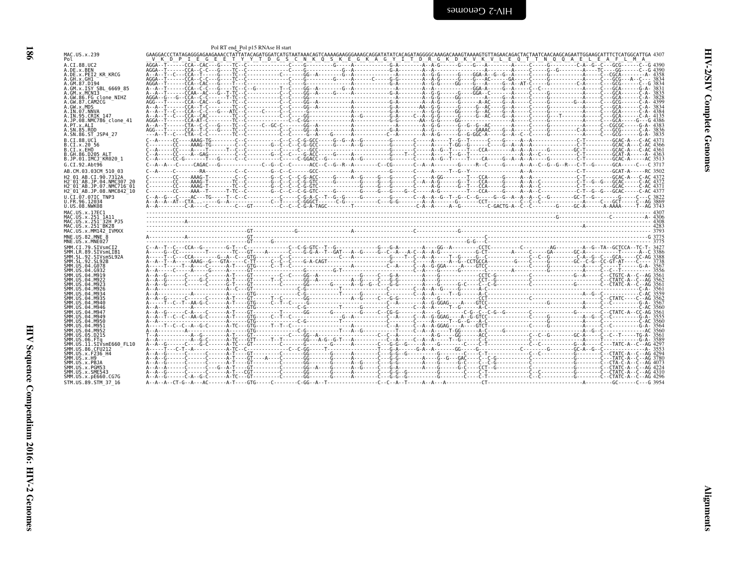Pol RT end_Pol p15 RNAse H start

```
MAC.US.x.239              GAAGGACCCTATAGAGGGAGAAGAAACCTATTATACAGATGGATCATGTAATAAACAGTCAAAAGAAGGGAAAGCAGGATATATCACAGATAGGGGCAAAGACAAAGTAAAAGTGTTAGAACAGACTACTAATCAACAAGCAGAATTGGAAGCATTTCTCATGGCATTGA 4307
Pol                        V  K  D  P  I  E  G  E  E  T  Y  Y  T  D  G  S  C  N  K  Q  S  K  E  G  K  A  G  Y  I  T  D  R  G  K  D  K  V  K  V  L  E  Q  T  T  N  Q  Q  A  E  L  E  A  F  L  M  A
```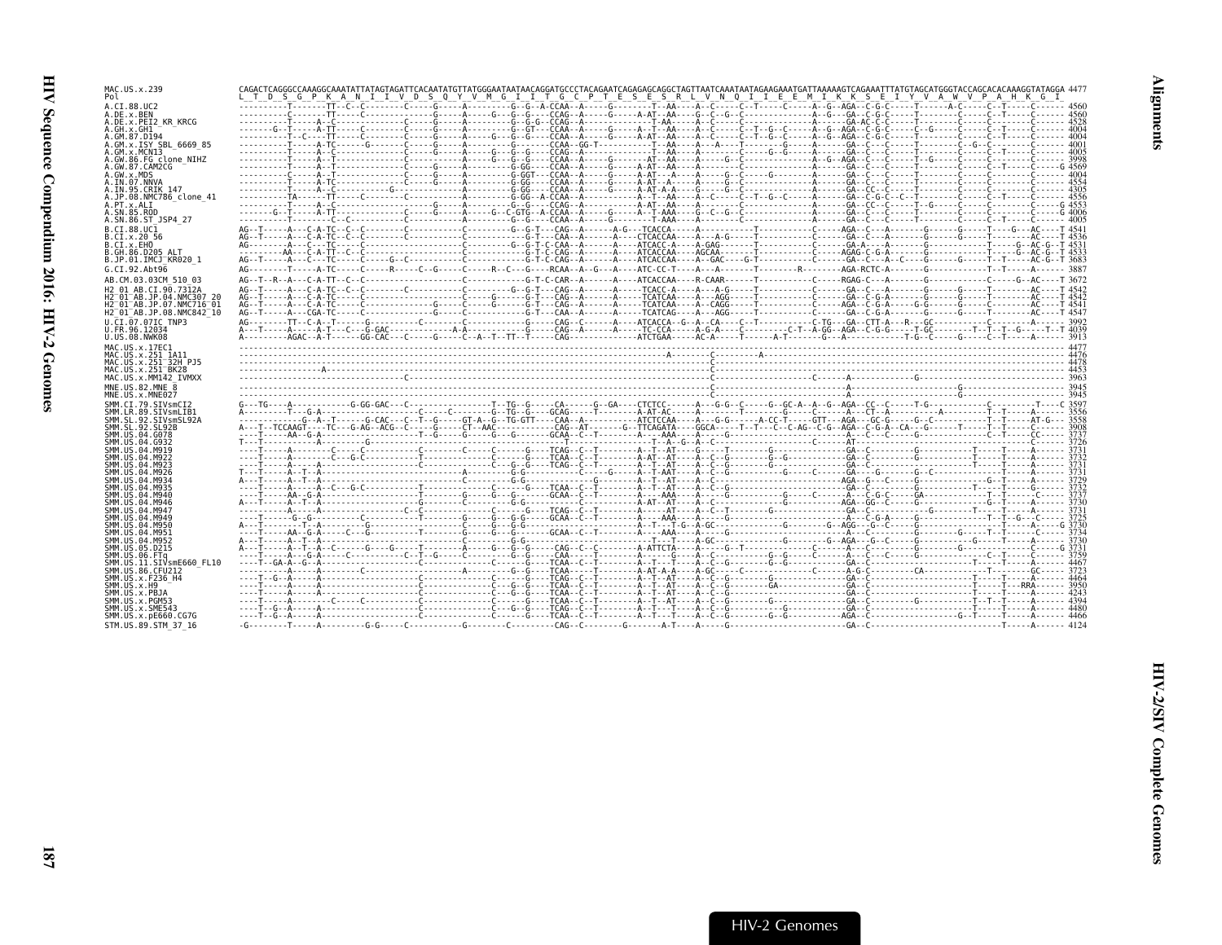```
MAC.US.x.239              CAGACTCAGGGCCAAAGGCAAATATTATAGTAGATTCACAATATGTTATGGGAATAATAACAGGATGCCCTACAGAATCAGAGAGCAGGCTAGTTAATCAAATAATAGAAGAAATGATTAAAAAGTCAGAAATTTATGTAGCATGGGTACCAGCACACAAAGGTATAGGA 4477
Pol                       L  T  D  S  G  P  K  A  N  I  I  V  D  S  Q  Y  V  M  G  I  I  T  G  C  P  T  E  S  E  S  R  L  V  N  Q  I  I  E  E  M  I  K  K  S  E  I  Y  V  A  W  V  P  A  H  K  G  I

A.CI.88.UC2               ----------T-------TT--C--C--------C-----G-----A---------G--G--A-CCAA--A-----G--------T--AA----A--C-----C--T-----C-----A--G--AGA--C-G-C-----T------A-C-----C--T-----C------ 4560
A.DE.x.BEN                ----------C-------TT-----C--------------G-----A-----G---G--G---CCAG--A-----G-----A-AT--AA---G--C--G--C-----------------A-G---GA--C-G-C-----T--------C-----C--T-----C------ 4560
A.DE.x.PEI2_KR_KRCG       ----------T-----A--C-----C--------C-----G-----A---------G-G-G-CCAG--A-----------T-AA----A--C-----C--------------------------GA-AC-C-C-----T--------C-----C--T-----C------ 4528
A.GH.x.GH1                -------G--T-----A-TT-----C--------C-----G-----A---------G--GT---CCAA--A-----G-----A--T--AA----A--C-----C--T--G--C------A--G--AGA--C-G-C-----C--G-----C--T-----C------ 4004
A.GM.87.D194              ---------T--C---TT-----C--------C-----G-----A-----G---G--G---CCAA--A-----G-----A-AT--AA----A--C-----C--T--G--C-----A--G--AGA--C-G-C-----T--------C-----C--T-----C------ 4004
A.GM.x.ISY_SBL_6669_85    ----------T-----A-TC------G-------C-----G-----A---------G-------CCAA--GG-T---------T--AA----A--------T-------G------A-----GA--C---C-----T--------C--G--C------------- 4001
A.GM.x.MCN13              ----------T-----A--C--------------C-----G-----A-----G---G--G---CCAG--A---------------T--AA----A--C--------C-----G--G------A-----GA--C---C-----T--------C-----C--T-----C------ 4005
A.GW.86.FG_clone_NIHZ     ----------T-----A-T-------------------------A-----G---G--G---CCAA--A-----G-----AT--AA----A--------G-C-------------A--G--AGA--C---C-----T--G-----C-----C--T----------- 3998
A.GW.87.CAM2CG            ----------T-----A--T--------------C-----G-----A---------GG----CCAA--A-----G-----A-AT--AA----A--C-----------------------A-----GA--C---C-----T--------C-----C--T-----C-----G 4569
A.GW.x.MDS                ----------C-----A--T--------------C-----G-----A---------G-GGT---CCAA--A-----G-----A-AT--A-----A--C-----G--C-----G--------A-----GA--C---C-----T--------C-----C--------C------ 4004
A.IN.07.NNVA              ----------T-----A-TC--------------C-----G-----A---------G-GG----CCAA--A-----G-----A-AT-A--A---A--C-----G--C-----------A-----GA--C---C-----T--------C-----C--------C------ 4554
A.IN.95.CRIK_147          ----------T-----A--C-----------G--------------A---------G-GG----CCAA--A-----G-----A-AT-A-A---G--C--G--C-----------A-----GA--CC--C-----T--------C-----C--------C------ 4305
A.JP.08.NMC786_clone_41   ----------TA------TT-----C--------C-------------------G-GG--A-CCAA--A-----G-----A--T--AA----A--C-----C--T--G--C-----A-----GA--C-G-C--C--T--------C-----C--T-----C------ 4556
A.PT.x.ALI                ----------T-----A--C--------------------G-----A---------G--G----CCAG--A-----------T-AA----A--C---------------------A-----GA--CC--C-----T--G-----C-----C--------C-----G 4553
A.SN.85.ROD               -------G--T-----A-TT--------------C-----G-----A-----G--C-GTG--A-CCAA--A-----G-----A--T-AAA---G--C--G--C-----------------A-----GA--C---C-----T--------C-----C--------C-----G 4006
A.SN.86.ST_JSP4_27        ----------T--------C-C------------------------A---------G--G----CCAA--A-----G--------T-AAA----A--------C-----------------A-----GA--C---C-----T--------C-----C--T-----C------ 4005
B.CI.88.UC1               AG--T-----A---C-A-TC--C--C--------C-----------C---------G-G-T---CAG--A------A-G---TCACCA------A--------------T----------C-----AGA--C---A-------G------G-----T-----G---AC----T 4541
B.CI.x.20_56              AG--T-----A---C-A-TC--C--C--------C-----------C-----------G-T---CAA--A------A---CTCACCAA----A---A-G-----T----------C-----GA--C---A-------G------G-----T-------AC----T 4536
B.CI.x.EHO                AG--------A---C--TC-----C--------C-----------C---------G--G-T-C-CAA--A------A----ATCACC-A---A-GAG-------T----------C-----GA-A----A-------G------------T-----G--AC-G--T 4531
B.GH.86.D205_ALT          -------AA---C-A-TT--C--C--------------------C-----------G-T-C-CAG--A------A----ATCACCAA----AGCAA-------T----------C-----AGAG-C-G-A-----G------G-----------G--AC-G--T 4533
B.JP.01.IMCJ_KR020_1      AG--T-----A---C---TC-----C--------G--C------C-----------G-T-C-CAG--A------A----ATCACCAA----A--GAC----G-T----------C-----GA--C---A--C----G------G-----T--T-----AC-G--T 3683
G.CI.92.Abt96             AG--------T-----A-TC-----C----R-----C--G-----C-------R--C---G----RCAA--A--G---A---ATC-CC-T-----A---A--------T---------R--------AGA-RCTC-A-------G------------T--T-----A------ 3887
AB.CM.03.03CM_510_03      AG--T--R--A---C-A-TT--C--C------------------------------G-T-C-CAR--A------A----ATCACCAA----R-CAAR-----T----------C-----RGAG-C---A-------G------------C-----G--AC----T 3672
H2_01_AB.CI.90.7312A      AG--T-----A---C-A-TC--C--C--------C-----------C---------G--G-T---CAG--A------A-----TCACC-A---A---A-G-----T----------C-----GA--C---A-------G------G-----T-------AC----T 4542
H2_01_AB.JP.04.NMC307_20  AG--T-----A---C-A-TC--------------C-------------G-------G-T---CAG--A------A-----TCATCAA----A---AGG-----T----------C-----GA--C-G-A-------G------G-----T-------AC----T 4542
H2_01_AB.JP.07.NMC716_01  AG--T-----A---C-A-TC--------------------G-----C-----G----G-T---CAG--A------A-----TCATCAA----A--CAGG-----T----------C-----AGA--C-G-A-----G-G------G-----T-------AC----T 4541
H2_01_AB.JP.08.NMC842_10  AG--T-----A---CGA-TC-----C--------------G-----C------------G-T---CAA--A------A-----TCATCAG----A---AGG-----T----------C-----GA--C-G-A-------G------G-----T-------AC----T 4547
U.CI.07.07IC_TNP3         AG--------TT--C-A--T-----G--------C-------C-------------G-----CAG--C------A----ATCACCA--G--A--CA----C--T---------C-TG---GA--CTT-A---R--GC---------C-------------A------ 3992
U.FR.96.12034             A---T-----A-----A-T---C---G-GAC--------------A-A---------------CAG--A------A----TC-CCA-----A-G-A---C----------C-T--A-GG--AGA--C-G-G-----T-GC-------T--T--T--G-----T--T 4039
U.US.08.NWK08             A---------AGAC--A-T------GG-CAC---C-----G-----C--A--T--TT--T-----CAG----------------ATCTGAA-----AC-A-----T------A-T-------G---A--------------T-G--C-----G-----C--T-----A------ 3913
MAC.US.x.17EC1            ---------------------------------------------------------------------------------------------------------------------------------------------------------------------------- 4477
MAC.US.x.251_1A11         ---------------------------------------------------------------------------------------A-------C-------------A------------------------------------------------------------ 4476
MAC.US.x.251_32H_PJ5      --------------------------------------------------------------------------------------------------C---------------------------------------------------------------------- 4478
MAC.US.x.251_BK28         ----------------------A-----------------------------------------------------------------------------C---------------------------------------------------------------------- 4453
MAC.US.x.MM142_IVMXX      ----------------------------------------C-------------------------------------------------------------C--------------------C-----A-----------G---------------------------- 3963
MNE.US.82.MNE_8           ---------------------------------------------------------------------------------------------------------C-----------------------------------G--------------------------- 3945
MNE.US.x.MNE027           ---------------------------------------------------------------------------------------------------------C-----------------------------------G--------------------------- 3945
SMM.CI.79.SIVsmCI2        G---TG----A-----------G-GG-GAC---C--------------T--TG--G-----CA------G--GA----CTCTCC------A---G-G--C-----G--GC-A--A--G--AGA--CC--C-----T-G------------C---------T----C 3597
SMM.LR.89.SIVsmLIB1       A---------T---G-A---------------------C-----C-------G--TG--G----GCAG--------T------A-AT-AC------A-----T----------G-----C-----A---CT--A--------A-------T--T-----A------ 3556
SMM.SL.92.SIVsmSL92A      ------------G--A--T-----G-CAC---C--T--G-----GT-A--G--TG-GTT----CAA--A--------ATCTCCAA----A---G-G------A-CC-T-----GTT---AGA--GC-G-----G--C-----------T--T-----AT-G--- 3558
SMM.SL.92.SL92B           A---T--TCCAAGT----TC---G-AG--ACG--C-----G-----CT--AAC-----------CAG--AT-------G---TTCAGATA-----GGCA-----T--T---C--C-AG--C-G--AGA--C-G-A--CA---G-----T-----T--T-----C------ 3908
SMM.US.04.G078            ----T-----AA--G-A------------------------T--G-----G-----G-----GCAA--C--T---------A---AAA----A--------------------------A-----C--C-----G------------C--T-----CC----- 3737
SMM.US.04.G932            T---T-----A-------------------G---------------------------------T----------------T--A--G--A--C----------------C-----AT-----------C------------C-------A------ 3726
SMM.US.04.M919            ----T-----A----------C-----C--------C-----C------G----TCAG--C--T--------A--T--AT----A--C-----T--------G-----------GA--C-------G------------T------T-----A------ 3731
SMM.US.04.M922            ----T-----A----------C--G-C--------T-----------C------G----TCAA--C--T--------A-AT--AT----A--C--G-----G--G-----------GA--C-------G------------T------T-----A------ 3732
SMM.US.04.M923            ----T-----A--------------------C---------------C--G--G----TCAG--C--T--------A--T--AT----A--C--G-----G-------------GA--C-------G------------T------T-----A------ 3731
SMM.US.04.M926            T---T-----A--T--A----------------------A----------G-G---------C-----G----A--T-AAT----A--C--G-----------G-----C-----GA----G------G--C-----------T-----T-----A------ 3731
SMM.US.04.M934            A---T-----A--T--A----------------------C-----------G-G------------------G------A--T-AT----A--C------------------------AGA--G--C-----G------------G--T-----A------ 3729
SMM.US.04.M935            ----T-----A-----A--C--G-C-------T---------------C-----G----TCAA--C--T--------A--T-AT----A--C-----------------------GA--C-------G-----------T--T-----A-----G 3732
SMM.US.04.M940            ----T-----AA--G-A-------------------T--------G-----G-----G-----GCAA--C--T--------A---AAA----A-----G----------G-----C-----A--C-G-C-----GA-----------T-----C------ 3737
SMM.US.04.M946            A---T-----A--T--A-----------------G--------C-------------------C----------A-AT--AT----A--C-------------------G-------AGA--GG--C-----G------------G--T-----A------ 3730
SMM.US.04.M947            ----T-----A-----A--------------C--C------------C------G----TCAG--C--T--------A----AT----A--C--T--------G-----------GA--C-----------------G------T------T-----A------ 3731
SMM.US.04.M949            ----T------G--G-----------C-----------T-------G-----G--G--G----GCAA--C--T--------A---AAA----A-----G----------------------A--C-G-A-----G------------T--T--G---C------ 3725
SMM.US.04.M950            A---T-------T--A---------G-----------C-----------G--G----------------------A--T--T-G--A-GC--------------G--------G--AGG---G--C-----G------------------A----G 3730
SMM.US.04.M951            ----T-----AA--G-A-----C---G----------T-------G-----G--G----GCAA--C--T--------A---AAA----A-----G-----------------------A--C-------G------------T--T-----C------ 3734
SMM.US.04.M952            A---T-----A--T--A----------------------C-----------G-G---------------------T---T--A-GC--------------G--------G--AGA---G--C-----G------------G--T-----A------ 3730
SMM.US.05.D215            A---T-----A--T--A--C-----G-----G------T-----A-----G--G---G----CAG--C--C--------A-ATTCTA-----A--G--T-----------C-----A-----C-----G--------------------C-----G 3731
SMM.US.06.FTq             ----T-----A---G-A--------C-----------C--T--G-----C-----G--G----CAA-----T-----------A-----G--A-----------------G--G-----C-----A--C---C-----G------------C--T-----C------ 3759
SMM.US.11.SIVsmE660_FL10  ----T--GA-A--G--A--------------------C---------------G----TCAA--C--T--------A--T--T----A--C--G-----G--G-----------GA--C-----------------------T------T-----A------ 4467
SMM.US.86.CFU212          ----T-----A-----A--------C---------------------A---------G--G----TCAA--C--T--------A-AT-A-A---A-GC-----C----------C-----A-G-C-------------CA--------T--------GC----- 3723
SMM.US.x.F236_H4          ----T-G--A-----A---------------------C------------------G----TCAG--C--T--------A--T-AT----A--C--G-----------------GA--C------------------------T------T-----A------ 4464
SMM.US.x.H9               ----T-----A-----A--------------------C--------------C--G--G----TCAA--C--T--------A--T-AT----A--C--G-----GA--------------GA--C-------------------------T------T---RRA----- 3950
SMM.US.x.PBJA             ----T-----A-----A--------------------C--------------C--G--G----TCAA--C--T--------A--T-AT----A--C--G--------------------GA--C-------------------------T------T-----A------ 4243
SMM.US.x.PGM53            ----T-----A--------C-----C-----------C------------------G----TCAA--C--T--------A--T-AT----A--C--G-----G--------------------GA--C-------G-----------T--T-----A------ 4394
SMM.US.x.SME543           ----T--G--A-----A--------------------C--------------C--G--G----TCAG--C--T--------A--T---T----A--C--G-----------G-----------GA--C-----------------------T------T-----A------ 4480
SMM.US.x.pE660.CG7G       ----T--G--A-----A--------------------C------------------G----TCAA--C--T--------A--T---T----A--C--G-----------G--G--------AGA--C-------------------G--T------T-----A------ 4466
STM.US.89.STM_37_16       -G--------T-----A---------G-G-----C-----------G--------C---------CAG--C--------G-------A-T----A-----G-------------------------GA--C--------------------------T-----A------ 4124
```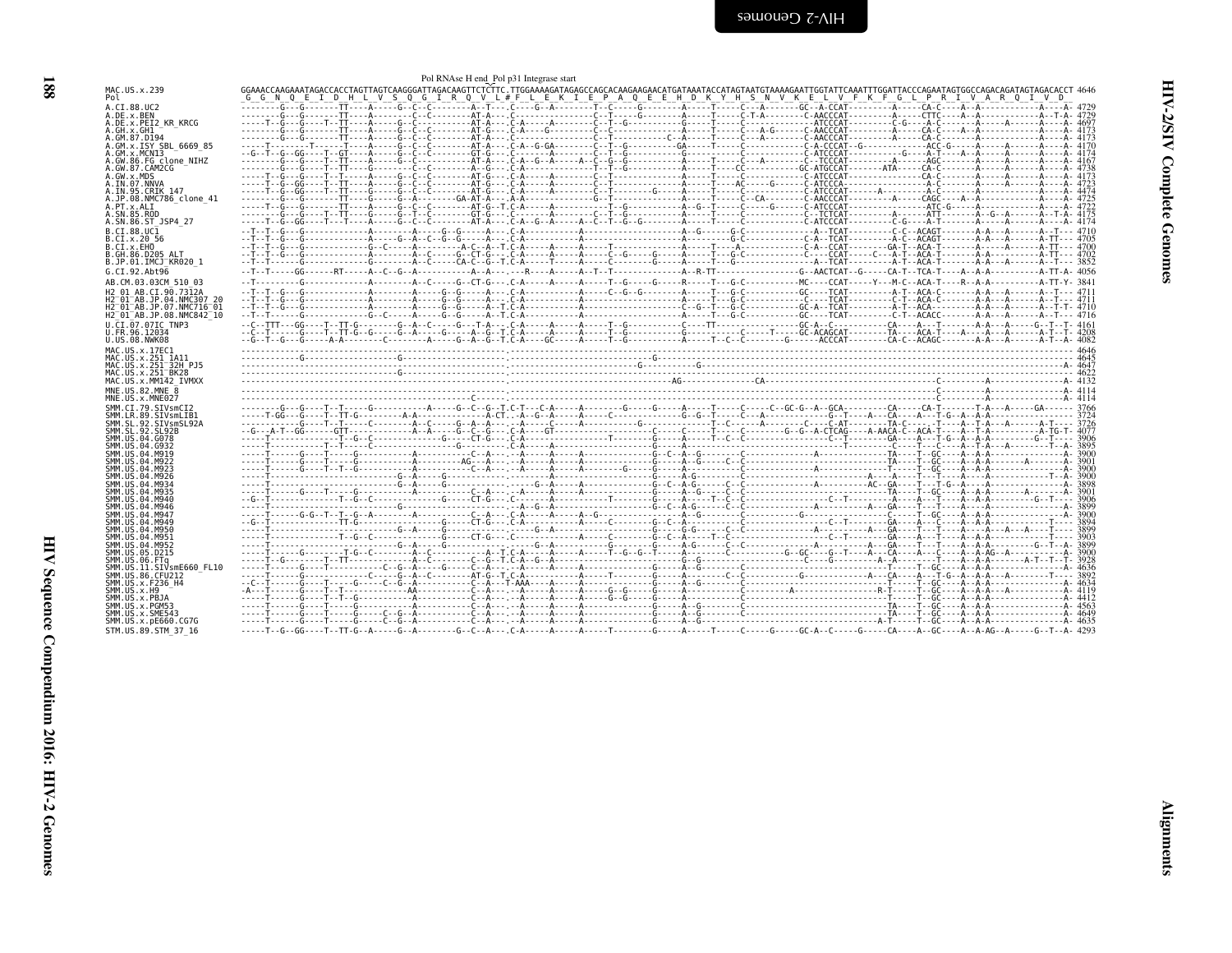Pol RNAse H end Pol p31 Integrase start

```
MAC.US.x.239                GGAAACCAAGAAATAGACCACCTAGTTAGTCAAGGGATTAGACAAGTTCTCTTC.TTGGAAAAGATAGAGCCAGCACAAGAAGAACATGATAAATACCATAGTAATGTAAAAGAATTGGTATTCAAATTTGGATTACCCAGAATAGTGGCCAGACAGATAGTAGACACCT 4646
Pol                          G  G  N  Q  E  I  D  H  L  V  S  Q  G  I  R  Q  V  L # F  L  E  K  I  E  P  A  Q  E  E  H  D  K  Y  H  S  N  V  K  E  L  V  F  K  F  G  L  P  R  I  V  A  R  Q  I  V  D
```

The nucleotide alignment rows for the remaining sequences (A.CI.88.UC2 through STM.US.89.STM_37_16) are not legible at this resolution; only sequence names and end positions are reproduced below.

| Sequence | End position |
|---|---|
| A.CI.88.UC2 | 4729 |
| A.DE.x.BEN | 4729 |
| A.DE.x.PEI2_KR_KRCG | 4697 |
| A.GH.x.GH1 | 4173 |
| A.GM.87.D194 | 4173 |
| A.GM.x.ISY_SBL_6669_85 | 4170 |
| A.GM.x.MCN13 | 4174 |
| A.GW.86.FG_clone_NIHZ | 4167 |
| A.GW.87.CAM2CG | 4738 |
| A.GW.x.MDS | 4173 |
| A.IN.07.NNVA | 4723 |
| A.IN.95.CRIK_147 | 4474 |
| A.JP.08.NMC786_clone_41 | 4725 |
| A.PT.x.ALI | 4722 |
| A.SN.85.ROD | 4175 |
| A.SN.86.ST_JSP4_27 | 4174 |
| B.CI.88.UC1 | 4710 |
| B.CI.x.20_56 | 4705 |
| B.CI.x.EHO | 4700 |
| B.GH.86.D205_ALT | 4702 |
| B.JP.01.IMCJ_KR020_1 | 3852 |
| G.CI.92.Abt96 | 4056 |
| AB.CM.03.03CM_510_03 | 3841 |
| H2_01_AB.CI.90.7312A | 4711 |
| H2_01_AB.JP.04.NMC307_20 | 4711 |
| H2_01_AB.JP.07.NMC716_01 | 4710 |
| H2_01_AB.JP.08.NMC842_10 | 4716 |
| U.CI.07.07IC_TNP3 | 4161 |
| U.FR.96.12034 | 4208 |
| U.US.08.NWK08 | 4082 |
| MAC.US.x.17EC1 | 4646 |
| MAC.US.x.251_1A11 | 4645 |
| MAC.US.x.251_32H_PJ5 | 4647 |
| MAC.US.x.251_BK28 | 4622 |
| MAC.US.x.MM142_IVMXX | 4132 |
| MNE.US.82.MNE_8 | 4114 |
| MNE.US.x.MNE027 | 4114 |
| SMM.CI.79.SIVsmCI2 | 3766 |
| SMM.LR.89.SIVsmLIB1 | 3724 |
| SMM.SL.92.SIVsmSL92A | 3726 |
| SMM.SL.92.SL92B | 4077 |
| SMM.US.04.G078 | 3906 |
| SMM.US.04.G932 | 3895 |
| SMM.US.04.M919 | 3900 |
| SMM.US.04.M922 | 3901 |
| SMM.US.04.M923 | 3900 |
| SMM.US.04.M926 | 3900 |
| SMM.US.04.M934 | 3898 |
| SMM.US.04.M935 | 3901 |
| SMM.US.04.M940 | 3906 |
| SMM.US.04.M946 | 3899 |
| SMM.US.04.M947 | 3900 |
| SMM.US.04.M949 | 3894 |
| SMM.US.04.M950 | 3899 |
| SMM.US.04.M951 | 3903 |
| SMM.US.04.M952 | 3899 |
| SMM.US.05.D215 | 3900 |
| SMM.US.06.FTq | 3928 |
| SMM.US.11.SIVsmE660_FL10 | 4636 |
| SMM.US.86.CFU212 | 3892 |
| SMM.US.x.F236_H4 | 4634 |
| SMM.US.x.H9 | 4119 |
| SMM.US.x.PBJA | 4412 |
| SMM.US.x.PGM53 | 4563 |
| SMM.US.x.SME543 | 4649 |
| SMM.US.x.pE660.CG7G | 4635 |
| STM.US.89.STM_37_16 | 4293 |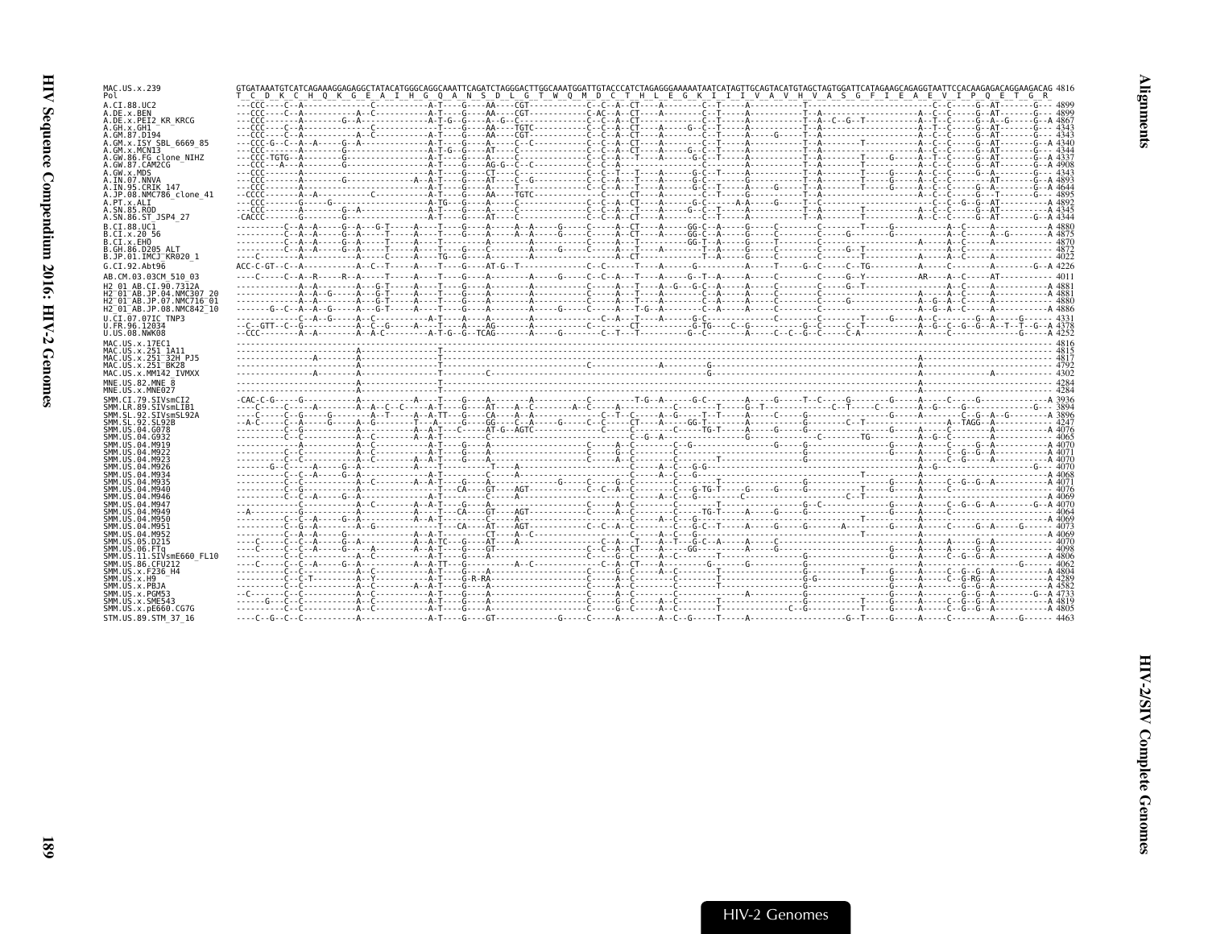```
MAC.US.x.239                GTGATAAATGTCATCAGAAAGGAGAGGCTATACATGGGCAGGCAAATTCAGATCTAGGGACTTGGCAAATGGATTGTACCCATCTAGAGGGAAAAATAATCATAGTTGCAGTACATGTAGCTAGTGGATTCATAGAAGCAGAGGTAATTCCACAAGAGACAGGAAGACAG 4816
Pol                         T  C  D  K  C  H  Q  K  G  E  A  I  H  G  Q  A  N  S  D  L  G  T  W  Q  M  D  C  T  H  L  E  G  K  I  I  I  V  A  V  H  V  A  S  G  F  I  E  A  E  V  I  P  Q  E  T  G  R

A.CI.88.UC2                 4899
A.DE.x.BEN                  4899
A.DE.x.PEI2_KR_KRCG         4867
A.GH.x.GH1                  4343
A.GM.87.D194                4343
A.GM.x.ISY_SBL_6669_85      4340
A.GM.x.MCN13                4344
A.GW.86.FG_clone_NIHZ       4337
A.GW.87.CAM2CG              4908
A.GW.x.MDS                  4343
A.IN.07.NNVA                4893
A.IN.95.CRIK_147            4644
A.JP.08.NMC786_clone_41     4895
A.PT.x.ALI                  4892
A.SN.85.ROD                 4345
A.SN.86.ST_JSP4_27          4344
B.CI.88.UC1                 4880
B.CI.x.20_56                4875
B.CI.x.EHO                  4870
B.GH.86.D205_ALT            4872
B.JP.01.IMCJ_KR020_1        4022
G.CI.92.Abt96               4226
AB.CM.03.03CM_510_03        4011
H2_01_AB.CI.90.7312A        4881
H2_01_AB.JP.04.NMC307_20    4881
H2_01_AB.JP.07.NMC716_01    4880
H2_01_AB.JP.08.NMC842_10    4886
U.CI.07.07IC_TNP3           4331
U.FR.96.12034               4378
U.US.08.NWK08               4252
MAC.US.x.17EC1              4816
MAC.US.x.251_1A11           4815
MAC.US.x.251_32H_PJ5        4817
MAC.US.x.251_BK28           4792
MAC.US.x.MM142_IVMXX        4302
MNE.US.82.MNE_8             4284
MNE.US.x.MNE027             4284
SMM.CI.79.SIVsmCI2          3936
SMM.LR.89.SIVsmLIB1         3894
SMM.SL.92.SIVsmSL92A        3896
SMM.SL.92.SL92B             4247
SMM.US.04.G078              4076
SMM.US.04.G932              4065
SMM.US.04.M919              4070
SMM.US.04.M922              4071
SMM.US.04.M923              4070
SMM.US.04.M926              4070
SMM.US.04.M934              4068
SMM.US.04.M935              4071
SMM.US.04.M940              4076
SMM.US.04.M946              4069
SMM.US.04.M947              4070
SMM.US.04.M949              4064
SMM.US.04.M950              4069
SMM.US.04.M951              4073
SMM.US.04.M952              4069
SMM.US.05.D215              4070
SMM.US.06.FTq               4098
SMM.US.11.SIVsmE660_FL10    4806
SMM.US.86.CFU212            4062
SMM.US.x.F236_H4            4804
SMM.US.x.H9                 4289
SMM.US.x.PBJA               4582
SMM.US.x.PGM53              4733
SMM.US.x.SME543             4819
SMM.US.x.pE660.CG7G         4805
STM.US.89.STM_37_16         4463
```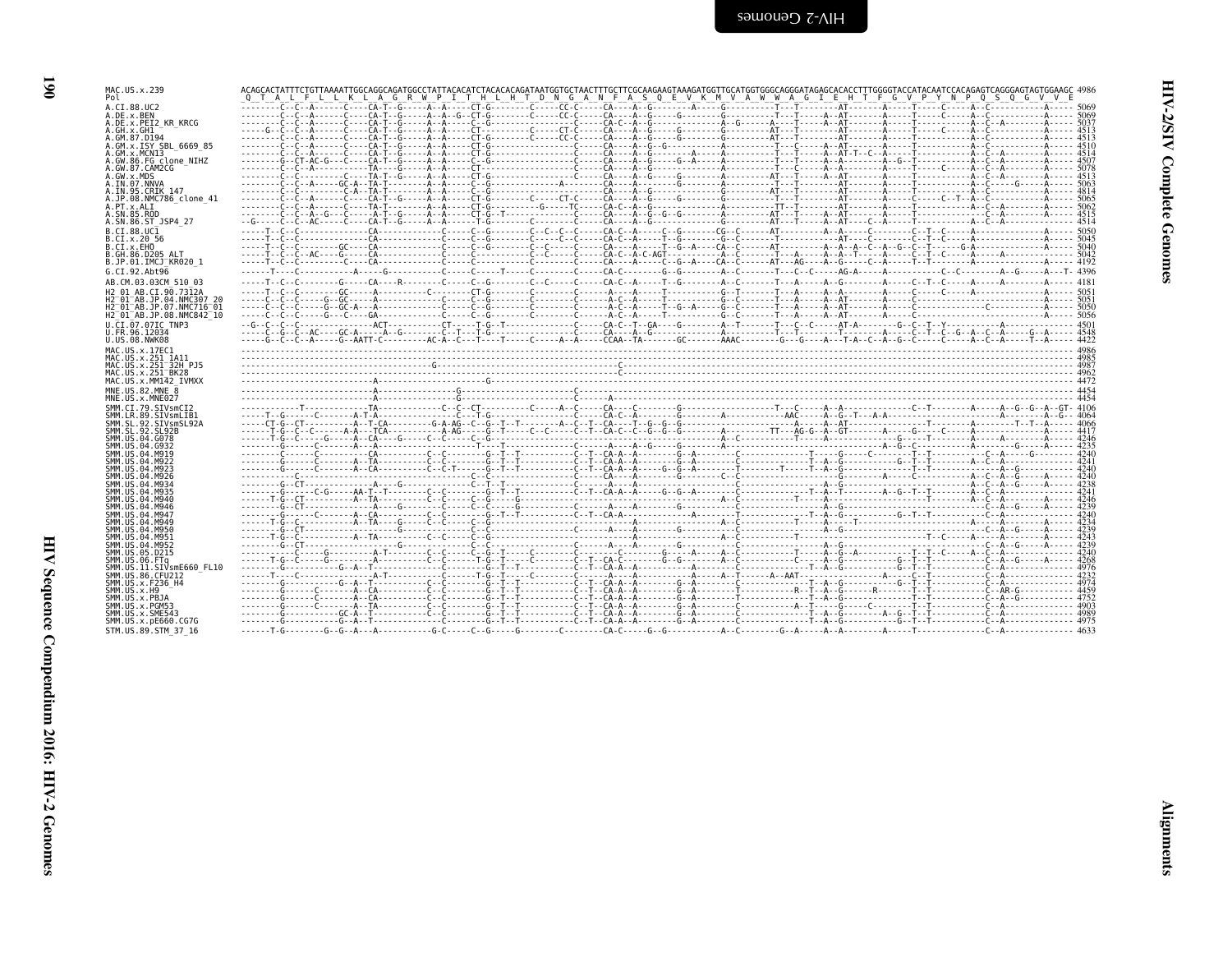```
MAC.US.x.239              ACAGCACTATTTCTGTTAAAATTGGCAGGCAGATGGCCTATTACACATCTACACACAGATAATGGTGCTAACTTTGCTTCGCAAGAAGTAAAGATGGTTGCATGGTGGGCAGGGATAGAGCACACCTTTGGGGTACCATACAATCCACAGAGTCAGGGAGTAGTGGAAGC 4986
Pol                        Q  T  A  L  F  L  L  K  L  A  G  R  W  P  I  T  H  L  H  T  D  N  G  A  N  F  A  S  Q  E  V  K  M  V  A  W  W  A  G  I  E  H  T  F  G  V  P  Y  N  P  Q  S  Q  G  V  V  E

A.CI.88.UC2                                   5069
A.DE.x.BEN                                    5069
A.DE.x.PEI2_KR_KRCG                           5037
A.GH.x.GH1                                    4513
A.GM.87.D194                                  4513
A.GM.x.ISY_SBL_6669_85                        4510
A.GM.x.MCN13                                  4514
A.GW.86.FG_clone_NIHZ                         4507
A.GW.87.CAM2CG                                5078
A.GW.x.MDS                                    4513
A.IN.07.NNVA                                  5063
A.IN.95.CRIK_147                              4814
A.JP.08.NMC786_clone_41                       5065
A.PT.x.ALI                                    5062
A.SN.85.ROD                                   4515
A.SN.86.ST_JSP4_27                            4514
B.CI.88.UC1                                   5050
B.CI.x.20_56                                  5045
B.CI.x.EHO                                    5040
B.GH.86.D205_ALT                              5042
B.JP.01.IMCJ_KR020_1                          4192
G.CI.92.Abt96                                 4396
AB.CM.03.03CM_510_03                          4181
H2_01_AB.CI.90.7312A                          5051
H2_01_AB.JP.04.NMC307_20                      5051
H2_01_AB.JP.07.NMC716_01                      5050
H2_01_AB.JP.08.NMC842_10                      5056
U.CI.07.07IC_TNP3                             4501
U.FR.96.12034                                 4548
U.US.08.NWK08                                 4422
MAC.US.x.17EC1                                4986
MAC.US.x.251_1A11                             4985
MAC.US.x.251_32H_PJ5                          4987
MAC.US.x.251_BK28                             4962
MAC.US.x.MM142_IVMXX                          4472
MNE.US.82.MNE_8                               4454
MNE.US.x.MNE027                               4454
SMM.CI.79.SIVsmCI2                            4106
SMM.LR.89.SIVsmLIB1                           4064
SMM.SL.92.SIVsmSL92A                          4066
SMM.SL.92.SL92B                               4417
SMM.US.04.G078                                4246
SMM.US.04.G932                                4235
SMM.US.04.M919                                4240
SMM.US.04.M922                                4241
SMM.US.04.M923                                4240
SMM.US.04.M926                                4240
SMM.US.04.M934                                4238
SMM.US.04.M935                                4241
SMM.US.04.M940                                4246
SMM.US.04.M946                                4239
SMM.US.04.M947                                4240
SMM.US.04.M949                                4234
SMM.US.04.M950                                4239
SMM.US.04.M951                                4243
SMM.US.04.M952                                4239
SMM.US.05.D215                                4240
SMM.US.06.FTq                                 4268
SMM.US.11.SIVsmE660_FL10                      4976
SMM.US.86.CFU212                              4232
SMM.US.x.F236_H4                              4974
SMM.US.x.H9                                   4459
SMM.US.x.PBJA                                 4752
SMM.US.x.PGM53                                4903
SMM.US.x.SME543                               4989
SMM.US.x.pE660.CG7G                           4975
STM.US.89.STM_37_16                           4633
```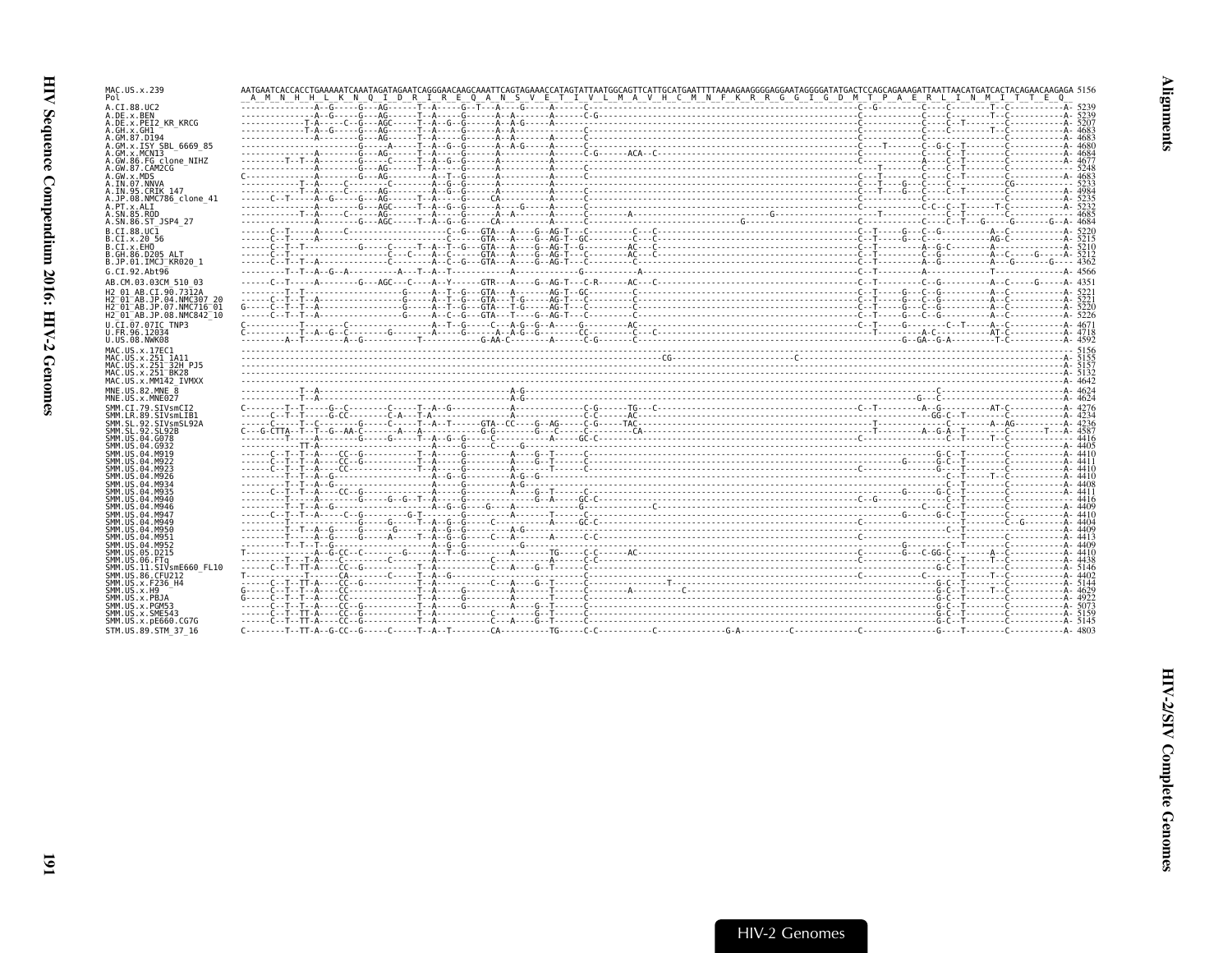```
MAC.US.x.239              AATGAATCACCACCTGAAAAATCAAATAGATAGAATCAGGGAACAAGCAAATTCAGTAGAAACCATAGTATTAATGGCAGTTCATTGCATGAATTTTAAAAGAAGGGGAGGAATAGGGGATATGACTCCAGCAGAAAGATTAATTAACATGATCACTACAGAACAAGAGA 5156
Pol                        A  M  N  H  H  L  K  N  Q  I  D  R  I  R  E  Q  A  N  S  V  E  T  I  V  L  M  A  V  H  C  M  N  F  K  R  R  G  G  I  G  D  M  T  P  A  E  R  L  I  N  M  I  T  T  E  Q

A.CI.88.UC2                    5239
A.DE.x.BEN                     5239
A.DE.x.PEI2_KR_KRCG            5207
A.GH.x.GH1                     4683
A.GM.87.D194                   4683
A.GM.x.ISY_SBL_6669_85         4680
A.GM.x.MCN13                   4684
A.GW.86.FG_clone_NIHZ          4677
A.GW.87.CAM2CG                 5248
A.GW.x.MDS                     4683
A.IN.07.NNVA                   5233
A.IN.95.CRIK_147               4984
A.JP.08.NMC786_clone_41        5235
A.PT.x.ALI                     5232
A.SN.85.ROD                    4685
A.SN.86.ST_JSP4_27             4684
B.CI.88.UC1                    5220
B.CI.x.20_56                   5215
B.CI.x.EHO                     5210
B.GH.86.D205_ALT               5212
B.JP.01.IMCJ_KR020_1           4362
G.CI.92.Abt96                  4566
AB.CM.03.03CM_510_03           4351
H2_01_AB.CI.90.7312A           5221
H2_01_AB.JP.04.NMC307_20       5221
H2_01_AB.JP.07.NMC716_01       5220
H2_01_AB.JP.08.NMC842_10       5226
U.CI.07.07IC_TNP3              4671
U.FR.96.12034                  4718
U.US.08.NWK08                  4592
MAC.US.x.17EC1                 5156
MAC.US.x.251_1A11              5155
MAC.US.x.251_32H_PJ5           5157
MAC.US.x.251_BK28              5132
MAC.US.x.MM142_IVMXX           4642
MNE.US.82.MNE_8                4624
MNE.US.x.MNE027                4624
SMM.CI.79.SIVsmCI2             4276
SMM.LR.89.SIVsmLIB1            4234
SMM.SL.92.SIVsmSL92A           4236
SMM.SL.92.SL92B                4587
SMM.US.04.G078                 4416
SMM.US.04.G932                 4405
SMM.US.04.M919                 4410
SMM.US.04.M922                 4411
SMM.US.04.M923                 4410
SMM.US.04.M926                 4410
SMM.US.04.M934                 4408
SMM.US.04.M935                 4411
SMM.US.04.M940                 4416
SMM.US.04.M946                 4409
SMM.US.04.M947                 4410
SMM.US.04.M949                 4404
SMM.US.04.M950                 4409
SMM.US.04.M951                 4413
SMM.US.04.M952                 4409
SMM.US.05.D215                 4410
SMM.US.06.FTq                  4438
SMM.US.11.SIVsmE660_FL10       5146
SMM.US.86.CFU212               4402
SMM.US.x.F236_H4               5144
SMM.US.x.H9                    4629
SMM.US.x.PBJA                  4922
SMM.US.x.PGM53                 5073
SMM.US.x.SME543                5159
SMM.US.x.pE660.CG7G            5145
STM.US.89.STM_37_16            4803
```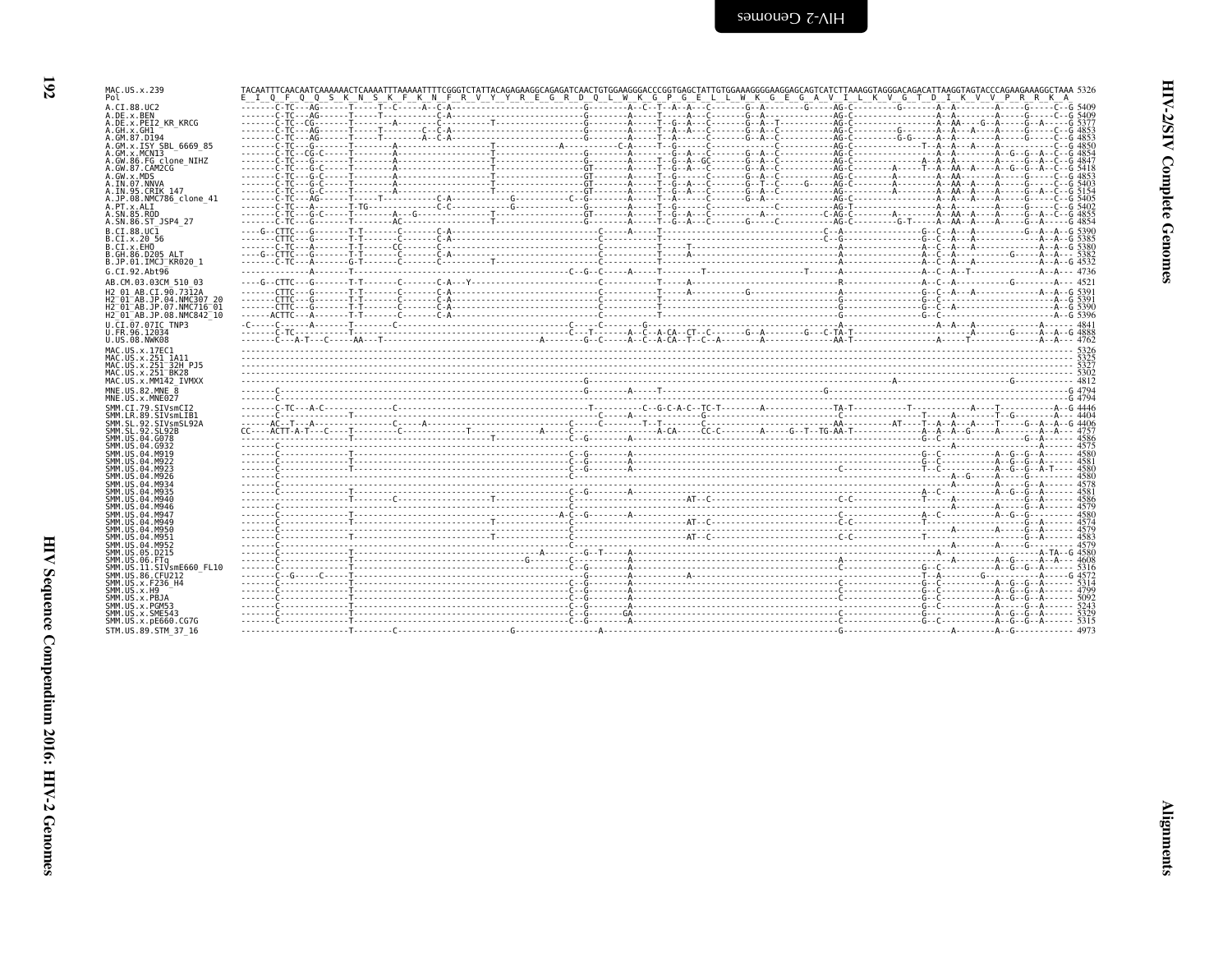```
MAC.US.x.239              TACAATTTCAACAATCAAAAAACTCAAAATTTAAAAATTTTCGGGTCTATTACAGAGAAGGCAGAGATCAACTGTGGAAGGGACCCGGTGAGCTATTGTGGAAAGGGGAAGGAGCAGTCATCTTAAAGGTAGGGACAGACATTAAGGTAGTACCCAGAAGAAAGGCTAAA 5326
Pol                       E  I  Q  F  Q  Q  S  K  N  S  K  F  K  N  F  R  V  Y  Y  R  E  G  R  D  Q  L  W  K  G  P  G  E  L  L  W  K  G  E  G  A  V  I  L  K  V  G  T  D  I  K  V  V  P  R  R  K  A
A.CI.88.UC2               -------C-TC---AG------T-----T--C-----A--C-A-----------------------------G---------A--C--T--A--A---C--------G--A--------G-----AG-C---------G-------A--A---------A-----G-----C--G 5409
A.DE.x.BEN                -------C-TC---AG------T-----T-----------C-A-----------------------------G---------A-----T-----A---C--------G--A---------------AG-C---------------------A--A---------A-----G-----C--G 5409
A.DE.x.PEI2_KR_KRCG       -------C-TC--CG-------T-----------A--------C-------------T--------------G---------A-----T--G--A---C--------G--A--T------------AG-C---------------------A--AA----G--A-----G--A--G 5377
A.GH.x.GH1                -------C-TC---AG------T-----T---------C--C-A-----------------------------G---------A-----T--A--A---C--------G--A--C------------AG-C---------G---------A--A---A-----A-----G-----C--G 4853
A.GM.87.D194              -------C-TC---AG------T-----T---------A--C-A-----------------------------G---------A-----T--A------C--------G--A--C------------AG-C---------G-G-------A--A---------A-----G-----C--G 4853
A.GM.x.ISY_SBL_6669_85    -------C-TC---G-------T-----------A-------------------T------------A---------C-A-----T--G---------C------------C-----------AG-C-----------------T---A--A---A-----A-----------C--G 4850
A.GM.x.MCN13              -------C-TC--CG-C-----T-----------A-------------------T-----------------G---------A-------G--A---C--------G--A--C------------AG-C---------------------A--A----------A--G--G--A--C--G 4854
A.GW.86.FG_clone_NIHZ     -------C-TC---G-C-----T-----------A-------------------T-----------------G---------A-----T--G--AC--C--------G--A--C------------AG-C-----------------A--A--A---------A-----G--A--C--G 4847
A.GW.87.CAM2CG            -------C-TC---G-------T-----------A-------------------T-----------------GT--------A-----T--G--A---C--------G--A--C------------AG-C--------A-----T--A--AA--A-----A--G--G--A--C--G 5418
A.GW.x.MDS                -------C-TC---G-C-----T-----------A-------------------T-----------------GT--------A-----T--G------C--------G--A--C------------AG-C--------A---------A--AA---------A-----G-----C--G 4853
A.IN.07.NNVA              -------C-TC---G-C-----T-----------A-------------------T-----------------GT--------A-----T--G--A---C--------G--T--C-----G------AG-C--------A---------A--AA--A------A-----G-----C--G 5403
A.IN.95.CRIK_147          -------C-TC---G-C-----T-----------A-------------------T-----------------GT--------A-----T--G--A---C--------G--A--C------------AG-C--------A---------A--AA--A------A-----G--A--C--G 5154
A.JP.08.NMC786_clone_41   -------C-TC---AG------T-----T--------------C-A---------------G-------------C--G---------A-----T--A------C--------G--A------------------AG-C---------------------A--A---A-----A-----G-----C--G 5405
A.PT.x.ALI                -------C-TC---A-------T-TG-------------C-C------------------G-----------G---------A-----T--G------C----------------C--------AG-T---------------------A--A---------A-----G-----C--G 5402
A.SN.85.ROD               -------C-TC---G-C-----T-----------A---G-----------------T-----------------GT--------A-----T--G--A---C--------------A--------C-AG-C--------A---------A--AA--A------A-----G--A--C--G 4855
A.SN.86.ST_JSP4_27        -------C-TC---G-------T-------AC----------------------T-----------------G---------A-----T--G--A---C--------G-----C------------AG-C---------G-T-----A--AA--A------A-----G--A-----G 4854
B.CI.88.UC1               ----G--CTTC---G-------T-T-------C-------C-A-----------------------------------C-------A-----T-----------------------------------C--A------------------G--C--A--A-----------G--A--A--G 5390
B.CI.x.20_56              -------CTTC---G-------T-T-------C-------C-A-----------------------------------C-------------T-----------------------------------C--G------------------G--C--A--A----------------A--A--G 5385
B.CI.x.EHO                -------C-TC---A-------T-T-------CC------C-----------------------------------------C-------------T-----T----------------------------------A------------------A--C--A--A----------------A--A--G 5380
B.GH.86.D205_ALT          ----G--CTTC---G-------T-T-------C-------C-A-----------------------------------C-------------T-----A-----------------------------------A------------------A--C--A-----------G-----A--A--G 5382
B.JP.01.IMCJ_KR020_1      -------C-TC---A-------G-T-------C-------C--------------T--------------------C-------------T-----------------------------------------A------------------A--C--A--A-----------A--A--G 4532
G.CI.92.Abt96             ---------------A------T-------------------------------------------------C--G--C-----A-----T--------T-----------------T------A------------------A--C--A--T--------------A--A--- 4736
AB.CM.03.03CM_510_03      ----G--CTTC---G-------T-T-------C-------C-A---Y---------------------------------C-----------T-----A-----------------------------------R------------------A--C--A-------------G--------A--- 4521
H2_01_AB.CI.90.7312A      -------CTTC---G-------T-T-------C-------C-A-----------------------------------C-------------T-----A--------------G-----------------------A------------------G--C--A--A----------------A--A--G 5391
H2_01_AB.JP.04.NMC307_20  -------CTTC---G-------T-T-------C-------C-A-----------------------------------C-------------T-----------------------------------------G------------------G--C--------------------A--G 5391
H2_01_AB.JP.07.NMC716_01  -------CTTC---G-------T-T-------C-------C-A-----------------------------------C-------------T-----------------------------------------G------------------G--C--A-----------------------A--G 5390
H2_01_AB.JP.08.NMC842_10  ------ACTTC---A-------T-T-------C-------C-A-----------------------------------C-------------T-----------------------------------------G------------------G--C--------------------A--G 5396
U.CI.07.07IC_TNP3         -C-----C-----A------T------C----------------------------------------C-------C--------G---------------------------------------------------------------------A--A---A-------------A--G 4841
U.FR.96.12034             ------C-TC----------T-----------------------------------------------C------T--------A--C--A-CA--CT--C-------G--A---------G---C-TA-T------------------------------A-------G-----A--A--G 4888
U.US.08.NWK08             -------C---A-T----C-----AA---T--------------------------A--------G--C-----A--C--A-CA--T--C--A--------A---------------AA-T-----------------A-----T----------A--A--- 4762
MAC.US.x.17EC1            --------------------------------------------------------------------------------------------------------------------------------------------------------------------------- 5326
MAC.US.x.251_1A11         --------------------------------------------------------------------------------------------------------------------------------------------------------------------------- 5325
MAC.US.x.251_32H_PJ5      --------------------------------------------------------------------------------------------------------------------------------------------------------------------------- 5327
MAC.US.x.251_BK28         --------------------------------------------------------------------------------------------------------------------------------------------------------------------------- 5302
MAC.US.x.MM142_IVMXX      ----------------------------------------------------------------G-----------------------------------------------------------A--------------------------G--------------- 4812
MNE.US.82.MNE_8           -------C--------------------------------------------------------G--------A-----T--------------------------------G-------------------------------------------------------G 4794
MNE.US.x.MNE027           -------C-----------------------------------------------------------------------------------------------------------------------------------------------------------------G 4794
SMM.CI.79.SIVsmCI2        -------C-TC---A-C----------C--------------------------------------T----------C--G-C-A-C--TC-T--------A--------------TA-T-----------T------------A----T---------A--G 4446
SMM.LR.89.SIVsmLIB1       -------C--------------T-----------------------------------------C--------A--------------G----------------------------C-------------T------A------T--G---------A--- 4404
SMM.SL.92.SIVsmSL92A      -----AC--T---A--------------C-----A--------------------------C--------C------T--T------------C--------------AA--------AT------T--A--A---A----T-----G--A--A--G 4406
SMM.SL.92.SL92B           CC-----ACTT-A-T---C---T-----------C------------T-----------A-----C-----------------A-CA------CC-C--------A-----G--T--TG-AA-T--------------A--A--A--G------A-----------A--A--- 4757
SMM.US.04.G078            -------C--------------T------------------------------T------------C--G--------A-------------------------------------------G--C-----------------------------G--A------ 4586
SMM.US.04.G932            -------C------------------------------------------------------------C-----------------------------------------------------------------------A-----------------A------ 4575
SMM.US.04.M919            -------C--------------T-------------------------------------------C--G--------A-------------------------------------------G--C------------A--G--G--A------ 4580
SMM.US.04.M922            -------C--------------T-------------------------------------------C--G--------A-------------------------------------------G--C------------A--G--G--A------ 4581
SMM.US.04.M923            -------C--------------T-------------------------------------------C--G--------A-----------------------------------C---------------T--C------------A--G--G--A--T---- 4580
SMM.US.04.M926            -------C----------------------------------------------------------C-------------------------------------------------------------A--G-------A-----G--A------ 4580
SMM.US.04.M934            -------C----------------------------------------------------------C---------------------------------------------------------------A---------A-----G--A------ 4578
SMM.US.04.M935            -------C--------------T-------------------------------------------C--G--------A--------------------------------------------A--C------------A--G--G--A------ 4581
SMM.US.04.M940            -------C--------------T-------C-----------------T------------------C--------------------AT--C-----------------C-C----------T------------------G--A------ 4586
SMM.US.04.M946            -------C----------------------------------------------------------C---------------------------------------------------------------A---------A-----G--A------ 4579
SMM.US.04.M947            -------C--------------T-------------------------------------------A-C--G--------A--------------------------------C---------------------------A--G--G------ 4580
SMM.US.04.M949            -------C--------------T-------------------------T------------------C--------------------AT--C-----------------C-C----------T------------------G--A------ 4574
SMM.US.04.M950            -------C----------------------------------------------------------C---------------------------------------------------------------A---------A-----G--A------ 4579
SMM.US.04.M951            -------C--------------T-------------------------T------------------C--------------------AT--C-----------------C-C-----------------------------G--A------ 4583
SMM.US.04.M952            -------C----------------------------------------------------------C---------------------------------------------------------------A---------A-----G------ 4579
SMM.US.05.D215            -------C--------------T-------------------------------------A---------G--T----A-------------------------------------------------------------------------A-TA--G 4580
SMM.US.06.FTq             -------C--------------T---------------------------------G-----------C------------------------------------A----------------------------------A--G-----A--A--- 4608
SMM.US.11.SIVsmE660_FL10  -------C--------------T-------------------------------------------C--G--------A-------------------------------------------G--C------------A--G--G--A------ 5316
SMM.US.86.CFU212          -------C--G-----C-----T-------------------------------------------G--------A------------A-----------------------------------T--A--------G---------------A-----G 4572
SMM.US.x.F236_H4          -------C--------------T-------------------------------------------C--G--------A-----------------------------------C---------------G--C------------A--G--G--A------ 5314
SMM.US.x.H9               -------C--------------T-------------------------------------------C--G--------A-----------------------------------C---------------G--C------------A--G--G--A------ 4799
SMM.US.x.PBJA             -------C--------------T-------------------------------------------C--G--------A-----------------------------------C---------------G--C------------A--G--G--A------ 5092
SMM.US.x.PGM53            -------C--------------T-------------------------------------------C--G--------A--------------------------------------------------G--C-----------------A-----G--A------ 5243
SMM.US.x.SME543           -------C--------------T-------------------------------------------C--G-------GA-----------------------------------C---------------G--C------------A--G--G--A------ 5329
SMM.US.x.pE660.CG7G       -------C--------------T-------------------------------------------C--G--------A-----------------------------------C---------------G--C------------A--G--G--A------ 5315
STM.US.89.STM_37_16       ----------------------T--------C-----------------------G-----------------A---------------------------------------------G-------------------------A--------A--G------------ 4973
```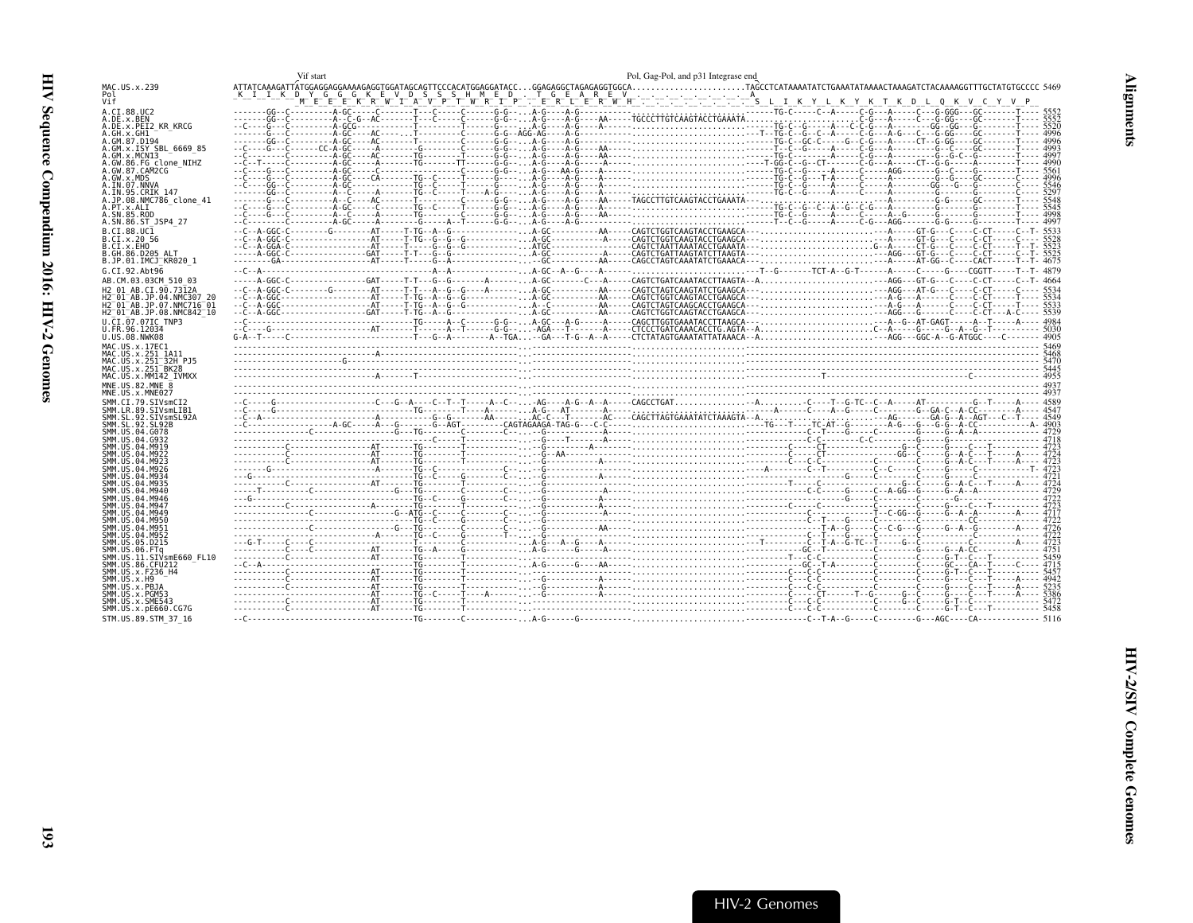```
                                   Vif start                                                    Pol, Gag-Pol, and p31 Integrase end
MAC.US.x.239              ATTATCAAAGATTATGGAGGAGGAAAAGAGGTGGATAGCAGTTCCCACATGGAGGATACC...GGAGAGGCTAGAGAGGTGGCA........................TAGCCTCATAAAATATCTGAAATATAAAACTAAAGATCATCAAAAGGTTTGCTATGTGCCCC 5469
Pol                        K  I  I  K  D  Y  G  G  G  K  E  V  D  S  S  S  H  M  E  D     T  G  E  A  R  E  V                    A
Vif                                  M  E  E  E  K  R  W  I  A  V  P  T  W  R  I  P     E  R  L  E  R  W  H                        S  L  I  K  Y  L  K  Y  K  T  K  D  L  Q  K  V  C  Y  V  P

A.CI.88.UC2                                                                                                                                                                                          5552
A.DE.x.BEN                                                                                                                                                                                           5552
A.DE.x.PEI2_KR_KRCG                                                                                                                                                                                  5520
A.GH.x.GH1                                                                                                                                                                                           4996
A.GM.87.D194                                                                                                                                                                                         4996
A.GM.x.ISY_SBL_6669_85                                                                                                                                                                               4993
A.GM.x.MCN13                                                                                                                                                                                         4997
A.GW.86.FG_clone_NIHZ                                                                                                                                                                                4990
A.GW.87.CAM2CG                                                                                                                                                                                       5561
A.GW.x.MDS                                                                                                                                                                                           4996
A.IN.07.NNVA                                                                                                                                                                                         5546
A.IN.95.CRIK_147                                                                                                                                                                                     5297
A.JP.08.NMC786_clone_41                                                                                                                                                                              5548
A.PT.x.ALI                                                                                                                                                                                           5545
A.SN.85.ROD                                                                                                                                                                                          4998
A.SN.86.ST_JSP4_27                                                                                                                                                                                   4997
B.CI.88.UC1                                                                                                                                                                                          5533
B.CI.x.20_56                                                                                                                                                                                         5528
B.CI.x.EHO                                                                                                                                                                                           5523
B.GH.86.D205_ALT                                                                                                                                                                                     5525
B.JP.01.IMCJ_KR020_1                                                                                                                                                                                 4675
G.CI.92.Abt96                                                                                                                                                                                        4879
AB.CM.03.03CM_510_03                                                                                                                                                                                 4664
H2_01_AB.CI.90.7312A                                                                                                                                                                                 5534
H2_01_AB.JP.04.NMC307_20                                                                                                                                                                             5534
H2_01_AB.JP.07.NMC716_01                                                                                                                                                                             5533
H2_01_AB.JP.08.NMC842_10                                                                                                                                                                             5539
U.CI.07.07IC_TNP3                                                                                                                                                                                    4984
U.FR.96.12034                                                                                                                                                                                        5030
U.US.08.NWK08                                                                                                                                                                                        4905
MAC.US.x.17EC1                                                                                                                                                                                       5469
MAC.US.x.251_1A11                                                                                                                                                                                    5468
MAC.US.x.251_32H_PJ5                                                                                                                                                                                 5470
MAC.US.x.251_BK28                                                                                                                                                                                    5445
MAC.US.x.MM142_IVMXX                                                                                                                                                                                 4955
MNE.US.82.MNE_8                                                                                                                                                                                      4937
MNE.US.x.MNE027                                                                                                                                                                                      4937
SMM.CI.79.SIVsmCI2                                                                                                                                                                                   4589
SMM.LR.89.SIVsmLIB1                                                                                                                                                                                  4547
SMM.SL.92.SIVsmSL92A                                                                                                                                                                                 4549
SMM.SL.92.SL92B                                                                                                                                                                                      4903
SMM.US.04.G078                                                                                                                                                                                       4729
SMM.US.04.G932                                                                                                                                                                                       4718
SMM.US.04.M919                                                                                                                                                                                       4723
SMM.US.04.M922                                                                                                                                                                                       4724
SMM.US.04.M923                                                                                                                                                                                       4723
SMM.US.04.M926                                                                                                                                                                                       4723
SMM.US.04.M934                                                                                                                                                                                       4721
SMM.US.04.M935                                                                                                                                                                                       4724
SMM.US.04.M940                                                                                                                                                                                       4729
SMM.US.04.M946                                                                                                                                                                                       4722
SMM.US.04.M947                                                                                                                                                                                       4723
SMM.US.04.M949                                                                                                                                                                                       4717
SMM.US.04.M950                                                                                                                                                                                       4722
SMM.US.04.M951                                                                                                                                                                                       4726
SMM.US.04.M952                                                                                                                                                                                       4722
SMM.US.05.D215                                                                                                                                                                                       4723
SMM.US.06.FTq                                                                                                                                                                                        4751
SMM.US.11.SIVsmE660_FL10                                                                                                                                                                             5459
SMM.US.86.CFU212                                                                                                                                                                                     4715
SMM.US.x.F236_H4                                                                                                                                                                                     5457
SMM.US.x.H9                                                                                                                                                                                          4942
SMM.US.x.PBJA                                                                                                                                                                                        5235
SMM.US.x.PGM53                                                                                                                                                                                       5386
SMM.US.x.SME543                                                                                                                                                                                      5472
SMM.US.x.pE660.CG7G                                                                                                                                                                                  5458
STM.US.89.STM_37_16                                                                                                                                                                                  5116
```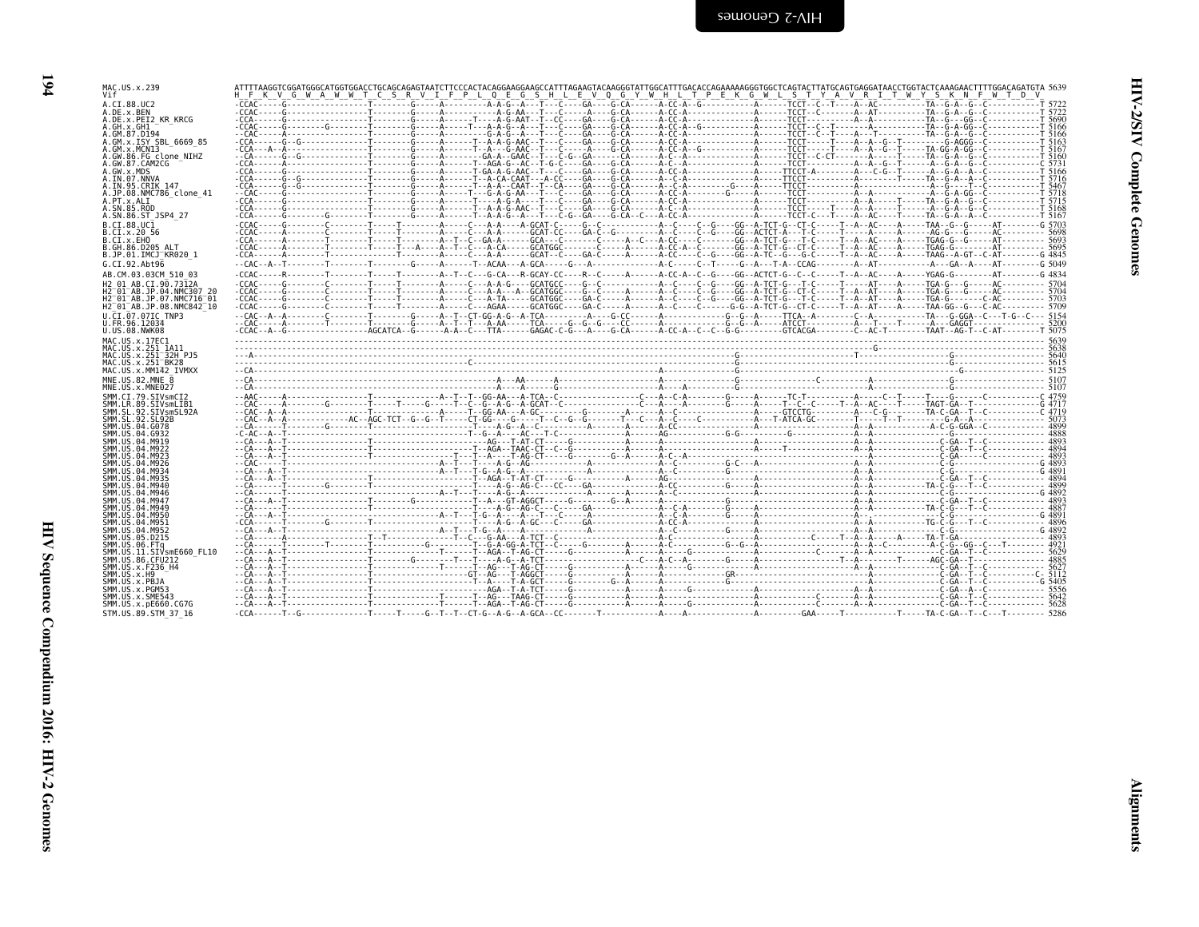```
MAC.US.x.239              ATTTTAAGGTCGGATGGGCATGGTGGACCTGCAGCAGAGTAATCTTCCCACTACAGGAAGGAAGCCATTTAGAAGTACAAGGGTATTGGCATTTGACACCAGAAAAAGGGTGGCTCAGTACTTATGCAGTGAGGATAACCTGGTACTCAAAGAACTTTTGGACAGATGTA 5639
Vif                       H  F  K  V  G  W  A  W  W  T  C  S  R  V  I  F  P  L  Q  E  G  S  H  L  E  V  Q  G  Y  W  H  L  T  P  E  K  G  W  L  S  T  Y  A  V  R  I  T  W  Y  S  K  N  F  W  T  D  V
A.CI.88.UC2               -CCAC-----G---------------T--------G-----A--------A-A-G--A---T---C----GA----G-CA------A-CC-A--G-----------A------TCCT--C--T----A--AC----------TA--G-A--G--C-----------T 5722
A.DE.x.BEN                -CCAC-----G---------------T--------G-----A--------A-G-AA--T---C----GA----G-CA------A-CC-A------------------A------TCCT--C-------A--AT----------TA--G-A--G--C-----------T 5722
A.DE.x.PEI2_KR_KRCG       -CCA------G---------------T--------G-----A------T--A-G-AAT--CT--CC---GA-C--G-CA------A-CC-A------------------A------TCCT--C-------A--AC----------TA--G---GG--C-----------T 5690
A.GH.x.GHI                -CCAC-----G--------G------T--------G-----A------T---A-A-G--A---T---C----GA----G-CA------A-CC-A--G-----------A------TCCT--C--T-------A-----------TA--G-A-GG--C-----------T 5166
A.GM.87.D194              --CAC-----A---------------T--------G-----A--------G-A-G--A---T---C----GA----G-CA------A-CC-A------------------A------TCCT--C--T-----A----T-----------TA--G-A--G--C-----------T 5166
A.GM.x.ISY_SBL_6669_85    -CCA------G--G------------T--------G-----A------T--A-A-G-AAC--T---C----GA----G-CA------A-CC-A------------------A------TCCT-------T----A--A--G--T-----------G-AGGG--C-----------T 5163
A.GM.x.MCN13              -CCA----A--A--------------T--------G-----A------T--A---G-AAC--T---C----A----G-CA------A-CC-A--G-----------A------TCCT-------T----A--A--G--T-----TA-GG-A-GG--C-----------T 5167
A.GW.86.FG_clone_NIHZ     --CA------G--G------------T--------G-----A------GA-A---GAAC--T---C-G--GA-----CA------A-C--A------------------A------TCCT--C-CT------A-----T-----TA--G-A--G--C-----------T 5160
A.GW.87.CAM2CG            -CCA------A---------------T--------G-----A------T--AGA-G--AC--T-G-C----GA----G-CA------A-C--A------------------A------TCCT-----------A--A--G--T-------A--G-A--G--C-----------C 5731
A.GW.x.MDS                -CCA------G---------------T--------G-----A------T-GA-A-G-AAC--T---C----GA----G-CA------A-CC-A------------------A-----TTCCT-A---------A----C-G--T------A--G-A--A--C-----------T 5166
A.IN.07.NNVA              -CCA------G--G------------T--------G-----A------T--A-CA-CAAT--A-CC-----GA----G-CA------A-CC-A------------------A-----TTCCT-----------A---------T-----TA--G-A--A--C-----------T 5716
A.IN.95.CRIK_147          -CCA------G--G------------T--------G-----A------T--A-A--CAAT--T--CA----GA----G-CA------A-C--A---------G----A-----TTCCT--------------------------A--G----T--C-----------T 5467
A.JP.08.NMC786_clone_41   --CAC-----G---------------T--------G-----A------T---G-G-AA---T---C----GA----G-CA------A-CC-A----------G-----A------TCCT-----------A--A-------------A--G-A-GG--C-----------T 5718
A.PT.x.ALI                -CCA------G---------------T--------G-----A------T--A-G--A---T---C----GA----G-CA------A-CC-A------------------A------TCCT-------T----A--A--------T-----TA--G-A--G--C-----------T 5715
A.SN.85.ROD               -CCA------G---------------T--------G-----A------T--A-A-G-AAC--T---C----GA----G-CA------A-C--A------------------A------TCCT------T----A--A---------T-----A--G-A--G--C-----------T 5168
A.SN.86.ST_JSP4_27        -CCA------G--------G------T--------G-----A------T--A-A-G--A---T--C-G--GA----G-CA-C---A-CC-A------------------A------TCCT-C---T----A--AC-----T-----TA--G-A--A--C-----------T 5167
B.CI.88.UC1               -CCAC-----A--------C------T-----T---------A-----C---A-A-----A-GCAT-C------G--C------------A-C----C--G----GG--A-TCT-G--CT-C-----T--A--AC----A-----TAA--G--G------AT--------G 5703
B.CI.x.20_56              -CCAC-----A--------C------T-----T---------A-----C---A-A------GCAT-CC----GA-C--G--------A-C----C--G----GG--ACTCT-A---T-C-----T--A--AC----A-----AG-G---G-----AC---------T 5698
B.CI.x.EHO                -CCA------A--------T------T-----T---------A--T--C--GA-A------GCA---C-------C----A-C---A-CC----C------GG--A-TCT-G---T-C-----T--A--AC----A-----TGAG-G--G-----AT---------T 5693
B.GH.86.D205_ALT          -CCAC-----A--------T------T-----T---A-----A--T--C--A-CA------GCATGGC-------C-----A-------A-CC-A--C--G----GG--A-TCT-G--CT-C-----T--A--AC----A-----TGAG-G--------AT---------T 5695
B.JP.01.IMCJ_KR020_1      -CCA------A--------T------T-------------A-----C---A-A-----GCAT--C-----GA-C--G--------A-CC----C--G----GG--A-TC--G---G-C-----T--A--AC----A-----TAAG--A-GT--C-AT---------G 4845
G.CI.92.Abt96             --CAC--A--T--------T------T--------G-----A------T--ACAA---A-GCA-----G---A--------------A-C-----C--T-----G--A---T-A--CCAG---------A--AT-----------A---GA--A----AT--------G 5049
AB.CM.03.03CM_510_03      -CCAC-----R--------T------T-----T---------A--T--C---G-CA---R-GCAY-CC----R--C-----A------A-CC-A--C--G----GG--ACTCT-G--C--C-----T--A--AC----A-----YGAG-G---------AT--------G 4834
H2_01_AB.CI.90.7312A      -CCAC-----G--------C------T-----T---------A-----C---A-A-G---GCATGCC-----G--C-----------A-C----C--G----GG--A-TCT-G---T-C-----T-----AT----A-----TGA-G---G-----AC---------T 5704
H2_01_AB.JP.04.NMC307_20  -CCAC-----G--------C------T-----T---------A-----C---A-A---A--GCATGGC----GA-C-----A------A-C----C--G----GG--A-TCT-G--CT-C-----T--A--AC----A-----TGA-G---G-----AC---------T 5704
H2_01_AB.JP.07.NMC716_01  -CCAC-----G--------C------T-----T---------A-----C---A-TA----GCATGGC----GA-C-----A------A-C----C--G----GG--A-TCT-G---T-C-----T--A--AT----A-----TGA-G--------C-AC--------T 5703
H2_01_AB.JP.08.NMC842_10  -CCAC-----G--------C------T-----T---------A-----C---AGAA-----GCATGGC----GA-C-----A------A-C----C--G------G-G--A-TCT-G--CT-C-----T--A--AT----A-----TAA-GG--G--C-AC---------T 5709
U.CI.07.07IC_TNP3         --CAC--A--A--------C------T--------G-----A--T--CT-GG-A-G--A-TCA--------A----G-CC------A-----------------G--G--A------TTCA--A--------C--A---------------TA---G-GGA--C---T-G--C-- 5154
U.FR.96.12034             --CAC-----A--------T------T--------G-----A--T--T--A-AA---A-TCA-----G--G--G--CC------A---------------------G--G--A------ATCCT------------A---T-----T--A---GAGGT---------------T 5200
U.US.08.NWK08             -CCAC--A--G---------------AGCATCA--G------A-A--C---TTA------GAGAC-C-G---A----G-CA------A-CC-A--C--C--G---------GTCACGA---------C--AC-T-------TAAT--AG-T--C-AT---------T 5075
MAC.US.x.17EC1            ------------------------------------------------------------------------------------------------------------------------------------------------------------------------------------- 5639
MAC.US.x.251_1A11         --------------------------------------------------------------------------------------------------------------------------------G---------------------------------------------------- 5638
MAC.US.x.251_32H_PJ5      --A-------------------------------------------------------------------------------------G-----------------------------T------------------G----------------------------- 5640
MAC.US.x.251_BK28         ----------------------------------------C-----------------------------------------------G---------------------------------------------------G----------------------------- 5615
MAC.US.x.MM142_IVMXX      --CA-------------------------------------------------------------A----------------------G------------------------------------------------------G------------------------ 5125
MNE.US.82.MNE_8           --CA--------------------------------------------A---AA-------A---------------A-------------G-----------------C---------------A---------------------G------------------------ 5107
MNE.US.x.MNE027           --CA--------------------------------------------A-------G--------------------A-------------G-----------------------------------A---------------------G------------------------ 5107
SMM.CI.79.SIVsmCI2        --AAC-----A-------------------T-----------A--T--T--GG-AA---A-TCA--C-----------------C---A--C-A--------G------A------TC-T----------A------C--T------T----G------C-----------C 4759
SMM.LR.89.SIVsmLIB1       --CAC-----A--------G------T-----T-----G----T--C--G--A-G--A-GCAT--C--------------C---A-----A-------G------A-----T--C--C------T--A--AC---T-----TAGT-GA--T------------------G 4717
SMM.SL.92.SIVsmSL92A      --CAC-A--A-----------------T----------A-----T--GG-AA---A-GC-----------G-------A------A--C---------------A-----GTCCTG--------A----C-G-------TA-C-GA--T--C------------------C 4719
SMM.SL.92.SL92B           --CAC--A--A-----------AC--AGC-TCT--G--G--T----CT-GG----G-----T--C--G--G-------T---C----A--C--C--------------A---T-ATCA-GC--------T-----T--T----------G-A--A------------------ 5073
SMM.US.04.G078            --CA-------T-------G------T-----------------T--A-G--A--C-------------A--------A-CC----------------A------------------A--A-----------A-C-G-GGA--C-----------------------------4899
SMM.US.04.G932            -C-AC--A--T---------------T-------------T--G--A----AC---T-C---------------------AG---------G-G------G-----------------A--A------------------G------------------------------4888
SMM.US.04.M919            --CA---A--T---------------T-------------------AG---T-AT-CT-----G--------A-------A---------------------------------A--A------------------C-GA--T--C------------------------- 4893
SMM.US.04.M922            --CA---A--T---------------T-------------------T--AGA--TAAC-CT--C--G--------A-------A-----------------A------T--------------A--A------------------C-GA--T--C------------------------- 4894
SMM.US.04.M923            --CA---A--T---------------T-------------T--A----T-AG-CT-----G--------G--A-----A-C-A-----------------A----------------A--A------------------C-GA-------C------------------------- 4893
SMM.US.04.M926            --CAC-----T---------------------------A--T----A-G--AG-------------A---------------A--C-------------G-C--A---------------A--A------------------C-G---------------------------G 4893
SMM.US.04.M934            --CA---A--T---------------------------A--T----T-G--A-G--A----------A---------------A--C-----------------A---------------A--A------------------C-G---------------------------G 4891
SMM.US.04.M935            --CA---A--T---------------T-------------------T--AGA--T-AT-CT-----G--------A-------AG------------------------------------A--A------------------C-GA--T--C------------------------- 4894
SMM.US.04.M940            --CA-------T-------G------T-------------------T--A-G--AG-C---CC---GA----------A-CC----------G-----A--------------------A--A-------------TA-C-GA--T--C------------------------- 4899
SMM.US.04.M946            --CA-------T-------------------------A--T----T--A-G--A---------------A---------A--C-------------------A--------------A--A------------------C-G---------------------------G 4892
SMM.US.04.M947            --CA---A--T---------------T----------G------------T--A---GT-AGGCT-----G-----G--A-----A--C-------------G-----A--------------A--A------------------C-GA--T--C------------------------- 4893
SMM.US.04.M949            --CA-------T---------------T-------------------T--A-G--AG-C---C-----GA----------A-C-A---------G-----A--------------------A--A-------------TA-C-GA--T--C------------------------- 4887
SMM.US.04.M950            --CA---A--T---------------T----------A--T----T-G--A---A--T--C-----A--------A-C-A-----------G-----A-------------------A--A------------------C-G---------------------------G 4891
SMM.US.04.M951            -CCA-------T-------G------T-------------------T--A-G--A-GC---C-----GA----------A-CC-A---------G-----A--------------------A--A-------------TG-C-G---T--C------------------------- 4896
SMM.US.04.M952            --CA---A--T--------------------------A--T----T-G--A---------------A--------A--C-------------G-----A-------------------A--A------------------C-G---------------------------G 4892
SMM.US.05.D215            --CA-------A--------------T--T----------T--C--G-AA---A-TCT--C-------------------A-C-----------------------A--------C-------T--A--A-----A-----TA-T-GA----------------------------- 4893
SMM.US.06.FTq             --CA-------T--------T-----T----------G---------T-G-A-GG-A-TCT--C-----G-------A--C---------G-G--A-----------A--------A--A--C----------A-C-G-GG--C---T--------------------- 4921
SMM.US.11.SIVsmE660_FL10  --CA---A--T---------------T----------------T---AGA--T-AG-CT-----G----------A-------A-----G-------------------------C------A--A------------------C-GA--T--C------------------------- 5629
SMM.US.86.CFU212          --CA---A--T---------------T-------------G------T---A-G--A-TCT----------------C---A-C--A--------G-----A------------------T--A----------T-----AGC-GA--T------------------------- 4885
SMM.US.x.F236_H4          --CA---A--T---------------T-------------------T--AG---T-AG-CT-----G----------A-----A-----G----------------------------A--A------------------C-GA--T--C------------------------- 5627
SMM.US.x.H9               --CA---A--T---------------T-------------------GT--AG---T-AGGCT-----G----------A----------------GR------------------A---------------------C-GA--T--C-----------C- 5112
SMM.US.x.PBJA             --CA---A--T---------------T-------------------T--A----T-A-GCT-----G------G--A------A---------------------------A---------------------C-GA--T--C-----------G 5405
SMM.US.x.PGM53            --CA---A--T---------------T---------------------AGA--T-A-TCT-----G----------A-------A------G---------------A--------------A--A------------------C-GA--A--C------------------------- 5556
SMM.US.x.SME543           --CA---A--T---------------T-------------T------T--AG---TAAG-CT-----G----------A-------A--------------------------C--------A--A------------------C-GA--T--C------------------------- 5642
SMM.US.x.pE660.CG7G       --CA---A--T---------------T-------------T------T--AGA--T-AG-CT-----G----------A-------A-----G-------------------C--------A--A------------------C-GA--T--C------------------------- 5628
STM.US.89.STM_37_16       -CCA------T--G-------------T-----T-----G--T--T--CT-G--A-G--A-GCA--CC-------T-----------A----A--------------A---------GAA-----T----------T-----TA-C-GA--T--C---T---------- 5286
```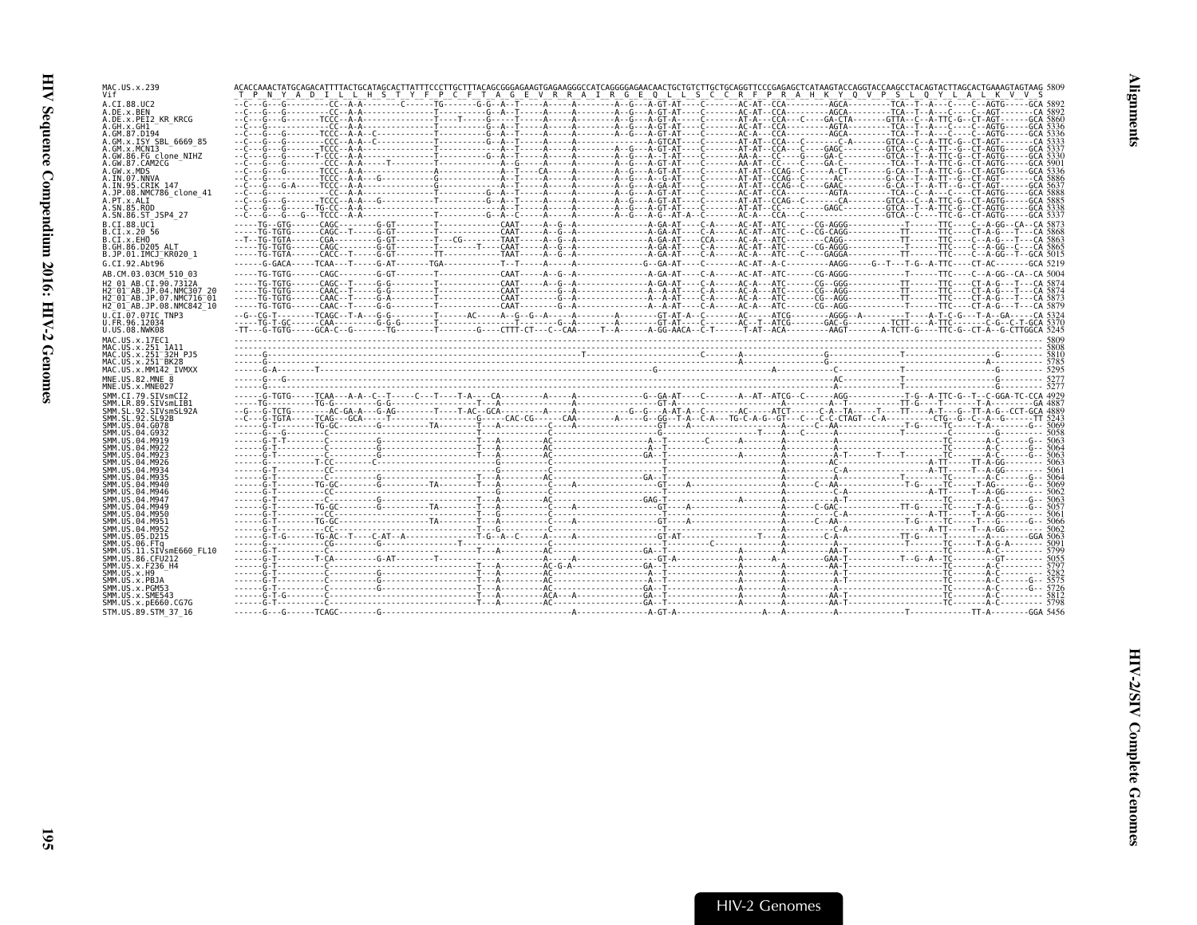```
MAC.US.x.239              ACACCAAACTATGCAGACATTTTACTGCATAGCACTTATTTCCCTTGCTTTACAGCGGGAGAAGTGAGAAGGGCCATCAGGGGAGAACAACTGCTGTCTTGCTGCAGGTTCCCGAGAGCTCATAAGTACCAGGTACCAAGCCTACAGTACTTAGCACTGAAAGTAGTAAG 5809
Vif                        T  P  N  Y  A  D  I  L  L  H  S  T  Y  F  P  C  F  T  A  G  E  V  R  R  A  I  R  G  E  Q  L  L  S  C  C  R  F  P  R  A  H  K  Y  Q  V  P  S  L  Q  Y  L  A  L  K  V  V  S
A.CI.88.UC2               --C---G---G---------CC--A-A---------C------TG-------G-G--A--T-----A-----A--------A--G---A-GT-AT----C-------AC-AT--CCA---------AGCA---------TCA--T--A---C----C--AGTG-----GCA 5892
A.DE.x.BEN                --C---G---G---------CC--A-A---------------T---------G--A--T-----A-----A--------A--G---A-GT-AT----C-------AC-AT--CCA---------AGCA---------TCA--T--A---C----C--AGT-------CA 5892
A.DE.x.PEI2_KR_KRCG       --C---G---G-------TCCC--A-A---------------T------T---G--A--T-----A-----A--------A--G---A-GT-A----C-------AT-A---CCA---C---GA-CTA-------GTTA--C--A-TTC-G--CT-AGT------GCA 5860
A.GH.x.GH1                --C---G-------------CC--A-A---------------T---------G-A--T-----A-----A--------A--G---A-GT-AT----C-------AC-AT--CCA---------AGTA---------TCA--T--A---C----C--AGTG-----GCA 5336
A.GM.87.D194              --C---G---G-------TCCC--A-A--C------------T---------G-A--T-----A-----A--------A--G---A-GT-AT----C-------AC-A---CCA---------AGCA---------TCA--T--A---C----C--AGTG-----GCA 5336
A.GM.x.ISY_SBL_6669_85    --C---G---G--------CCC--A-A--C------------T---------G-A--T-----A-----A---------------A-GTCAT----C-------AT-AT--CCA---C---------C-A-------GTCA--C--A-TTC-G--CT-AGT------GCA 5333
A.GM.x.MCN13              --C---G---G-------TCCC--A-A---------------T------------A--T-----A-----A--------A--G---A-GT-AT----C-------AT-AT--CCA---C---GAGC---------GTCA--C--A-TT--G--CT-AGTG-----GCA 5337
A.GW.86.FG_clone_NIHZ     --C---G---G-------T-CCC-A-A---------------T---------G-A--T-----A-----A--------A--G---A--T-AT----C-------AA-A---CC----G---GA-C--------GTCA--T--A-TTC-G--CT-AGTG-----GCA 5330
A.GW.87.CAM2CG            --C---G---G--------CCC--A-A------T--------T------------A--G-----A-----A--------A--G---A-GT-AT----C-------AA-AT--CC----C---GA-C---------TCA--T--A-TTC-G--CT-AGTG-----GCA 5901
A.GW.x.MDS                --C---G---G-------TCCC--A-A---------------A------------A--T----CA-----A--------A--G---A-GT-AT----C-------AT-AT--CCAG--C------A-CT--------G-CA--T--A-TTC-G--CT-AGTG-----GCA 5336
A.IN.07.NNVA              --C---G---G-------TCCC--A-A----G----------T------------A--T-----A-----A--------A--G---A-GT-AT----C-------AT-AT--CCAG--C------AC---------G-CA--T--A-TT--G--CT-AGT------CA 5886
A.IN.95.CRIK_147          --C---G---G-A-----TCCC--A-A---------------G------------A--T-----A-----A--------A--G---A-GA-AT----C-------AT-AT--CCAG--C---GAAC---------G-CA--T--A-TT--G--CT-AGT------GCA 5637
A.JP.08.NMC786_clone_41   --C---G-------------CC--A-A---------------T---------G-A--T-----A-----A--------A--G---A-GT-AT----C-------AC-AT--CCA---------AGTA---------TCA--C--A---C----C--AGTG-----GCA 5888
A.PT.x.ALI                --C---G---G-------TCCC--A-A----G----------T---------G-A--T-----A-----A--------A--G---A-GT-AT----C-------AT-AT--CCAG--C------CA---------GTCA--C--A-TTC-G--CT-AGTG-----GCA 5885
A.SN.85.ROD               --C---G---G-------TG-CC--A-A---------------T------------A--T-----A-----A--------A--G---A-GT-AT----C-------AT-AT--CC----C---GAGC---------GTCA--T--A-TTC-G--CT-AGTG-----GCA 5338
A.SN.86.ST_JSP4_27        --C---G---G---G---TCCC--A-A---------------T---------G--A--C-----A-----A--------A--G---A-G--AT-A--C-------AC-A---CCA---C-----------------GTCA--C----TTC-G--CT-AGTG-----GCA 5337
B.CI.88.UC1               -----TG--GTG------CAGC--------G-GT--------T-----------CAAT-----A--G--A-----------A-GA-AT----C-A-----AC-AT--ATC-------CG-AGGG-----------T------TTC----C--A-GG--CA--CA 5873
B.CI.x.20_56              -----TG-TGTG------CAGC--T-----G-GT--------T-----------CAAT-----A--G--A-----------A-GA-AT----C-A-----AC-AT--ATC----CG-CG-CAGG-----------TT------TTC----CT-A-G---T---CA 5868
B.CI.x.EHO                --T--TG-TGTA------CGA---------G-GT--------T---CG--------TAAT-----A--G--A-----------A-GA-AT----CCA-----AC-AT--ATC--------CAGG-----------TT------TTC----C--A-G---T---CA 5863
B.GH.86.D205_ALT          -----TG-TGTG------CAGC--------G-GT--------T-------T----CAAT-----A--G--A-----------A-GA-AT----C-A-----AC-AT--ATC-------CG-AGGG-----------T------TTC----C--A-GG--C---CA 5865
B.JP.01.IMCJ_KR020_1      -----TG-TGTA------CACC--T-----G-GT--------TT-----------TAAT-----A--G--A-----------A-GA-AT----C-A-----AC-A---ATC------GAGGA-----------TT------TTC----C--A-GG--T--GCA 5015
G.CI.92.Abt96             ------G-GACA-----TCAA---T-----G-AT-------TGA------------T--T-----A-----A-----------G--GA-AT----C-------AC-AT--A-C-----------AAGG-----G--T---T-G--A-TTC----CT-AC-------GCA 5219
AB.CM.03.03CM_510_03      -----TG-TGTG------CAGC--------G-GT--------T-----------CAAT-----A--G--A-----------A-GA-AT----C-A-----AC-AT--ATC-------CG-AGGG-----------T------TTC----C--A-GG--CA--CA 5004
H2_01_AB.CI.90.7312A      -----TG-TGTG------CAGC--T-----G-G---------T-----------CAAT-----A--G--A-----------A-GA-AT----C-A-----AC-A---ATC-------CG--GGG-----------TT------TTC----CT-A-G---T---CA 5874
H2_01_AB.JP.04.NMC307_20  -----TG-TGTG------CAAC--T-----G-G---------T-----------CAAT--------G--A-----------A--A-AT----C-A-----AC-A---ATC-------CG--AGG-----------TT------TTC----CT-A-G---T---CA 5874
H2_01_AB.JP.07.NMC716_01  -----TG-TGTG------CAAC--T-----G-A---------T-----------CAAT--------G--A-----------A-GA-AT----C-A-----AC-A---ATC-------CG--AGG-----------TT------TTC----CT-A-G---T---CA 5873
H2_01_AB.JP.08.NMC842_10  -----TG-TGTG------CAAC--T-----G-G---------T-----------CAAT--------G--A-----------A--A-AT----C-A-----AC-A---ATC-------CG--AGG-----------T------TTC----CT-A-G---T---CA 5879
U.CI.07.07IC_TNP3         --G--CG-T--------TCAGC--T-A---G-G---------T------AC-----A--G--G--A----A-----------GT-AT-A--C-------AC-----ATCG--------AGGG--A---------T----A-T-C-G---T-A--GA----CA 5324
U.FR.96.12034             ---TG-T-GC-----CAA-------G-G-G------------T-------T-----G--A-----A-----------GT-AT----C-------AC--T--ATCG------GAC-G-------TCTT----A-TTC-------C-G--C-T-GCA 5370
U.US.08.NWK08             -TT---G-TGTG-----GCA-C--G------TG--------T--------G----CTTT-CT---C--CAA-----T--A------A-GG-AACA--C-T------T-AT--ACA------AAGT--------A-TCTT-G-----TTC-G--CT-A--G-CTTGGCA 5245
MAC.US.x.17EC1            ---------------------------------------------------------------------------------------------------------------------------------------------------------------------------------- 5809
MAC.US.x.251_1A11         ---------------------------------------------------------------------------------------------------------------------------------------------------------------------------------- 5808
MAC.US.x.251_32H_PJ5      ------G--------------------------------------------------------------T-----------------------------C----------A--------------------------T---------------------G-------- 5810
MAC.US.x.251_BK28         ------G-------------------------------------------------------------------------------------------------------------A------------G-----------------------------A-------- 5785
MAC.US.x.MM142_IVMXX      ------G-A--------T-------------------------------------------------------------G--------------------------------A-----------C------------T-----------------------G-------- 5295
MNE.US.82.MNE_8           ------G--G-----------------------------------------------------------------------------------------------------------------AC------------T-----------------------G-------- 5277
MNE.US.x.MNE027           ------G--------------------------------------------------------------------------------------------------------------------AC------------T-----------------------G-------- 5277
SMM.CI.79.SIVsmCI2        ------G-TGTG-----TCAA---A-A--C--T-----C---T----T-A----CA---------A-----A-----------G--GA-AT----C-------A--AT-ATCG--C------AGG-----------T-G--A-TTC-G--T--C-GGA-TC-CCA 4929
SMM.LR.89.SIVsmLIB1       -----TG----------TG-G-----------G--------T---A-----------A------------GT-A----------------A------A--------C----------------TT-G------T----------T-A----------GA 4887
SMM.SL.92.SIVsmSL92A      --G---G-TCTG--------AC-GA-A---G-AG-------T-----T-AC--GCA---------A-----A---------G--G---A-AT-A--C-------AC-----ATCT------C-A--TA----T---TT----A-T---G--TT-A-G--CCT-GCA 4889
SMM.SL.92.SL92B           --C---G-TGTA-----TCAG---GCA-----T-------------------G-----CAC-CG------CAA--------A-----G--GG--T-A--C-A---TG-C-A-G--GT---C---C-C-CTAGT--C-A--------CTG--G--C--A--G------TT 5243
SMM.US.04.G078            ------G-T--------TG-GC--------G---------TA--------T---A----------C-----A-----------GT----A-------------------A--------C--AA---------T-G-----TC-----T-A--------G- 5069
SMM.US.04.G932            ------G--G-----------C------------------------T--------------------C------------------------G---------------T------A---C----A----------------------C--------G-- 5058
SMM.US.04.M919            ------G-T-T-----------C---------G--------------T--A----------AC---------------A--T--------C------A-------A----------------------------------TC-------A-C------G-- 5063
SMM.US.04.M922            ------G-T--------------C--------G--------------T--A----------AC---------------A--T---------------------------A---------------------------------TC-------A-C------G-- 5064
SMM.US.04.M923            ------G-T-------------C---------G--------------T--A----------AC--------------GA--T---------------A----------A-----A-T----T----T---------TC-------A-C------G- 5063
SMM.US.04.M926            ------G----------T-CC--------C-----------------------G-----------C----------------------------------------------AC-----------------A-TT------TT-A-GG------- 5063
SMM.US.04.M934            ------G-T------------CC---------------------------G----------C--------------------------------------------A-----------C-A------------A-TT------T--A-GG------- 5061
SMM.US.04.M935            ------G-T------------C----------G--------------T--A----------AC--------------GA--T---------------------------A-----------------T--------TC-------A-C------G-- 5064
SMM.US.04.M940            ------G-T--------TG-GC--------G---------TA--------T---A----------C-----A-----------GT----A-------------------A------C--AA---------T-G-----TC-----T-AG-------G- 5069
SMM.US.04.M946            ------G-T------------CC---------------------------G----------C--------------------------------------------A-----------------------A-TT------T--A-GG------- 5062
SMM.US.04.M947            ------G-T-------------C---------G--------------T--A----------AC--------------GAG-T---------------A----------A-----A-T------------------TC-------A-C------G-- 5063
SMM.US.04.M949            ------G-T--------TG-GC--------G---------TA--------T---A----------C-----A-----------GT----A-------------------A------C-GAC---------TT-G-----TC-----T-A-G-----G- 5057
SMM.US.04.M950            ------G-T------------CC---------------------------G----------C--------------------------------------------A-----------C-A------------A-TT------T--A-GG------- 5061
SMM.US.04.M951            ------G-T--------TG-GC--------G---------TA--------T---A----------C-----A-----------GT----A-------------------A------C--AA---------T-G-----TC-----T--G------G- 5066
SMM.US.04.M952            ------G-T------------CC---------------------------G----------C--------------------------------------------A-----------C-A------------A-TT------T--A-GG------- 5062
SMM.US.05.D215            ------G-T-G------TG-AC--T----C-AT--A-----------T-G--A--C-----A-----A-----------GT-AT--------------T-----A--------C-A----------TT-G-----T-------A---------GGA 5063
SMM.US.06.FTq             ------G---------------CG---------G---------------T----------------------------T----------C-------------A--------------------------------TC-------T-A-G-A----- 5091
SMM.US.11.SIVsmE660_FL10  ------G-T-------------C---------G--------------T--A----------AC--------------GA--T---------------A----------A-----AA-T-----------------TC-------A-C------- 5799
SMM.US.86.CFU212          ------G-T--------T-CA---------G-AT--------T-------------------A------A----------GT-A-----------A-------A--------GAA-T------T--G--A--TC---------GT------- 5055
SMM.US.x.F236_H4          ------G-T------------C----------G--------------T--A----------AC-G-A-----------GA--T---------------------------A-----AA-T-----------------TC-------A-C------- 5797
SMM.US.x.H9               ------G-T------------C----------G--------------T--A----------AC---------------A--T---------------------------A-----A-T-----------------TC-------A-C------- 5282
SMM.US.x.PBJA             ------G-T------------C----------G--------------T--A----------AC---------------A--T---------------------------A-----A-T-----------------TC-------A-C------G-- 5575
SMM.US.x.PGM53            ------G-T------------C----------G--------------T--A----------AC--------------GA--T---------------------------A-----A-T-----------------TC-------A-C------G-- 5726
SMM.US.x.SME543           ------G-T-G----------C----------G--------------T--A----------ACA--A-----------GA--T---------------------------A-----AA-T-----------------TC-------A-C------- 5812
SMM.US.x.pE660.CG7G       ------G-T------------C----------G--------------T--A----------AC--------------GA--T---------------------------A-----AA-T-----------------TC-------A-C------- 5798
STM.US.89.STM_37_16       ------G---G------TCAGC--------G----------------------------------A---------------A-GT-A----------------A---A----------A-----------------T-----------TT-A--------GGA 5456
```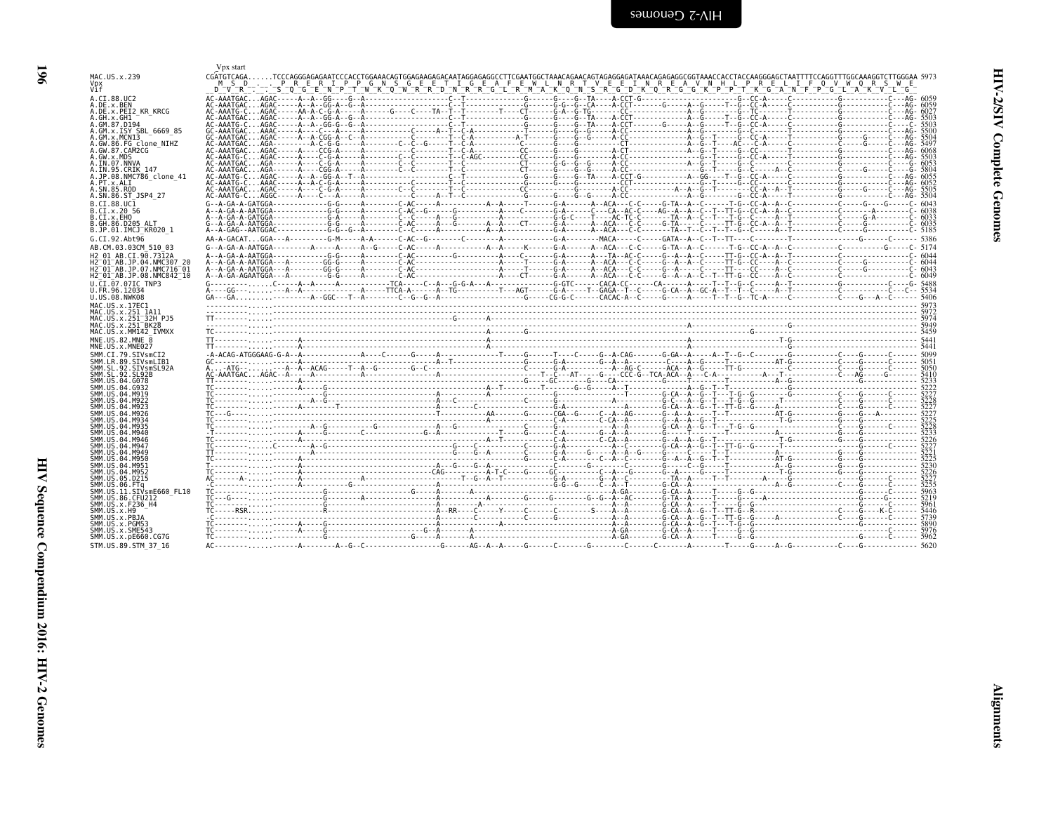# HIV-2/SIV Complete Genomes

## Alignments

```
                    Vpx start
MAC.US.x.239        CGATGTCAGA......TCCCAGGGAGAGAATCCCACCTGGAAACAGTGGAGAAGAGACAATAGGAGAGGCCTTCGAATGGCTAAACAGAACAGTAGAGGAGATAAACAGAGGCGGTAAACCACCTACCAAGGGAGCTAATTTTCCAGGTTTGGCAAAGGTCTTGGGAA 5973
Vpx                  M  S  D  .  .  .  P  R  E  R  I  P  P  G  N  S  G  E  E  T  I  G  E  A  F  E  W  L  N  R  T  V  E  E  I  N  R  E  A  V  N  H  L  P  R  E  L  I  F  Q  V  W  Q  R  S  W  E
Vif                 D  V  R  .  .  .  S  Q  G  E  N  P  T  W  K  Q  W  R  R  D  N  R  R  G  L  R  M  A  K  Q  N  S  R  G  D  K  Q  R  G  G  K  P  P  T  K  G  A  N  F  P  G  L  A  K  V  L  G

A.CI.88.UC2                       6059
A.DE.x.BEN                        6059
A.DE.x.PEI2_KR_KRCG               6027
A.GH.x.GH1                        5503
A.GM.87.D194                      5503
A.GM.x.ISY_SBL_6669_85            5500
A.GM.x.MCN13                      5504
A.GW.86.FG_clone_NIHZ             5497
A.GW.87.CAM2CG                    6068
A.GW.x.MDS                        5503
A.IN.07.NNVA                      6053
A.IN.95.CRIK_147                  5804
A.JP.08.NMC786_clone_41           6055
A.PT.x.ALI                        6052
A.SN.85.ROD                       5505
A.SN.86.ST_JSP4_27                5504
B.CI.88.UC1                       6043
B.CI.x.20_56                      6038
B.CI.x.EHO                        6033
B.GH.86.D205_ALT                  6035
B.JP.01.IMCJ_KR020_1              5185
G.CI.92.Abt96                     5386
AB.CM.03.03CM_510_03              5174
H2_01_AB.CI.90.7312A              6044
H2_01_AB.JP.04.NMC307_20          6044
H2_01_AB.JP.07.NMC716_01          6043
H2_01_AB.JP.08.NMC842_10          6049
U.CI.07.07IC_TNP3                 5488
U.FR.96.12034                     5534
U.US.08.NWK08                     5406
MAC.US.x.17EC1                    5973
MAC.US.x.251_1A11                 5972
MAC.US.x.251_32H_PJ5              5974
MAC.US.x.251_BK28                 5949
MAC.US.x.MM142_IVMXX              5459
MNE.US.82.MNE_8                   5441
MNE.US.x.MNE027                   5441
SMM.CI.79.SIVsmCI2                5099
SMM.LR.89.SIVsmLIB1               5051
SMM.SL.92.SIVsmSL92A              5050
SMM.SL.92.SL92B                   5410
SMM.US.04.G078                    5233
SMM.US.04.G932                    5222
SMM.US.04.M919                    5227
SMM.US.04.M922                    5228
SMM.US.04.M923                    5227
SMM.US.04.M926                    5227
SMM.US.04.M934                    5225
SMM.US.04.M935                    5228
SMM.US.04.M940                    5233
SMM.US.04.M946                    5226
SMM.US.04.M947                    5227
SMM.US.04.M949                    5221
SMM.US.04.M950                    5225
SMM.US.04.M951                    5230
SMM.US.04.M952                    5226
SMM.US.05.D215                    5227
SMM.US.06.FTq                     5255
SMM.US.11.SIVsmE660_FL10          5963
SMM.US.86.CFU212                  5219
SMM.US.x.F236_H4                  5961
SMM.US.x.H9                       5446
SMM.US.x.PBJA                     5739
SMM.US.x.PGM53                    5890
SMM.US.x.SME543                   5976
SMM.US.x.pE660.CG7G               5962
STM.US.89.STM_37_16               5620
```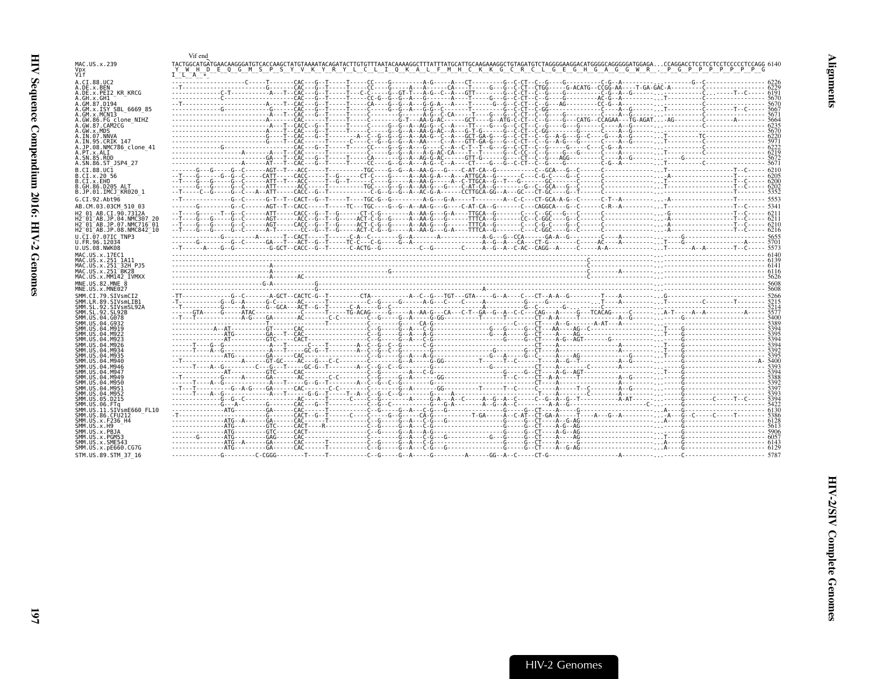```
                 Vif end
MAC.US.x.239     TACTGGCATGATGAACAAGGGATGTCACCAAGCTATGTAAAATACAGATACTTGTGTTTAATACAAAAGGCTTTATTTATGCATTGCAAGAAAGGCTGTAGATGTCTAGGGGAAGGACATGGGGCAGGGGGATGGAGA...CCAGGACCTCCTCCTCCTCCCCCTCCAGG 6140
Vpx               Y  W  H  D  E  Q  G  M  S  P  S  Y  V  K  Y  R  Y  L  C  L  I  Q  K  A  L  F  M  H  C  K  K  G  C  R  C  L  G  E  G  H  G  A  G  G  W  R  .  P  G  P  P  P  P  P  P  G
Vif              I  L  A  *

A.CI.88.UC2                                                                                                                                                        6226
A.DE.x.BEN                                                                                                                                                         6229
A.DE.x.PEI2_KR_KRCG                                                                                                                                                6191
A.GH.x.GH1                                                                                                                                                         5670
A.GM.87.D194                                                                                                                                                       5670
A.GM.x.ISY_SBL_6669_85                                                                                                                                             5667
A.GM.x.MCN13                                                                                                                                                       5671
A.GW.86.FG_clone_NIHZ                                                                                                                                              5664
A.GW.87.CAM2CG                                                                                                                                                     6235
A.GW.x.MDS                                                                                                                                                         5670
A.IN.07.NNVA                                                                                                                                                       6220
A.IN.95.CRIK_147                                                                                                                                                   5971
A.JP.08.NMC786_clone_41                                                                                                                                            6222
A.PT.x.ALI                                                                                                                                                         6219
A.SN.85.ROD                                                                                                                                                        5672
A.SN.86.ST_JSP4_27                                                                                                                                                 5671
B.CI.88.UC1                                                                                                                                                        6210
B.CI.x.20_56                                                                                                                                                       6205
B.CI.x.EHO                                                                                                                                                         6200
B.GH.86.D205_ALT                                                                                                                                                   6202
B.JP.01.IMCJ_KR020_1                                                                                                                                               5352
G.CI.92.Abt96                                                                                                                                                      5553
AB.CM.03.03CM_510_03                                                                                                                                               5341
H2_01_AB.CI.90.7312A                                                                                                                                               6211
H2_01_AB.JP.04.NMC307_20                                                                                                                                           6211
H2_01_AB.JP.07.NMC716_01                                                                                                                                           6210
H2_01_AB.JP.08.NMC842_10                                                                                                                                           6216
U.CI.07.07IC_TNP3                                                                                                                                                  5655
U.FR.96.12034                                                                                                                                                      5701
U.US.08.NWK08                                                                                                                                                      5573
MAC.US.x.17EC1                                                                                                                                                     6140
MAC.US.x.251_1A11                                                                                                                                                  6139
MAC.US.x.251_32H_PJ5                                                                                                                                               6141
MAC.US.x.251_BK28                                                                                                                                                  6116
MAC.US.x.MM142_IVMXX                                                                                                                                               5626
MNE.US.82.MNE_8                                                                                                                                                    5608
MNE.US.x.MNE027                                                                                                                                                    5608
SMM.CI.79.SIVsmCI2                                                                                                                                                 5266
SMM.LR.89.SIVsmLIB1                                                                                                                                                5215
SMM.SL.92.SIVsmSL92A                                                                                                                                               5214
SMM.SL.92.SL92B                                                                                                                                                    5577
SMM.US.04.G078                                                                                                                                                     5400
SMM.US.04.G932                                                                                                                                                     5389
SMM.US.04.M919                                                                                                                                                     5394
SMM.US.04.M922                                                                                                                                                     5395
SMM.US.04.M923                                                                                                                                                     5394
SMM.US.04.M926                                                                                                                                                     5394
SMM.US.04.M934                                                                                                                                                     5392
SMM.US.04.M935                                                                                                                                                     5395
SMM.US.04.M940                                                                                                                                                     5400
SMM.US.04.M946                                                                                                                                                     5393
SMM.US.04.M947                                                                                                                                                     5394
SMM.US.04.M949                                                                                                                                                     5388
SMM.US.04.M950                                                                                                                                                     5392
SMM.US.04.M951                                                                                                                                                     5397
SMM.US.04.M952                                                                                                                                                     5393
SMM.US.05.D215                                                                                                                                                     5394
SMM.US.06.FTq                                                                                                                                                      5422
SMM.US.11.SIVsmE660_FL10                                                                                                                                           6130
SMM.US.86.CFU212                                                                                                                                                   5386
SMM.US.x.F236_H4                                                                                                                                                   6128
SMM.US.x.H9                                                                                                                                                        5613
SMM.US.x.PBJA                                                                                                                                                      5906
SMM.US.x.PGM53                                                                                                                                                     6057
SMM.US.x.SME543                                                                                                                                                    6143
SMM.US.x.pE660.CG7G                                                                                                                                                6129
STM.US.89.STM_37_16                                                                                                                                                5787
```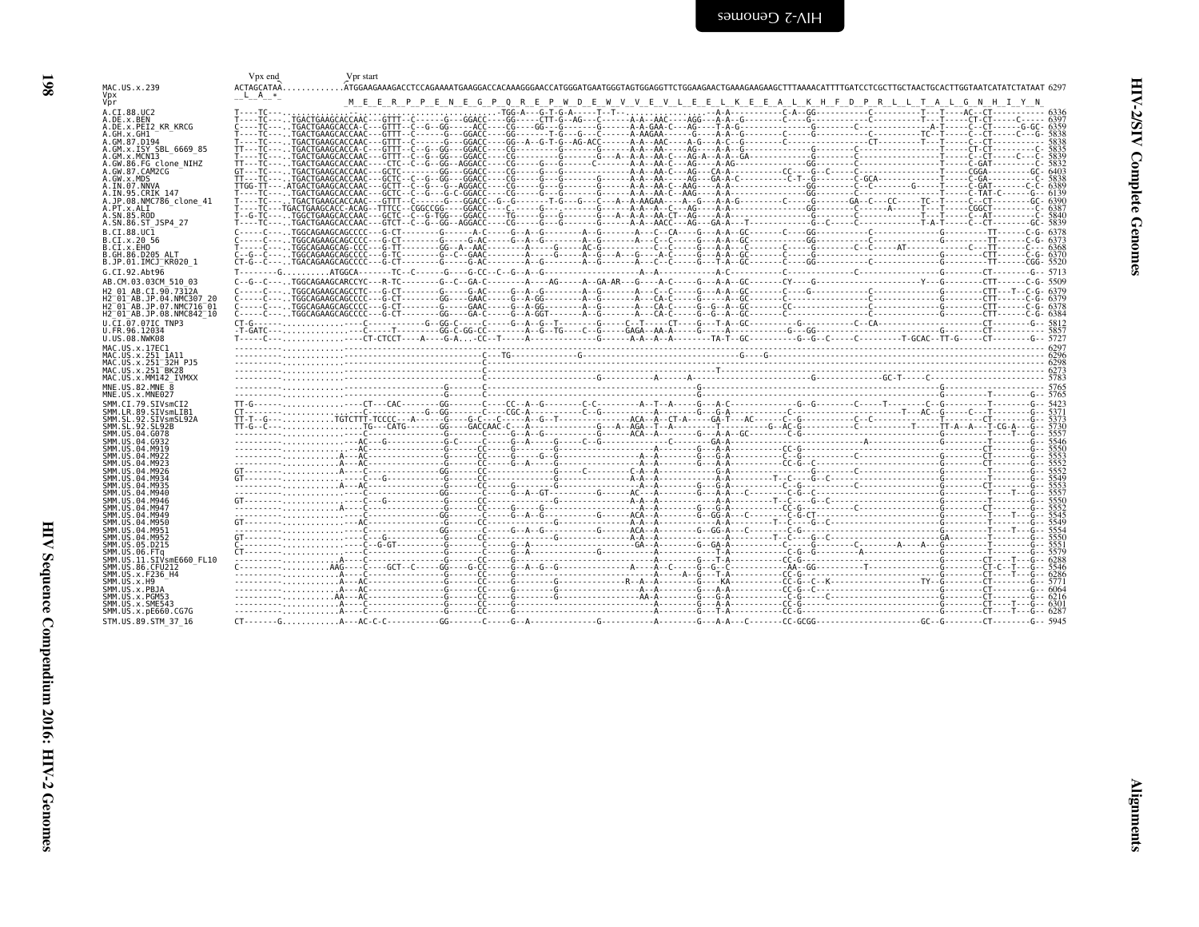```
                Vpx end      Vpr start
MAC.US.x.239    ACTAGCATAA............ATGGAAGAAAGACCTCCAGAAAATGAAGGACCACAAAGGGAACCATGGGATGAATGGGTAGTGGAGGTTCTGGAAGAACTGAAAGAAGAAGCTTTAAAACATTTTGATCCTCGCTTGCTAACTGCACTTGGTAATCATATCTATAAT 6297
Vpx             __L__A__*_
Vpr                                   _M__E__E__R__P__P__E__N__E__G__P__Q__R__E__P__W__D__E__W__V__V__E__V__L__E__E__L__K__E__E__A__L__K__H__F__D__P__R__L__L__T__A__L__G__N__H__I__Y__N_

A.CI.88.UC2                 T----TC---.........................TGG-A---G-T-G-A-----T--T-------------------A-A---------C-A--GG----------C---------T---T----AC--CT---------- 6336
A.DE.x.BEN                  T----TC----.TGACTGAAGCACCAAC---GTTT--C------G--GGACC----GG----CTT-G--AG---C------A-A--AAC----AGG---A-A--G--------C-----G-----------C--------T---T-----CT-CT------C---- 6397
A.DE.x.PEI2_KR_KRCG         C----TC----.TGACTGAAGCACCA-C---GTTT--C--G--GG-----ACC----CG-----GG--G-----G------A-A-GAA-C---AG----T-A-G----------------G-------C--------------A-T-----C--CT-------G-GC- 6359
A.GH.x.GH1                  T----TC----.TGACTGAAGCACCAAC---GTTT--C------G---GGACC----GG------T-G----G---C----A-AAGAA------G----A-A--G--------C-------------C-------TC--T-----C--CT-------C---G- 5838
A.GM.87.D194                T----TC----.TGACTGAAGCACCAAC---GTTT--C------G---GGACC----GG--A--G-T-G--AG-ACC------A-A---AAC----A-G---A-C--G---------C----------CT---------T---T-----C--CT--------- 5838
A.GM.x.ISY_SBL_6669_85      TT---TC----.TGACTGAAGCACCA-C---GTTT--C--G--GG---GGACC----CG---------G-------G------A-A---AA-----AG----A-A--G---------------G----------C------------------CT-CT--------C- 5835
A.GM.x.MCN13                T----TC----.TGACTGAAGCACCAAC---GTTT--C--G--GG---GGACC----CG---------G-------G---A--A-A---AA-C---AG-A---A-A--GA-----------G-------C----------------------C--CT-------C---C- 5839
A.GW.86.FG_clone_NIHZ       TT---TC----.TGACTGAAGCACCAAC----CTC--C--G--GG--AGGACC----CG------G--G-------C------A-A---AA-C---AG----A-A--G---------------GG-------C------------------C-GAT--------C- 5832
A.GW.87.CAM2CG              GT---TC----.TGACTGAAGCACCAAC---GCTC-----------GG---GGACC----CG------G---G---------------A-A---AA-C---AG---CA-A-------------CC----G--C-----C--------------CGGA---------GC- 6403
A.GW.x.MDS                  TT---TC----.TGACTGAAGCACCAAC---GCTC--C--G--GG---GGACC----CG------G---G---------------A-A---AA-C---AG---GA-A-C----------C-T--G-------C-GCA-----------C--GA--------C- 5838
A.IN.07.NNVA                TTGG-TT----.ATGACTGAAGCACCAAC---GTTT--C--G--G--AGGACC----CG------G---G------G-----A-A---AA-C--AAG----A-A------------------GG-------C--C------G-----T-----C-GAT-------C-C- 6389
A.IN.95.CRIK_147            T----TC----.TGACTGAAGCACCAAC---GCTC--C--G---G-C-GGACC----CG------G---G---------------A-A---AA-C--AAG----A-A-------------------GG----------------------C-TAT-C-------G- 6139
A.JP.08.NMC786_clone_41     T----TC----.TGACTGAAGCACCAAC---GTTT--C--G---GGACC--G--G------T-G----G---C----A-AAGAA----A--G---A-A-G-------C-----G----GA--C---CC------TC--T-----C--CT---------GC- 6390
A.PT.x.ALI                  T----TC---TGACTGAAGCACC-ACAG--TTTCC--CGGCCGG----GGACC----C------G----------G------A-A---A-C---AG----A-A----------------GG-------C----A------T---T----CGGCT--------C- 6387
A.SN.85.ROD                 T--G-TC----.TGGCTGAAGCACCAAC---GCTC--C--G-TGG---GGACC----TG------G---G-------G----A-A---AA-CT--AG----A-A------------------GG-------C-------------T---T----C--AT-------C- 5840
A.SN.86.ST_JSP4_27          T----TC----.TGACTGAAGCACCAAC---GTCT--C--G--GG--AGGACC----CG------G---G-------G----A-A--AACC---AG---GA-A--T------------------G----C------------T-A-T-----C--CT--------GC- 5839
B.CI.88.UC1                 C----C----.TGGCAGAAGCAGCCCC---G-CT--------G------A-C------G--A--G---------A--G-------A---C--CA---G---A-A--GC-------C-----GG----------C-------------G-----------TT-----C-G- 6378
B.CI.x.20_56                C----C----.TGGCAGAAGCAGCCCC---G-CT----------G-----G-AC------G--A--G--------A--G-------A---C--C---G---A-A--GC--------------GG----------C-------------G-----------TT-----C-G- 6373
B.CI.x.EHO                  T----C----.TGGCAGAAGCAG-CCC---G-TT--------GG--A--AAC------A-----G------AC-G---------C--C----G---A-A---C-------C-----G------C--C-----AT-----------C-----TT-----C--- 6368
B.GH.86.D205_ALT            C--G--C----.TGGCAGAAGCAGCCCC---G-TC-------G--C--GAAC-------A-----G------A--G---A--G----A-C---G---A-A-GC-------C-----GG----------C-------------G-----CTT------C-G- 6370
B.JP.01.IMCJ_KR020_1        CT-G--C----.TGACAGAAGCAGCCCC---G-CT------------G-----G-AC-------A--G-------A--G-------A---C--C---G---T-A--GC-------C-----GG----------C-------------G-----------TT------CGG- 5520
G.CI.92.Abt96               T---------G.........ATGGCA-------TC--C------G--G-CC--C--G--A--G--------------------A-A--------------A-A--------C--------------------------C------------G-----------CT-------G- 5713
AB.CM.03.03CM_510_03        C--G--C----.TGGCAGAAGCARCCYC---R-TC---------G--C--GA-C-------A---AG-----A--GA-AR---G----A-C-----G---A-A--GC-------CY----G---------------------Y---G-----------CTT------C-G- 5509
H2_01_AB.CI.90.7312A        C----C----.TGGCAGAAGCAGCCCC---G-CT---------G------G-AC------G--A--G--------A--G-------A---C--C-----G---A-A--GC-------C----G-------------------------G-----------CTT---T--C-G- 6379
H2_01_AB.JP.04.NMC307_20    C----C----.TGGCAGAAGCAGCCCC---G-CT---------GG-----GAAC------G--A-GG--------A--G-------A---CA-C-----G---A-A--GC-------C-----------------------------G-----------CTT------C-G- 6379
H2_01_AB.JP.07.NMC716_01    C----C----.TGGCAGAAGCAGCCCC---G-CT---------G------GAAC------G--A-GG--------A--G-------A---CA-C-----G--G-A--GC-------CC----------------------------G-----------CTT------C-G- 6378
H2_01_AB.JP.08.NMC842_10    C----C----.TGGCAGAAGCAGCCCC---G-CT---------GG-----GA-C------G--A-GGT-------A--G-------A---CA-C-----G--G-A--GC-------C------------------------------G-----------CTT------C-G- 6384
U.CI.07.07IC_TNP3           CT-G---------.............----C-------G--GG-C-----C---G--A--G--T--------C--T----CT----G---T-A--GC-------C----------C--CA-------------G-----------CT-------G- 5812
U.FR.96.12034               -T-GATC----.................----C-----T-------GG-C-GG-CC--------A--G--TG----C--G-----GAGA--AA-A-------G----A-------------G---GG-------------------------G-----------CT--------G- 5857
U.US.08.NWK08               T------C---.................----CT-CTCCT----A----G-A----CC--T------A-----------G-------A-A--A--A--------TA-T--GC----------G--G--C-----C----------T-GCAC--TT-G-----CT-------G- 5727
MAC.US.x.17EC1              ---------.................------------------------------------------------------------------------------------------------------------------------------------------- 6297
MAC.US.x.251_1A11           ---------.................--------------C---TG-------------G----------------------------------G----G-------------------------------------------------------------------- 6296
MAC.US.x.251_32H_PJ5        ---------.................--------------C-------------------------------------------------------------------------------------------------------------------------------- 6298
MAC.US.x.251_BK28           ---------.................--------------C-------------------------------------T---------------------------------------------------------------------------------------------- 6273
MAC.US.x.MM142_IVMXX        ---------.................--------------C----------------------G----------A-------A-----------------------G-----------------------GC-T------C-------------------------------------- 5783
MNE.US.x.82.MNE_8           ---------.................--------------G-------C-------------------------------G------------------------------------------------------------G--------------------------- 5765
MNE.US.x.MNE027             ---------.................--------------G-------C-------------------------------G------------------------------------------------------------G---------T----------G-- 5765
SMM.CI.79.SIVsmCI2          TT-G----------.............----CT---CAC--------GG--------C----CC--A--G--------C-C----------A--T--A-----G---A-C--------------G--G-------C------T---------C--G---------T--------G-- 5423
SMM.LR.89.SIVsmLIB1         CT-----------.............---C-------G--GG-------C----CGC-A----------C-G-------------A------G--G-A-----------------C------------------------T----AC--G-----C---T-------G-- 5371
SMM.SL.92.SIVsmSL92A        TT-T--G---...........TGTCTTT-TCCCC---A------G----G-C---C-----A--G--T-------------ACA--A--CT-A------GA-T---AC------C--G----------C--C---------------T---------CT--------G-- 5373
SMM.SL.92.SL92B             TT-G--C---...............TG---CATG--------GG-----GACCAAC-C---A-----------G----A--AGA--T--A------T-------G--AC-G----------C-----------T-------TT-A--A---T-CG-A---G- 5730
SMM.US.04.G078              ---------.................--------------G------C-----G--A--G--------------ACA--A----------G---A-A--GC------C-G-------------------------------------G----------T------T---G-- 5557
SMM.US.04.G932              ---------.................AC---G------------G-C-----C------G--A--A--G-----C--G-----------C------GA-A----------------------------A-----------------G-----------CT--------G-- 5546
SMM.US.04.M919              ---------.................AC------------------G--------CC-----G-------------------------A----------G---A-A------CC-G------------------------------------G-----------CT--------G-- 5550
SMM.US.04.M922              ---------.................A--AC------------------G-------CC-----G-----G--G----------------A-A------G---A-A-------C-G-------------C---------------------G-----------CT--------G-- 5553
SMM.US.04.M923              ---------.................A--AC------------------G-------CC-----G--A--A--G---------------A-A------G---A-A-------CC-G--C------------------------------G-----------CT--------G-- 5552
SMM.US.04.M926              GT-------.................A----C---------------GG-------CC----------------G------C-------C-A--A-----G-A---------------G------C-----------------------G-----------CT--------G-- 5552
SMM.US.04.M934              GT-------.................---C---G--------------G-------CC----------G--------------------A-A--A------A-A-------T--C---G--C------------------------G-----------T--------G-- 5549
SMM.US.04.M935              ---------.................A--AC------------------G-------CC-----G--------G------------A-A-------G---G-A-------C--G---------------------------------G-----------CT--------G-- 5553
SMM.US.04.M940              ---------.................----C-----------------GG-------C-----G--A--GT-------------AC--A----------G---A-A---C------C-G-C--------------------------------G----------T---T---G-- 5557
SMM.US.04.M946              GT-------.................----C---G-------------G-------CC----------------G------------A-A---------A-A-------T--C---G--C-------------------------------G-----------T--------G-- 5550
SMM.US.04.M947              ---------.................A----C-----------------G-------CC-----G------G----------------A-A-------G---G-A-------CC-G--------------C------------------G-----------CT--------G-- 5552
SMM.US.04.M949              ---------.................----C-----------------GG-------C-----G--A--G---------G-----ACA--A----G--GG-A---C------C-G-CT-------------------------------G-----------T---T---G-- 5545
SMM.US.04.M950              GT-------.................AC---------------------G-------CC----------------G------------A-A--A---------A-A-------T--C---G--C-------------------------------G-----------T--------G-- 5549
SMM.US.04.M951              ---------.................----C-----------------GG-------C-----G--A--G--G------G-----ACA--A----G--GG-A---C------C-G-------------------------------------G----------T---T---G-- 5554
SMM.US.04.M952              GT-------.................----C-----------------G-------CC----------------G------------A-A---------A-A-------T--C---G--C------------------------------GA-----------T--------G-- 5550
SMM.US.05.D215              ---------.................----C--G-GT------------G-------C-----------G-------------GA-A------G--GA-A----------C------G------------C-------A---A---G----------T--------G-- 5551
SMM.US.06.FTq               CT-------.................----C-----------------G-------G--A-----------------------A-------------T-A--------C-G--G---------A----------------------------G----------T--------G-- 5579
SMM.US.11.SIVsmE660_FL10    ---------.................A----C------------------G-------CC-----G-----------------------A------------T-A--------CC-G------------------------------------G-----------CT---T---G-- 6288
SMM.US.86.CFU212            C--------.................AAG-----C---GCT--C-----GG----G-CC-----G--A--G--G---------------A---A--C----G--G--C-------AA--GG-----------T---------------------G----------CT-C--T---G- 5546
SMM.US.x.F236_H4            ---------.................A----C-----------------G-------CC----------------------------A-------A--G---T-A-------CC-G------------------------------------G----------CT----T---G-- 6286
SMM.US.x.H9                 ---------.................A--AC------------------G-------CC---------G--------------R--A--A-------G---KA-------CC-G--C--K---------------------TY--G-----------CT--------G-- 5771
SMM.US.x.PBJA               ---------.................A---AC-----------------G-------CC-----G-------G-----------A-A---------G---A-A-------CC-G--C------------------------------------G-----------CT--------G-- 6064
SMM.US.x.PGM53              ---------.................AA---AC----------------G-------CC-----G--------G---------AA-A---------G---G-A-------C-G-----C-----------------------------------G-----------CT--------G-- 6216
SMM.US.x.SME543             ---------.................A----C-----------------G-------CC----------------------------A-------G---A-A-------CC-G----------------------------------------G-----------CT----T---G-- 6301
SMM.US.x.pE660.CG7G         ---------.................A----C-----------------G-------CC----------------------------A-------G---T-A-------CC-G----------------------------------------G-----------CT---T----G-- 6287
STM.US.89.STM_37_16         CT-------G...............A---AC-C-C------------GG-------C-----G--A----------------G------------A--------G---A-A---C-------CC-GCGG--------------------GC--G----------CT-------G-- 5945
```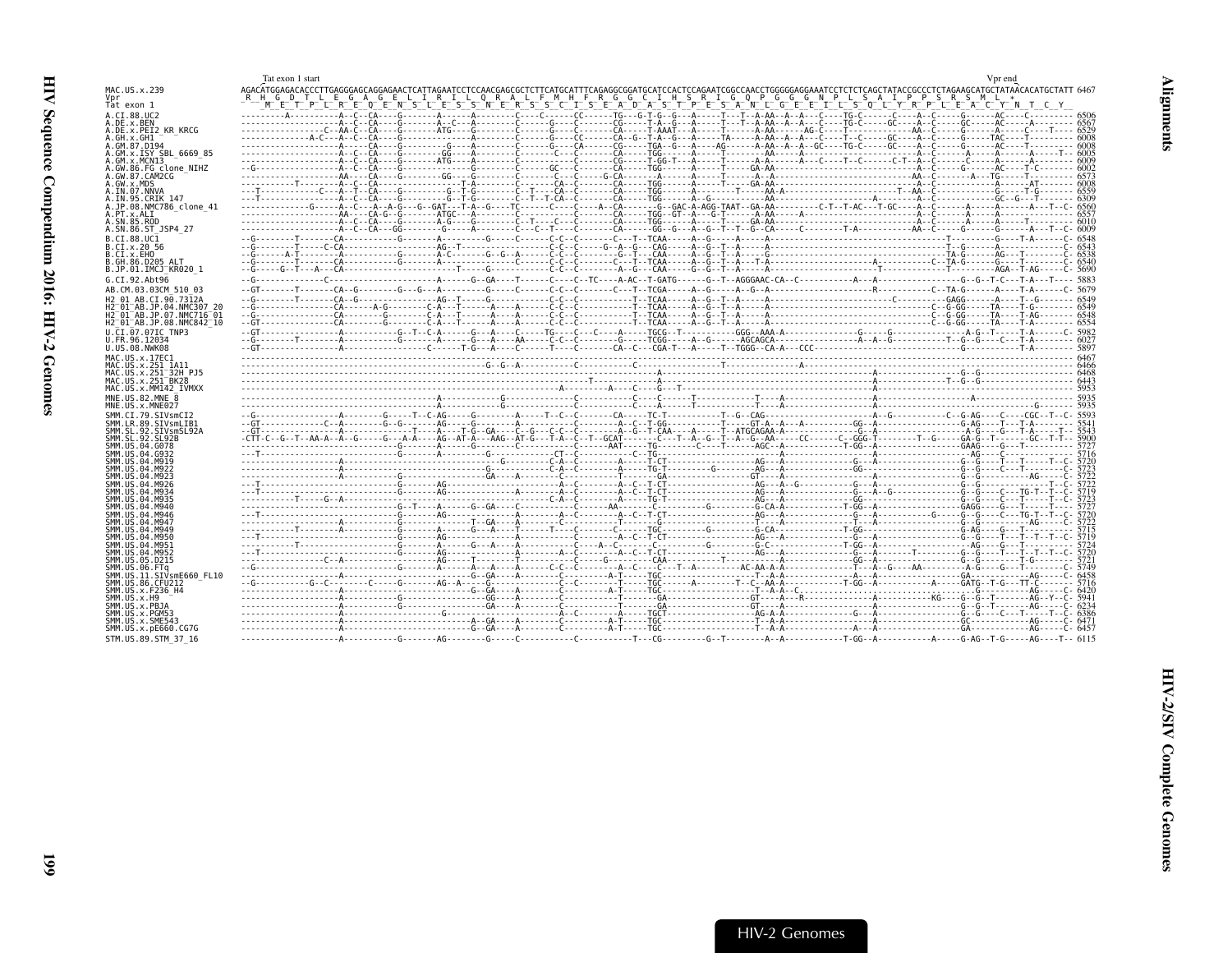```
                   Tat exon 1 start                                                                                                                                                         Vpr end
MAC.US.x.239       AGACATGGAGACACCCTTGAGGGAGCAGGAGAACTCATTAGAATCCTCCAACGAGCGCTCTTCATGCATTTCAGAGGCGGATGCATCCACTCCAGAATCGGCCAACCTGGGGGAGGAAATCCTCTCTCAGCTATACCGCCCTCTAGAAGCATGCTATAACACATGCTATT 6467
Vpr                 R  H  G  D  T  L  E  G  A  G  E  L  I  R  I  L  Q  R  A  L  F  M  H  F  R  G  G  C  I  H  S  R  I  G  Q  P  G  G  G  N  P  L  S  A  I  P  P  S  R  S  M  L  *
Tat exon 1             M  E  T  P  L  R  E  Q  E  N  S  L  E  S  S  N  E  R  S  S  C  I  S  E  A  D  A  S  T  P  E  S  A  N  L  G  E  E  I  L  S  Q  L  Y  R  P  L  E  A  C  Y  N  T  C  Y
```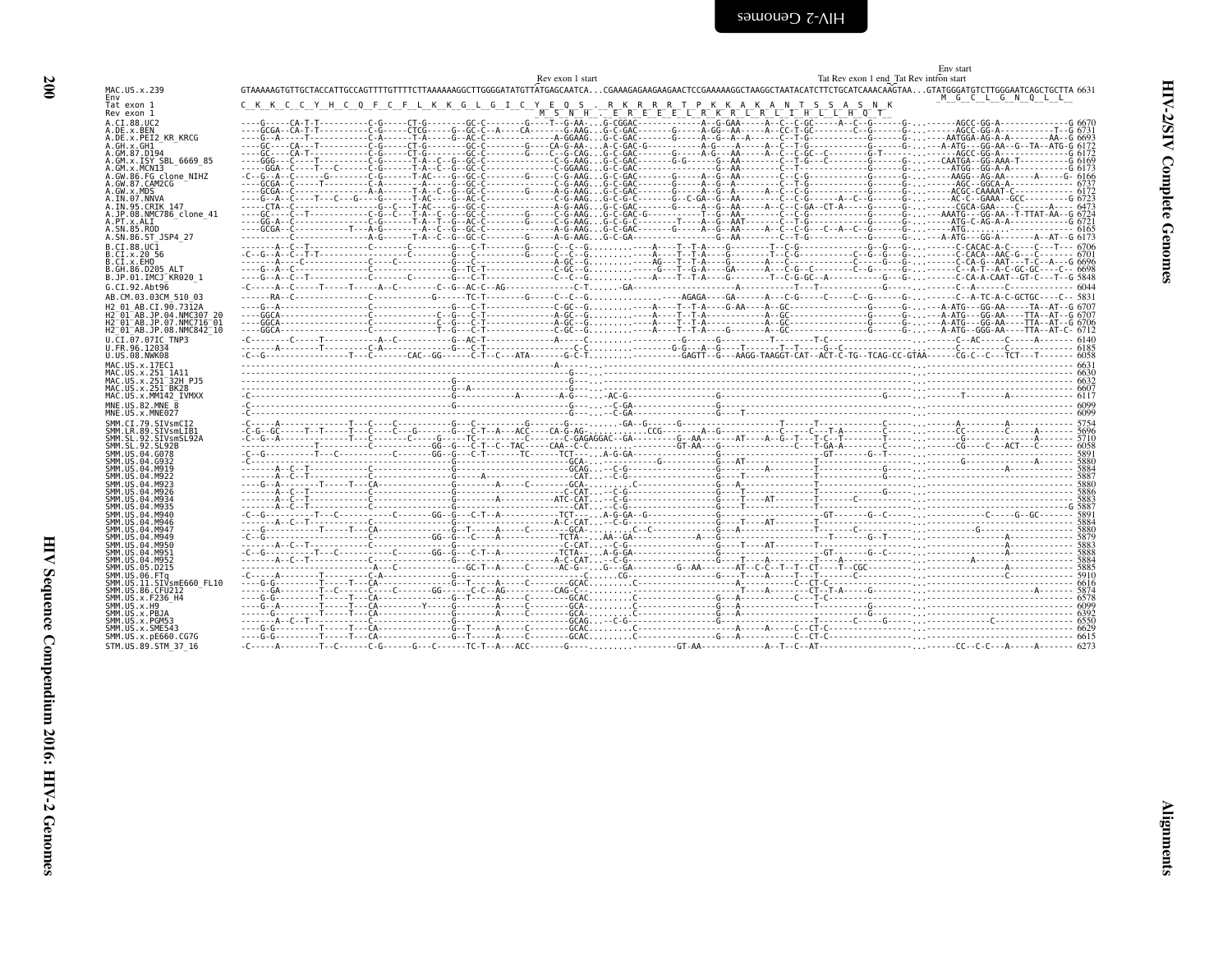```
                                                                                   Rev exon 1 start                                                        Tat Rev exon 1 end  Tat Rev intron start   Env start
MAC.US.x.239                 GTAAAAAGTGTTGCTACCATTGCCAGTTTTGTTTTCTTAAAAAAGGCTTGGGGATATGTTATGAGCAATCA...CGAAAGAGAAGAAGAACTCCGAAAAAGGCTAAGGCTAATACATCTTCTGCATCAAACAAGTAA...GTATGGGATGTCTTGGGAATCAGCTGCTTA 6631
Env                                                                                                                                                                                        M  G  C  L  G  N  Q  L  L
Tat exon 1                   C  K  K  C  C  Y  H  C  Q  F  C  F  L  K  K  G  L  G  I  C  Y  E  Q  S     R  K  R  R  R  T  P  K  K  A  K  A  N  T  S  S  A  S  N  K
Rev exon 1                                                                                        M  S  N  H     E  R  E  E  E  L  R  K  R  L  R  L  I  H  L  L  H  Q  T
```

HIV-2/SIV Complete Genomes

Alignments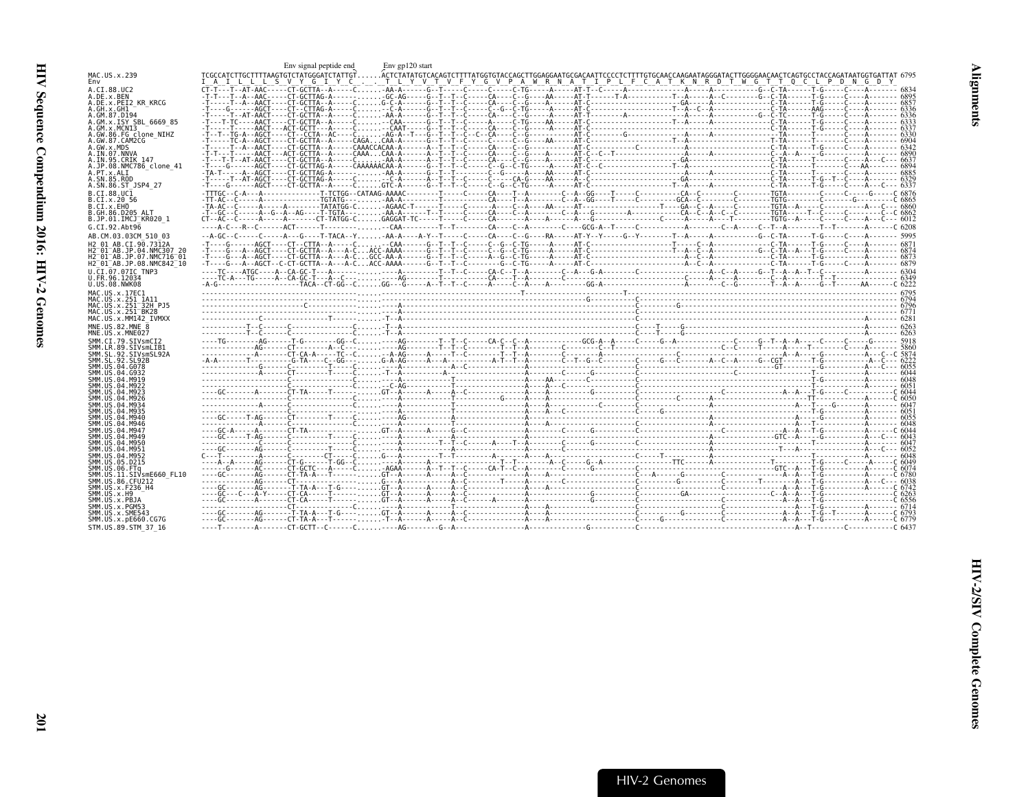```
                                  Env signal peptide end        Env gp120 start
MAC.US.x.239                TCGCCATCTTGCTTTTAAGTGTCTATGGGATCTATTGT......ACTCTATATGTCACAGTCTTTTATGGTGTACCAGCTTGGAGGAATGCGACAATTCCCCTCTTTTGTGCAACCAAGAATAGGGATACTTGGGGAACAACTCAGTGCCTACCAGATAATGGTGATTAT 6795
Env                         I  A  I  L  L  L  S  V  Y  G  I  Y  C  .  .  T  L  Y  V  T  V  F  Y  G  V  P  A  W  R  N  A  T  I  P  L  F  C  A  T  K  N  R  D  T  W  G  T  T  Q  C  L  P  D  N  G  D  Y

A.CI.88.UC2                 CT-T---T--AT-AAC-----CT-GCTTA--A-----C......-AA-A--------G--T-----C-----C-----C-TG-----A-----AT-T--C-----A--------------A-----A-----------G--C-TA------T-G-----C----A------- 6834
A.DE.x.BEN                  -T-T---T--A--AAC-----CT-GCTTAG-A-----.......-GC-AG------G--T--T--C-----CA----C--G----AA-----AT-T------T-A-----------T--A-----A--C-------G--C-TA------T-G-----C----A------- 6895
A.DE.x.PEI2_KR_KRCG         -T-T---T--A--AACT----CT-GCTTA--A-----C......G-C-A-------G--T--T--C-----CA----C--G----A-----AT-C-------------------------GA-----A-------------C-TA------T-G-----C----A------- 6857
A.GH.x.GH1                  -T----G------AGCT----CT--CTTAG-A-----.......--C-A-------G--T--T--C-----C--G--C-TG-----A-----AT-C--------------------T--A--C--A-------------C-TA------AAG-----C----A------- 6336
A.GM.87.D194                -T-----T--AT-AACT----CT-GCTTA--A-----C......-AA-A-------G--T--T--C-----CA----C--G----A-----AT-T--------A-----------------A-----A-----------G--C-TC------T-G-----C----A------- 6336
A.GM.x.ISY_SBL_6669_85      -T---T-TC----AACT----CT-GCTTA--A-----C......--CAA-------G--T--T--C-----CA----C--TG----AA-----AT-C--------------------T--A-----A-------------C-TA------T-G-----C----A------- 6333
A.GM.x.MCN13                -T-----T-----AACT----ACT-GCTT---A-----C......--CAAT-----G--T--T--C-----CA----C--G----A-----AT-C----------------------------------------------C-TA------T-G-----C----A------- 6337
A.GW.86.FG_clone_NIHZ       -T--T-TG-A--AGCT----CT--CCTA--AC-----C......-AG-A--T--G--T--T--C--C--CA----C--G---------AT-C--------G-----------A-----A-------------C-TA------T-------C----A------- 6330
A.GW.87.CAM2CG              -T----TC-A--AGCT----CT-GCTTA--A-----CAGA...CAA-A-------G--T--T--C-----C-----C--G----AA-----AT-C--------------------T--A-----A-------------T-TA------T-------C----A------- 6904
A.GW.x.MDS                  -T-----T--A--AACT----CT-GCTTA--A-----CAAACCACAA-A------A--T--T--C-----CA----C--G---------AT-C-----------C-----------A-----A-------------C-TA------T-G-----C----A------- 6342
A.IN.07.NNVA                -T-T---T-----AACT----ACT-GCTTA--A-----CAAA...CAA-A------A--T--T--C-----CA----C--G----A-----AT-C--C--T----------------A-----A-------------C-TA------T-------C----A------- 6890
A.IN.95.CRIK_147            -T--T-T-AT-AACT----CT-GCTTA--A-----C......-AA-A------G--T--T--C-----CA----C--G----A-----AT-C-------------------GA-----------------------C-TA------T-------C----A--C--- 6637
A.JP.08.NMC786_clone_41     -T----G------AGCT----CT-GCTTAG-A-----CAAAAAACAA-A------G--T--T--C-----C--G--C-TG-----A-----AT-C--C----------------T--A------------------C-TA------T-------C--AA------- 6894
A.PT.x.ALI                  -TA-T-----A--AGCT----CT-GCTTAG-A-----.......---A-------G--T--T--C-----C--G----A----AA-----AT-C----------------------A-----A-------------C-TA------T-------C----A------- 6885
A.SN.85.ROD                 -T-----T--AT-AGCT----CT-GCTTAG-A-----C......--C-A------A--T--T--C-----C-----CA-G-----A-----AT-C-------------------GA-----A-------------C-TA------T-G--T--C----A------- 6329
A.SN.86.ST_JSP4_27          -T----G------AGCT----CT-GCTTA--A-----C......GTC-A------G--T--T--C-----C--G--C-TG-----A-----AT-C--------------------T--A-----A-------------C-TA------T-G-----C----A--C--- 6337
B.CI.88.UC1                 -TTTGC--C-A---A-------------T-TCTGG--CATAAG-AAAAC--------T-----C-----CA----T--A-------C--A--GG----T-----C----------CA--C------C--------TGTA-------C-----C----G------C 6876
B.CI.x.20_56                -TT-AC--C-----A--------------TGTATG-......-AA-A-------------T-----C-----CA----C--A----AA--C--A--GG----T-----C-----GCA--C-------C--------TGTG-------C--------G-------C 6865
B.CI.x.EHO                  -TA-AC--C-----A-----A---------TATATGG-C......-AGAAC-T------T-----C-----CA----C--A----AA----AT-----------------T----GA--C--A-----C--------TGTA--A----C-----------A---C-- 6860
B.GH.86.D205_ALT            -T--GC--C-----A--G--A--AG-----T-TGTA-......-AA-A-----T--T-----C-----CA----C--A----A--C--A--G------A-------------CA--C--A--C--C---------TGTA----T---C-----C-------C--C 6862
B.JP.01.IMCJ_KR020_1        CT--AC--C-----A-----A---------CT-TATGG-C......GAGGAT-TC-----T-----C-----CA----C--A----A-----AT-C-------------C-----A-----A-----T---------TGTG--A---C-----C----A---C-- 6012
G.CI.92.Abt96               ----A-C---R--C-------ACT------T-----------......--CAA---------T--T--------C-----C--A----------C----GCG-A--T-----C-----------A--------C--A------C--T--A--------T--T------A-----C 6208
AB.CM.03.03CM_510_03        --A-GC--C-----C-----A----G----T-TACA--Y......-AA-A-----A-Y--T-----C-----CA----C--G----RA-----AT-Y--Y-----G--Y--------T--A-----A-----------G--C-TA------T-G-----C----A------- 5995
H2_01_AB.CI.90.7312A        -T----G------AGCT----CT--CTTA--A-----C......--CAA-------G--T--T--C-----C--G--C-TG-----A-----AT-C--------------------T-----C--A-------------C-TA------T-G-----C----A------- 6871
H2_01_AB.JP.04.NMC307_20    -T----G---A--AGCT----CT-GCTTA--A----A-C...ACC-AAAA------G--T--T--C-----C--G--C-TG-----A-----AT-C--------------------T--A--C--A-----------G--C-TA--A---T-G-----C----A------- 6874
H2_01_AB.JP.07.NMC716_01    -T----G---A--AGCT----CT-GCTTA--A----A-C...GCC-AA-A------G--T--T--C-----A--G--C-TG-----A-----AT-C-----------------------A--C--A-------------C-TA------T-G-----C----A------- 6873
H2_01_AB.JP.08.NMC842_10    -T----G---A--AGCT--C-CT-GCTTA--A----A-C...ACC-AAAA------G--T--T--C-----------G--C-TG-----A-----AT-C-----------------------A--C--A-------------C-TA------T-G-----C----A------- 6879
U.CI.07.07IC_TNP3           ----TC----ATGC-----A--CA-GC-T---A---------.......----A---------T--T--C-----CA-C--T--A---------C--A---G-A--------C-------------A--C--A-------G--T--A--A--T--C--------A------- 6304
U.FR.96.12034               ----TC--A---TG------A--CA-GC-T---A--C------.......---AG-------T--T--C-----CA----T--A-----------C--A---------------------C--------A--C--A-----C--A-----T--T--------A------- 6349
U.US.08.NWK08               -A-G----------------------TACA--CT-GG--C......GG---G-----A--T--T--C-----A-----C--A----A--------GG-A-------------------A--------C--G---------T--A--A-----G--T------AA-----C 6222
MAC.US.x.17EC1              ----------------------------------------......---------------------------------------------T------------------T-----------------------------------------------------------------A------- 6795
MAC.US.x.251_1A11           ----------------------------------------......--A----------------------------------------------G------------C---------------------------------------------------------------A------- 6794
MAC.US.x.251_32H_PJ5        ---------------------C------------------......--A---------------------------------------------------------C--------G--------------------------------------------------------A------- 6796
MAC.US.x.251_BK28           ----------------------------------------......--A-----------------------------------------------------------C-------------------------------------------------------------------A------- 6771
MAC.US.x.MM142_IVMXX        -----------C---------------------T------......-T--A--------------------------------------------------------C-------------------------------------------------------------------A------- 6281
MNE.US.82.MNE_8             -----------T--C-------C--------------C......-T--A----------------------------------------------------------C-----T-----G---------------------------------------------------A------- 6263
MNE.US.x.MNE027             -----------T--C-------C--------------C......-T--A----------------------------------------------------------C-----T-----G---------------------------------------------------A------- 6263
SMM.CI.79.SIVsmCI2          ----TG--------AG------T-G-------GG--C......----AG--------T--T--C-----CA-C--C--A-------------GCG-A--A-----C-----G--A----------------C------G--T--A--A----C-----C------G------ 5918
SMM.LR.89.SIVsmLIB1         ------------AG-------CT-------A--C--------.......----AG--------T--T--C-----------T--T--A--------C-----C--T---------------------C--C-----T-------A---T------C------A---A---- 5860
SMM.SL.92.SIVsmSL92A        ------------A--------CT-CA-A-----TC--C......--A-AG-----A--A--T--C--------T--T--A--------C-----A--------------C---------------------------A--A-----G----------A---C--C 5874
SMM.SL.92.SL92B             -A-A-------T---------G-TA----C--GG---......G-A-AG-----A---A----------A-T--T--A--------C--T--G--C--------C-----G---C------A--C--A-----G--CGT---------T-G---------A--C--- 6222
SMM.US.04.G078              ------------G--------C--------T-----C......----A--------------A--C---------------A-----------------C-----------C-----------------------------GT----------G--------A---C--- 6055
SMM.US.04.G932              ------------A--------CT--------T-----C......-T--A---------A------------------------A-------------C---------G------------------------------------------------C--------A------- 6044
SMM.US.04.M919              ---------------------C---------------C......--A-------------T---------------------A-----------------------------C------------------------------------------T-G---------A------- 6048
SMM.US.04.M922              ---------------------C---------------C......--C-AG-------------T-------------------A-----AA-------C--------C-----------------------------------------------T-G---------A------- 6051
SMM.US.04.M923              ---GC--------A-------CT-TA-------T--C......GT--A--------A--A--C--------------------A--A--C-----------------------------------------------A--A---T-G---------C---------C 6044
SMM.US.04.M926              ---------------------C---------------C......-----A----------T-------------G-------A--A-------------------C-------C------------A--------------------------TT--------------A------C 6050
SMM.US.04.M934              ------------A--------C---------------C......----A-----------T---------------------A--A------------C-----------------------------A--------------------------A----T-----G-------A------- 6047
SMM.US.04.M935              ------------A--------C---------------C......----A-----------T---------------------A--A--C-----------------C-----G----------------------A----------------------T-G---------A------- 6051
SMM.US.04.M940              ---GC------T-AG------CT--------T-----C......---AG----------T---------------------A--A-------------------------------A-----------------------------T-G---------A------- 6055
SMM.US.04.M946              ----------A----------C---------------C......----A-----------T--------------------A--A-------------------C-----------------A--------------------------A---T-----------------A------- 6048
SMM.US.04.M947              ---GC-A------A-------CT-TA-----------C......GT--A--------A--G--C-------------------A------------C-------G--------------------------------------------A--A---T-G---------C---------C 6044
SMM.US.04.M949              ---GC------T-AG------C---------T-----C......--A-------------A------------------------A----------------------------------------A-----------GTC--A-----G---------A---C--C--- 6043
SMM.US.04.M950              -----------C---------C---------------C......--A-----------T--T--C------A-----T--A------------C------G---------C-------A------------------------T---------------A------- 6047
SMM.US.04.M951              ---GC-------AG-------C---------------C......--A---------------A---------------------A--------------C-------------------------------A----------------T--A-------------A--C--- 6052
SMM.US.04.M952              C---T--------A-------C---------CT----C......G---A-----------T--T-----------A-----A--A-------------C-----T-----------A---------------------------------------------------A------- 6048
SMM.US.05.D215              ---A--A-----AG-------CT-G--------T-GG--C......----A-------A--T--T--C---------T--T--A--C-----G--A----------------TTC------A--------------T------------T-G-----C-----A------C 6049
SMM.US.06.FTq               -----G------AC-------CT-GCTC-----A-----C......-AGAA------A--T--T--C-----CA-T--C--A-----C--------G------------------A-----------------------------GTC--A--T-G---------A------- 6074
SMM.US.11.SIVsmE660_FL10    ---GC-------AG-------CT-TA-A---T-------......GT--A--------A--C-----------------A------A-------------------------C---A------G------------------------A--A---T-G---------A------C 6780
SMM.US.86.CFU212            ------------AG-------CT------------------......G---A--------A--C--------T------A------C----------------------C----------------------T-------A--A---T-G--------A--C--- 6038
SMM.US.x.F236_H4            ---GC-------AG---------T-TA-A---T-G------......GT--A--------A--A--C---------------A----------------------------------C---------------------------A--A---T-G---------A------C 6742
SMM.US.x.H9                 ---GC--C----A-Y------CT-CA-------T-------......GT--A--------A--A--C---------------A---------------G-----------C--------GA--------------C--A--A---T-G---------A------C 6263
SMM.US.x.PBJA               ---GC-------A--------CT-CA-------T-------......GT--A--------A--C-----A---------A---------------G------------C-------------------------A--A---T-G---------A------- 6556
SMM.US.x.PGM53              ---------------------CT--------------C......--A-----------T-----------------------A--A-----------------------------------------------------------A--A---T-G---------A------C 6714
SMM.US.x.SME543             ---GC-------AG-------T-TA-A---T-G-------......GT--A--------A--A--C---------------A--A-------------------------C---------G---------C---------------A--A---T-G--T-------A------C 6793
SMM.US.x.pE660.CG7G         ---GC-------AG-------CT-TA-A---T---------......-T--A--------A--A--C---------------A--A-------------------------C-------G-------------------------A--A---T-G---------A------C 6779
STM.US.89.STM_37_16         ----T--------A-------CT-GCTT--C------C......----AG--------G--A----------------A---------------G--------------C---------------------------------A--T--------C-----------C 6437
```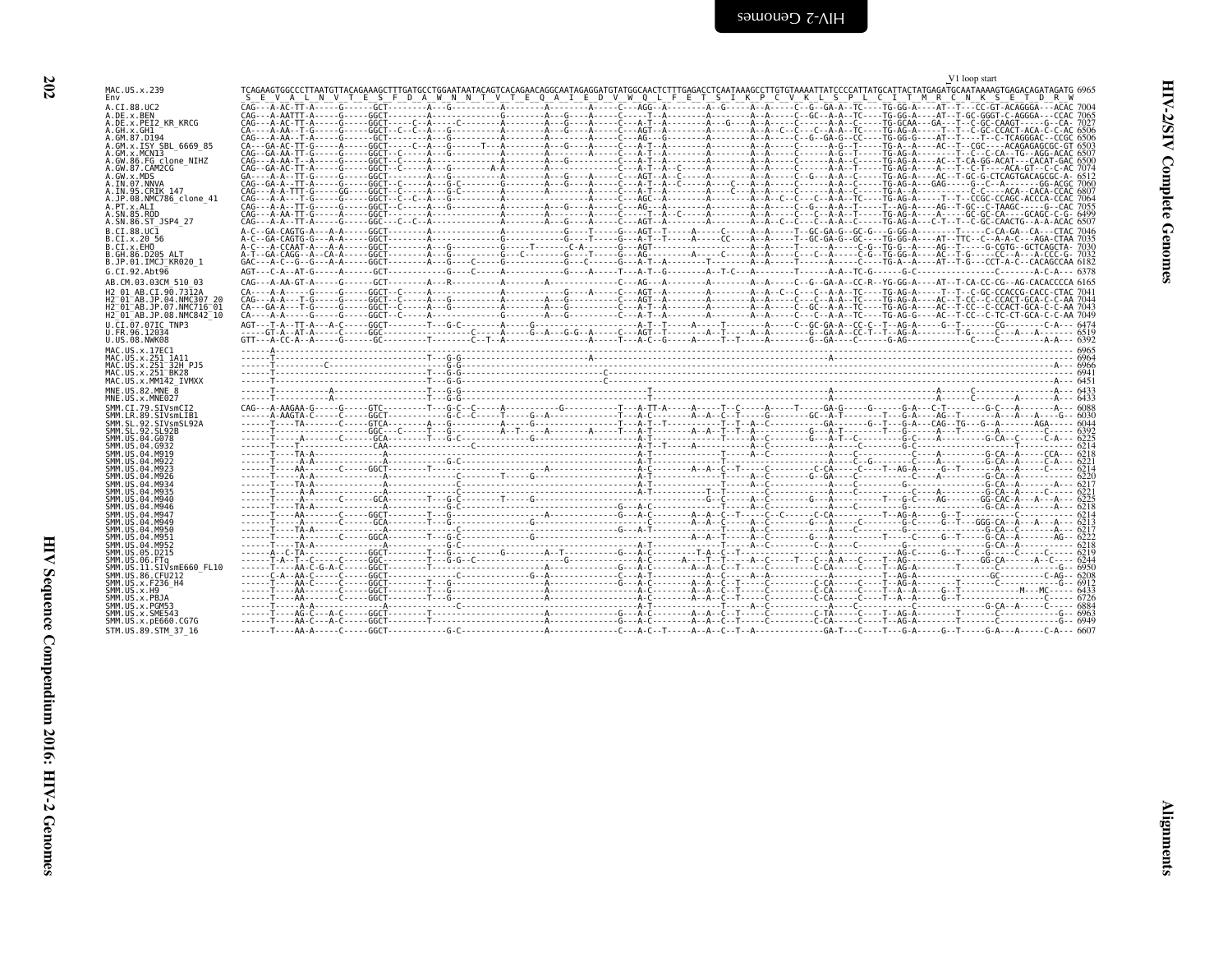V1 loop start

```
MAC.US.x.239              TCAGAAGTGGCCCTTAATGTTACAGAAAGCTTTGATGCCTGGAATAATACAGTCACAGAACAGGCAATAGAGGATGTATGGCAACTCTTTGAGACCTCAATAAAGCCTTGTGTAAAATTATCCCCATTATGCATTACTATGAGATGCAATAAAGTGAGACAGATAGATG 6965
Env                        S  E  V  A  L  N  V  T  E  S  F  D  A  W  N  N  T  V  T  E  Q  A  I  E  D  V  W  Q  L  F  E  T  S  I  K  P  C  V  K  L  S  P  L  C  I  T  M  R  C  N  K  S  E  T  D  R  W

A.CI.88.UC2                                7004
A.DE.x.BEN                                 7065
A.DE.x.PEI2_KR_KRCG                        7027
A.GH.x.GH1                                 6506
A.GM.87.D194                               6506
A.GM.x.ISY_SBL_6669_85                     6503
A.GM.x.MCN13                               6507
A.GW.86.FG_clone_NIHZ                      6500
A.GW.87.CAM2CG                             7074
A.GW.x.MDS                                 6512
A.IN.07.NNVA                               7060
A.IN.95.CRIK_147                           6807
A.JP.08.NMC786_clone_41                    7064
A.PT.x.ALI                                 7055
A.SN.85.ROD                                6499
A.SN.86.ST_JSP4_27                         6507
B.CI.88.UC1                                7046
B.CI.x.20_56                               7035
B.CI.x.EHO                                 7030
B.GH.86.D205_ALT                           7032
B.JP.01.IMCJ_KR020_1                       6182
G.CI.92.Abt96                              6378
AB.CM.03.03CM_510_03                       6165
H2_01_AB.CI.90.7312A                       7041
H2_01_AB.JP.04.NMC307_20                   7044
H2_01_AB.JP.07.NMC716_01                   7043
H2_01_AB.JP.08.NMC842_10                   7049
U.CI.07.07IC_TNP3                          6474
U.FR.96.12034                              6519
U.US.08.NWK08                              6392
MAC.US.x.17EC1                             6965
MAC.US.x.251_1A11                          6964
MAC.US.x.251_32H_PJ5                       6966
MAC.US.x.251_BK28                          6941
MAC.US.x.MM142_IVMXX                       6451
MNE.US.82.MNE_8                            6433
MNE.US.x.MNE027                            6433
SMM.CI.79.SIVsmCI2                         6088
SMM.LR.89.SIVsmLIB1                        6030
SMM.SL.92.SIVsmSL92A                       6044
SMM.SL.92.SL92B                            6392
SMM.US.04.G078                             6225
SMM.US.04.G932                             6214
SMM.US.04.M919                             6218
SMM.US.04.M922                             6221
SMM.US.04.M923                             6214
SMM.US.04.M926                             6220
SMM.US.04.M934                             6217
SMM.US.04.M935                             6221
SMM.US.04.M940                             6225
SMM.US.04.M946                             6218
SMM.US.04.M947                             6214
SMM.US.04.M949                             6213
SMM.US.04.M950                             6217
SMM.US.04.M951                             6222
SMM.US.04.M952                             6218
SMM.US.05.D215                             6219
SMM.US.06.FTq                              6244
SMM.US.11.SIVsmE660_FL10                   6950
SMM.US.86.CFU212                           6208
SMM.US.x.F236_H4                           6912
SMM.US.x.H9                                6433
SMM.US.x.PBJA                              6726
SMM.US.x.PGM53                             6884
SMM.US.x.SME543                            6963
SMM.US.x.pE660.CG7G                        6949
STM.US.89.STM_37_16                        6607
```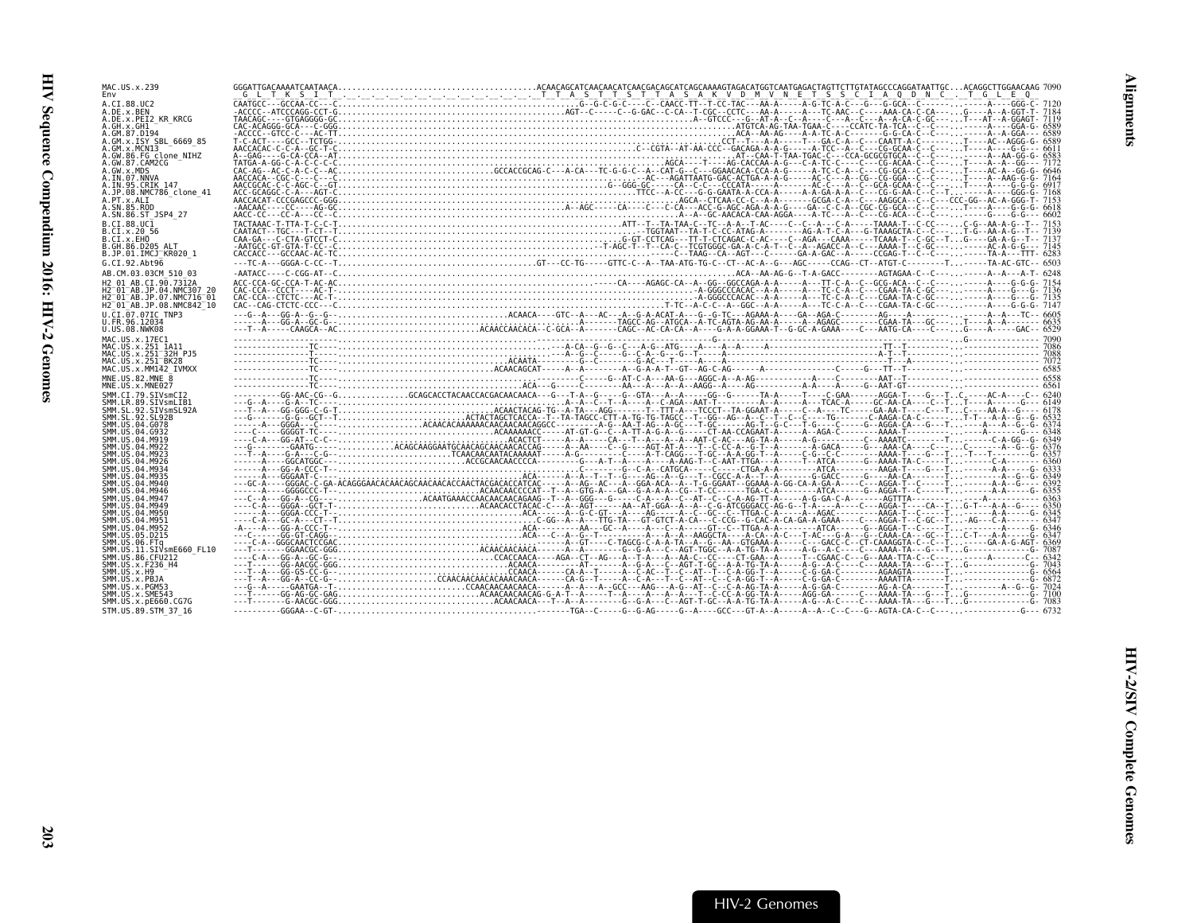```
MAC.US.x.239                GGGATTGACAAAATCAATAACA........................................ACAACAGCATCAACAACATCAACGACAGCATCAGCAAAAGTAGACATGGTCAATGAGACTAGTTCTTGTATAGCCCAGGATAATTGC...ACAGGCTTGGAACAAG 7090
Env                          G  L  T  K  S  I  T  .  .  .  .  .  .  .  .  .  .  .  .  .  T  T  A  S  T  T  S  T  T  A  S  A  K  V  D  M  V  N  E  T  S  S  C  I  A  Q  D  N  C  .  T  G  L  E  Q
A.CI.88.UC2                 CAATGCC---GCCAA-CC---C...........................................G--G-C-G-C----C--CAACC-TT--T-CC-TAC---AA-A-----A-G-TC-A-C---G---G-GCA--C-------.------A----GGG-C- 7120
A.DE.x.BEN                  -ACCCC--ATCCCAGG-CCT-G.......................................AGT--C-----C--G-GAC--C-CA--T-CGC--CCTC---AA-A-----A---TC-AAC--A-C----AAA-CA-C-CA----.G----A--A-GGT-T- 7184
A.DE.x.PEI2_KR_KRCG         TAACAGC----GTGAGGGG-GC.......................................A--GTCCC---G--AT-A--C--A----C---A---C---A--A-CA-C-GC----.T---AT--A-GGAGT- 7119
A.GH.x.GH1                  CAC-ACAGGG-GCA---C-GGG.......................................ATGTCA-AG-TAA-TGAA-C----CCATC-TA-TCA--C--C---.------A----GGA-G- 6589
A.GM.87.D194                -ACCCC--GTCC-C---AC-TT.......................................ACA--AA-AG-----A-A-TC-A-C------G-G-CA-C--C---.------A--A-GGA--- 6589
A.GM.x.ISY_SBL_6669_85      T-C-ACT----GCC--TCTGG........................................CCT--T---A-------T---GA-C-A--C---CAATT-A-C-------T----AC--AGGG-G- 6589
A.GM.x.MCN13                AACCACAC-C-C-A--GC-T-C.......................................C--CGTA--AT-AA-CCC--GACAGA-A-A-G-----A-TCC--A--C---CG-GCAA-C--C---.T----A-----G-G--- 6611
A.GW.86.FG_clone_NIHZ       A--GAG----G-CA-CCA--AT.......................................AT--CAA-T-TAA-TGAC-C---CCA-GCGCGTGCA--C--C-------A---AA-GG-G- 6583
A.GW.87.CAM2CG              TATGA-A-GG-C-A-C-C-C-C.......................................AGCA----T----AG-CACCAA-A-G---C-A-TC-C--C---CG-ACAA-C--C---.T----A--A--GG--- 7172
A.GW.x.MDS                  CAC-AG--AC-C-A-C-C--AC..............GCCACCGCAG-C---A-CA---TC-G-G-C--A--CAT-G--C---GGAACACA-CCA-A-G-----A-TC-C-A--C---CG-GCA--C--C---.T----AC-A--GG-G- 6646
A.IN.07.NNVA                AACCACA--CGC-C----C-C........................................AC---AGATTAATG-GAC-ACTGA-A-A-G-----AC-C---A--C---CG-GGA--C--C---.T----A---AAG-G-G- 7164
A.IN.95.CRIK_147            AACCGCAC-C-C-AGC-C--GT.......................................G--GGG-GC-----CA--C-C---CCCATA---A-------AC-C---A--C---GCA-GCAA-C--C---.T----A-----G-G-G- 6917
A.JP.08.NMC786_clone_41     ACC-GCAGGC-C-A---AGT-C.......................................TTCC--A-CC---G-G-GAATA-A-CCA-A-----A-A-GA-A-A--C---CG-G-AA-C--C--T.------A----GGG-G- 7168
A.PT.x.ALI                  AACCACAT-CCCGAGCCC-GGG.......................................ACCA--CTGA-CC-C--A-A------GCGA-C-A--C---AAGGCA--C--C---CCC-GG-AC-A-GGG-T- 7153
A.SN.85.ROD                 -AACAAC----CC----AG-GC.......................................A--AGC-----CA---C---C-CA---ACC-G-AGC-AGA-A-A-G----GA--C-C-A--CGC-CG-GCA--C--C---.T----A----G-G-G- 6618
A.SN.86.ST_JSP4_27          AACC-CC---CC-A---CC-C........................................A--A--GC-AACACA-CAA-AGGA----A-TC---A--C---CG-ACA--C--C---.------G----G-G--- 6602
B.CI.88.UC1                 TACTAAAC-T-TTA-T-C-C-T.......................................ATT--T--TA-TAA-C--TC--A-A--T-AC----C--C--A---C-A-----TAAAA-T--C-CC---.C-G--AA-A-G--T-- 7153
B.CI.x.20_56                CAATACT--TGC---T-CT--T.......................................TGGTAAT--TA-T-C-CC-ATAG-A--------AG-A-T-C-A---G-TAAAGCTA-C--C---.T-G--AA-A-G--T-- 7139
B.CI.x.EHO                  CAA-GA---C-CTA-GTCCT-C.......................................G-GT-CCTCAG---TT-T-CTCAGAC-C-AC----C--AGA---CAAA-----TCAAA-T--C-GC--T..G----GA-A-G--T-- 7137
B.GH.86.D205_ALT            -AATGCC-GT-GTA-T-CC--C.......................................T-AGC-T--T--CA-C--TCGTGGGC-GA-A-C-A-T--C--A--AGACC-A--C---AAAA-T--C-GC---.------AC-A-G---T-- 7145
B.JP.01.IMCJ_KR020_1        CACCACC----GCCAAC-AC-TC......................................C--TAAG--CA--AGT---C------GA-A-GAC--A--C---CCGAG-T--C--C---.------TA-A---TTT- 6283
G.CI.92.Abt96               ---TC-A---GGGA-C-CC--T.......................GT---CC-TG-----GTTC-C--A--TAA-ATG-TG-C--CT--AC-A--G---AGC-----CCAG--CT--ATGT-C-------T...-----TA-AC-GTC-- 6503
AB.CM.03.03CM_510_03        -AATACC----C-CGG-AT--C.......................................ACA--AA-AG-G--T-A-GACC--------AGTAGAA-C--C---.------A--A---A-T- 6248
H2_01_AB.CI.90.7312A        ACC-CCA-GC-CCA-T-AC-AC.......................................-----CA----AGAGC-CA--A--GG--GGCCAGA-A-A-----A---TT-C-A--C---GCG-ACA--C--C---.------A----G-G-G- 7154
H2_01_AB.JP.04.NMC307_20    CAC-CCA--CCCT----AC-T-.......................................A-GGGCCCACAC--A-A-----A---TC-C-A--C---CGAA-TA-C-GC---.------A----G---G- 7136
H2_01_AB.JP.07.NMC716_01    CAC-CCA--CTCTC---AC-T-.......................................A-GGGCCCACAC--A-A-----A---TC-C-A--C---CGAA-TA-C-GC---.------A----G---G- 7135
H2_01_AB.JP.08.NMC842_10    CAC--CAG-CTCTC-CCC--C........................................T-TC--A-C-C--A--GGC--A-A-A-----A---TC-C-A--C---CGAA-TA-C-GC---.------A----G-G-G- 7147
U.CI.07.07IC_TNP3           ---G--A---GG-A--G--G--.......................ACAACA----GTC--A---AC---A--G-A-ACAT-A---G--G-TC---AGAAA-A-----GA--AGA--C-------AG----A--------A---A---TC-- 6605
U.FR.96.12034               ---C--A---GG-A--GC-C--.......................................TAGCC-AG--ATGCA-A-TC-AGTA-AG-AA-A-----A--AGAGC-----CGAA-TA-C--GC---.T----A--A----G-- 6635
U.US.08.NWK08               ---T--A-----CAAGCA--AC.......................ACAACCAACACA--C-GCA--A------CAGC--AC-CA-CA--A-----G-A-A-GGAAA-T--G-GC-A-GAAA----AATG-CA----C---.G----A-----GAC-- 6529
MAC.US.x.17EC1              --------------------..........................................................................G.........................................G............ 7090
MAC.US.x.251_1A11           ---------------TC----.........................................--A-CA--G--G--C----A-G--ATG----A----A--A-----A-------------------------TT--T------.---------- 7086
MAC.US.x.251_32H_PJ5        ---------------TC----.........................................A--G--C----G--C-A--G--G--T----A-------------------------------------A--T--T------.---------- 7088
MAC.US.x.251_BK28           ---------------TC----.....................ACAATA----------G--C---------G-AC---T-----A----A--------------------------------------T----A------------.---------- 7072
MAC.US.x.MM142_IVMXX        ---------------TC----......................ACAACAGCAT-----A---A-------A--G-A-A-T--GT--AG-C-AG----A-----------------C------G---TT--T------.---------- 6585
MNE.US.82.MNE_8             ---------------TC----.........................................G---AT-C-A---AA-G---AGGC-A--A-AG----------A--------C-----AAT--T------.---------- 6558
MNE.US.x.MNE027             ---------------TC----.........................ACA---G-------AA----A---A--A--AAGG--A---AG--------A-A----A------G--AAT-GT------.---------- 6561
SMM.CI.79.SIVsmCI2          ---------GG-AAC-CG--G...............GCAGCACCTACAACCACGACAACAACA---G---T-A--G----G--GTA---A--A-----GG--G------TA-A-----T----C-GAA------AGGA-T----G---T..C.----AC-A-----C-- 6240
SMM.LR.89.SIVsmLIB1         ---G--A---G-A--TC----.........................................A--A--C--T--A----A--C-AGA--AAT-T--------A--A----A---TCAC-A-----GC-AA-CA----C--T...T----A------C-- 6149
SMM.SL.92.SIVsmSL92A        ---T--A---GG-GGG-C-G-T...........................ACAACTACAG-TG--A-TA---AGG-------T--TTT-A---TCCCT--TA-GGAAT-A----C--A----TC-----GA-AA-T----C---T..C----AA-A--G---- 6178
SMM.SL.92.SL92B             ---G------G-G--GCT--T...........................ACTACTAGCTCACCA--T--TA-TAGCC-CTT-A-TG-TG-TAGCC--T--GG--AG--A--C--T--C--C---TG------C-AAGA-CA-C-------T.T-T--A-A--G--G- 6532
SMM.US.04.G078              -----A---GGGA----C----.....................ACAACACAAAAAACAACAACAGGCC--------A-G--AA-T-AG--A-GC---T-GC-----AG-T--G-C---T-G----C----G--AGGA-CA---G---T..-----A---A--G--G- 6374
SMM.US.04.G932              -----C-----GGGGT-TC----.....................ACAAAAAACC-----AT-GT-G--C--A-TT-A-G-A--G----CT-AA-CCAGAAT-A-----A--AGA-C-------AAAA-T-----------.------A-----G---- 6348
SMM.US.04.M919              ----C-A---GG-AT--C-C--..........................ACACTCT-----A--A-----CA---T--A---A--A-AAT-C-AC---AG-TA-A-----A-G---------C--AAAATC--------T..-----C-A-GG--G- 6349
SMM.US.04.M922              ---G-------GAATG---.........ACAGCAAGGAATGCAACAGCAACAACACCAG----A--AA---C--G----AGT-AT-A---T--C-CC-A--G-T--A------A-GACA-----G---AAA-CA-----C----.--------A--G--G- 6376
SMM.US.04.M923              ---T--A----G-A--C-G--....................TCAACAACAATACAAAAAT-----A-G--------C----A-T-CAGG---T-GC--A-A-GG-T--A------C-G--C-C------AAAA-T----G---T..-T---T-------G- 6357
SMM.US.04.M926              -----A----GGCATGGC---........................ACCGCAACAACCCCA-------G---A-T--A---A----A-AAG-T--C-AAT-TTGA---A-----T--ATCA-----G--AAAA-TA-C-----T..-----C-A------G- 6360
SMM.US.04.M934              -----A----GG-A-CCC-T-.........................................------G--C-A--CATGCA-----C-------CTGA-A-A------ATCA-------AAGA-T----G---T..------A-A------G- 6333
SMM.US.04.M935              -----A----GGGAAT-C----......................ACA-------A--A--T--T--G-----AG--A--G---T--CGCC-A-A--T--A-----G-GACC-----G---AA-CA------T..------A---A--G--G- 6349
SMM.US.04.M940              ---GC-A----GGGAC-C-GA-ACAGGGAACACAACAGCAACAACACCAACTACGACACCATCAC-----A--AG--AC---A--GGA-ACA--A--T-G-GGAAT--GGAAA-A-GG-CA-A-GA-A----C---AGGA-T-----T..------A-A--G---- 6392
SMM.US.04.M946              -----A-----GGGGCCC-T--........................ACAACAACCCCAT--T--A--GTG-A---GA--G-A-A-A--CG--T-C-------TGA-C-A------ATCA------G--AGGA-T--C-----T..------A-A-----G- 6355
SMM.US.04.M947              ---C--A---GG-A---CG---.........ACAATGAAACCAACAACAACAGAAG--T--A--GGG---G-----C-A---A--C--AT--C--C-A-AG-TT-A-----A-G-GA-C-A-------AGTTTA----------.--A--------A---- 6363
SMM.US.04.M949              ---C-A----GGGA--GCT-T-........................ACAACACCTACAC-C---A--AGT------AA--AT-GGA--A--A--C-G-ATCGGGACC-AG-G--T-A-----A----C---AGGA-T----CA--T..G-T---A-A-GA--G- 6350
SMM.US.04.M950              -----A----GGGA-CCC-T-.........................................ACA------A--G-C-GT----A------AG----A--C--GC--C--TTGA-C-A------A--AGAC-------AAGA-T--C--G---T..------A-A-----G- 6345
SMM.US.04.M951              ---C-A----GC-A---CT--T.........................................C-GG--A--A---TTG-TA---GT-GTCT-A-CA---C-CCG--G-CAC-A-CA-GA-A-GAAA-----AGGA-T--C-GC--T..AG---C-A-------G- 6347
SMM.US.04.M952              -A---A---GG-A-CCC-T-..........................................ACA---------AA---GC--A-----A---C--A-----GT--C--TTGA-A-A------ATCA------G--AGGA-T--C-----T..------A-----G- 6346
SMM.US.05.D215              ---C------GG-GT-CAGG--........................................ACA---C--A--G--T-------A---A--A--AAGGCTA----A-CA--A-C---T-AC---G-A---G--CAAA-CA---GC--T..C-T---A-A---G- 6347
SMM.US.06.FTq               ---C-A--GGGCAACTCCGAC............................................A--GT----C-TAGCG-C-A-A-TA--A--G--AA-GTGAAA-A-----C---GACC-C--CT-CAAAGGTA-C--C--T..------GA-A-G-AGT- 6369
SMM.US.11.SIVsmE660_FL10    ---T------GGAACGC-GGG.........................ACAACAACAACA-----A--A--------G--G-A---C--AGT-TGGC--A-A-TG-TA-A-----A-G--A-C----C---AAAA-TA---G---T..G----------G- 7087
SMM.US.86.CFU212            ----C-A---GG-A--GC-G--........................CCACCAACA----AGA--CT--AG---A--T-A---A--AA-C--CC----CT-GAA--A-----T--CGAAC-C---G--AAA-TTA-C--C---.------A------C- 6342
SMM.US.x.F236_H4            ---T------GG-AACGC-GGG........................ACAACA---------AT------A--G-A---C--AGT-T-GC--A-A-TG-TA-A-----A-G--A-C----C---AAAA-TA---G---T..G----------G- 7043
SMM.US.x.H9                 ---T--A---GG-GS-CC-G--........................CCAACA-------CA-A--T-----A-C-AC--T--C--AT--T--C-A-GG-T--A-----C-G-GA-C-------AGAAGTA-------T..-----------G- 6564
SMM.US.x.PBJA               ---T--A---GG-A---CC-G-....................CCAACAACAACACAAACAACA------CA-G--T------A--C-A---T--C--AT--C--C-A-GG-T--A-----C-G-GA-C-------AAAATTA-------T..-----------G- 6872
SMM.US.x.PGM53              ---G--A-----GAATGA--T-.....................CCAACAACAACAACA------A--A---A--GCC---AAG---A-G--AT--C--C-A-AG-TA-A-----A-G-GA-C-------AG-A-CA-------T..-------A--G--G- 7024
SMM.US.x.SME543             ---T------GG-AG-GC-GAG........................ACAACAACAACAG-G-A-T--A-----T--A-----A---A--AT--T--C-CC-A-GG-TA-A-----AGG-GA-----C---AAAA-TA---G---T..G----------G- 7100
SMM.US.x.pE660.CG7G         ---T------G-AACGC-GGG.........................ACAACAACA---T--A--A--------G--G-A---C--AGT-T-GC--A-A-TG-TA-A-----A-G--A-C----C---AAAA-TA---G---T..G----------G- 7083
STM.US.89.STM_37_16         ---------GGGAA--C-GT-.........................................-------TGA--C-----G--G-AG-----G--A----GCC---GT-A--A-----A--A--C--C---G--AGTA-CA-C--C---.------------G--- 6732
```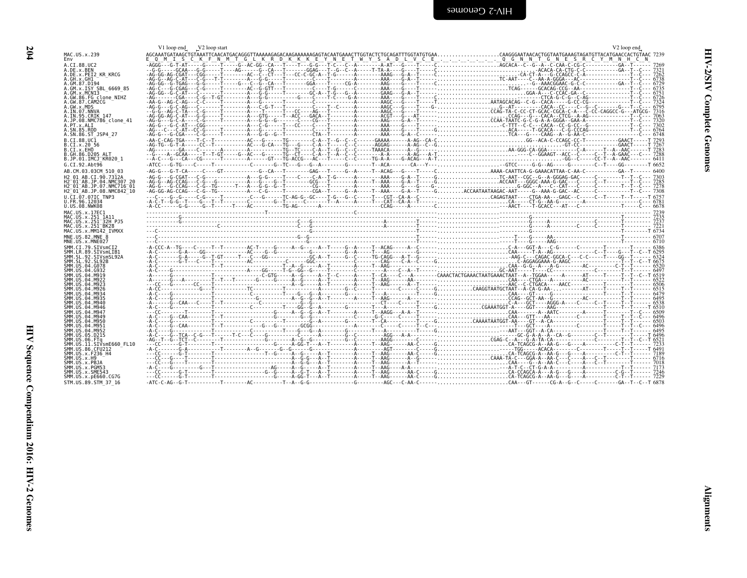```
                 V1 loop end  V2 loop start                                                                                                                                   V2 loop end
MAC.US.x.239     AGCAAATGATAAGCTGTAAATTCAACATGACAGGGTTAAAAAGAGACAAGAAAAAAAGAGTACAATGAAACTTGGTACTCTGCAGATTTGGTATGTGAA....................CAAGGGAATAACACTGGTAATGAAAGTAGATGTTACATGAACCACTGTAAC 7239
Env              E  Q  M  I  S  C  K  F  N  M  T  G  L  K  R  D  K  K  K  E  Y  N  E  T  W  Y  S  A  D  L  V  C  E  .  .  .  .  .  .  .  Q  G  N  N  T  G  N  E  S  R  C  Y  M  N  H  C  N
```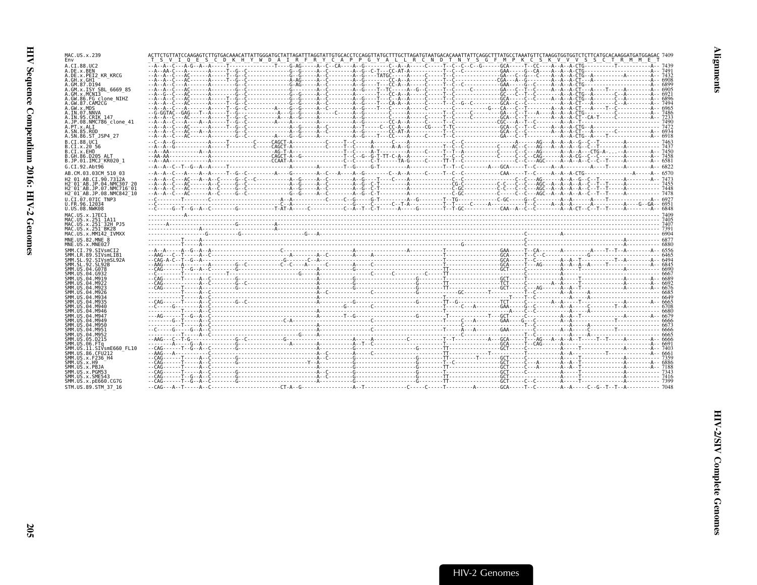```
MAC.US.x.239                  ACTTCTGTTATCCAAGAGTCTTGTGACAAACATTATTGGGATGCTATTAGATTTAGGTATTGTGCACCTCCAGGTTATGCTTTGCTTAGATGTAATGACACAAATTATTCAGGCTTTATGCCTAAATGTTCTAAGGTGGTGGTCTCTTCATGCACAAGGATGATGGAGAC 7409
Env                           _T__S__V__I__Q__E__S__C__D__K__H__Y__W__D__A__I__R__F__R__Y__C__A__P__P__G__Y__A__L__L__R__C__N__D__T__N__Y__S__G__F__M__P__K__C__S__K__V__V__V__S__S__C__T__R__M__M__E__T
```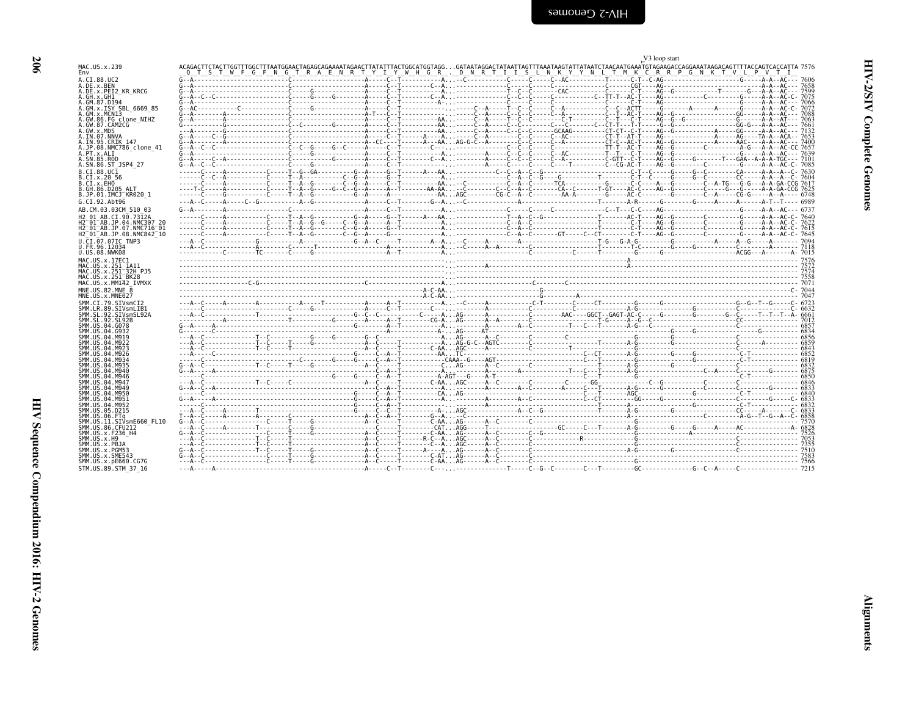```
                                                                                                                                                                                                          V3 loop start
MAC.US.x.239                  ACAGACTTCTACTTGGTTTGGCTTTAATGGAACTAGAGCAGAAAATAGAACTTATATTTACTGGCATGGTAGG...GATAATAGGACTATAATTAGTTTAAATAAGTATTATAATCTAACAATGAAATGTAGAAGACCAGGAAATAAGACAGTTTTACCAGTCACCATTA 7576
Env                            Q  T  S  T  W  F  G  F  N  G  T  R  A  E  N  R  T  Y  I  Y  W  H  G  R  .  D  N  R  T  I  I  S  L  N  K  Y  Y  N  L  T  M  K  C  R  R  P  G  N  K  T  V  L  P  V  T  I
A.CI.88.UC2                                                                                                                                                                                                    7606
A.DE.x.BEN                                                                                                                                                                                                     7658
A.DE.x.PEI2_KR_KRCG                                                                                                                                                                                            7599
A.GH.x.GH1                                                                                                                                                                                                     7075
A.GM.87.D194                                                                                                                                                                                                   7066
A.GM.x.ISY_SBL_6669_85                                                                                                                                                                                         7072
A.GM.x.MCN13                                                                                                                                                                                                   7088
A.GW.86.FG_clone_NIHZ                                                                                                                                                                                          7063
A.GW.87.CAM2CG                                                                                                                                                                                                 7661
A.GW.x.MDS                                                                                                                                                                                                     7132
A.IN.07.NNVA                                                                                                                                                                                                   7653
A.IN.95.CRIK_147                                                                                                                                                                                               7400
A.JP.08.NMC786_clone_41                                                                                                                                                                                        7657
A.PT.x.ALI                                                                                                                                                                                                     7639
A.SN.85.ROD                                                                                                                                                                                                    7101
A.SN.86.ST_JSP4_27                                                                                                                                                                                             7085
B.CI.88.UC1                                                                                                                                                                                                    7630
B.CI.x.20_56                                                                                                                                                                                                   7604
B.CI.x.EHO                                                                                                                                                                                                     7617
B.GH.86.D205_ALT                                                                                                                                                                                               7625
B.JP.01.IMCJ_KR020_1                                                                                                                                                                                           6748
G.CI.92.Abt96                                                                                                                                                                                                  6989
AB.CM.03.03CM_510_03                                                                                                                                                                                           6737
H2_01_AB.CI.90.7312A                                                                                                                                                                                           7640
H2_01_AB.JP.04.NMC307_20                                                                                                                                                                                       7622
H2_01_AB.JP.07.NMC716_01                                                                                                                                                                                       7615
H2_01_AB.JP.08.NMC842_10                                                                                                                                                                                       7645
U.CI.07.07IC_TNP3                                                                                                                                                                                              7094
U.FR.96.12034                                                                                                                                                                                                  7118
U.US.08.NWK08                                                                                                                                                                                                  7015
MAC.US.x.17EC1                                                                                                                                                                                                 7576
MAC.US.x.251_1A11                                                                                                                                                                                              7572
MAC.US.x.251_32H_PJ5                                                                                                                                                                                           7574
MAC.US.x.251_BK28                                                                                                                                                                                              7558
MAC.US.x.MM142_IVMXX                                                                                                                                                                                           7071
MNE.US.82.MNE_8                                                                                                                                                                                                7044
MNE.US.x.MNE027                                                                                                                                                                                                7047
SMM.CI.79.SIVsmCI2                                                                                                                                                                                             6723
SMM.LR.89.SIVsmLIB1                                                                                                                                                                                            6632
SMM.SL.92.SIVsmSL92A                                                                                                                                                                                           6661
SMM.SL.92.SL92B                                                                                                                                                                                                7012
SMM.US.04.G078                                                                                                                                                                                                 6857
SMM.US.04.G932                                                                                                                                                                                                 6834
SMM.US.04.M919                                                                                                                                                                                                 6856
SMM.US.04.M922                                                                                                                                                                                                 6859
SMM.US.04.M923                                                                                                                                                                                                 6843
SMM.US.04.M926                                                                                                                                                                                                 6852
SMM.US.04.M934                                                                                                                                                                                                 6819
SMM.US.04.M935                                                                                                                                                                                                 6832
SMM.US.04.M940                                                                                                                                                                                                 6875
SMM.US.04.M946                                                                                                                                                                                                 6850
SMM.US.04.M947                                                                                                                                                                                                 6846
SMM.US.04.M949                                                                                                                                                                                                 6833
SMM.US.04.M950                                                                                                                                                                                                 6840
SMM.US.04.M951                                                                                                                                                                                                 6833
SMM.US.04.M952                                                                                                                                                                                                 6832
SMM.US.05.D215                                                                                                                                                                                                 6833
SMM.US.06.FTq                                                                                                                                                                                                  6858
SMM.US.11.SIVsmE660_FL10                                                                                                                                                                                       7570
SMM.US.86.CFU212                                                                                                                                                                                               6828
SMM.US.x.F236_H4                                                                                                                                                                                               7526
SMM.US.x.H9                                                                                                                                                                                                    7053
SMM.US.x.PBJA                                                                                                                                                                                                  7355
SMM.US.x.PGM53                                                                                                                                                                                                 7510
SMM.US.x.SME543                                                                                                                                                                                                7583
SMM.US.x.pE660.CG7G                                                                                                                                                                                            7566
STM.US.89.STM_37_16                                                                                                                                                                                            7215
```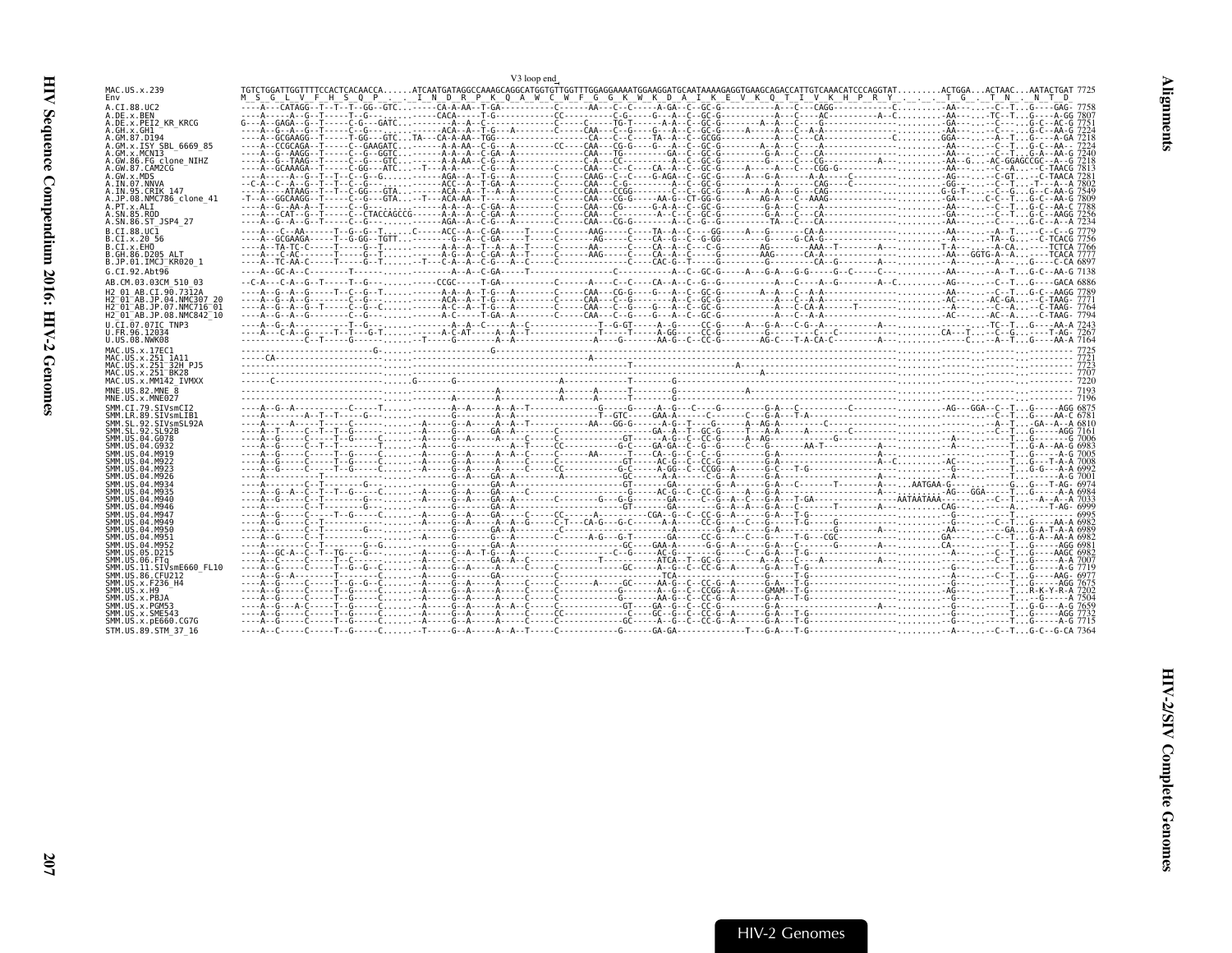V3 loop end

```
MAC.US.x.239              TGTCTGGATTGGTTTTCCACTCACAACCA......ATCAATGATAGGCCAAAGCAGGCATGGTGTTGGTTTGGAGGAAAATGGAAGGATGCAATAAAAGAGGTGAAGCAGACCATTGTCAAACATCCCAGGTAT.........ACTGGA...ACTAAC...AATACTGAT 7725
Env                       M  S  G  L  V  F  H  S  Q  P  .  .  I  N  D  R  P  K  Q  A  W  C  W  F  G  G  K  W  K  D  A  I  K  E  V  K  Q  T  I  V  K  H  P  R  Y  .  .  .  T  G  .  T  N  .  N  T  D
A.CI.88.UC2
A.DE.x.BEN
A.DE.x.PEI2_KR_KRCG
A.GH.x.GH1
A.GM.87.D194
A.GM.x.ISY_SBL_6669_85
A.GM.x.MCN13
A.GW.86.FG_clone_NIHZ
A.GW.87.CAM2CG
A.GW.x.MDS
A.IN.07.NNVA
A.IN.95.CRIK_147
A.JP.08.NMC786_clone_41
A.PT.x.ALI
A.SN.85.ROD
A.SN.86.ST_JSP4_27
B.CI.88.UC1
B.CI.x.20_56
B.CI.x.EHO
B.GH.86.D205_ALT
B.JP.01.IMCJ_KR020_1
G.CI.92.Abt96
AB.CM.03.03CM_510_03
H2_01_AB.CI.90.7312A
H2_01_AB.JP.04.NMC307_20
H2_01_AB.JP.07.NMC716_01
H2_01_AB.JP.08.NMC842_10
U.CI.07.07IC_TNP3
U.FR.96.12034
U.US.08.NWK08
MAC.US.x.17EC1
MAC.US.x.251_1A11
MAC.US.x.251_32H_PJ5
MAC.US.x.251_BK28
MAC.US.x.MM142_IVMXX
MNE.US.82.MNE_8
MNE.US.x.MNE027
SMM.CI.79.SIVsmCI2
SMM.LR.89.SIVsmLIB1
SMM.SL.92.SIVsmSL92A
SMM.SL.92.SL92B
SMM.US.04.G078
SMM.US.04.G932
SMM.US.04.M919
SMM.US.04.M922
SMM.US.04.M923
SMM.US.04.M926
SMM.US.04.M934
SMM.US.04.M935
SMM.US.04.M940
SMM.US.04.M946
SMM.US.04.M947
SMM.US.04.M949
SMM.US.04.M950
SMM.US.04.M951
SMM.US.04.M952
SMM.US.05.D215
SMM.US.06.FTq
SMM.US.11.SIVsmE660_FL10
SMM.US.86.CFU212
SMM.US.x.F236_H4
SMM.US.x.H9
SMM.US.x.PBJA
SMM.US.x.PGM53
SMM.US.x.SME543
SMM.US.x.pE660.CG7G
STM.US.89.STM_37_16
```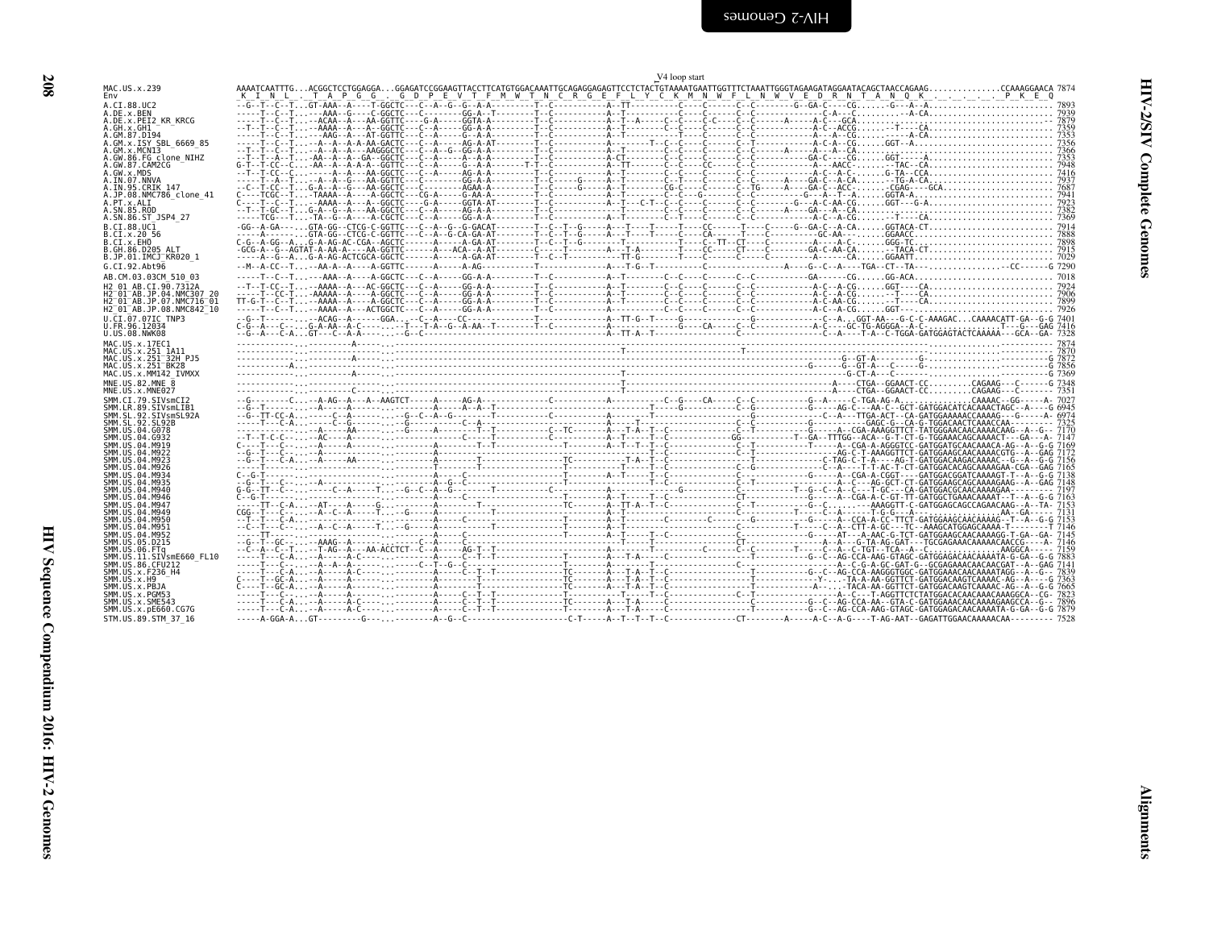V4 loop start

```
MAC.US.x.239           AAAATCAATTTG...ACGGCTCCTGGAGGA...GGAGATCCGGAAGTTACCTTCATGTGGACAAATTGCAGAGGAGAGTTCCTCTACTGTAAAATGAATTGGTTTCTAAATTGGGTAGAAGATAGGAATACAGCTAACCAGAAG..............CCAAAGGAACA 7874
Env                    _K__I__N__L__.__T__A__P__G__G__.__G__D__P__E__V__T__F__M__W__T__N__C__R__G__E__F__L__Y__C__K__M__N__W__F__L__N__W__V__E__D__R__N__T__A__N__Q__K__.__.__.__.__.__P__K__E__Q

A.CI.88.UC2                     7893
A.DE.x.BEN                      7939
A.DE.x.PEI2_KR_KRCG             7879
A.GH.x.GH1                      7359
A.GM.87.D194                    7353
A.GM.x.ISY_SBL_6669_85          7356
A.GM.x.MCN13                    7366
A.GW.86.FG_clone_NIHZ           7353
A.GW.87.CAM2CG                  7948
A.GW.x.MDS                      7416
A.IN.07.NNVA                    7937
A.IN.95.CRIK_147                7687
A.JP.08.NMC786_clone_41         7941
A.PT.x.ALI                      7923
A.SN.85.ROD                     7382
A.SN.86.ST_JSP4_27              7369
B.CI.88.UC1                     7914
B.CI.x.20_56                    7888
B.CI.x.EHO                      7898
B.GH.86.D205_ALT                7915
B.JP.01.IMCJ_KR020_1            7029
G.CI.92.Abt96                   7290
AB.CM.03.03CM_510_03            7018
H2_01_AB.CI.90.7312A            7924
H2_01_AB.JP.04.NMC307_20        7906
H2_01_AB.JP.07.NMC716_01        7899
H2_01_AB.JP.08.NMC842_10        7926
U.CI.07.07IC_TNP3               7401
U.FR.96.12034                   7416
U.US.08.NWK08                   7328
MAC.US.x.17EC1                  7874
MAC.US.x.251_1A11               7870
MAC.US.x.251_32H_PJ5            7872
MAC.US.x.251_BK28               7856
MAC.US.x.MM142_IVMXX            7369
MNE.US.82.MNE_8                 7348
MNE.US.x.MNE027                 7351
SMM.CI.79.SIVsmCI2              7027
SMM.LR.89.SIVsmLIB1             6945
SMM.SL.92.SIVsmSL92A            6974
SMM.SL.92.SL92B                 7325
SMM.US.04.G078                  7170
SMM.US.04.G932                  7147
SMM.US.04.M919                  7169
SMM.US.04.M922                  7172
SMM.US.04.M923                  7156
SMM.US.04.M926                  7165
SMM.US.04.M934                  7138
SMM.US.04.M935                  7148
SMM.US.04.M940                  7197
SMM.US.04.M946                  7163
SMM.US.04.M947                  7153
SMM.US.04.M949                  7131
SMM.US.04.M950                  7153
SMM.US.04.M951                  7146
SMM.US.04.M952                  7145
SMM.US.05.D215                  7146
SMM.US.06.FTq                   7159
SMM.US.11.SIVsmE660_FL10        7883
SMM.US.86.CFU212                7141
SMM.US.x.F236_H4                7839
SMM.US.x.H9                     7363
SMM.US.x.PBJA                   7665
SMM.US.x.PGM53                  7823
SMM.US.x.SME543                 7896
SMM.US.x.pE660.CG7G             7879
STM.US.89.STM_37_16             7528
```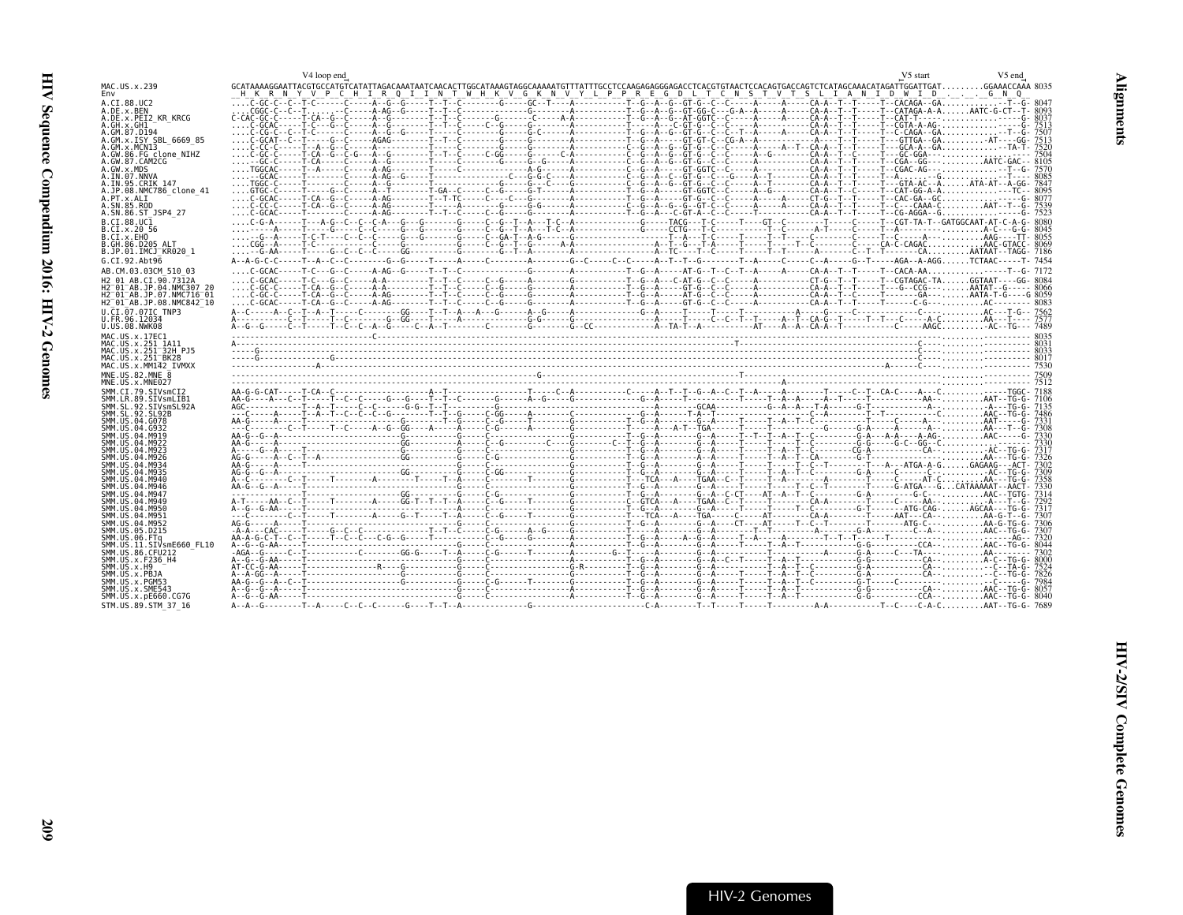```
                    V4 loop end                                                                                                                                                          V5 start                        V5 end
MAC.US.x.239        GCATAAAAGGAATTACGTGCCATGTCATATTAGACAAATAATCAACACTTGGCATAAAGTAGGCAAAAATGTTTATTTGCCTCCAAGAGAGGGAGACCTCACGTGTAACTCCACAGTGACCAGTCTCATAGCAAACATAGATTGGATTGAT.........GGAAACCAAA 8035
Env                  H  K  R  N  Y  V  P  C  H  I  R  Q  I  I  N  T  W  H  K  V  G  K  N  V  Y  L  P  P  R  E  G  D  L  T  C  N  S  T  V  T  S  L  I  A  N  I  D  W  I  D  .  .  .  G  N  Q
```

| Sequence | End |
|---|---|
| A.CI.88.UC2 | 8047 |
| A.DE.x.BEN | 8093 |
| A.DE.x.PEI2_KR_KRCG | 8037 |
| A.GH.x.GH1 | 7513 |
| A.GM.87.D194 | 7507 |
| A.GM.x.ISY_SBL_6669_85 | 7513 |
| A.GM.x.MCN13 | 7520 |
| A.GW.86.FG_clone_NIHZ | 7504 |
| A.GW.87.CAM2CG | 8105 |
| A.GW.x.MDS | 7570 |
| A.IN.07.NNVA | 8085 |
| A.IN.95.CRIK_147 | 7847 |
| A.JP.08.NMC786_clone_41 | 8095 |
| A.PT.x.ALI | 8077 |
| A.SN.85.ROD | 7539 |
| A.SN.86.ST_JSP4_27 | 7523 |
| B.CI.88.UC1 | 8080 |
| B.CI.x.20_56 | 8045 |
| B.CI.x.EHO | 8055 |
| B.GH.86.D205_ALT | 8069 |
| B.JP.01.IMCJ_KR020_1 | 7186 |
| G.CI.92.Abt96 | 7454 |
| AB.CM.03.03CM_510_03 | 7172 |
| H2_01_AB.CI.90.7312A | 8084 |
| H2_01_AB.JP.04.NMC307_20 | 8066 |
| H2_01_AB.JP.07.NMC716_01 | 8059 |
| H2_01_AB.JP.08.NMC842_10 | 8083 |
| U.CI.07.07IC_TNP3 | 7562 |
| U.FR.96.12034 | 7577 |
| U.US.08.NWK08 | 7489 |
| MAC.US.x.17EC1 | 8035 |
| MAC.US.x.251_1A11 | 8031 |
| MAC.US.x.251_32H_PJ5 | 8033 |
| MAC.US.x.251_BK28 | 8017 |
| MAC.US.x.MM142_IVMXX | 7530 |
| MNE.US.82.MNE_8 | 7509 |
| MNE.US.x.MNE027 | 7512 |
| SMM.CI.79.SIVsmCI2 | 7188 |
| SMM.LR.89.SIVsmLIB1 | 7106 |
| SMM.SL.92.SIVsmSL92A | 7135 |
| SMM.SL.92.SL92B | 7486 |
| SMM.US.04.G078 | 7331 |
| SMM.US.04.G932 | 7308 |
| SMM.US.04.M919 | 7330 |
| SMM.US.04.M922 | 7330 |
| SMM.US.04.M923 | 7317 |
| SMM.US.04.M926 | 7326 |
| SMM.US.04.M934 | 7302 |
| SMM.US.04.M935 | 7309 |
| SMM.US.04.M940 | 7358 |
| SMM.US.04.M946 | 7330 |
| SMM.US.04.M947 | 7314 |
| SMM.US.04.M949 | 7292 |
| SMM.US.04.M950 | 7317 |
| SMM.US.04.M951 | 7307 |
| SMM.US.04.M952 | 7306 |
| SMM.US.05.D215 | 7307 |
| SMM.US.06.FTq | 7320 |
| SMM.US.11.SIVsmE660_FL10 | 8044 |
| SMM.US.86.CFU212 | 7302 |
| SMM.US.x.F236_H4 | 8000 |
| SMM.US.x.H9 | 7524 |
| SMM.US.x.PBJA | 7826 |
| SMM.US.x.PGM53 | 7984 |
| SMM.US.x.SME543 | 8057 |
| SMM.US.x.pE660.CG7G | 8040 |
| STM.US.89.STM_37_16 | 7689 |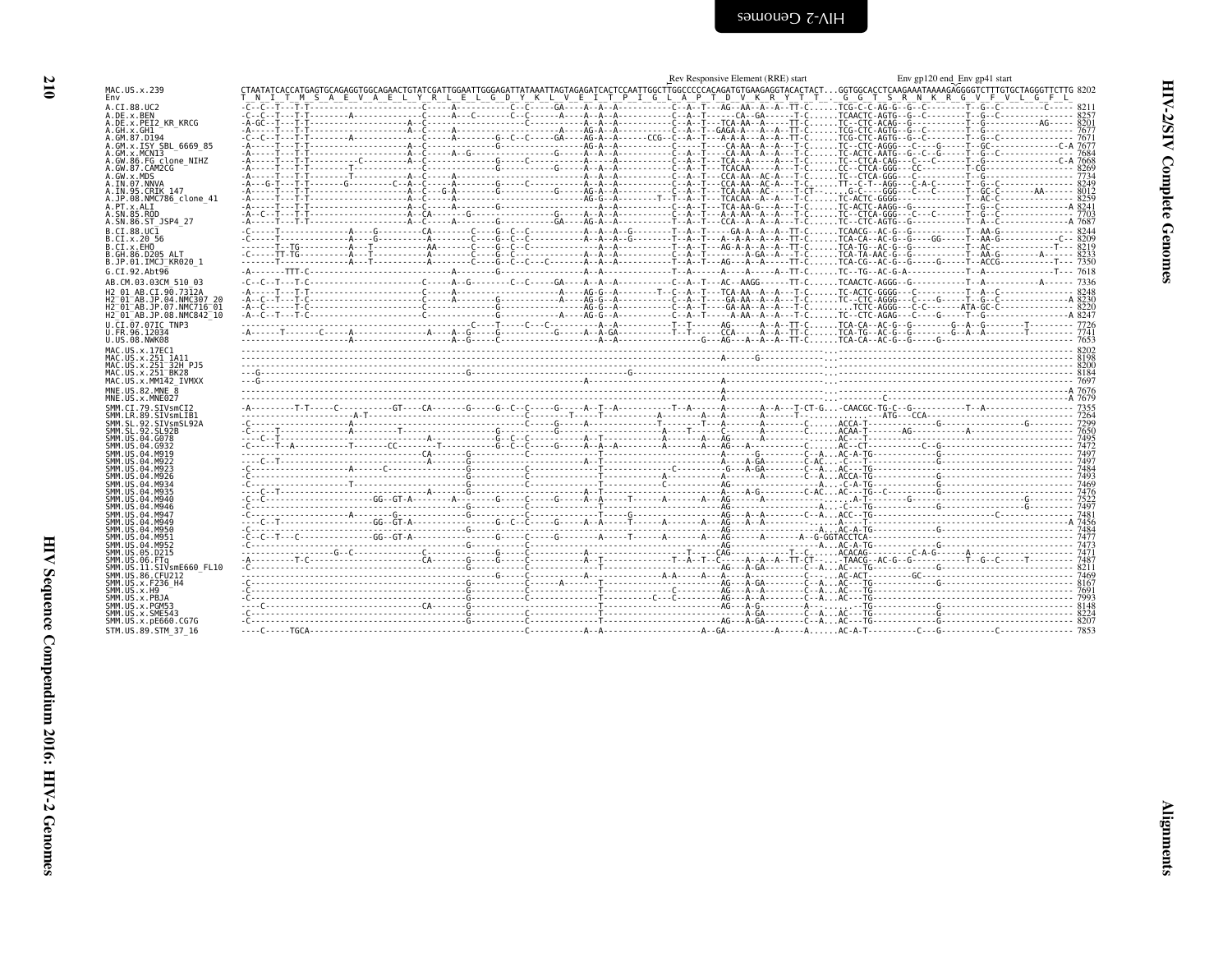```
                                                                                                                                  Rev Responsive Element (RRE) start                    Env gp120 end Env gp41 start
MAC.US.x.239              CTAATATCACCATGAGTGCAGAGGTGGCAGAACTGTATCGATTGGAATTGGGAGATTATAAATTAGTAGAGATCACTCCAATTGGCTTGGCCCCCACAGATGTGAAGAGGTACACTACT...GGTGGCACCTCAAGAAATAAAAGAGGGGTCTTTGTGCTAGGGTTCTTG 8202
Env                       T  N  I  T  M  S  A  E  V  A  E  L  Y  R  L  E  L  G  D  Y  K  L  V  E  I  T  P  I  G  L  A  P  T  D  V  K  R  Y  T  T  .  G  G  T  S  R  N  K  R  G  V  F  V  L  G  F  L
A.CI.88.UC2               8211
A.DE.x.BEN                8257
A.DE.x.PEI2_KR_KRCG       8201
A.GH.x.GH1                7677
A.GM.87.D194              7671
A.GM.x.ISY_SBL_6669_85    7677
A.GM.x.MCN13              7684
A.GW.86.FG_clone_NIHZ     7668
A.GW.87.CAM2CG            8269
A.GW.x.MDS                7734
A.IN.07.NNVA              8249
A.IN.95.CRIK_147          8012
A.JP.08.NMC786_clone_41   8259
A.PT.x.ALI                8241
A.SN.85.ROD               7703
A.SN.86.ST_JSP4_27        7687
B.CI.88.UC1               8244
B.CI.x.20_56              8209
B.CI.x.EHO                8219
B.GH.86.D205_ALT          8233
B.JP.01.IMCJ_KR020_1      7350
G.CI.92.Abt96             7618
AB.CM.03.03CM_510_03      7336
H2_01_AB.CI.90.7312A      8248
H2_01_AB.JP.04.NMC307_20  8230
H2_01_AB.JP.07.NMC716_01  8220
H2_01_AB.JP.08.NMC842_10  8247
U.CI.07.07IC_TNP3         7726
U.FR.96.12034             7741
U.US.08.NWK08             7653
MAC.US.x.17EC1            8202
MAC.US.x.251_1A11         8198
MAC.US.x.251_32H_PJ5      8200
MAC.US.x.251_BK28         8184
MAC.US.x.MM142_IVMXX      7697
MNE.US.82.MNE_8           7676
MNE.US.x.MNE027           7679
SMM.CI.79.SIVsmCI2        7355
SMM.LR.89.SIVsmLIB1       7264
SMM.SL.92.SIVsmSL92A      7299
SMM.SL.92.SL92B           7650
SMM.US.04.G078            7495
SMM.US.04.G932            7472
SMM.US.04.M919            7497
SMM.US.04.M922            7497
SMM.US.04.M923            7484
SMM.US.04.M926            7493
SMM.US.04.M934            7469
SMM.US.04.M935            7476
SMM.US.04.M940            7522
SMM.US.04.M946            7497
SMM.US.04.M947            7481
SMM.US.04.M949            7456
SMM.US.04.M950            7484
SMM.US.04.M951            7477
SMM.US.04.M952            7473
SMM.US.05.D215            7471
SMM.US.06.FTq             7487
SMM.US.11.SIVsmE660_FL10  8211
SMM.US.86.CFU212          7469
SMM.US.x.F236_H4          8167
SMM.US.x.H9               7691
SMM.US.x.PBJA             7993
SMM.US.x.PGM53            8148
SMM.US.x.SME543           8224
SMM.US.x.pE660.CG7G       8207
STM.US.89.STM_37_16       7853
```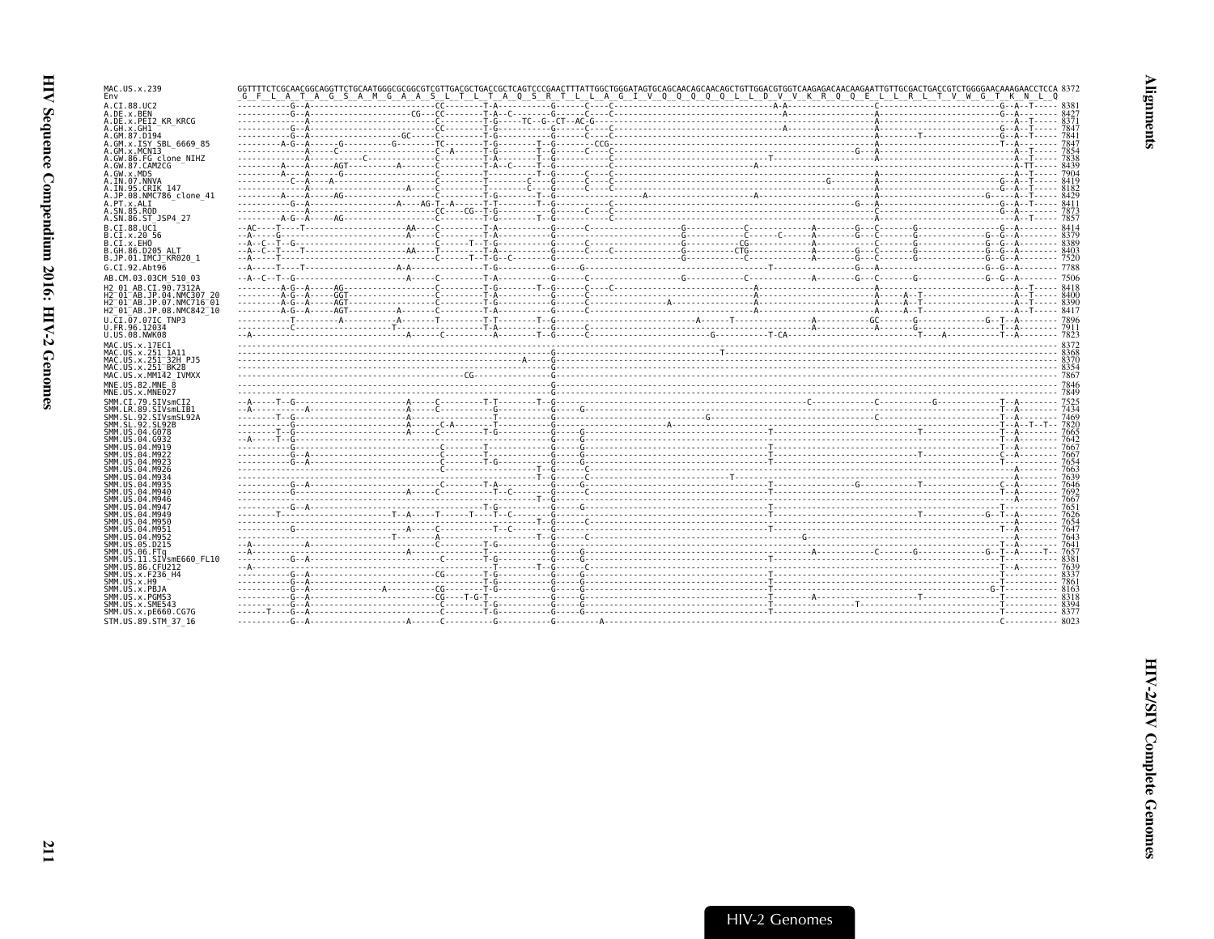```
MAC.US.x.239              GGTTTTCTCGCAACGGCAGGTTCTGCAATGGGCGCGGCGTCGTTGACGCTGACCGCTCAGTCCCGAACTTTATTGGCTGGGATAGTGCAGCAACAGCAACAGCTGTTGGACGTGGTCAAGAGACAACAAGAATTGTTGCGACTGACCGTCTGGGGAACAAAGAACCTCCA 8372
Env                        G  F  L  A  T  A  G  S  A  M  G  A  A  S  L  T  L  T  A  Q  S  R  T  L  L  A  G  I  V  Q  Q  Q  Q  Q  L  L  D  V  V  K  R  Q  Q  E  L  L  R  L  T  V  W  G  T  K  N  L  Q
A.CI.88.UC2                                                                                                                                                                                          8381
A.DE.x.BEN                                                                                                                                                                                           8427
A.DE.x.PEI2_KR_KRCG                                                                                                                                                                                  8371
A.GH.x.GH1                                                                                                                                                                                           7847
A.GM.87.D194                                                                                                                                                                                         7841
A.GM.x.ISY_SBL_6669_85                                                                                                                                                                               7847
A.GM.x.MCN13                                                                                                                                                                                         7854
A.GW.86.FG_clone_NIHZ                                                                                                                                                                                7838
A.GW.87.CAM2CG                                                                                                                                                                                       8439
A.GW.x.MDS                                                                                                                                                                                           7904
A.IN.07.NNVA                                                                                                                                                                                         8419
A.IN.95.CRIK_147                                                                                                                                                                                     8182
A.JP.08.NMC786_clone_41                                                                                                                                                                              8429
A.PT.x.ALI                                                                                                                                                                                           8411
A.SN.85.ROD                                                                                                                                                                                          7873
A.SN.86.ST_JSP4_27                                                                                                                                                                                   7857
B.CI.88.UC1                                                                                                                                                                                          8414
B.CI.x.20_56                                                                                                                                                                                         8379
B.CI.x.EHO                                                                                                                                                                                           8389
B.GH.86.D205_ALT                                                                                                                                                                                     8403
B.JP.01.IMCJ_KR020_1                                                                                                                                                                                 7520
G.CI.92.Abt96                                                                                                                                                                                        7788
AB.CM.03.03CM_510_03                                                                                                                                                                                 7506
H2_01_AB.CI.90.7312A                                                                                                                                                                                 8418
H2_01_AB.JP.04.NMC307_20                                                                                                                                                                             8400
H2_01_AB.JP.07.NMC716_01                                                                                                                                                                             8390
H2_01_AB.JP.08.NMC842_10                                                                                                                                                                             8417
U.CI.07.07IC_TNP3                                                                                                                                                                                    7896
U.FR.96.12034                                                                                                                                                                                        7911
U.US.08.NWK08                                                                                                                                                                                        7823
MAC.US.x.17EC1                                                                                                                                                                                       8372
MAC.US.x.251_1A11                                                                                                                                                                                    8368
MAC.US.x.251_32H_PJ5                                                                                                                                                                                 8370
MAC.US.x.251_BK28                                                                                                                                                                                    8354
MAC.US.x.MM142_IVMXX                                                                                                                                                                                 7867
MNE.US.82.MNE_8                                                                                                                                                                                      7846
MNE.US.x.MNE027                                                                                                                                                                                      7849
SMM.CI.79.SIVsmCI2                                                                                                                                                                                   7525
SMM.LR.89.SIVsmLIB1                                                                                                                                                                                  7434
SMM.SL.92.SIVsmSL92A                                                                                                                                                                                 7469
SMM.SL.92.SL92B                                                                                                                                                                                      7820
SMM.US.04.G078                                                                                                                                                                                       7665
SMM.US.04.G932                                                                                                                                                                                       7642
SMM.US.04.M919                                                                                                                                                                                       7667
SMM.US.04.M922                                                                                                                                                                                       7667
SMM.US.04.M923                                                                                                                                                                                       7654
SMM.US.04.M926                                                                                                                                                                                       7663
SMM.US.04.M934                                                                                                                                                                                       7639
SMM.US.04.M935                                                                                                                                                                                       7646
SMM.US.04.M940                                                                                                                                                                                       7692
SMM.US.04.M946                                                                                                                                                                                       7667
SMM.US.04.M947                                                                                                                                                                                       7651
SMM.US.04.M949                                                                                                                                                                                       7626
SMM.US.04.M950                                                                                                                                                                                       7654
SMM.US.04.M951                                                                                                                                                                                       7647
SMM.US.04.M952                                                                                                                                                                                       7643
SMM.US.05.D215                                                                                                                                                                                       7641
SMM.US.06.FTq                                                                                                                                                                                        7657
SMM.US.11.SIVsmE660_FL10                                                                                                                                                                             8381
SMM.US.86.CFU212                                                                                                                                                                                     7639
SMM.US.x.F236_H4                                                                                                                                                                                     8337
SMM.US.x.H9                                                                                                                                                                                          7861
SMM.US.x.PBJA                                                                                                                                                                                        8163
SMM.US.x.PGM53                                                                                                                                                                                       8318
SMM.US.x.SME543                                                                                                                                                                                      8394
SMM.US.x.pE660.CG7G                                                                                                                                                                                  8377
STM.US.89.STM_37_16                                                                                                                                                                                  8023
```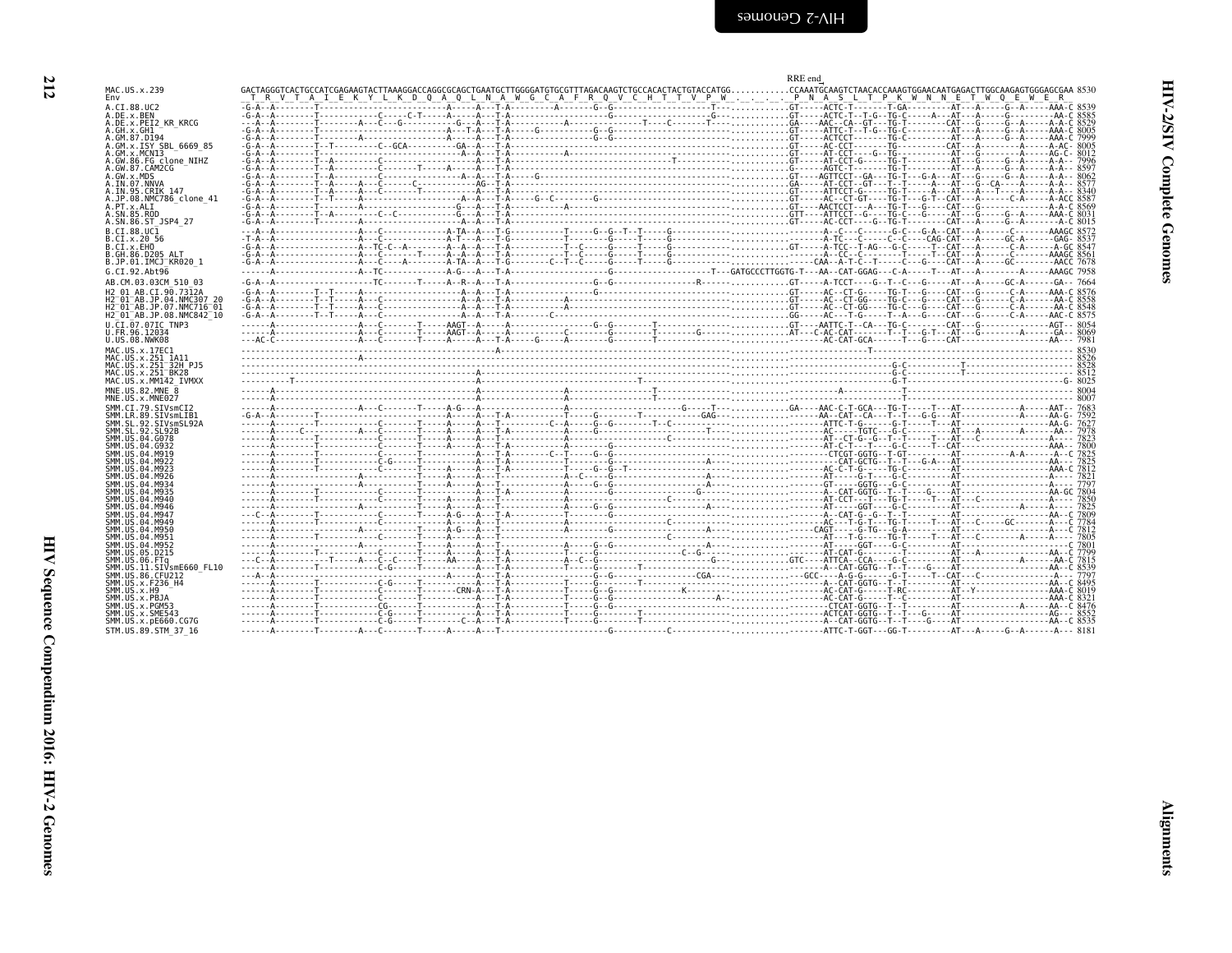```
                                                                                                                RRE end
MAC.US.x.239                   GACTAGGGTCACTGCCATCGAGAAGTACTTAAAGGACCAGGCGCAGCTGAATGCTTGGGGATGTGCGTTTAGACAAGTCTGCCACACTACTGTACCATGG............CCAAATGCAAGTCTAACACCAAAGTGGAACAATGAGACTTGGCAAGAGTGGGAGCGAA 8530
Env                             T  R  V  T  A  I  E  K  Y  L  K  D  Q  A  Q  L  N  A  W  G  C  A  F  R  Q  V  C  H  T  T  V  P  W  .  .  .  .  P  N  A  S  L  T  P  K  W  N  N  E  T  W  Q  E  W  E  R
A.CI.88.UC2                                                                                                                                                                     8539
A.DE.x.BEN                                                                                                                                                                      8585
A.DE.x.PEI2_KR_KRCG                                                                                                                                                             8529
A.GH.x.GH1                                                                                                                                                                      8005
A.GM.87.D194                                                                                                                                                                    7999
A.GM.x.ISY_SBL_6669_85                                                                                                                                                          8005
A.GM.x.MCN13                                                                                                                                                                    8012
A.GW.86.FG_clone_NIHZ                                                                                                                                                           7996
A.GW.87.CAM2CG                                                                                                                                                                  8597
A.GW.x.MDS                                                                                                                                                                      8062
A.IN.07.NNVA                                                                                                                                                                    8577
A.IN.95.CRIK_147                                                                                                                                                                8340
A.JP.08.NMC786_clone_41                                                                                                                                                         8587
A.PT.x.ALI                                                                                                                                                                      8569
A.SN.85.ROD                                                                                                                                                                     8031
A.SN.86.ST_JSP4_27                                                                                                                                                              8015
B.CI.88.UC1                                                                                                                                                                     8572
B.CI.x.20_56                                                                                                                                                                    8537
B.CI.x.EHO                                                                                                                                                                      8547
B.GH.86.D205_ALT                                                                                                                                                                8561
B.JP.01.IMCJ_KR020_1                                                                                                                                                            7678
G.CI.92.Abt96                                                                                                                                                                   7958
AB.CM.03.03CM_510_03                                                                                                                                                            7664
H2_01_AB.CI.90.7312A                                                                                                                                                            8576
H2_01_AB.JP.04.NMC307_20                                                                                                                                                        8558
H2_01_AB.JP.07.NMC716_01                                                                                                                                                        8548
H2_01_AB.JP.08.NMC842_10                                                                                                                                                        8575
U.CI.07.07IC_TNP3                                                                                                                                                               8054
U.FR.96.12034                                                                                                                                                                   8069
U.US.08.NWK08                                                                                                                                                                   7981
MAC.US.x.17EC1                                                                                                                                                                  8530
MAC.US.x.251_1A11                                                                                                                                                               8526
MAC.US.x.251_32H_PJ5                                                                                                                                                            8528
MAC.US.x.251_BK28                                                                                                                                                               8512
MAC.US.x.MM142_IVMXX                                                                                                                                                            8025
MNE.US.82.MNE_8                                                                                                                                                                 8004
MNE.US.x.MNE027                                                                                                                                                                 8007
SMM.CI.79.SIVsmCI2                                                                                                                                                              7683
SMM.LR.89.SIVsmLIB1                                                                                                                                                             7592
SMM.SL.92.SIVsmSL92A                                                                                                                                                            7627
SMM.SL.92.SL92B                                                                                                                                                                 7978
SMM.US.04.G078                                                                                                                                                                  7823
SMM.US.04.G932                                                                                                                                                                  7800
SMM.US.04.M919                                                                                                                                                                  7825
SMM.US.04.M922                                                                                                                                                                  7825
SMM.US.04.M923                                                                                                                                                                  7812
SMM.US.04.M926                                                                                                                                                                  7821
SMM.US.04.M934                                                                                                                                                                  7797
SMM.US.04.M935                                                                                                                                                                  7804
SMM.US.04.M940                                                                                                                                                                  7850
SMM.US.04.M946                                                                                                                                                                  7825
SMM.US.04.M947                                                                                                                                                                  7809
SMM.US.04.M949                                                                                                                                                                  7784
SMM.US.04.M950                                                                                                                                                                  7812
SMM.US.04.M951                                                                                                                                                                  7805
SMM.US.04.M952                                                                                                                                                                  7801
SMM.US.05.D215                                                                                                                                                                  7799
SMM.US.06.FTq                                                                                                                                                                   7815
SMM.US.11.SIVsmE660_FL10                                                                                                                                                        8539
SMM.US.86.CFU212                                                                                                                                                                7797
SMM.US.x.F236_H4                                                                                                                                                                8495
SMM.US.x.H9                                                                                                                                                                     8019
SMM.US.x.PBJA                                                                                                                                                                   8321
SMM.US.x.PGM53                                                                                                                                                                  8476
SMM.US.x.SME543                                                                                                                                                                 8552
SMM.US.x.pE660.CG7G                                                                                                                                                             8535
STM.US.89.STM_37_16                                                                                                                                                             8181
```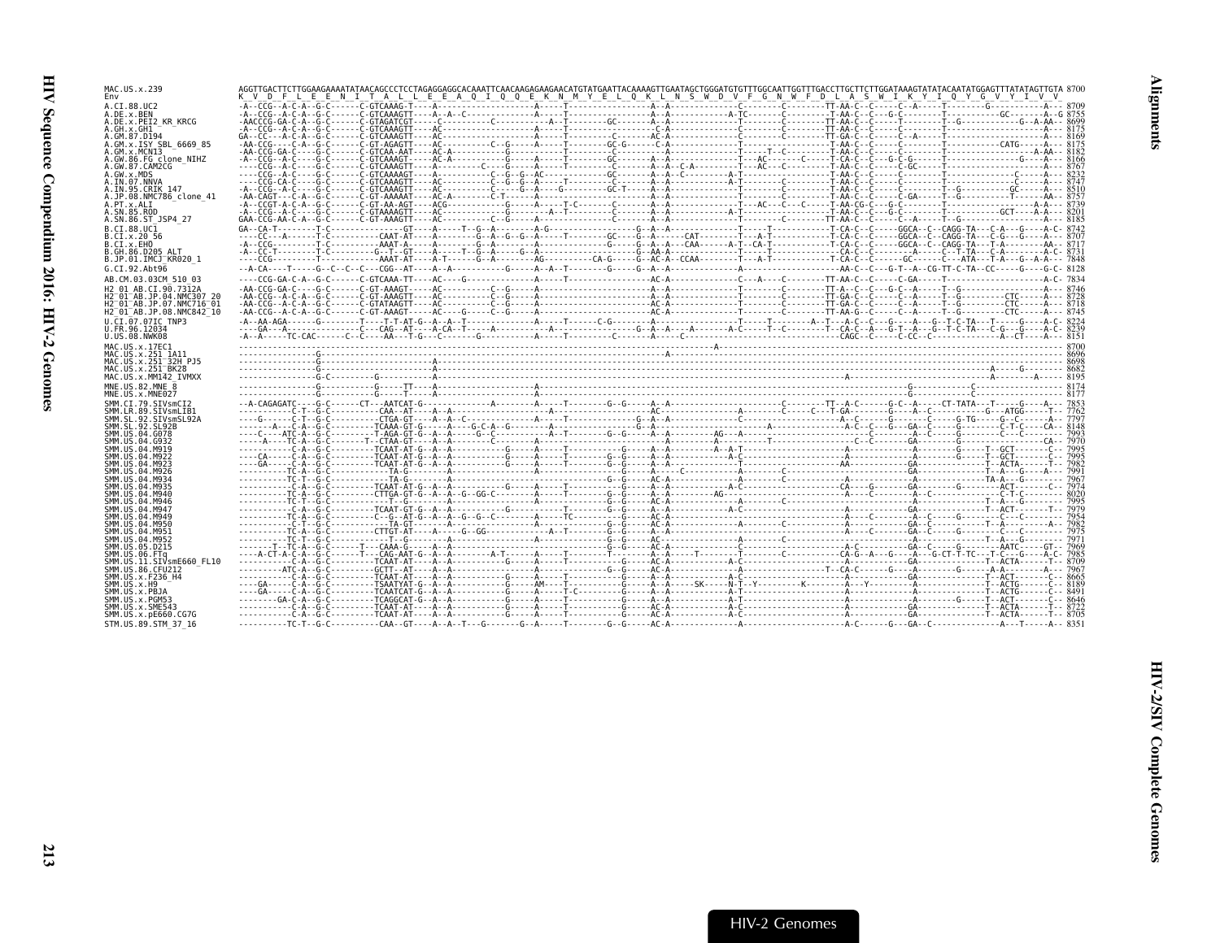```
MAC.US.x.239                 AGGTTGACTTCTTGGAAGAAAATATAACAGCCCTCCTAGAGGAGGCACAAATTCAACAAGAGAAGAACATGTATGAATTACAAAAGTTGAATAGCTGGGATGTGTTTGGCAATTGGTTTGACCTTGCTTCTTGGATAAAGTATATACAATATGGAGTTTATATAGTTGTA 8700
Env                          K  V  D  F  L  E  E  N  I  T  A  L  L  E  E  A  Q  I  Q  Q  E  K  N  M  Y  E  L  Q  K  L  N  S  W  D  V  F  G  N  W  F  D  L  A  S  W  I  K  Y  I  Q  Y  G  V  Y  I  V  V
A.CI.88.UC2                  8709
A.DE.x.BEN                   8755
A.DE.x.PEI2_KR_KRCG          8699
A.GH.x.GH1                   8175
A.GM.87.D194                 8169
A.GM.x.ISY_SBL_6669_85       8175
A.GM.x.MCN13                 8182
A.GW.86.FG_clone_NIHZ        8166
A.GW.87.CAM2CG               8767
A.GW.x.MDS                   8232
A.IN.07.NNVA                 8747
A.IN.95.CRIK_147             8510
A.JP.08.NMC786_clone_41      8757
A.PT.x.ALI                   8739
A.SN.85.ROD                  8201
A.SN.86.ST_JSP4_27           8185
B.CI.88.UC1                  8742
B.CI.x.20_56                 8707
B.CI.x.EHO                   8717
B.GH.86.D205_ALT             8731
B.JP.01.IMCJ_KR020_1         7848
G.CI.92.Abt96                8128
AB.CM.03.03CM_510_03         7834
H2_01_AB.CI.90.7312A         8746
H2_01_AB.JP.04.NMC307_20     8728
H2_01_AB.JP.07.NMC716_01     8718
H2_01_AB.JP.08.NMC842_10     8745
U.CI.07.07IC_TNP3            8224
U.FR.96.12034                8239
U.US.08.NWK08                8151
MAC.US.x.17EC1               8700
MAC.US.x.251_1A11            8696
MAC.US.x.251_32H_PJ5         8698
MAC.US.x.251_BK28            8682
MAC.US.x.MM142_IVMXX         8195
MNE.US.82.MNE_8              8174
MNE.US.x.MNE027              8177
SMM.CI.79.SIVsmCI2           7853
SMM.LR.89.SIVsmLIB1          7762
SMM.SL.92.SIVsmSL92A         7797
SMM.SL.92.SL92B              8148
SMM.US.04.G078               7993
SMM.US.04.G932               7970
SMM.US.04.M919               7995
SMM.US.04.M922               7995
SMM.US.04.M923               7982
SMM.US.04.M926               7991
SMM.US.04.M934               7967
SMM.US.04.M935               7974
SMM.US.04.M940               8020
SMM.US.04.M946               7995
SMM.US.04.M947               7979
SMM.US.04.M949               7954
SMM.US.04.M950               7982
SMM.US.04.M951               7975
SMM.US.04.M952               7971
SMM.US.05.D215               7969
SMM.US.06.FTq                7985
SMM.US.11.SIVsmE660_FL10     8709
SMM.US.86.CFU212             7967
SMM.US.x.F236_H4             8665
SMM.US.x.H9                  8189
SMM.US.x.PBJA                8491
SMM.US.x.PGM53               8646
SMM.US.x.SME543              8722
SMM.US.x.pE660.CG7G          8705
STM.US.89.STM_37_16          8351
```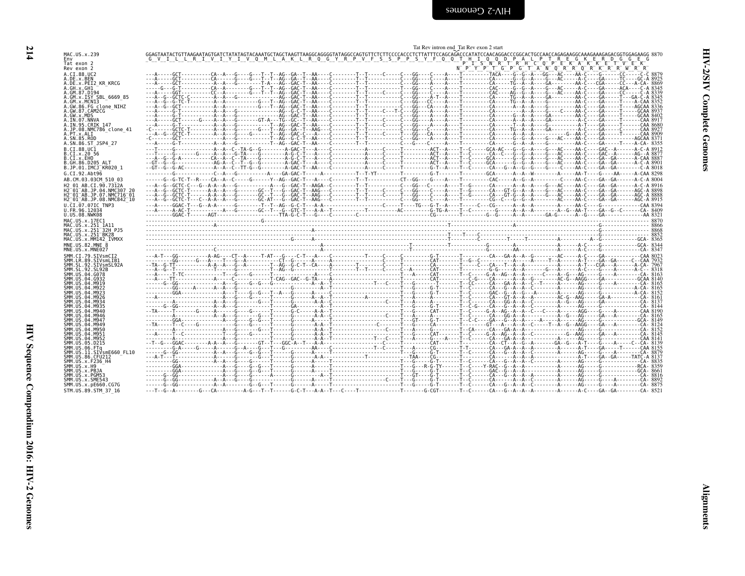```
                                                                                              Tat Rev intron end Tat Rev exon 2 start
MAC.US.x.239               GGAGTAATACTGTTAAGAATAGTGATCTATATAGTACAAATGCTAGCTAAGTTAAGGCAGGGGTATAGGCCAGTGTTCTCTTCCCCACCCTCTTATTTCCAGCAGACCCATATCCAACAGGACCCGGCACTGCCAACCAGAGAAGGCAAAGAAAGAGACGGTGGAGAAGG 8870
Env                         G  V  I  L  L  R  I  V  I  Y  I  V  Q  M  L  A  K  L  R  Q  G  Y  R  P  V  F  S  S  P  P  S  Y  F  Q  Q  T  H  I  Q  Q  D  P  A  L  P  T  R  E  G  K  E  R  D  G  G  E  G
Tat exon 2                                                                                                                            P  I  S  N  R  T  R  H  C  Q  P  E  K  A  K  K  E  T  V  E  K
Rev exon 2                                                                                                                           N  P  Y  P  T  G  P  G  T  A  N  Q  R  R  Q  R  K  R  R  W  R  R
A.CI.88.UC2                                                                                                                                                                                 8879
A.DE.x.BEN                                                                                                                                                                                  8925
A.DE.x.PEI2_KR_KRCG                                                                                                                                                                         8869
A.GH.x.GH1                                                                                                                                                                                  8345
A.GM.87.D194                                                                                                                                                                                8339
A.GM.x.ISY_SBL_6669_85                                                                                                                                                                      8345
A.GM.x.MCN13                                                                                                                                                                                8352
A.GW.86.FG_clone_NIHZ                                                                                                                                                                       8336
A.GW.87.CAM2CG                                                                                                                                                                              8937
A.GW.x.MDS                                                                                                                                                                                  8402
A.IN.07.NNVA                                                                                                                                                                                8917
A.IN.95.CRIK_147                                                                                                                                                                            8680
A.JP.08.NMC786_clone_41                                                                                                                                                                     8927
A.PT.x.ALI                                                                                                                                                                                  8909
A.SN.85.ROD                                                                                                                                                                                 8371
A.SN.86.ST_JSP4_27                                                                                                                                                                          8355
B.CI.88.UC1                                                                                                                                                                                 8912
B.CI.x.20_56                                                                                                                                                                                8877
B.CI.x.EHO                                                                                                                                                                                  8887
B.GH.86.D205_ALT                                                                                                                                                                            8901
B.JP.01.IMCJ_KR020_1                                                                                                                                                                        8018
G.CI.92.Abt96                                                                                                                                                                               8298
AB.CM.03.03CM_510_03                                                                                                                                                                        8004
H2_01_AB.CI.90.7312A                                                                                                                                                                        8916
H2_01_AB.JP.04.NMC307_20                                                                                                                                                                    8898
H2_01_AB.JP.07.NMC716_01                                                                                                                                                                    8888
H2_01_AB.JP.08.NMC842_10                                                                                                                                                                    8915
U.CI.07.07IC_TNP3                                                                                                                                                                           8394
U.FR.96.12034                                                                                                                                                                               8409
U.US.08.NWK08                                                                                                                                                                               8321
MAC.US.x.17EC1                                                                                                                                                                              8870
MAC.US.x.251_1A11                                                                                                                                                                           8866
MAC.US.x.251_32H_PJ5                                                                                                                                                                        8868
MAC.US.x.251_BK28                                                                                                                                                                           8852
MAC.US.x.MM142_IVMXX                                                                                                                                                                        8365
MNE.US.82.MNE_8                                                                                                                                                                             8344
MNE.US.x.MNE027                                                                                                                                                                             8347
SMM.CI.79.SIVsmCI2                                                                                                                                                                          8023
SMM.LR.89.SIVsmLIB1                                                                                                                                                                         7932
SMM.SL.92.SIVsmSL92A                                                                                                                                                                        7967
SMM.SL.92.SL92B                                                                                                                                                                             8318
SMM.US.04.G078                                                                                                                                                                              8163
SMM.US.04.G932                                                                                                                                                                              8140
SMM.US.04.M919                                                                                                                                                                              8165
SMM.US.04.M922                                                                                                                                                                              8165
SMM.US.04.M923                                                                                                                                                                              8152
SMM.US.04.M926                                                                                                                                                                              8161
SMM.US.04.M934                                                                                                                                                                              8137
SMM.US.04.M935                                                                                                                                                                              8144
SMM.US.04.M940                                                                                                                                                                              8190
SMM.US.04.M946                                                                                                                                                                              8165
SMM.US.04.M947                                                                                                                                                                              8149
SMM.US.04.M949                                                                                                                                                                              8124
SMM.US.04.M950                                                                                                                                                                              8152
SMM.US.04.M951                                                                                                                                                                              8145
SMM.US.04.M952                                                                                                                                                                              8141
SMM.US.05.D215                                                                                                                                                                              8139
SMM.US.06.FTq                                                                                                                                                                               8155
SMM.US.11.SIVsmE660_FL10                                                                                                                                                                    8879
SMM.US.86.CFU212                                                                                                                                                                            8137
SMM.US.x.F236_H4                                                                                                                                                                            8835
SMM.US.x.H9                                                                                                                                                                                 8359
SMM.US.x.PBJA                                                                                                                                                                               8661
SMM.US.x.PGM53                                                                                                                                                                              8816
SMM.US.x.SME543                                                                                                                                                                             8892
SMM.US.x.pE660.CG7G                                                                                                                                                                         8875
STM.US.89.STM_37_16                                                                                                                                                                         8521
```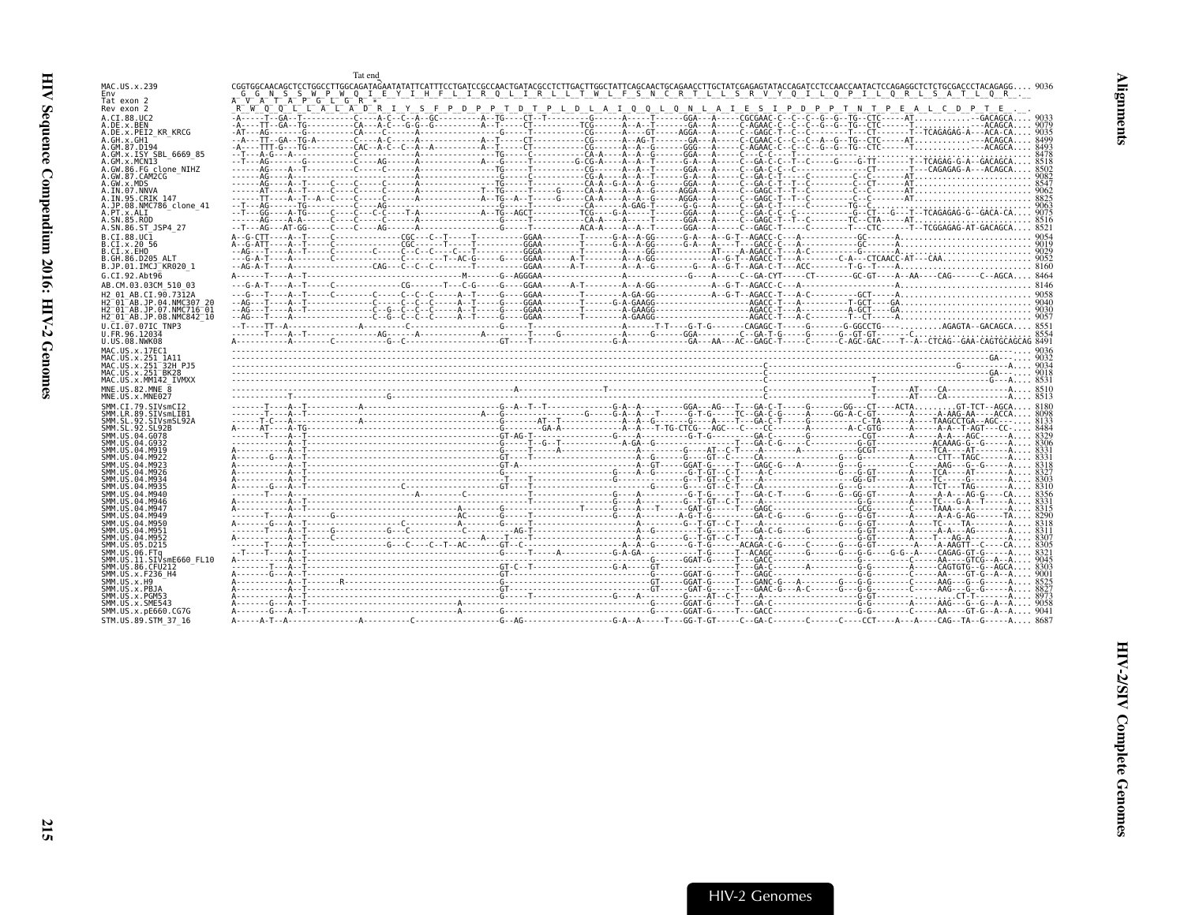```
                Tat end
MAC.US.x.239           CGGTGGCAACAGCTCCTGGCCTTGGCAGATAGAATATATTCATTTCCTGATCCGCCAACTGATACGCCTCTTGACTTGGCTATTCAGCAACTGCAGAACCTTGCTATCGAGAGTATACCAGATCCTCCAACCAATACTCCAGAGGCTCTCTGCGACCCTACAGAGG.... 9036
Env                     G  G  N  S  S  W  P  W  Q  I  E  Y  I  H  F  L  I  R  Q  L  I  R  L  L  T  W  L  F  S  N  C  R  T  L  L  S  R  V  Y  Q  I  L  Q  P  I  L  Q  R  L  S  A  T  L  Q  R  .
Tat exon 2             A  V  A  T  A  P  G  L  G  R  *
Rev exon 2             R  W  Q  Q  L  L  A  L  A  D  R  I  Y  S  F  P  D  P  P  T  D  T  P  L  D  L  A  I  Q  Q  L  Q  N  L  A  I  E  S  I  P  D  P  P  T  N  T  P  E  A  L  C  D  P  T  E  .  .
```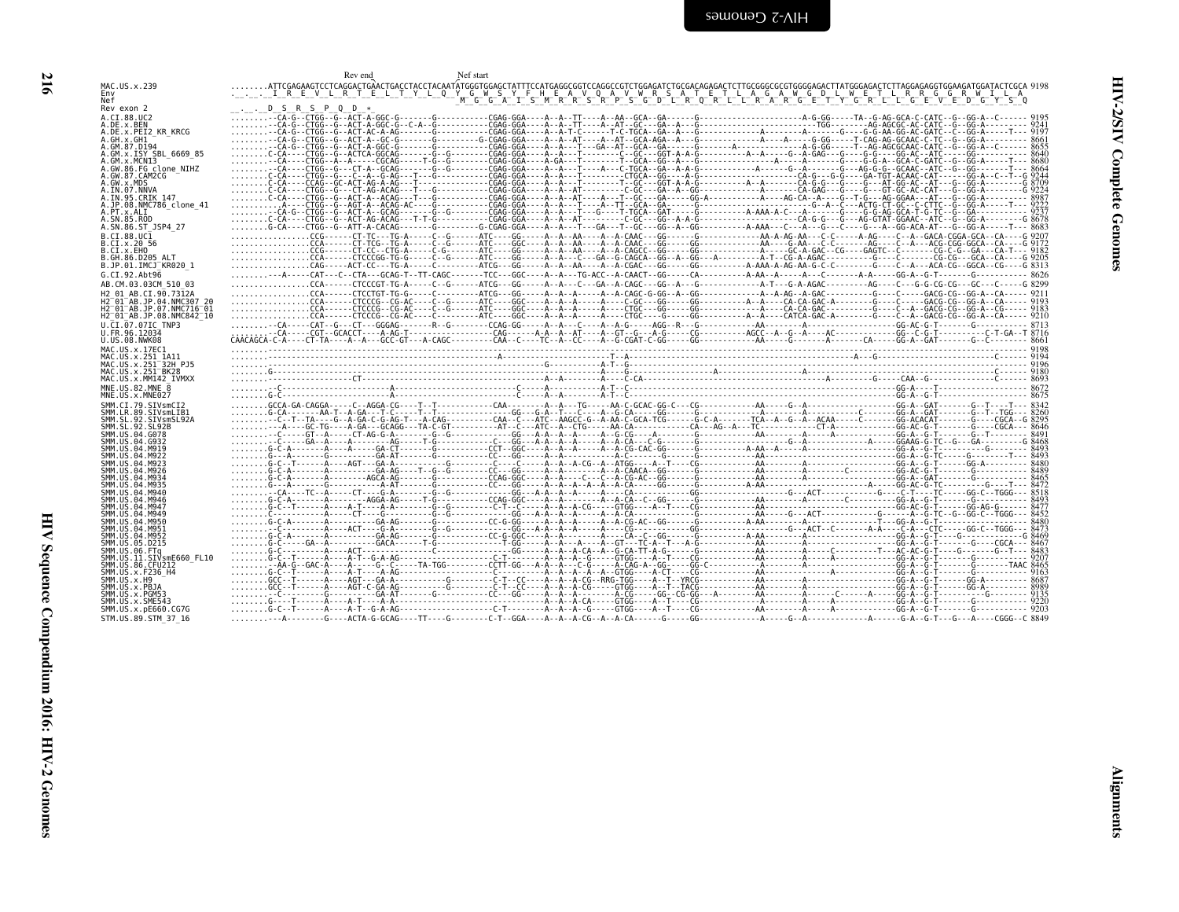Rev end    Nef start

```
MAC.US.x.239                ........ATTCGAGAAGTCCTCAGGACTGAACTGACCTACCTACAATATGGGTGGAGCTATTTCCATGAGGCGGTCCAGGCCGTCTGGAGATCTGCGACAGAGACTCTTGCGGGCGCGTGGGGAGACTTATGGGAGACTCTTAGGAGAGGTGGAAGATGGATACTCGCA 9198
Env                         ._._._I__R__E__V__L__R__T__E__L__T__Y__L__Q__Y__G__W__S__Y__F__H__E__A__V__Q__A__V__W__R__S__A__T__E__T__L__A__G__A__W__G__D__L__W__E__T__L__R__R__G__G__R__W__I__L__A
Nef                                                                          M__G__G__A__I__S__M__R__R__S__R__P__S__G__D__L__R__Q__R__L__L__R__A__R__G__E__T__Y__G__R__L__L__G__E__V__E__D__G__Y__S__Q
Rev exon 2                  _._._D__S__R__S__P__Q__D__*

A.CI.88.UC2                 ........--CA-G--CTGG--G--ACT-A-GGC-G---------G-----------CGAG-GGA----A--A--TT----A--AA--GCA--GA------G-----------------------A-G-GG-----TA--G-AG-GCA-C-CATC--G--GG-A--C------ 9195
A.DE.x.BEN                  ........--CA-G--CTGG--G--ACT-A-GGC-G--C-A--G---------CGAG-GGA----A--A--TT----A--AT--GC---GA--A--G--------------------------TGG-------AG-AGCGC-AC-CATC--G--GG-A--------- 9241
A.DE.x.PEI2_KR_KRCG         ........--CA-G--CTGG--G--ACT-AC-A-AG---------G---------CGAG-GGA----A--A-T-C----T-C-TGCA--GA--A--G-----------A-----------------G----G-G-AA-GG-AC-GATC--C--GG-A------T--- 9197
A.GH.x.GH1                  ........--CA-G--CTGG--G--ACT-A--GC-G--------G-CGAG-GGA----A--A--AT----A--AT--GCA-AGA--A--G-----------A-----A-----G-GG------T-CAG-AG-GCAAC-C-TC--G--GG-A--------- 8661
A.GM.87.D194                ........--CA-G--CTGG--G--ACT-A-GGC-G---------G--------CGAG-GGA----A--A----T---GA--AT--GCA--GA-------G-----------A-------------A-G-GG-----T--AG-AGCGCAAC-CATC--G--GG-A--C------ 8655
A.GM.x.ISY_SBL_6669_85      ........C-CA----CTGG--G--ACTCA-GCAG--------G--G----------CGAG-GGA----A--A----T------G--GC---GGT-A-A-G----------A--A-----G--A-GAG----G---G-GG-A--GG-AC-ATC----GG----------- 8640
A.GM.x.MCN13                ........--CA----CTGG--A--A-----CGCAG-----T-G--G---------CGAG-GGA----A-GA---T--------T--GCA--GG--A--G-------------A--------A------G-G-A--GCA-C-GATC--G--GG-A------T--- 8680
A.GW.86.FG_clone_NIHZ       ........--CA----CTGG--G----CT-A--GCAG--------G--G--------CGAG-GGA----A--A----T-----A---C-TGCA--GA--A-A-G-----------A-------G--A------G---AG-G-G--GCAAC--ATC--G--GG-A------T--- 8664
A.GW.87.CAM2CG              ........C-CA----CTGG--G----C--A--G-AG---T---G--G---------CGAG-GGA----A--A----T------CTGCA--GG---A-G-----------------CA-G----G-G---GA-TGT-ACAAC-CAT-----GG-A--C--T--G 9244
A.GW.x.MDS                  ........C-CA----CCAG--GC-ACT-AG-A-AG---T--------------CGAG-GGA----A--A----T------T--GC---GGT-A-A-G-----------A--A-------G-G-G----G---AT-GG-AC--AT---G--GG-A---------G 8709
A.IN.07.NNVA                ........C-CA----CTGG--G----CT-AG-ACAG---T---G-----------CGAG-GGA----A--A--AT---------C-GC---GA--A--GG-----------A-------CA-GAG---G---G---GT-GC-AC-CAT---G--GG-A-------G 9224
A.IN.95.CRIK_147            ........C-CA----CTGG--G--ACT-A--ACAG---T---G----------CGAG-GGA----A--A--AT-----A---T--GC---GA-----GG-A-----------A--AG-CA--A----G-T-G---AG-GGAA---AT---G--GG-A--------- 8987
A.JP.08.NMC786_clone_41     ........--A-----CTGG--G--AGT-A--ACAG-AC---G-------------CGAG-GGA----A--A----T----A--TT--GCA--GA-----G-------------------------G--A--C----ACTG-CT-GC--C-CTTC--G--GG-A------T--- 9222
A.PT.x.ALI                  ........--CA-G--CTGG--G--ACT-A--GCAG-------G--G---------CGAG-GGA----A--A----T----G----T-TGCA--GAT-----G-----------A-AAA-A-C---A------G---G-G-AG-GCA-T-G-TC--G--GA--------- 9237
A.SN.85.ROD                 ........C-CA----CTGG--G--ACT-AG-ACAG---T-T-G-----------CGAG-GGA----A--A--AT--------C-GC---GG--A-A-G------------------------CA-G-G----G---AG-GTAT-GGAAC--ATC--G--GG-A-------G 8678
A.SN.86.ST_JSP4_27          ........G-CA----CTGG--G--ATT-A-CACAG--------G----------G-CGAG-GGA----A--A----T---GA---T--GC---GG--A--GG----------A-AAA----C----G---C----G---A--GG-ACA-AT---G--GG-A------T--- 8683
B.CI.88.UC1                 ................CCG------CT-TC---TG-A-----C--G-------ATC----GG-----A--A--AA----A--A-CAAC---GG------G------------AA-A-AG-AA---C-C------A-AG----C--A--GACA-CGGA-GCA--CA----G 9207
B.CI.x.20_56                ................CCA------CT-TCG--TG-A-----C--G-------ATC----GGC----A--A--AA----A--A-CAAC---GG------GG-----------AA----G-AA---C-C-------AG----C--A---ACG-CGG-GGCA--CA----G 9172
B.CI.x.EHO                  ................CCG------CT-CC--CTG-A-----C--G-------ATC----GG-----A--A--AA----A--A-CAGCC--GG------GG-----------A------GC-A-GAC--CG----GAGTC--C-------CG-C-G--GA----CA-T--- 9182
B.GH.86.D205_ALT            ................CCA------CTCCCGG-TG-G-----C--G-------ATC----GG-----A--A----C---GA--G-CAGCA--GG--A--GG--A--------A-T--CG-A-AGAC-----------G---C---------CG-CG---GCA--CA----G 9205
B.JP.01.IMCJ_KR020_1        ................CAG------ACT-CC---TG-A-----C----------ATCG---GG-----A--A--AA----A--A-CGAC---GG------GG-----------A-AAA-A-AG-AA-G-C-C-------G---C--A---ACA-CG--GGCA--CG----G 8313
G.CI.92.Abt96               ........--A-----CAT---C--CTA----GCAG-T--TT-CAGC------TCC----GGC----A--A--A--TG-ACC--A-CAACT--GG------CA-----------A-AA--A----A---C-----A-A---------GG-A--G-T--------G--------- 8626
AB.CM.03.03CM_510_03        ................CCA------CTCCCGT-TG-A-----C--G-------ATCG---GG-----A--A----C---GA--A-CAGC---GG--A--G-----------A-T---G-A-AGAC----------AG----C----G-G-CG-CG---GC---C-----G 8299
H2_01_AB.CI.90.7312A        ................CCA------CTCCTGT-TG-G-----C----------ATCG---GG-----A--A--A-----A--A-CAGC-G-GG--A--GG-----------A--A-AG--A-GAC----------G----C-----GACG-CG--GG-A--CA----- 9211
H2_01_AB.JP.04.NMC307_20    ................CCA------CTCCCG--CG-AC----C--G-------ATC----GGC----A--A--A-----A----C-GC---GG------GG-----------A--A----CA-CA-GAC-A-----------G----C-----GACG-CG--GG-A--CA----- 9193
H2_01_AB.JP.07.NMC716_01    ................CCA------CTCCCG--CG-AC----C--G-------ATC----GGC----A--A--A-----A----CTGC---GG------GG-----------A------CA-CA-GAC-A-----------G----C--A--GACG-CG--GG-A--CG----- 9183
H2_01_AB.JP.08.NMC842_10    ................CCA------CTCCCG--CG-AC----C----------ATC----GGC----A--A--A-----A----CTGC---G-------GG-----------A--A----CATCA-GAC-A-----------G----C--A--GACG-CG--GG-A--CA----- 9210
U.CI.07.07IC_TNP3           ........--CA----CAT---G---CT----GGGAG-------R--G-------CCAG-GG-----A--A----C----A--A-G-----AGG--R---G-----------AA--------A-----------------------GG-AC-G-T-------G---------- 8713
U.FR.96.12034               ........--CA-----CGT--GCACCT----A-AG-T-----------------CAG------A-A--A--AT----A--GT--G---A-G-----CG----------AGCC--A--G--A-----AC-----------GG--C-G-G-T---------C-T-GA--T 8716
U.US.08.NWK08               CAACAGCA-C-A----CT-TA----A--A---GCC-GT---A-CAGC--------CAA--C----TC--A--CC----A--G-CGAT-C-GG------GG------------AA-----G-------A-----------CA----GG-A--GAT--------G--C------- 8661
MAC.US.x.17EC1              ........----------------------------------------------------------------------------------------------------------------------------------------------------------------------------------------------------------------------------------------------------------------------------------------------------------------------------------------------------------------------------------------------------------------------------------------------------------------------------------------------------------------- 9198
MAC.US.x.251_1A11           ........-----------------------------------------------A-------------------------T--A--------------------------------------------------------------------A---G-------------------C------ 9194
MAC.US.x.251_32H_PJ5        ........-------------------------------------------------------------G-----------A-T--G--------------------------------------------------------------------------------------------- 9196
MAC.US.x.251_BK28           ........G-------------------------------------------------------------------------A-T--G-----------------------A------------------------------------------------------------------------------ 9180
MAC.US.x.MM142_IVMXX        ........----------------CT----------------------------------------------A--A----------A----C-CA-------------------------------------A-----------G-----CAA--G------------------C------ 8693
MNE.US.82.MNE_8             ........-C---------------------------A--------------------------C-----A------------A-T--C------------------------------------------------------------GG-A-----T------------------- 8672
MNE.US.x.MNE027             ........G-C-------------------------A-----------------------------C-----A--A----------A-T--C-------------------------------------------------------------GG-A--G-T------------------ 8675
SMM.CI.79.SIVsmCI2          ........GCCA-GA-CAGGA-----C--AGGA-CG----T--T-------------CAA--------A--A---TG-----AA-C-GCAC-GG-C---CG-----------AA-------G--A------------------GG-A--GAT--------G--T---T--- 8342
SMM.LR.89.SIVsmLIB1         ........G-CA-------AA-T--A-GA---T-C----T--T----------------GG---G-A--T---C----A--G-CA-----GG-------G-----------A-----------A-----------C--------GG-A--GAT--------G--T--TGG--- 8260
SMM.SL.92.SIVsmSL92A        ........--C--T--TA----G--A-GA-C-G-AG-T---A-CAG---------CAA--C----ATC--AAGCC-G--A-AA-C-GCA-TCG-------G-C-A--------TCA--A--G--A--ACAA------C--------GG-ACACAT--------G----CGCA--G 8295
SMM.SL.92.SL92B             ........---A----GC-TG----A-GA---GCAGG---TA-C-GT---------AT--C----ATC--A---CTG-----AA-CA-----------------CA----AG--A---TC----------CT-A-------------GG-AC-G-T--------G----CGCA--- 8646
SMM.US.04.G078              ........--C-----GT--A------CT-AG-G-A--------G--G---------------GG-----A--A--A--A--A-----A--G-CG---A--------G-----------A-------A-----A-----------GG-A--G-T--------G--T-------- 8491
SMM.US.04.G932              ........--C------GA--A-----A-----------AG-----T-G-------------C--GG--A--A--A----A--A-----A--A-CA----C-G---------G-----------------G--A-------------------A-----GGAAG-G-TC--G----GA--------G 8468
SMM.US.04.M919              ........G-C-A-------A-----A-----GA-CT-------G----------CCT--GGC----A--A--A-----A--A-CG-CAC-GG------G------------A-AA--A------A----------------GG-A--G-T-----------G------ 8493
SMM.US.04.M922              ........G---A-------G-----------GA-AT-------G-----------CC---GG-----A--A----------A-C-------G---G-----------AA-------------------------------------------GG-A--G-TC-------G----T--- 8493
SMM.US.04.M923              ........G-C--T------A-----AGT---GA-A----------G---------C----C----A--A--A--A-CG--A--ATGG----A--T----CG-----------AA-------A--------------GG-A--G-T-------GG-A---------- 8480
SMM.US.04.M926              ........G-C-A-------A-----------GA-AG-----T--G---G--------CC---GG-----A--A----A--A-CAACA--GG------G------------AA-------A----------C--------GG-AC-G-T-------G------------ 8489
SMM.US.04.M934              ........G-C-A-------A---------AGCA-AG-------G----------CCAG-GGC----A--A----C---C--A-CG-AC--GG------G------------AA-------A-----------------GG-A--GAT--------G------------ 8465
SMM.US.04.M935              ........G-C-A-------A---------------A-AT-------G-----------CC---GG-----A--A--A--A-----A-CA-----GG------G----------A-AA--------A-----------GG-AC-G-TC-----------G----T--- 8472
SMM.US.04.M940              ........--CA----TC--A------CT---GA-AG-------G--G--------------GG-----A--A--A----A--A-----CA----------GG------------------------G---ACT--------G---C-T----TC-----GG-C--TGGG--- 8518
SMM.US.04.M946              ........G-C-A-------A---------AGGA-AG-----T-G----------CCAG-GGC----A--A-----------A--A-CA--C--GG------G-----------AA----A--------C---------GG-A--G-T-------G------------ 8493
SMM.US.04.M947              ........G-C--T------A--A-T----A-A------G--G-----------C-T--C----A--A--A--A-CG----GTGG----A--T----CG------------------------------GG-AC-G-T-------GG-AG-G------ 8477
SMM.US.04.M949              ........C-------------A-----CT----G-AG-------G--G---------------GG---A--A--A----A--A-CA--------------G--------AA-------G---ACT----------G-------A--G-TC--G--GG-C--TGGG--- 8452
SMM.US.04.M950              ........G-C-A-------A-----------GA-AG-------G--G---------CC-G-GG----A--A--A--A--A-CG-AC--GG------G------------A-AA------A---------T---GG-A--G-T-------G------------ 8480
SMM.US.04.M951              ........G---------A-----ACT-----GA-A-----G--G--------------GG--A--A--A--A-----A--A---CG----------G-----------G----ACT---C-A-----A----A----C-A----CTC-----GG-C--TGGG--- 8473
SMM.US.04.M952              ........G-C-A-------A-----------GA-AG-------G--G---------CC-G-GGC----A--A-----------A----CA--C--GG------G--------A-AA-------A-----------GG-A--G-T------------------G 8469
SMM.US.05.D215              ........G-C-----GA--A-----------GACA-----T-G-----------------T-GG-----A--A--A----A--GT---TC-A--T--A-G--------------A-------A------------------GG-A--G-T-------G----CGCA--- 8467
SMM.US.06.FTq               ........G-C--------A-----ACT------------C----------------GG-----A--A--A-CA--A--G-CA-TT-A-G---------AA---------A------C--------T--AC-AC-G-T------G----G--T--- 8483
SMM.US.11.SIVsmE660_FL10    ........G-C--T------A-----A-T--G-A-AG-----------------C-T----------A--A--A--G-----GTGG----A--T---CG------------AA-------A-----A----------GG-A--G-T-------G------------ 9207
SMM.US.86.CFU212            ........--AA-G--GAC-A-----A-----G--C-----TA-TGG-------CCTT-GG---A-A--A---C-G------A-CAG-A--GG------GG-C-----------A--------A----------------GG-A--G-T---------G------TAAC 8465
SMM.US.x.F236_H4            ........G-C--T------A-----A-T---A-AG--------------------------A--A--A--A--A--GTGG----A-CT----CG------------AA-------A--------------------GG-A--G-T---------G------------ 9163
SMM.US.x.H9                 ........GCC--T------A-----AGT---GA-A-----------G---------C-T--CC----A--A--A-CG--RRG-TGG----A--T--YRCG-----------AA-------A----------------GG-A--G-T-------GG-A--------- 8687
SMM.US.x.PBJA               ........GCC--T------A-----AGT-C-GA-AG----------G--------C-T--CC----A--A--A-CG----GTGG----A--T--TACG-----------AA-------A-----------------GG-A--G-T-------GG-A--------- 8989
SMM.US.x.PGM53              ........--C------------GA-AT-------G-----------CC---GG-----A--A--A--A------A-CG----GG-CG-GG---A-------AA-------A-----C------A-----GG-A--G-T--------------G--------- 9135
SMM.US.x.SME543             ........G----T------A-----A-T---A------------------------------A--A--A--CA----GTGG----A--T---CG-----------AA-------A-----A--------------GG-A--G-T-------G------------ 9220
SMM.US.x.pE660.CG7G         ........G-C--T------A-----A-T--G-A-AG-----------------C-T----------A--A--A--G-----GTGG----A--T---CG------------AA-------A-----A----------GG-A--G-T-------G------------ 9203
STM.US.89.STM_37_16         ........--A--------G----ACTA-G-GCAG----TT----G--------C-T--GGA----A--A--A-CG--A--A-CA------G-----GG------------A-----G--A------------A------G-A--G-T---G---A----CGGG--C 8849
```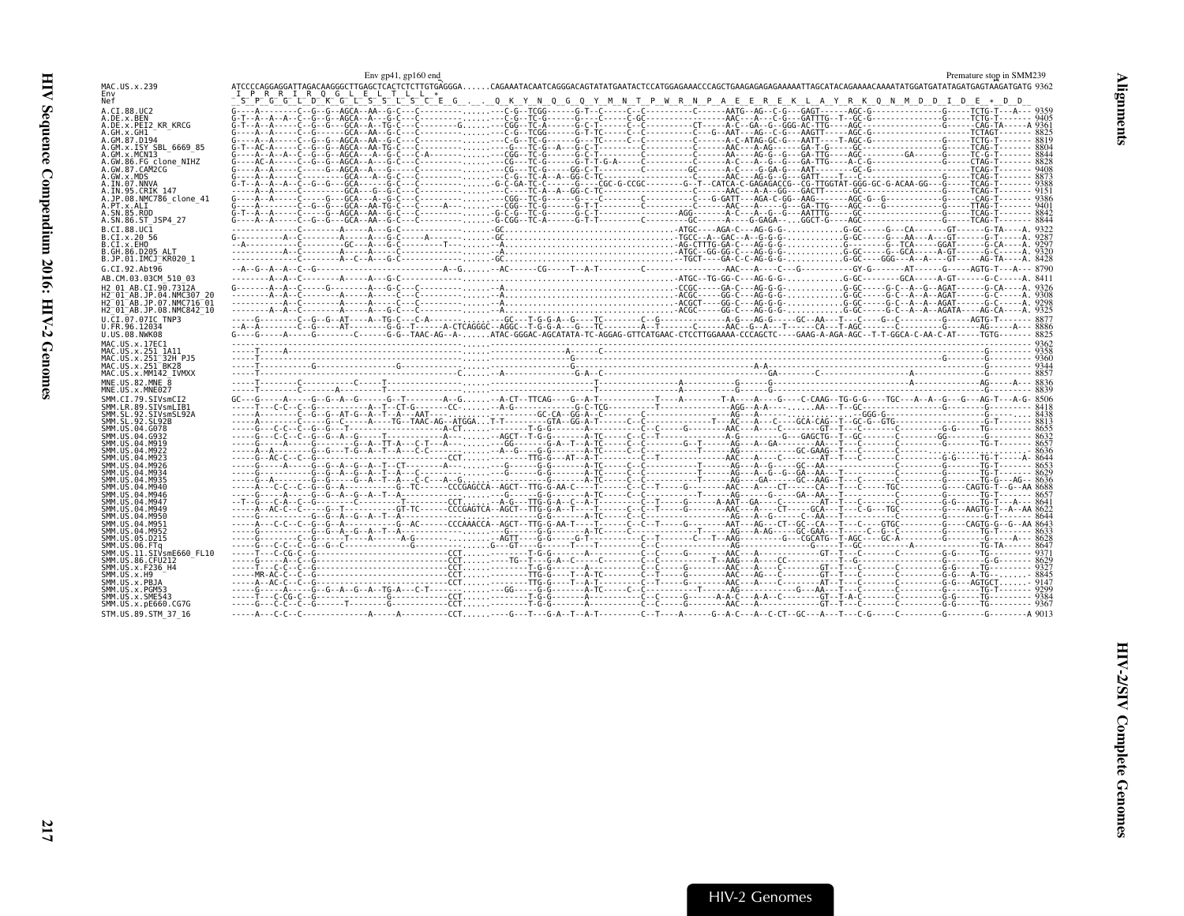Env gp41, gp160 end — Premature stop in SMM239

```
MAC.US.x.239                ATCCCCAGGAGGATTAGACAAGGGCTTGAGCTCACTCTCTTGTGAGGGA......CAGAAATACAATCAGGGACAGTATATGAATACTCCATGGAGAAACCCAGCTGAAGAGAGAGAAAAATTAGCATACAGAAAACAAAATATGGATGATATAGATGAGTAAGATGATG 9362
Env                          I  P  R  R  I  R  Q  G  L  E  L  T  L  L  *
Nef                          S  P  G  G  L  D  K  G  L  S  S  L  S  C  E  G  .  .  Q  K  Y  N  Q  G  Q  Y  M  N  T  P  W  R  N  P  A  E  E  R  E  K  L  A  Y  R  K  Q  N  M  D  D  I  D  E  *  D  D

A.CI.88.UC2                                 9359
A.DE.x.BEN                                  9405
A.DE.x.PEI2_KR_KRCG                         9361
A.GH.x.GH1                                  8825
A.GM.87.D194                                8819
A.GM.x.ISY_SBL_6669_85                      8804
A.GM.x.MCN13                                8844
A.GW.86.FG_clone_NIHZ                       8828
A.GW.87.CAM2CG                              9408
A.GW.x.MDS                                  8873
A.IN.07.NNVA                                9388
A.IN.95.CRIK_147                            9151
A.JP.08.NMC786_clone_41                     9386
A.PT.x.ALI                                  9401
A.SN.85.ROD                                 8842
A.SN.86.ST_JSP4_27                          8844
B.CI.88.UC1                                 9322
B.CI.x.20_56                                9287
B.CI.x.EHO                                  9297
B.GH.86.D205_ALT                            9320
B.JP.01.IMCJ_KR020_1                        8428
G.CI.92.Abt96                               8790
AB.CM.03.03CM_510_03                        8411
H2_01_AB.CI.90.7312A                        9326
H2_01_AB.JP.04.NMC307_20                    9308
H2_01_AB.JP.07.NMC716_01                    9298
H2_01_AB.JP.08.NMC842_10                    9325
U.CI.07.07IC_TNP3                           8877
U.FR.96.12034                               8886
U.US.08.NWK08                               8825
MAC.US.x.17EC1                              9362
MAC.US.x.251_1A11                           9358
MAC.US.x.251_32H_PJ5                        9360
MAC.US.x.251_BK28                           9344
MAC.US.x.MM142_IVMXX                        8857
MNE.US.82.MNE_8                             8836
MNE.US.x.MNE027                             8839
SMM.CI.79.SIVsmCI2                          8506
SMM.LR.89.SIVsmLIB1                         8418
SMM.SL.92.SIVsmSL92A                        8438
SMM.SL.92.SL92B                             8813
SMM.US.04.G078                              8655
SMM.US.04.G932                              8632
SMM.US.04.M919                              8657
SMM.US.04.M922                              8636
SMM.US.04.M923                              8644
SMM.US.04.M926                              8653
SMM.US.04.M934                              8629
SMM.US.04.M935                              8636
SMM.US.04.M940                              8688
SMM.US.04.M946                              8657
SMM.US.04.M947                              8641
SMM.US.04.M949                              8622
SMM.US.04.M950                              8644
SMM.US.04.M951                              8643
SMM.US.04.M952                              8633
SMM.US.05.D215                              8628
SMM.US.06.FTq                               8647
SMM.US.11.SIVsmE660_FL10                    9371
SMM.US.86.CFU212                            8629
SMM.US.x.F236_H4                            9327
SMM.US.x.H9                                 8845
SMM.US.x.PBJA                               9147
SMM.US.x.PGM53                              9299
SMM.US.x.SME543                             9384
SMM.US.x.pE660.CG7G                         9367
STM.US.89.STM_37_16                         9013
```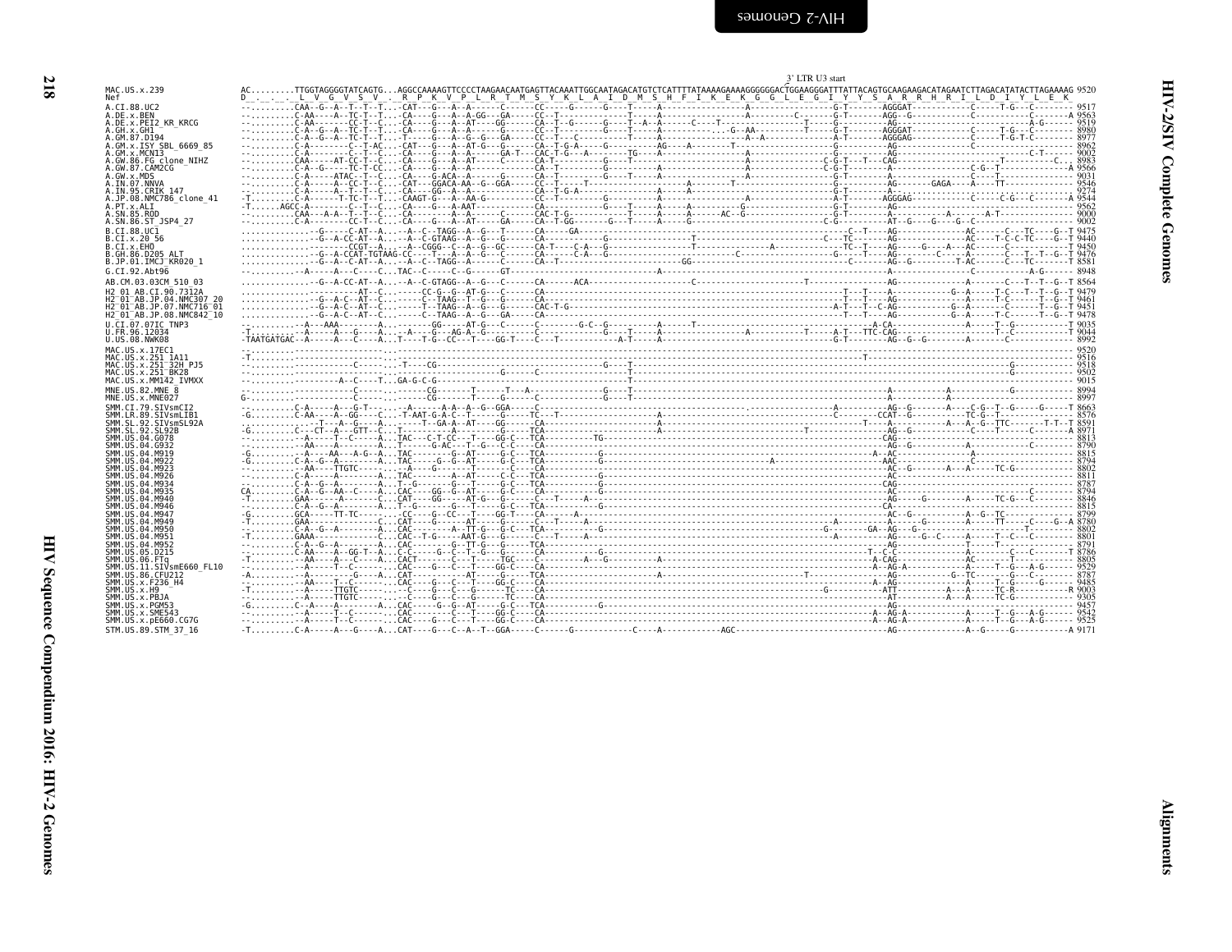```
                                                                                                                                   3' LTR U3 start
MAC.US.x.239             AC.........TTGGTAGGGGTATCAGTG...AGGCCAAAAGTTCCCCTAAGAACAATGAGTTACAAATTGGCAATAGACATGTCTCATTTTATAAAAGAAAAGGGGGGACTGGAAGGGATTTATTACAGTGCAAGAAGACATAGAATCTTAGACATATACTTAGAAAAG 9520
Nef                      D_._._:_L_V_G_V_S_V_._R_P_K_V_P_L_R_T_M_S_Y_K_L_A_I_D_M_S_H_F_I_K_E_K_G_G_L_E_G_I_Y_Y_S_A_R_R_H_R_I_L_D_I_Y_L_E_K_

A.CI.88.UC2              -..........CAA--G--A--T--T--T...-CAT---G---A--A------C------CC-----G------G----T-----A------------------A-------------G-T-------AGGGAT------------C-----T-G---C-------- 9517
A.DE.x.BEN               -..........C-AA-----A--TC-T--T...-CA----G---A--A-GG---GA-----CC--T-----------T-----A-----------C-------A--------G-T-------AGG--G-----------C--------------A 9563
A.DE.x.PEI2_KR_KRCG      -..........C-AA------CC-T--C...-CA----G---A--AT----GG------CA--T--G-----G----T--A--A----C----T--------T----G-------------AG-----------------------------------A-G------ 9519
A.GH.x.GH1               -..........C-A--G--A--TC-T--T...-CA----G---A--G-----G------CC--T--------G----T-----A------------.--G--AA--------T-----G-T-------AGGGAT------------C------T-G---C-------- 8980
A.GM.87.D194             -..........C-A--G--A--TC-T--T...-T-----G---A--G--G--GA-----CC--T----C------T-----A----------------A--A-----------A-T-------AGGGAG------------C------T-G-T-C-------- 8977
A.GM.x.ISY_SBL_6669_85   -..........C-A--------C--T-AC...-CAT---G---A--AT-G---G------CA--T-G-A------G-----------AG----A-------T--------------A-T-------AG--------------------C------------------ 8962
A.GM.x.MCN13             -..........C-A---------C--T--C...-CA----G---A--A-------GA-T--CAC-T-G--A------TG----A------------------A---------------G-------AG--------------------------------C-T----- 9002
A.GW.86.FG_clone_NIHZ    -..........CAA------AT-CC-T--C...-CA----G---A--AT-----C------CA-T--------G----T-----A------------------A------------C-G-T---T---CAG------------------------T--------C-- 8983
A.GW.87.CAM2CG           -..........C-A--G------TC-T--C...-CA----G---A--A---------------CA--T---------G---------A------------------A------------C-G-T-------A-------------------C-G--T----------A 9566
A.GW.x.MDS               -..........C-A-----ATAC--T--C...-CA----G-ACA--A-----G------CA--T---------G----T-----A------------------A---------------G-T-------AG----------------C----T-------------- 9031
A.IN.07.NNVA             -..........C-A-----A--CC-T--C...-CAT---GGACA-AA--G--GGA-----CC--T-----T--------------A-------T-----------G--------------AG-------GAGA---A-----TT-------------- 9546
A.IN.95.CRIK_147         -..........C-A-----A--T--T--C...-CA----GG--A--A-----------CA--T-G-A--------------A-----A-----------------------------A-------A--------------------------------------- 9274
A.JP.08.NMC786_clone_41  -T.........C-A------T-TC-T--T...-CAAGT-G---A--AA-G---------CC--T---------G---------A-----------------A---------------A-T-------AGGGAG------------C-----C-G---C-------A 9544
A.PT.x.ALI               -T.......AGCC-A-----A--C--T--C...-CA----G---A--AAT-------------CA--------------G-----T-----A-----A------------G-----------------G-T-------AG--------------------------------- 9562
A.SN.85.ROD              -..........CAA---A-A--T--T--C...-CA----------A--A-------C------CAC-T-G---------T-----A-----A-----AC--G-----------G-T-------A-----------------A------A-T-------------- 9000
A.SN.86.ST_JSP4_27       -..........C-A---------CC-T--C...-CA----G---A--AT-----GA-----CA--T-GG--------G---T-----A-----G------------------C-G--------AT--G----G----G--C---------------------- 9002
B.CI.88.UC1              ...............G-----C-AT--A...--A--C--TAGG--A--G---T-----CA-----GA-----------------------------------------------C--T-----AG------------AC------C---TC----G--T 9475
B.CI.x.20_56             ..............-G--A-CC-AT--A...--A--C-GTAAG--A--G---G------CA-----------------T-----------------------------TC------AG------------AC-----T-C-C-TC----G--T 9440
B.CI.x.EHO               .....................CCGT--A...--A--CGGG--C--A--G--GC------CA-T-----C-A---G-----------------T----------------A------------TC--T-----AG-----G----A----AC--------C---------- 9450
B.GH.86.D205_ALT         ..............-G--A-CCAT-TGTAAG-CC---T---A--A--G---C------CA-----C-A---G--------------------C----------------------G--T-----AG-------C-----A------C----T--T--G--T 9476
B.JP.01.IMCJ_KR020_1     ..............-G--A--C-AT--A...--A--C-TAGG--A-----C-----CA--T-----------GG------------------------------------C------AG--G--------T-AC-------C---TC-------T 8581
G.CI.92.Abt96            -...........-A------A---C----C...TAC--C-----C--G--------GT-------------------------------------------------------------------------------------C-------------A-G------ 8948
AB.CM.03.03CM_510_03     ..............-G--A-CC-AT--A...--A--C-GTAGG--A--G---C-----CA------ACA--------------C-------------------------T-----------AG-------------A-------C---T--T--G--T 8564
H2_01_AB.CI.90.7312A     ..................AT--C...-----CC-G--G--AT-G---C-----CA-----------------------------------------------------------T---T-----A--------------G--A-----T-C---T--T--G--T 9479
H2_01_AB.JP.04.NMC307_20 ..............-G--A-C--AT--C...-----C--TAAG--T--G---G------CA--------------------------------------------------------T---T-----AG-------------A-------T-C-----T--G--T 9461
H2_01_AB.JP.07.NMC716_01 ..............-G--A-C--AT--C...-----T--TAAG--A--G---G------CAC-T-G-------------------------------------------------------A-T---T--C-AG------------G--A------C-----T--G--T 9451
H2_01_AB.JP.08.NMC842_10 ..............-G--A-C--AT--C...-----C--TAAG--A--G---GA-----CA-----------------------------------------------------------T---T-----AG-------------G--A------T-C-----T--G--T 9478
U.CI.07.07IC_TNP3        -..........-A---AAA---------A...----------GG-----AT-G---C-----C----------G-C--G----------A-----T-------------------------A-CA-------------------A------T--G----------T 9035
U.FR.96.12034            -T.........-A------A----G----A...-A----G---AG-A--G------C------C---------------T-----A------------------A--------T-----A-T---TTC-CAG--------------A------T--C-----------T 9044
U.US.08.NWK08            -TAATGATGAC--A------A---C----A...T----T-G--CC----T-----GG-T-----C-------------A-T-----A------------------A---------------G-T-------AG--G--G---------A-----T-C-------------- 8992
MAC.US.x.17EC1           -..........................-....--------------------------------------------------------------------------------------------------------------------------------------- 9520
MAC.US.x.251_1A11        -T.........................-...----------------------------------------------------------------------------T------------------------------------------------------------- 9516
MAC.US.x.251_32H_PJ5     -................C---------....-T----CG---------------------------------G-----T-------------------------------------------------------------------------G------------ 9518
MAC.US.x.251_BK28        -..........................-....-------------------------G-------C-----------T---------------------------------------------------------------------------G------------ 9502
MAC.US.x.MM142_IVMXX     -...................A--C----T...GA-G-C-G---------------------------------------T------------------------------------------------------------------------------------------ 9015
MNE.US.82.MNE_8          -..........................-....------CG---------T----T---A-------------------G-----T--------------------------------------------------------------------G------------ 8994
MNE.US.x.MNE027          G-.........................-....------CG---------T-----G------C----------------G-----T-------------------------------------------A-------------A------------------------- 8997
SMM.CI.79.SIVsmCI2       -..........C-A------A--G-T----...--A------A-A--A--G--GGA------C-----------------------------------------A------------AG--G-------A-----C-G--T--G-----G-----T 8663
SMM.LR.89.SIVsmLIB1      -G.........C-AA-----A--GG-----C...-T-AAT-G-A-C--T------G-----TC----T-----------A------------------------------C----------CCAT--G--------TC-G--T-------------- 8576
SMM.SL.92.SIVsmSL92A     -...............-T----A--G----A...------T--GA-A--AT----GG-----CA---------------A-----------------------T-----A------------A--A--G--TTC-------T-T--T 8591
SMM.SL.92.SL92B          -G.........C---CT--A---GTT--C...T--------A-----G------G------TCA--------------A-----------------------T------------------AG--G---------C---T--------C------A 8971
SMM.US.04.G078           -..........-A-------T--C----A...TAC---C-T-CC---T----GG-C-----TCA-----TG---------------------------------------------------CAG------------------------------------------ 8813
SMM.US.04.G932           -..........-AA-------A-------A...T-------G-AC---T--G---C-C-----CA------------------------------------------------------AG--G-------A-----T--------------------------- 8790
SMM.US.04.M919           -G.........-A----AA---A-G--A...TAC-------G--AT------G-C-----TCA-------G----------------------------------------------A--AC----------------A------------------------ 8815
SMM.US.04.M922           -G.........C-A--G--A---------A...TAC-------G--G--AT----G-C-----TCA-------G-----------------------------A-----------------AAC----------------C------------------------ 8794
SMM.US.04.M923           -..........-AA----TTGTC-----...-A-------G-------T------C-----CA-------------------------------------------------------AC--G-------A-----A-----TC-G------------------ 8802
SMM.US.04.M926           -..........C-A-----A--------A...TAC-------A--AT----C-C-----TCA-------G----------------------------------------------------AG------------------------------------------- 8811
SMM.US.04.M934           -..........C-A--G--A-------A...T--G-------G---T-------G-C-----TCA-------G----------------------------------------------------CAG------------------------------------------- 8787
SMM.US.04.M935           CA.........C-A--G--AA---C----A...CAC-----GG--G--AT-----G--C-----CA-------G----------------------------------------------------AG------------------------------C---------- 8794
SMM.US.04.M940           -T.........GAA--------A-------C...CAT------GG------AT-G---G------C---T-----A------------------------------------------------------AG-------G--------A-----TC-G--C------- 8846
SMM.US.04.M946           -..........C-A--G--A---------A...T--G-------G----T-----G-C-----TCA-------G--------------------------------------------------CA-------------------------------------------- 8815
SMM.US.04.M947           -G.........GCA-----TT-TC-------...CC-----G--CC---T------GG-T-----CA--------A---------------------------------------------------AC--G--------A--G--TC------------------ 8799
SMM.US.04.M949           -T.........GAA------------C...CAT------G------AT------G------C---T-----A-------------------------------A-------------A------G----------A-----TT------C----G--A 8780
SMM.US.04.M950           -..........C-A--G--A---------A...CAC-----A--TT-G----G-C---TCA-------G--------------------------------G-----GA--AG--G------------------------T------------- 8802
SMM.US.04.M951           -T.........GAAA--------------C...CAC--T-G------AAT-G---G------C---T-----A----------------------------------A------------AG------G--C-----A-----T--C--C------- 8801
SMM.US.04.M952           -..........C-A--G--A---------A...CAC---------G--TT-G----G-----TCA----------------------------------------------------------AG-----------------T-----T--------------- 8791
SMM.US.05.D215           -..........C-AA-----A--GG-T--A...C-C------G--C--T--G--G------CA--------G------------------------T-C-C---------------A------------C----C------T 8786
SMM.US.06.FTq            -T.........-AA-----A---C-----A...CACT------C----T------TGC------C------------A--G-----------------------A-CAG--------------AC--------T------------------ 8805
SMM.US.11.SIVsmE660_FL10 -..........-A-----T--C-------...CAC-----C----T------GG-C----CA----------------------------------------A--AG-A-----------A-----T--G---A-G------ 9529
SMM.US.86.CFU212         -A.........-A-----------G----A...CAT-------------AT----G------TCA--------------------A-----------------T-----------AG--------------G--TC--------G--C-------- 8787
SMM.US.x.F236_H4         -..........-AA------T--C-------...CAC-----G--C--T------GG-C-----CA----------------------------------------A--AG--------------A------T--G-----G--------- 9485
SMM.US.x.H9              -T.........-A------TTGTC-------...-C----G---C---G------TC-----CA------------------------------------------G-------------ATT-----------A---A------TC-R----------R 9003
SMM.US.x.PBJA            -..........-A------TTGTC-------...-C----G---C---G------TC-----CA-------------------------------------------------------AT----------A---A------TC-G----------- 9305
SMM.US.x.PGM53           -G.........C--A-----A----------A...CAC-----G--G--AT------G-C-----TCA-------G---------------------------------------------------------------------------------------------- 9457
SMM.US.x.SME543          -..........-A-----T--C-------...CAC-----C----T------GG-C-----CA---------------------------------------------A--AG-A---------------A-----T--G---A-G------ 9542
SMM.US.x.pE660.CG7G      -..........-A-----T--C-------...CAC-----G--C-----T------GG-C-----CA---------------------------------------------A--AG-A---------------A-----T--G---A-G------ 9525
STM.US.89.STM_37_16      -T.........C-A------A---G----A...CAT----G---C--A--T--GGA-----C------G------------C----A-----------AGC----------------------------AG-----------------A--G-----G-----------A 9171
```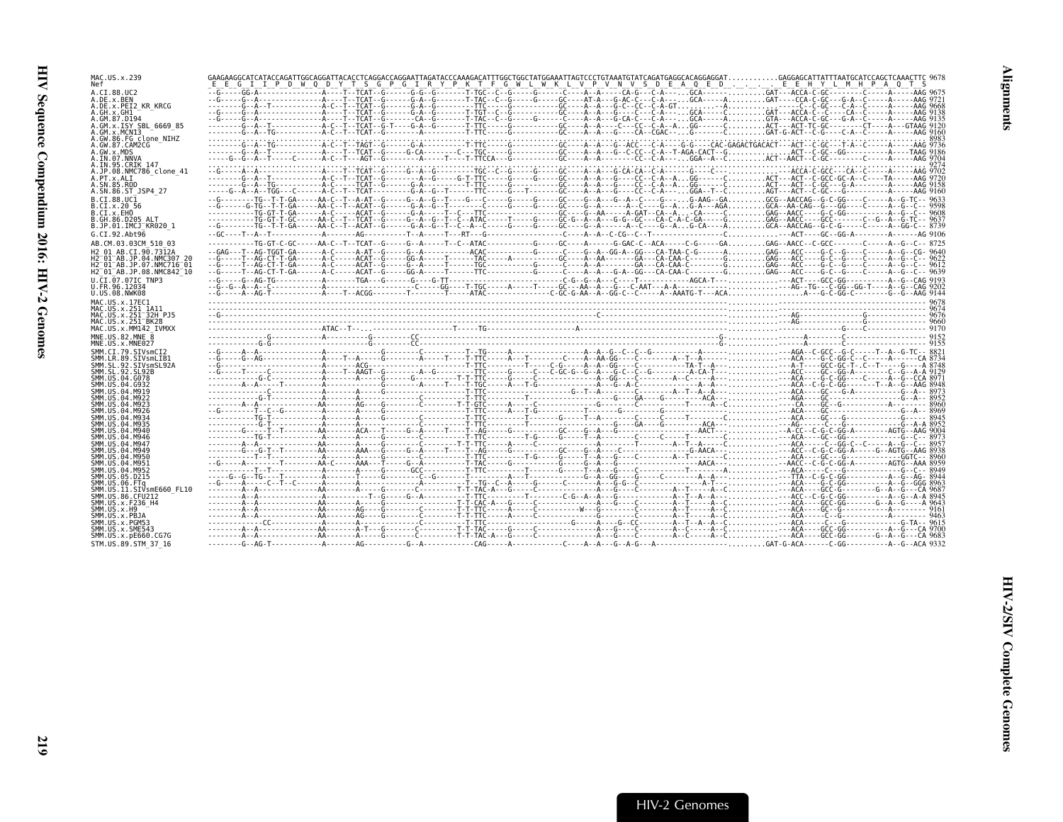```
MAC.US.x.239              GAAGAAGGCATCATACCAGATTGGCAGGATTACACCTCAGGACCAGGAATTAGATACCCAAAGACATTTGGCTGGCTATGGAAATTAGTCCCTGTAAATGTATCAGATGAGGCACAGGAGGAT............GAGGAGCATTATTTAATGCATCCAGCTCAAACTTC 9678
Nef                        E  E  G  I  I  P  D  W  Q  D  Y  T  S  G  P  G  I  R  Y  P  K  T  F  G  W  L  W  K  L  V  P  V  N  V  S  D  E  A  Q  E  D  .  .  .  .  E  E  H  Y  L  M  H  P  A  Q  T  S

A.CI.88.UC2               --G-----GG-A---------------A----T--TCAT--G------G-G--G-------T-TGC--C--G------G------C----A--A-----CA-G---C-A---...GCA--------........GAT---ACCA-C-GC--------C------A-----AAG 9675
A.DE.x.BEN                --G-----G--A---------------A----T--TCAT--G------G-A--G-------T-TAC--C--G------G-----GC----AT-A---G-AC-C---C-A---...GCA------A.........GAT----CCA-C-GC---G-A--C------A-----AAG 9721
A.DE.x.PEI2_KR_KRCG       --------G--A--T------------A-C--T--TCAT--G------G-A--G-------TTTC-----G------G------GC----A--A---G-C--CC--C-A-GT.........A.........-------C--C-GC---C-A--C------A-----AAG 9668
A.GH.x.GH1                --G-----G--A---------------A----T--TCAT--G------G-A--G-------T-TGT--C--G------------GC----A--A---G----C---C-A---...GCA-----C.........GAT---ACCA-C--C----CA--C------A-----AAG 9138
A.GM.87.D194              --G-----G--A---------------A----T--TCAT--G-------CA--G-------T-TAC--C--G------G-----C-----A--A---G-CA-C---C-A---...GCA-----A.........GTA---ACCA-C-GC---G-A--C------A-----AAG 9135
A.GM.x.ISY_SBL_6669_85    --------G--A--T------------A-C--T--TCAT--G-T----G-A--G-------T-TTC-----G------------GC----A--A---G----CC--C-A--A...GG------C.........ACT---ACT-TC-GC---------CT-----A---GTAAG 9120
A.GM.x.MCN13              --------G--A--TG-----------A-C--T--TCAT--G-------A-----------T-TTC-----G------------GC----A--A---G----CA--CGAC--...G-------C.........GAT-G-ACT--C-G----C-A--C------A-----AAG 9160
A.GW.86.FG_clone_NIHZ     ......................................................................................................................................................................... 8983
A.GW.87.CAM2CG            --------G--A--TG-----------A-C--T--TAGT--G------G-A--G-------T-TTC-----G------------GC----A--A---G--ACC---C-A---G-G----CAC-GAGACTGACACT---ACT--C-GC---T-A--C------A-----AAG 9736
A.GW.x.MDS                --------G--A--T------------A----T--TCAT--G------G-CA------C---TGC-----G------------GC----A--A---G--C-CC--C-A--T-AGA-CACT--G.........ACT--C-GC--GG---------A----TAAG 9186
A.IN.07.NNVA              ----G--G--A--T----C--------A-C--T--AGT--G------A-----T----T-TTCCA----G------------GC----A--A------CC--C-A---...GGA--A--C.........ACT--AACT--C-GC---------C------A-----AAG 9704
A.IN.95.CRIK_147          ......................................................................................................................................................................... 9274
A.JP.08.NMC786_clone_41   --G-----A--A---------------A----T--TCAT--G------G--A--G-------TGC--C--G------G-----GC----A--A---G-CA-CA--C-A---...G----C--...........ACCA-C-GCC---CA--C------A-----AAG 9702
A.PT.x.ALI                --------G--A--T------------A-C--T--TCAT--G--------A--G---G-T-TTC-----G------G------GC----A--A---G----CC--C-A--A...GG------C.........ACT---ACT--C-GCC-GC-A--C------TA----AAG 9720
A.SN.85.ROD               --------G--A--TG-----------A-C--T--TCAT--G------G-A----------T-TTC-----G------------GC----A--A---G----CC--C-A--A...GG------C.........ACT---ACT--C-GC---G-A--C------A-----AAG 9158
A.SN.86.ST_JSP4_27        -----G--A--A--TGG---C------A-C--T--TCAT---------G-A--G--T------TTC-----G---T-------GC----A--A---G----CC--C-A---...GGA--T--C.........AGT---ACT--C-GC---G----------A-----AAG 9160

B.CI.88.UC1               --G--------TG--T-T-GA-----AA-C--T--A-AT--G-----G--A--G--T----G---C-----G------G-----GC----G--A---G--A--C----G----G-AAG--GA.........GCG--AACCAG--G-C-GG----C------A--G-TC-- 9633
B.CI.x.20_56              --G-------G-TG--T-T-GA-----AA-C--T--ACAT--G-----G-A--G--T--------C-----G------G-----GC----G--A------A-----C--G--A..G-A---AGA.........GCA--AA-CAG--G---GG----C------A--G-C-- 9598
B.CI.x.EHO                ----------TG-GT-T-GA------A-C-----ACAT--G-----G-A----G--T--C---TTC-----------------GC----G--AA-----A-GAT--CA--A...-CA-----C.........GAG--AACC-----G-C-GG---------C------A--G-C-- 9608
B.GH.86.D205_ALT          ----------TG-GT-T-GC------AA-C--T--TCAT--G------G--A--G--T-C--ATAC-----T-----G-----GC-G--A--A---G-G--GC---CA-C-A-C-GA----G.........GAG--AACC-----GCC-------C--G--A--G-TC-- 9637
B.JP.01.IMCJ_KR020_1      --G--------TG--T-T-GA-----AA-C--T--ACAT--G------G--A--G--T--C--A--C-----G------G-----GC----G--A------A---C---G--A...G-CA-----A.........GCA--AACCAG--G-C-G------C------A--GG-C-- 8739

G.CI.92.Abt96             --GC----T--A--T------------A--------AG----------T--A-----T---RT---G------------------C----A--A--C-CG--C--T--------------------C.............---ACT----GC--GG-A--------A-------AG 9106

AB.CM.03.03CM_510_03      ----------TG-GT-C-GC-----AA-C--T--TCAT--G-----G--A-----T--C--ATAC----------G-----GC----A------G-AC-C---ACA-----C-G-----GA.........GAG--AACC--C-GCC-------C------A--G-C-- 8725

H2_01_AB.CI.90.7312A      --GAG---T--AG-TGGT-GA------A-C-----A-AT--G-----G--A------------ACAC----------G-------C----G--A--GG-A--GG---CA-TAA-C-G------A.........GAG--ACC-----G-C--G-----C------A--G--CG- 9640
H2_01_AB.JP.04.NMC307_20  --G-----T--AG-CT-T-GA------A-C-----ACAT--G-----GG-A-----T------TAC------A-------GC----A--AA-------GA---CA-CAA-C---------G.........GAG--ACC-----G-C--G-----C------A--G--C-- 9622
H2_01_AB.JP.07.NMC716_01  --G-----T--AG-CT-T-GA------A-C-----ACAT--G-----G--A-----T------TTC-----G-------C-----A--A------GA---CA-CAA-C---------G.........GAG--ACC-----G-C--G-----C------A--G--C-- 9612
H2_01_AB.JP.08.NMC842_10  --G-----T--AG-CT-T-GA------A-C-----ACAT--G-----GG-A-----T------TTC-----G-------C-----A--A--G-A-GG---CA-CAA-C---------G.........GAG--ACC-----G-C--G-----C------A--G--C-- 9639

U.CI.07.07IC_TNP3         --G-----G--AG-TG------------A-------TGA---G-----G---G-TT------------------------C-G--G--A---C----T--------------AGCA-T---........---ACT-----GCC-GG---------A--G--CAG 9193
U.FR.96.12034             --G--G--A--A--C-------------A--------------------C----GG----T-TGC-----A-----T-----GC---AA--A---G---C-AAT---A-A---------------..........--AG--TG---C-GG--GG-T-----A--G--CAG 9202
U.US.08.NWK08             --G-----A--AG-T------------A----T--ACGG--------T-------T----ATAC--------------C-GC-G-AA--A--GG-C--C------A--AAATG-T---ACA.........------A---G-C-GG-C---------G--G--AAG 9144

MAC.US.x.17EC1            ......................................................................................................................................................................... 9678
MAC.US.x.251_1A11         ......................................................................................................................................................................... 9674
MAC.US.x.251_32H_PJ5      --G-----------------------------------------------------------------------------C-------------------------------------------.........---AG-----------------G------------------ 9676
MAC.US.x.251_BK28         -------------------------------------------------------------------------------------------------------------------------------.........---AG-----------------G------------------ 9660
MAC.US.x.MM142_IVMXX      --------------------------ATAC--T--...............................T------TG----------------------A-------------------------.........--------------------G----C------------- 9170

MNE.US.82.MNE_8           ------------G-------------A----------G----------CC-----------------------------------------------------------------------G--.........---A-------C-------------------------- 9152
MNE.US.x.MNE027           ----------G-G-------------A----------G----------CC-----------------------------------------------------------------------G--.........---A-------C-------------------------- 9155

SMM.CI.79.SIVsmCI2        --G-----A--A---------------A-------------G--------C-------T--TG-----A-------------------A--A--G--C--C--G-------A------..........---AGA--C-GCC--G-C-----T--A--G-TC-- 8821
SMM.LR.89.SIVsmLIB1       --G-----G--AG--------------A----T--A-----G-------A------T-TTC-----A---T-----C----A--AA-GG---C---------A--T--A----...........---ACA----G-C-GG-C--C----A-----CA 8734
SMM.SL.92.SIVsmSL92A      --G------------------------A--------ACG-----------------T-TTC---------T-----C-G----A--A--GG---C-----------TA-T--A---..........---A-T-----GCC-GC-T--C--T-----G----A 8748
SMM.SL.92.SL92B           --G-----T-----C------------A----T--AAGT--G------A--G--------TTC-----G------C---C-GC-G--G--A---G-C--C--G---------A-CA-T--...........---ACC----GC--GG-A--------C--G--A-A 9129
SMM.US.04.G078            ------------G-C------------A-------A-----G----------G-------T-T-TTC-----G-----C-------------A-GG---C------------A-C----A---...........---ACA-----C-G-GG-----C-----A--G--CCA 8971
SMM.US.04.G932            ------A--A----T------------A-------A-----G--------A-----T--T-TGC-----A--T-G---------------A--G-A-C------------A--A--...........---ACA--C-G-C-GG-----T---A--G--AAG 8948
SMM.US.04.M919            --------------C------------A-------A-----G-----------------T-TTC------------------G--T--A-----G-----------C-------A--T--A--A---...........---ACA-----GC---G-A-------------G--A-- 8973
SMM.US.04.M922            ------------G-T------------A-------A-----------C-----------T-TTC------------T------------------GA---G-------ACA---...........---AGA-----GC---------------------G--A-- 8952
SMM.US.04.M923            --------A--A---------------A-------AG----G----------------T-GTC-----A-------------------G------C---------T-----A--C-..........---CA-----GC--G----------------A-------- 8960
SMM.US.04.M926            --G-------T--C-G-----------A-------A-----G-----------------T-TTC-----A---T-G--------T-------G-------G--------------...........---ACA-----GC---------------------G--A-- 8969
SMM.US.04.M934            ------------TG-T-----------A-------A-----G----------C------T-TTC---------T------G------T--A-----C-----C------T------C-...........---ACA-----GC---G----------------------- 8945
SMM.US.04.M935            ------------G-T------------A-------A-----------C-----------T-TTC---------T------G------GA---G-----------ACA-----...........---AG------C---G------------------G--A-A 8952
SMM.US.04.M940            --------G-----T--T---------AA-------ACA---T-----G--A-----T---T--AG-----G------------GC----G--A---G---------------AACT-..........--A-CC--C-G-C-GG-A---------AGTG--AAG 9004
SMM.US.04.M946            ------------TG-T-----------A-------A-----G-----------------T-TTC---------T-G-----G------T--A-------C-----C--T--A-----C-...........---ACA----GC--GG---------------------G--C-- 8973
SMM.US.04.M947            --------A--A---------------A-------A-----G----------C------T-T-TTC-----A---------------------A---T-------A-T--A------...........---ACA-----C--GG-C--C--A--G--C-- 8957
SMM.US.04.M949            --------G---G-T--T---------AA-------AAA---G-----G--A-----T---T--AG-----G------------GC----G--A---C---------------G-AACA-..........---ACC--C-G-C-GG-A-----G--AGTG--AAG 8938
SMM.US.04.M950            ------------T--T-----------A-------A-----G----------C------T-TTC---------T-G-----G------T--A---G---C---------A--T------C-...........---ACA-----GC---G---------------GGTC-- 8960
SMM.US.04.M951            --G-----A------T-----------AA-C-----AAA---T-----G--A---------T--TAC-----G------------G------G--A---G-------------AACA---..........---AACC--C-G-C-GG-A---------AGTG--AAA 8959
SMM.US.04.M952            ------------T--T-----------A-------A-----G------GCC--------T-TTC---------T-------G------T--A---G---------------T-------A-.........---ACA------C---G-------------------G--C-- 8949
SMM.US.05.D215            --G-----G--TG---T----------A-------T-----G------------C-G---T-TTC------A-------T----------G--A--GG--G----C--------A--A---...........---TTA--C-G-C-GG----------A--G--AG- 8944
SMM.US.06.FTq             --G-----A-------C--T--C----A-------A-------------------A-----T-TG--C--A-----G-----C------A--G-G--C-------------A-T--...........---ACA---G-C-GG---------------G--GGG 8963
SMM.US.11.SIVsmE660_FL10  --------A--A---------------AA-------A-----G-------C--------T-T-TAC-A---G----C--------------A---G--C---------A--T-----A--C-...........---ACA----GCC-G--------G--A--G---CA 9687
SMM.US.86.CFU212          --------A--A---------------A-------T-----G----G--A---------T-TTC---------T----C-G--A---A---G------------A--T--A--A---...........---ACC--C-G-C-GG---------A--G--A-A 8945
SMM.US.x.F236_H4          --------A--A---------------AA-------A-----G-------C--------T-T-CAC-A---G------C--------------A---G--C---------A--T-----A--C-...........---ACA----GCC-GG--------G--A--G---A 9643
SMM.US.x.H9               --------A--A---------------AA-------AG----G-------C--------T-T-TTC-----A-----C-----------W---G------C--------A--T-----A--C-...........---ACA----GC--G---------A-------- 9161
SMM.US.x.PBJA             --------A--A---------------AA-------AG----G-------C--------T-T-TTC-----A-----C----------------G--C--------A--T-----A--C-...........---ACA-----C--G------------------------- 9463
SMM.US.x.PGM53            ------------CC-------------A-------A-----G-------C--------T-TTC-------------------G-----A---G--CC------A--T--A--A--C-...........---ACA-----C---G---------------G-TA-- 9615
SMM.US.x.SME543           --------A--A---------------AA-------A-T---G-------C--------T-T-TAC-----G-----C--------------A---G--C---------A--C-----A--C-...........---ACA----GCC-GG-------------G---CA 9700
SMM.US.x.pE660.CG7G       --------A--A---------------AA-------A-----G-------C--------T-T-TAC-A---G------C-------------A---G--C---------A--C-----A--C-...........---ACA----GCC-GG--------G--A--G---CA 9683

STM.US.89.STM_37_16       --------G--AG-T------------A-------AG----------G--A------------CAG-----A-----------C----A--A--G--A-G---A-----------------.........GAT-G-ACA------C-GG----------A--G--ACA 9332
```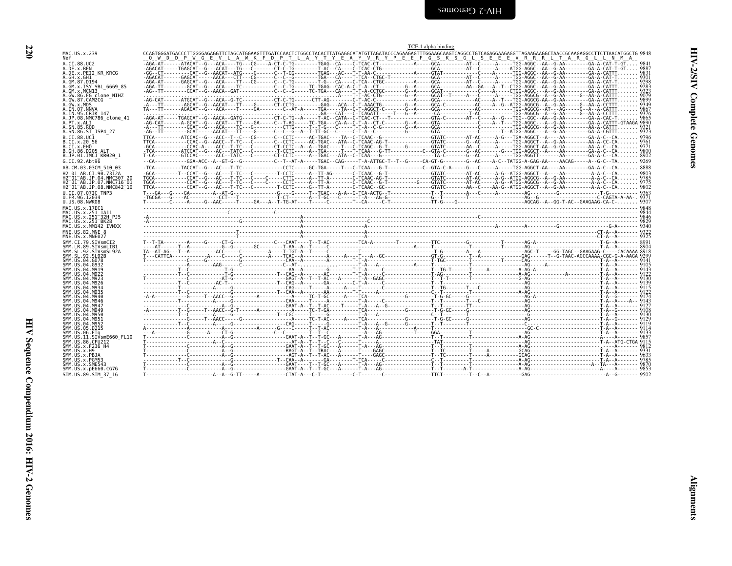```
                                                                                         TCF-1 alpha binding
MAC.US.x.239              CCAGTGGGATGACCCTTGGGGAGAGGTTCTAGCATGGAAGTTTGATCCAACTCTGGCCTACACTTATGAGGCATATGTTAGATACCCAGAAGAGTTTGGAAGCAAGTCAGGCCTGTCAGAGGAAGAGGTTAGAAGAAGGCTAACCGCAAGAGGCCTTCTTAACATGGCTG 9848
Nef                        _Q__W__D__D__P__W__G__E__V__L__A__W__K__F__D__P__T__L__A__Y__T__Y__E__A__Y__V__R__Y__P__E__E__F__G__S__K__S__G__L__S__E__E__E__V__R__R__R__L__T__A__R__G__L__L__N__M__A_

A.CI.88.UC2               -AGA-AT------ATACAT--G---ACA----TG---CG----A-CT-C-TG--------TGAG--CA-----C-TCAC-CT------------A-----GCA---------AT--C-----A-----TGG-AGGC--AA--G-AA--------GA-A-CAT-T-GT.... 9841
A.DE.x.BEN                -AGACAT-----TGAGCAT--G---ACAT---TG---C-------CT-C-TG--------T-AC--CA-----C-TCAC-CTG---------------GCA---------AT--C-----A-----ATGG-AGGC--AA--G-AA--------GA-A-CAT-T-GT.... 9887
A.DE.x.PEI2_KR_KRCG       -GG--CT--------CAT--G--AACAT--ATG----G------C--T-GG---------TGAG--AC---T-T-AA-C-----------A-----GTAT----------------C-----A-----TGG-AGGC--AA--G-AA--------GA-A-CATTT...... 9831
A.GH.x.GH1                -AGACAT-----GAGCAT-----AACA---CTT---CG------C--C--G---------TGA---CA-----T-TCA--CTGC-T-----------GCA---------AT--C-----A-----TGG-AGGC--AA--G-AA--------GA-A-CAT-T...... 9301
A.GM.87.D194              -AGA-AT-----GAGCAT--G---ACA----TT---CG------C--C-TG---------T-G---CA-----C-TCA--CTGC-------------GCA---------AT--C-----A-----TGG-AGGC--AA--G-AA--------GA-A-CAT-T...... 9298
A.GM.x.ISY_SBL_6669_85    -AGA-TT--------GCAT--G---ACA----TC-----------C--C-TG------TC-TGAG--CAC-A-C-T-A--CT--------G--A-----GCA---------AA--GA----A--T--CTGG-AGGC--AA--G-AA--------GA-A-CATTT...... 9283
A.GM.x.MCN13              -AG--TT--------GCAT--G--AACA--GAT------------C--C--G-------TC-TGA--CA-----T-T-A-CCTGC-------G--A-----GCAT----------------C-----A-----CTGG-AGGC---A--G-AA--------GA-A-CATTT...... 9323
A.GW.86.FG_clone_NIHZ     ----------------------------------------------------------------------A-----T-T-AC-CTG--------G--A-----GCAT--T------A--C-----A-----TGG-AGGCG--A--G-AA------G--AA-A-CATTT...... 9079
A.GW.87.CAM2CG            -AG-CAT------ATGCAT--G---ACA--G-TC------------CT-C-TG------CTT-AG-------C-T-AC-C-----------A-----GCA--------------AC----A--T----TGG-AGGCG-AA--G-AA--------GA-A-CATTT...... 9899
A.GW.x.MDS                -A---TT-------AGCAT--G--AACAT---TT----G-------CT-CCTG-----------GAG---ACA--C-T-AAACTG--------G--A-----GCA-C---------AC----A--G--ATGG-AGGCG--A--G-AA------G--AA-A-CCTTT...... 9349
A.IN.07.NNVA              TA---TT------AGACAT--G---ACA----T-------GA-------C--AT-A-----TGA-----TA--C-T-AGGCT-C--------G--A-----GCA---------AC----------------TGG-AGGC--AT---AG-------G--A-A-CATTT...... 9867
A.IN.95.CRIK_147          ----------------------------------------------------------------GA---CAT---C-TCAGATT----T---G--A-----CA-----------T-AC---------------TGG-AGGCG--A--G-AA------G--AA-A-CCTTT...... 9376
A.JP.08.NMC786_clone_41   -AGA-AT-----TGAGCAT--G--AACA--GATG------------CT-C-TG--A-----T-AC--CATA--C-TCAC-CT---T--------------GTA-C--------AT--C-----A--G----TGG--GGC--AA--G-AA--------GA-A-CAC-T...... 9865
A.PT.x.ALI                -AG-CAT------A-GCAT--G---ACAT---TT----GA-------C--T-AG------TC-TGA---CA-A--C-T-A--CT-C--------G--A-----GTA-----------------C-----A--T----TGG-AGGC--AA--G-AA--------GA-A-CATTT-GTAAGA 9890
A.SN.85.ROD               -A---TT--------GCAT--G---ACA----TC----G---------CTTG-----T--T-G----C-----T-T-A--C-G--------G--A-----GCA---------------------------TGG-AGGCG--A--G-AA--------GA-A-CATTT...... 9321
A.SN.86.ST_JSP4_27        -AG--TT--------GCAT-----AACAT---TT----G-------C--C--G--A--T-TT-GC--C-----C-T-A--C---------G--A-----GTA-----------------C-------T--ATGG-AGGC---A--G-AA--------GA-A-CGTTT...... 9323

B.CI.88.UC1               TTCA---------ATCCAC--G---ACC--T--C---CG------C--CCTC-------AC-TGAC----TA--C-TCAAC--G---------------GTATC---------AT-AC-----A-G----TGA-AGGCT---A----AA--------GA-A-C--CA....... 9796
B.CI.x.20_56              TTCA-----------CCAC--G--AACC--T-TC---C-------C--CCTC-------AC-TGAC---ATA--C-TCAAC-AG-T------------GTATC---------G--AC-----A-----TGG-AGGCT---A--G-AA--------AA-A-CC-CA....... 9761
B.CI.x.EHO                -GCA-----------CCAC-A---ACC--T-TC---C-------CT-CCTC--A--A-TGAC----T---C-TCAGC--G-T------G---------GTATC---------AA--C-----A-----TGG-AGGCT-AA--G-GA--------AA-A-C--CA....... 9771
B.GH.86.D205_ALT          -TCA---------ATCCAT--G---ACC--TATC---C-------T-CCTC--------A--TGA-----T-T-TCAA---G-TT----------C--GTA-C---------G--AC-------G--TGG-AGGCT---A----AA--------GA-A-C--CA....... 9800
B.JP.01.IMCJ_KR020_1      T-CA---------GTCCAC-----ACC--TATC---C-------CT-CCTC------A--TGAC--ATA--C-TCAA--G---------------------TA-C---------AC-----A-----TGG-AGGTT------A--------GA-A-C--CA....... 8902

G.CI.92.Abt96             --CA-----------GGA-ACC--A--GT-G--G-----------C--T--AT-A-----TGAC--CAG-----T-A-ATTGC-T--T--G-----CA-GT-G---------G--AC-----A-C--TATGG-A-GAG-AA----AACAG-----A--G-C--TA....... 9269

AB.CM.03.03CM_510_03      -TCA-----------TACCAT--G---AC---T-TC-------------CCTC------GC-TGA-----T---C-TCAA---G-T-----------C--GTA-C-A------G--C-----A-----TGG-AGGCT-AA----AA--------GA-A-C--CA....... 8888

H2_01_AB.CI.90.7312A      -GCA---------T--CCAT--G---AC---T-TC---C---------T-CCTC-----A--TT-AG------C-TCAAC--G-T--------------GTATC---------AT-AC-----A-G--ATGG-AGGCT---A----AA--------A-A-C--CA....... 9803
H2_01_AB.JP.04.NMC307_20  TGCA-----------CCAT--G---AC---T-TC---C----C----CTTC------A--TT-A------C-TCAAC-AG-T--------------GTATC---------AT-AC-----A-G--ATGG-AGGCG--A--G-AA--------A-A-C--CA....... 9785
H2_01_AB.JP.07.NMC716_01  TGCA-----------CCAT--G---AC---T-TC---C---C----C-CCTC-----A--TT-A------C-TCAAC--G-T--------G----GTATC---------AT-AC-----A-G--ATGG-AGGCG--A--G-AA--------A-A-C--CA....... 9775
H2_01_AB.JP.08.NMC842_10  TTCA-----------CCAT--G---AC---T-TC---C---------T-CCTC-----G--TT-A------C-TCAAC--GC--------------GTATC---------AA--C-----AA-G--ATGG-AGGCT--A--G-AA--------A-A-C--CA....... 9802

U.CI.07.07IC_TNP3         T---GA---G----GA--------A--AT-G---------------G----G------T--TGAC---A-A--G-TCA-ACTG--T------------T--T--------A---C-----A-----------AG---------G--------------T-G-------- 9363
U.FR.96.12034             -TGCGA---G----AC----------CCT---T--------------G-CT-------A--T-GC--C-----T-A---AG-G-------------G--T-------T----------------------AG--G------------------C-CAGTA-A-AA- 9371
U.US.08.NWK08             T--------C-----A-----G--AAC--------T-----GA---A--T-TG-AT-----T---C-------T-CA-----C-T-------------TT-G-----G-------------------------AGCAG--A--GG-T-AC--GAAGAAG-CA-C-........ 9307

MAC.US.x.17EC1            --------------------------------------------------------------------------------------------------------------------------------------------------------------------- 9848
MAC.US.x.251_1A11         ---------------------------C-----------------C---------------------------------------------------------------------------------------------------------------------- 9844
MAC.US.x.251_32H_PJ5      -A-------------------------------------------------A-------------------------------------------------------C--------------------------------------------------- 9846
MAC.US.x.251_BK28         -A------------------------------G------------------A----------------------C--------------------------------------------------------------------------------------- 9829
MAC.US.x.MM142_IVMXX      ---------------------------------------------------A-------------------A-----------------------------------------------A--------A-----------G-------------G-A------- 9340

MNE.US.82.MNE_8           ------------------------------T--------------------A-----------------------A--------------------------------------------------------------------------CT-A--A------- 9322
MNE.US.x.MNE027           ------------------------------T--------------------A-----------------------A--------------------------------------------------------------------------CT-A--A------- 9325

SMM.CI.79.SIVsmCI2        T--T-TA---------A-----G-----CT-G---------------C---CAAT----T--T-AC----------TCA-A--------T-----------TTC----------G---------------T--------AG-A----------------T-G--A------- 8991
SMM.LR.89.SIVsmLIB1       ----AT------T--A-----------G--G---------GC---------T-AA--A--T-----C----------------A---------T-------------T--------------T-------AG-----------------------T-A--A------- 8904
SMM.SL.92.SIVsmSL92A      TA--AT-AG---T--A----------ACC-----C---------A-----T-TGT-A--T-----C-----------T-------------------T-G---------A---A--------------AGC-T-----GG-TAGC--GAAGAAG-C----CACAAAA 8918
SMM.SL.92.SL92B           T---CATTCA-----------A-----C-----C---------A-----TCAC--A-----A-----A----A----T---A--GC-------------GT-G---------T--A------------GAG------T--G-TAAC-AGCCAAAA-CGC-G-A-AAGA 9299
SMM.US.04.G078            T---------------C-----G--------------G-----------CAA--A--------A------T-T-A-------------------T-TGC---------T------------------CAG-----------------------T-A--A------- 9141
SMM.US.04.G932            ----------------A-----AAG------C-------------C--AT-----------------T-A--A--------------A-------T-----------T-------------------AG--------A------------------T-A--A------- 9105
SMM.US.04.M919            -----------T--C-------------T-G-------------------AA--A------------G--------T-T-A-----C-----------------T--TG-T------T-----A------A-AG-A-----------------------T-A--A------- 9143
SMM.US.04.M922            -----------T--C-------------T-G-------------T-CAG--A---------AC---------T-T-A-----C------------------T-AG-------T--------------A-AG-----------A-----------T-A--A------- 9122
SMM.US.04.M923            T-------------C-----------AT-G----------------GAGT-A--T--T-AC--A---------T-A--GAGC--------------T--T-T-------T----------------G-AG---------------------T-A--A------- 9130
SMM.US.04.M926            -----------T--C---------AC-T--------------T--CAG--A--------GA-------C-T-A-----C----------------T--T-------------T------------------AG--------------------------T-A--A------- 9139
SMM.US.04.M934            -------------T---------A----G-------------------CAG-----T------A-----A---T---------C-------------T--TG-----T--C-------------------AG-------------------------T-A--A------- 9115
SMM.US.04.M935            ----------T---C--------A----G-------------------T-CAA--A-------AA-------T-T-----A------C----------C--T-------T-----------------A-AG-------------------------T-A--A------- 9122
SMM.US.04.M940            -A-A----------G-----T--AACC--G---------A----------A-----TC-T-GC-----A----TCA-----------G----------T-G-GC-----G-----------------AG-A-----------------------T-A--G------- 9174
SMM.US.04.M946            ------------T------------A-----G-----------------CAA-----T---------A-----T------------------------T--T-----------T--C-------------AG-----------------------T-A--A----A-- 9143
SMM.US.04.M947            -----------T--C---------A--G-----------------GAAT-A--T--T-AC----T-----A--A--G--------------T--T-------TT-----------------------AG-------------------------T-A--A------- 9127
SMM.US.04.M949            -A----------T--G-----T--AACC--G-T-------A----------A-----TC-T-GA-----------TCA-----------G----------T-G-GC-----G-----------------AG-------------------------T-A--G------- 9108
SMM.US.04.M950            -----------T--C-----------A-----G-------------T-CGC-----T-----G-----------T-A--A-----------------C--T--------T--------------------G---------------------T-A--A------- 9130
SMM.US.04.M951            -----------------G-----T--AACC----G----------------A-----TC-T-AC-----A----TCA-----------G----------T-G-GC-----G-----------------AG-------------------------T-A--G------- 9129
SMM.US.04.M952            -----------T--C----------A-----G------------------CAG-----T----G---------T-A---A--G-----G-------T--T--------T------------------C--------------------------T-A--A------- 9119
SMM.US.05.D215            A-------------A---------A--------A--------------G--C------T-T-AC---------T-A---A------------A-------T-----------T-------------------GC-C-----------------------T-A--A------- 9114
SMM.US.06.FTq             ---A-----------G--------A--CT-G-------------C--C----------T-T--C---------A---AG-----------------T----GGA-------T--------------------AG-------------------------T-A--A------- 9133
SMM.US.11.SIVsmE660_FL10  T---------------C--------A--G----------------GAAT-A--T--T-GC--A------T-A--AG--------------T--T-------T-------------------------A-AG-----------------------A----A------- 9857
SMM.US.86.CFU212          T--------------------A---C----------------------AT-A--T--T--C--C-----T---A--------------TAT-----------T-----------------------AG-----------------------T-A--ATG-CTGA 9115
SMM.US.x.F236_H4          T---------------C--------A--G----------------GAAT-A--T--T-GC--A------T-A--AG--------------T--T-------T-------------------------A-AG-----------------------------A------- 9812
SMM.US.x.H9               T---------------C--------A--G----------------RAGT-A--T--TRAC--A------T-----GAGC-----------T--TC---------T------A---------GCAG-----------------------T-A--A------- 9331
SMM.US.x.PBJA             T---------------C--------A--G------------------AGT-A--T--T-AC--A------T-----GAGC-----------T--TC---------T------A---------GCAG-----------------------T-A--A------- 9633
SMM.US.x.PGM53            ----------T--C----------------G--------------T--CAA--A--------GA--------T-TCA------C-------------C--T--------T-----------------A-AG-------------------------T-A--A------- 9785
SMM.US.x.SME543           T---------------C--------A--G----------------GAAT----T--T-GC--A------T-A--AG--------------T--T-------T-------------------------A-AG---------------------A--TA---A------- 9870
SMM.US.x.pE660.CG7G       T---------------C--------A--G----------------GAAT-A--T--T-GC--A------T-A--AG--------------T--T-------T-------------------------A-AG-----------------------A----A------- 9853

STM.US.89.STM_37_16       T------------------------A--A--G-TT------A---------CTAT-A---C-T----------C-T--------C----------------TTCT---------T--C--A------------GAG-----------------------A--G------- 9502
```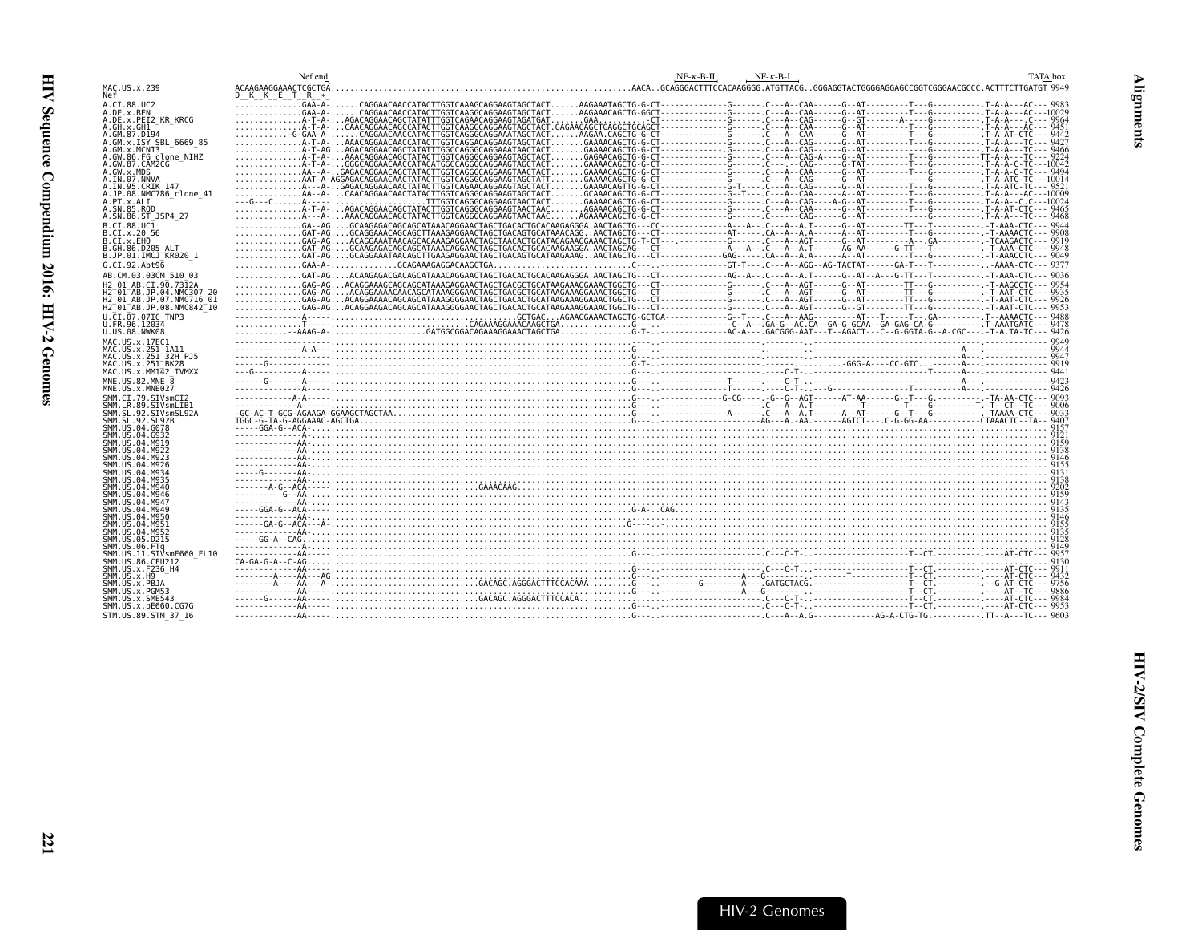```
                              Nef end                                                                                  NF-κ-B-II    NF-κ-B-I                                        TATA box
MAC.US.x.239                  ACAAGAAGGAAACTCGCTGA.............................................................AACA..GCAGGGACTTTCCACAAGGGG.ATGTTACG..GGGAGGTACTGGGGAGGAGCCGGTCGGGAACGCCC.ACTTTCTTGATGT 9949
Nef                           D  K  K  E  T  R  *
A.CI.88.UC2                   .............GAA-A-......CAGGAACAACCATACTTGGTCAAAGCAGGAAGTAGCTACT......AAGAAATAGCTG-G-CT-------------G------.C---A--CAA------G--AT---------T---G----------.T-A-A---AC--- 9983
A.DE.x.BEN                    .............GAA-A-......CAGGAACAACCATACTTGGTCAAGGCAGGAAGTAGCTACT......AAGAAACAGCTG-GGCT-------------G------.C---A--CAA------G--AT---------T---G----------.T-A-A---AC---10029
A.DE.x.PEI2_KR_KRCG           .............A-T-A-...AGACAGGAACAGCTATATTTGGTCAGAACAGGAAGTAGATGAT......GAA..........-CT-------------G------.C---A--CAG------G--GT-------A-----G----------.T-A-A----.C--- 9964
A.GH.x.GH1                    .............A-T-A-...CAACAGGAACAGCCATACTTGGTCAAGGCAGGAAGTAGCTACT.GAGAACAGCTGAGGCTGCAGCT-------------G------.C---A--CAA------G--AT---------T---G----------.T-A-A---AC--- 9451
A.GM.87.D194                  ...........-G-GAA-A-......CAGGAACAACCATACTTGGTCAGGGCAGGAAATAGCTACT......AAGAA.CAGCTG-G-CT-------------G------.C---A--CAA------G--AT---------T---G----------.T-A-AT-CTC--- 9442
A.GM.x.ISY_SBL_6669_85        .............A-T-A-...AAACAGGAACAGCCATACTTGGTCAGGACAGGAAGTAGCTACT.......GAAAACAGCTG-G-CT-------------G------.C---A--CAG------G--AT---------T---G----------.T-A-A---TC--- 9427
A.GM.x.MCN13                  .............A-T-AG...AGACAGGAACAGCTATATTTGGCCAGGGCAGGAAATAACTACT.......GAAAACAGCTG-G-CT-------------G------.C---A--CAG------G--AT---------------G----------.T-A-A---TC--- 9466
A.GW.86.FG_clone_NIHZ         .............A-T-A-...AAACAGGAACAGCTATACTTGGTCAGGGCAGGAAGTAGCTACT.......GAGAACAGCTG-G-CT-------------G------.C---A--CAG-A---G--AT---------T---G---------.TT-A-A---TC--- 9224
A.GW.87.CAM2CG                .............A-T-A-...GGGCAGGAACAACCATACATGGCCAGGGCAGGAAGTAGCTACT.......GAAAACAGCTG-G-CT-------------G------.C-----CAG------G-TAT---------T---G----------.T-A-A-C-TC---10042
A.GW.x.MDS                    .............AA--A-..GAGACAGGAACAGCTATACTTGGTCAGGGCAGGAAGTAACTACT.......GAAAACAGCTG-G-CT-------------G------.C---A--CAA------G--AT---------T---G----------.T-A-A-C-TC--- 9494
A.IN.07.NNVA                  .............AAT-A-AGGAGACAGGAACAACTATACTTGGTCAGGGCAGGAAGTAGCTATT.......GAAAACAGCTG-G-CT-------------G------.C---A--CAG------G--AT---------T---G----------.T-A-ATC-TC---10014
A.IN.95.CRIK_147              .............A---A-..GAGACAGGAACAACTATACTTGGTCAGAACAGGAAGTAGCTACT.......GAAAACAGTTG-G-CT-------------G-T----.C---A--CAG------G--AT---------T---G----------.T-A-ATC-TC--- 9521
A.JP.08.NMC786_clone_41       .............AA--A-...CAACAGGAACAACTATACTTGGTCAGGGCAGGAAGTAGCTACT.......GCAAACAGCTG-G-CT-------------G--T---.C---A--CAA------G--AT---------T---G----------.T-A-A---AC---10009
A.PT.x.ALI                    ---G---C.....A-----...................TTTGGTCAGGGCAGGAAGTAACTACT.......GAAAACAGCTG-G-CT-------------G------.C---A--CAG----A-G--AT---------T---G----------.T-A-A--C-C--- 10024
A.SN.85.ROD                   .............A-T-A-...AGACAGGAACAGCTATACTTGGTCAGGGCAGGAAGTAACTAAC.......AGAAACAGCTG-G-CT-------------G------.C---A--CAG------G--AT---------T---G----------.T-A-AT-CTC--- 9465
A.SN.86.ST_JSP4_27            .............A---A-...AAACAGGAACAGCTATACTTGGTCAGGGCAGGAAGTAACTAAC......AGAAAACAGCTG-G-CT-------------G------.C------CAG------G--AT---------------G----------.T-A-A---TC--- 9468
B.CI.88.UC1                   .............GA--AG....GCAAGAGACAGCAGCATAAACAGGAACTAGCTGACACTGCACAAGAGGGA.AACTAGCTG---CC-------------A---A--.C---A--A.T------G--AT--------TT---T----------.-T-AAA-CTC--- 9944
B.CI.x.20_56                  .............GAT-AG....GCAGGAAACAGCAGCTTAAAGAGGAACTAGCTGACAGTGCATAAACAGG..AACTAGCTG---CT-------------AT-----.CA--A--A.A------A--AT---------T---G----------.-T-AAAACTC--- 9908
B.CI.x.EHO                    .............GAG-AG....ACAGGAAATAACAGCACAAAGAGGAACTAGCTAACACTGCATAGAGAAGGAAACTAGCTG-T-CT----.----------G------.C---A--AGT------G--AT---------A---GA---------.-TCAAGACTC--- 9919
B.GH.86.D205_ALT              .............GAT-AG....GCAAGAGACAGCAGCATAAACAGGAACTAGCTGACACTGCACAAGAAGGA.AACTAGCAG---CT-------------A---A--.C---A--A.T------AG-AA------G-TT---T----------.-T-AAA-CTC--- 9948
B.JP.01.IMCJ_KR020_1          .............GAT-AG....GCAGGAAATAACAGCTTGAAGAGGAACTAGCTGACACTGCATAAGAAAG..AACTAGCTG---CT-------------GAG-----.CA--A--A.A------A--AT---------T---G----------.-T-AAACTC--- 9049
G.CI.92.Abt96                 .............GAA-A-..............GCAGAAAGAGGACAAGCTGA.............................C----.-----------------GT-T---.C---A--AGG--AG-TACTAT------GA-T---T----------.-AAAA-CTC--- 9377
AB.CM.03.03CM_510_03          .............GAT-AG....ACAAGAGACGACAGCATAAACAGGAACTAGCTGACACTGCACAAGAGGGA.AACTAGCTG---CT-------------AG--A--.C---A--A.T------G--AT--A---G-TT---T----------.T-AAA-CTC--- 9036
H2_01_AB.CI.90.7312A          .............GAG-AG...ACAGGAAAGCAGCAGCATAAAGAGGAACTAGCTGACGCTGCATAAGAAAGGAAACTGGCTG---CT-------------G------.C---A--AGT------G--AT---------TT---G----------.-T-AAGCCTC--- 9954
H2_01_AB.JP.04.NMC307_20      .............GAG-AG...ACAGGAAACAACAGCATAAAGGAGGAACTAGCTGACGCTGCATAAGAAAGGAAACTGGCTG---CT-------------G------.C---A--AGT------G--AT---------TT---G----------.-T-AAT-CTC--- 9915
H2_01_AB.JP.07.NMC716_01      .............GAG-AG...ACAGGAAACAGCAGCATAAAGGGGAACTAGCTGACACTGCATAAGAAAGGAAACTGGCTG---CT-------------G------.C---A--AGT------G--AT---------TT---G----------.-T-AAT-CTC--- 9926
H2_01_AB.JP.08.NMC842_10      .............GAG-AG...ACAGGAAGACAGCAGCATAAAGGGGAACTAGCTGACACTGCATAAGAAAGGAAACTGGCTG---CT-------------G------.C---A--AGT------G--GT---------TT---G----------.-T-AAT-CTC--- 9953
U.CI.07.07IC_TNP3             ------------A------...........................................GCTGAC...AGAAGGAAACTAGCTG-GCTGA-------------G--T---.C---A--AAG---------AT---T-----T---GA---------.T--AAAACTC--- 9488
U.FR.96.12034                 ------------.T------..........................CAGAAAGGAAACAAGCTGA..............G-----.---------------C--A--.GA-G--AC.CA--GA-G-GCAA--GA-GAG-CA-G----------.T-AAATGATC--- 9478
U.US.08.NWK08                 ------------.-AAAG-A-....................GATGGCGGACAGAAAGGAACTAGCTGA..............G-T-.-----------------AC-A---.GACGGG-AAT---T--AGACT---C--G-GGTA-G--A-CGC----.-T-A.TA-TC--- 9426
MAC.US.x.17EC1                -------------------.......................................................................-----.-------------------------.------------------------------------------------------------------- 9949
MAC.US.x.251_1A11             -------------A-A---.......................................................................G----.-------------------------.-----------------------------------A---.------------- 9944
MAC.US.x.251_32H_PJ5          -------------------.......................................................................G----.-------------------------.-----------------------------------A---.------------- 9947
MAC.US.x.251_BK28             ------G------------.......................................................................G-T--.-------------------------.---------------GGG-A----CC-GTC...------A---.------------- 9919
MAC.US.x.MM142_IVMXX          ---G----------A-----.......................................................................-----.---------------------C-T-.---------------------------------T-------A---.------------- 9441
MNE.US.82.MNE_8               ------G-------A-----.......................................................................-----.----------------T-------.C-T-.-----------------------------A---.------------- 9423
MNE.US.x.MNE027               --------------A-----.......................................................................-----.----------------T-------.C-T-..-G---------------------A---.------------- 9426
SMM.CI.79.SIVsmCI2            ------------A-A-----.......................................................................G----.-----------G-CG----.-G--G--AGT------AT-AA------G--T---G---------.-TA-AA-CTC--- 9093
SMM.LR.89.SIVsmLIB1           -------------A-----.......................................................................G----.-------------------------------T---------T-----G----------.T--T--CT--TC--- 9006
SMM.SL.92.SIVsmSL92A          -GC-AC-T-GCG-AGAAGA-GGAAGCTAGCTAA..........................................................G----.-----------A------.C---A--A.T------A--AT------G--T---G---------.-TAAAA-CTC--- 9033
SMM.SL.92.SL92B               TGGC-G-TA-G-AGGAAAC-AGCTGA.................................................................G----.-----------------AG---A--AA.------AGTCT---.C-G-GG-AA-----------CTAAACTC--TA-- 9407
SMM.US.04.G078                -----GGA-G--ACA-....................................................................................................................................................... 9157
SMM.US.04.G932                ------------A-......................................................................................................................................................... 9121
SMM.US.04.M919                ------------AA-......................................................................................................................................................... 9159
SMM.US.04.M922                ------------AA-......................................................................................................................................................... 9138
SMM.US.04.M923                ------------AA-......................................................................................................................................................... 9146
SMM.US.04.M926                ------------AA-......................................................................................................................................................... 9155
SMM.US.04.M934                -----G-------AA-......................................................................................................................................................... 9131
SMM.US.04.M935                ------------AA-......................................................................................................................................................... 9138
SMM.US.04.M940                -------A-G--ACA-----.....................GAAACAAG........................................................................................................................ 9202
SMM.US.04.M946                ----------G--AA-......................................................................................................................................................... 9159
SMM.US.04.M947                ------------AA-......................................................................................................................................................... 9143
SMM.US.04.M949                -----GGA-G--ACA-----........................................................................G-A-..CAG................................................................. 9135
SMM.US.04.M950                ------------AA-......................................................................................................................................................... 9146
SMM.US.04.M951                -----GA-G--ACA---A-.......................................................................G-............................................................................. 9155
SMM.US.04.M952                ------------AA-......................................................................................................................................................... 9135
SMM.US.05.D215                -----GG-A--CAG.......................................................................................................................................................... 9128
SMM.US.06.FTq                 ------------A-......................................................................................................................................................... 9149
SMM.US.11.SIVsmE660_FL10      ------------AA-----........................................................................G----.---------------------C---C-T-.-------------------T--CT.---------.----AT-CTC--- 9957
SMM.US.86.CFU212              CA-GA-G-A--C-AG......................................................................................................................................................... 9130
SMM.US.x.F236_H4              ------------AA-----........................................................................G----.---------------------C---C-T-.-------------------T--CT.---------.----AT-CTC--- 9911
SMM.US.x.H9                   --------A----AA---AG.......................................................................G----.---------------A---G--------.-------T-------------T--CT.---------.----AT-CTC--- 9432
SMM.US.x.PBJA                 --------A----AA---A-.....................GACAGC.AGGGACTTTCCACAAA........G----.---------G-------A----GATGCTACG.-----------------T--CT.---------.--G-AT-CTC--- 9756
SMM.US.x.PGM53                ------------AA-----........................................................................G----.---------------A---G-------.--------------------T--CT.---------.----AT--TC--- 9886
SMM.US.x.SME543               ------G------AA-----.....................GACAGC.AGGGACTTTCCACA...........-----.---------------------C---C-T-.-------------------T--CT.---------.----AT-CTC--- 9984
SMM.US.x.pE660.CG7G           ------------AA-----........................................................................G----.---------------------C---C-T-.-------------------T--CT.---------.----AT-CTC--- 9953
STM.US.89.STM_37_16           ------------AA-----........................................................................G----.-------------------.C---A--A.G------------AG-A-CTG-TG.-----------.TT--A---TC--- 9603
```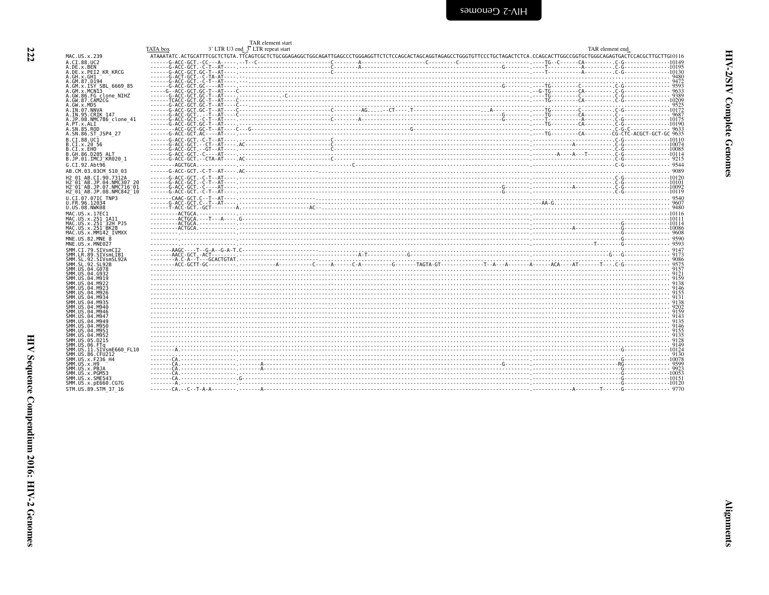```
                                         TAR element start
                  TATA box        3' LTR U3 end  3' LTR repeat start                                                                                          TAR element end
MAC.US.x.239      ATAAATATC.ACTGCATTTCGCTCTGTA.TTCAGTCGCTCTGCGGAGAGGCTGGCAGATTGAGCCCTGGGAGGTTCTCTCCAGCACTAGCAGGTAGAGCCTGGGTGTTCCCTGCTAGACTCTCA.CCAGCACTTGGCCGGTGCTGGGCAGAGTGACTCCACGCTTGCTTG10116
A.CI.88.UC2       ------G-ACC-GCT.-CC---A-----.--T--C--------------------C--------A-------------------C---------C-----------------------.----TG--C------CA---------.C-G---------------10149
A.DE.x.BEN        ------G-ACC-GCT.-C-T--AT----.--------------------------C--------A------------------------------------------G--------.----T-----------A---------.C-G---------------10195
A.DE.x.PEI2_KR_KRCG ------G-ACC-GCT.GC-T--AT----.--------------------------C---------------------------------------------------------------.----T-----------A---------.C-G---------------10130
A.GH.x.GH1        ------G-ACT-GCT.-C-TA-AT----.......................................................................................................................................  9480
A.GM.87.D194      ------G-ACC-GCT.-C-T--AT----.---.....................................................................................................................................  9472
A.GM.x.ISY_SBL_6669_85 ------G-ACC-GCT.GC----AT----.-----------------------------------------------------------------------------G--------.----TG---------C---------.C-G---------------  9593
A.GM.x.MCN13      -----G--ACC-GCT.GC-T--AT----C-------------------------------------------------------------------------------------G-TG--------CA---------.C-G---------------  9633
A.GW.86.FG_clone_NIHZ ------G-ACC-GCT.GC-T--AT----.-------------C----------------------------------------------------------------------.----TG---------C---------.C-G---------------  9389
A.GW.87.CAM2CG    ------TCACC-GCT.GC-T--AT----C-------------------------------------------------------------------------------------.----TG--------CA---------.C-G---------------10209
A.GW.x.MDS        ------G-ACC-GCT.GC-T--AT----.---.....................................................................................................................................  9525
A.IN.07.NNVA      ------G-ACC-GCT.GC-T--AT----C-------------------------C--------AG.....--CT-----T-----------------------...A--------.----TG---------C---------.C-G---------------10172
A.IN.95.CRIK_147  ------G-ACC-GCT.---T--AT----C-------------------------------------------------------------------------------G--------.----TG--------CA---------.C----------------  9687
A.JP.08.NMC786_clone_41 ------G-ACC-GCT.-C-T--AT----.--------------------------C--------A------------------------------------------G--------.----T-----------A---------.C-G---------------10175
A.PT.x.ALI        ------G-ACC-GCT.GC-T--AT----.-----------------------------------------------------------------------------------------.----TG--------CA---------.C-G---------------10190
A.SN.85.ROD       -------ACC-GCT.GC-T--AT----C---G------------------------------------------------G------------------------------------.----------------------------.C-G-C-------------  9633
A.SN.86.ST_JSP4_27 ------G-ACC-GCT.AC----AT----.-----------------------------------------------------------------------------------------.----TG--------CA--------CG-CTC-ACGCT-GCT-GC  9635
B.CI.88.UC1       ------G-ACC-GCT.-C-T--AT----.--------------------------C---------------------------------------------------------------.----------------------------.C-G---------------10110
B.CI.x.20_56      ------G-ACC-GCT.--CT--AT----.AC------------------------C---------------------------------------------------------------.-----------A---------------.C-G---------------10074
B.CI.x.EHO        ------G-ACC-GCT.--GT--AT----.--------------------------C---------------------------------------------------------------.----------------------------.C-G---------------10085
B.GH.86.D205_ALT  ------G-ACC-GCT.-C----AT----.--------------------------------------------------------------------------------------------------A---A---T--------.C-G---------------10114
B.JP.01.IMCJ_KR020_1 ------G-ACC-GCT.--CTA-AT----.AC------------------------C---------------------------------------------------------------.----------------------------.C-G---------------  9215
G.CI.92.Abt96     --------AGCTGCA.------------.--------------------------------C-------------------------------------------------------.----------------------------.C-G---------------  9544
AB.CM.03.03CM_510_03 ------G-ACC-GCT.-C-T--AT----.AC-------------------------.............................................................................................................  9089
H2_01_AB.CI.90.7312A ------G-ACC-GCT.-C-T--AT----.--------------------------------------------------------------------------------------------.----------------------------.C-G---------------10120
H2_01_AB.JP.04.NMC307_20 ------G-ACC-GCT.-C-T--AT----.--------------------------------------------------------------------------------------------.----------------------------.C-G---------------10101
H2_01_AB.JP.07.NMC716_01 ------G-ACC-GCT.-C----AT----.-----------------------------------------------------------------------------G--------.-----------A---------------.C-G---------------10092
H2_01_AB.JP.08.NMC842_10 ------G-ACC-GCT.-C-T--AT----.-----------------------------------------------------------------------------G--------.----------------------------.C-G---------------10119
U.CI.07.07IC_TNP3 -------CAAC-GCT.C--T--AT----.......................................................................................................................................  9540
U.FR.96.12034     ------G-ACC-GCT.C--T--AT----.--------------------------------------------------------------------------------------AA-G.......................................  9607
U.US.08.NWK08     ------T-ACC-GCT.-GCT--------A.---------------------AC--.............................................................................................................  9480
MAC.US.x.17EC1    --------ACTGCA.------------.-----------------------------------------------------------------------------------------.----------------------------------------------10116
MAC.US.x.251_1A11 ---------ACTGCA.----T---A----.G---------------------------------------------------------------------------------------.----------------------------------------------10111
MAC.US.x.251_32H_PJ5 ---------ACTGCA.------------.-----------------------------------------------------------------------------------------.--------------------------G-------------------10114
MAC.US.x.251_BK28 ---------ACTGCA.------------.-----------------------------------------------------------------------------------------.-----------A--------------G-------------------10086
MAC.US.x.MM142_IVMXX ------------------------------.-----------------------------------------------------------------------------------------.--------------------------G-------------------  9608
MNE.US.82.MNE_8   ------------------------------.-----------------------------------------------------------------------------------------.--------------------------G-------------------  9590
MNE.US.x.MNE027   ------------------------------.----------------------------------------------------------------------------------------------------------T--------G-------------------  9593
SMM.CI.79.SIVsmCI2 -------AAGC----T--G-A--G-A-T.C---------------------.....................................................................................................  9147
SMM.LR.89.SIVsmLIB1 -------AACC-GCT.-ACT--------.--------------------------------A-T--------------G-----------------------------------------------------------------G---G---------------  9173
SMM.SL.92.SIVsmSL92A --------A.C-A--T---GCACTGTAT.....................................................................................................................................  9086
SMM.SL.92.SL92B   -------ACC-GCTT-GC----------.------------------A-----------C-----A------C-A---------G-------TAGTA-GT-------------T--A---A--------A------ACA----AT--------T----.C-G---------------  9575
SMM.US.04.G078    .......................................................................................................................................................  9157
SMM.US.04.G932    .......................................................................................................................................................  9121
SMM.US.04.M919    .......................................................................................................................................................  9159
SMM.US.04.M922    .......................................................................................................................................................  9138
SMM.US.04.M923    .......................................................................................................................................................  9146
SMM.US.04.M926    .......................................................................................................................................................  9155
SMM.US.04.M934    .......................................................................................................................................................  9131
SMM.US.04.M935    .......................................................................................................................................................  9138
SMM.US.04.M940    .......................................................................................................................................................  9202
SMM.US.04.M946    .......................................................................................................................................................  9159
SMM.US.04.M947    .......................................................................................................................................................  9143
SMM.US.04.M949    .......................................................................................................................................................  9135
SMM.US.04.M950    .......................................................................................................................................................  9146
SMM.US.04.M951    .......................................................................................................................................................  9155
SMM.US.04.M952    .......................................................................................................................................................  9135
SMM.US.05.D215    .......................................................................................................................................................  9128
SMM.US.06.FTq     .......................................................................................................................................................  9149
SMM.US.11.SIVsmE660_FL10 --------A.--------------------.-----------------------------------------------------------------------------------------.--------------------------G-------------------10124
SMM.US.86.CFU212  .......................................................................................................................................................  9130
SMM.US.x.F236_H4  -------CA.--------------------.-----------------------------------------------------------------------------------------.--------------------------G-------------------10078
SMM.US.x.H9       -------CA.--------------------.-------A---------------------------------------------------------------------G-----------.--------------------------RG------------------  9599
SMM.US.x.PBJA     -------CA.--------------------.-------A---------------------------------------------------------------------------------.--------------------------G-------------------  9923
SMM.US.x.PGM53    -------CA.--------------------.-----------------------------------------------------------------------------------------.--------------------------G-------------------10053
SMM.US.x.SME543   -------CA.--------------------G-----------------------------------------------------------------------------------------.--------------------------G-------------------10151
SMM.US.x.pE660.CG7G --------A.--------------------.-----------------------------------------------------------------------------------------.--------------------------G-------------------10120
STM.US.89.STM_37_16 -------CA.--C--T-A-A--------.-------A---------------------------------------------------------------------------------.-----------A--------T------G-----------------  9770
```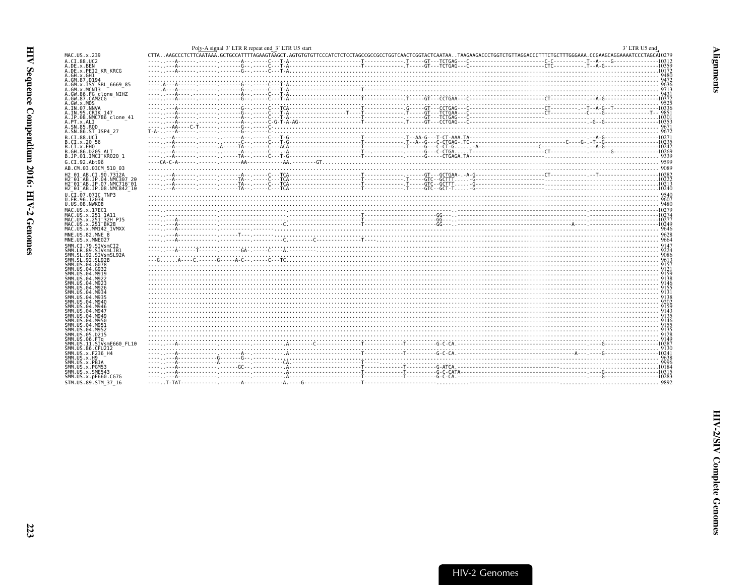Poly-A signal 3' LTR R repeat end 3' LTR U5 start 3' LTR U5 end

```
MAC.US.x.239              CTTA..AAGCCCTCTTCAATAAA.GCTGCCATTTTAGAAGTAAGCT.AGTGTGTGTTCCCATCTCTCCTAGCCGCCGCCTGGTCAACTCGGTACTCAATAA..TAAGAAGACCCTGGTCTGTTAGGACCCTTTCTGCTTTGGGAAA.CCGAAGCAGGAAAATCCCTAGCA10279
A.CI.88.UC2               ----.,---A------.------.-------A--.-----C---T-A-----------------------T-------------.T-----GT---TCTGAG----C------------------------C-C----------.T--A----G---------------10312
A.DE.x.BEN                ----.,---A------.------.-------G--.-----C---T-A-----------------------T-------------.T-----GT---TCTGAG----C------------------------CTC----------.T--A-G-----------------10359
A.DE.x.PEI2_KR_KRCG       ----.,---A------.------.-------G--.-----C---T-A.........................................................................................................................10172
A.GH.x.GH1                ........................................................................................................................................................................ 9480
A.GM.87.D194              ........................................................................................................................................................................ 9472
A.GM.x.ISY_SBL_6669_85    ----.A---A------.------.-------G--.-----C---T-A......................................................................................................................... 9636
A.GM.x.MCN13              ----.A---A------.------.-------G--.-----C---T-A-----------------------T.................................................................................................. 9713
A.GW.86.FG_clone_NIHZ     ----.,---A------.------.-------A--.-----C---T-A......................................................................................................................... 9431
A.GW.87.CAM2CG            ----.,---A------.------.-------G--.-----C---T-A-----------------------T-------------.T-----GT---CCTGAA----C------------------------CT--------------A-G------------------10372
A.GW.x.MDS                ........................................................................................................................................................................ 9525
A.IN.07.NNVA              ----.,---A------.------.-------G--.-----C---TCA-----------------------T-------------.G-----GT---CCTGAG----C------------------------CT----------.-T--A-G--T-------------10336
A.IN.95.CRIK_147          ----.,---A------.------.-------G--.-----C---T-A-------------------T---T-------------.T-----GT---TCTGAA----C------------------------CT----------C----G-------------T-- 9851
A.JP.08.NMC786_clone_41   ----.,---A------.------.-------A--.-----C---T-A-----------------------T-------------.------GT---TCTGAG----C.............................................................10301
A.PT.x.ALI                ----.,---A------.------.-------A--.-----C-G-T-A-AG--------------------T-------------.T-----GT---CCTGAG----C-----------------------------------------G--G---------------10353
A.SN.85.ROD               ----.,--AA----C-T-----.-------G--.-----C......................................................................................................................... 9671
A.SN.86.ST_JSP4_27        T-A-.,---A------.------.-------G--.-----C......................................................................................................................... 9672
B.CI.88.UC1               ----.,--A-------.------.-------A--.-----C---T-G-----------------------T-------------.T--AA-G---T-CT-AAA.TA-----------------------------------------A-G------------------10271
B.CI.x.20_56              ----.,--A-------.------.-------C--.-----C---T-G-----------------------T-------------.T--A--G---C-CTGAG-.TC---------------------------------C-----G-.-T--G---------------10235
B.CI.x.EHO                ----.,--A-------.------.A-----TA--.-----C---ACA-----------------------T-------------.T-----G---C-CT-G.......A--------------------C---------------A-G------------------10242
B.GH.86.D205_ALT          ----.,--A-------.------.-------A--.-----C---A-------------------------T--.----------.------G---C-CTGA.....T------------------------CT----------.-------G----------------10269
B.JP.01.IMCJ_KR020_1      ----.,--A-------.------.------TA--.-----C---T-G-----------------------T-------------.------G-----CTGAGA.TA-------------------------------------------------------------- 9339
G.CI.92.Abt96             ----CA-C-A------.------.-------AA----------AA.-------GT................................................................................................................. 9599
AB.CM.03.03CM_510_03      ........................................................................................................................................................................ 9089
H2_01_AB.CI.90.7312A      ----.,--A-------.------.-------A--.-----C---TCA-----------------------T-------------.------GT---GCTGAA-.-A-G------------------------CT-----------.-T-------------------10282
H2_01_AB.JP.04.NMC307_20  ----.,--A-------.------.------TA--.-----C---TCA-----------------------T-------------.T-----GTC--GCTTT.....-G-------------------------------------------------------------10222
H2_01_AB.JP.07.NMC716_01  ----.,--A-------.------.------TA--.-----C---TCA-----------------------T-------------.T-----GTC--GCTTT.....-G-------------------------------------------------------------10213
H2_01_AB.JP.08.NMC842_10  ----.,--A-------.------.------TA--.-----C---TCA-----------------------T-------------.T-----GTC--GCT-T.....-G-------------------------------------------------------------10240
U.CI.07.07IC_TNP3         ........................................................................................................................................................................ 9540
U.FR.96.12034             ........................................................................................................................................................................ 9607
U.US.08.NWK08             ........................................................................................................................................................................ 9480
MAC.US.x.17EC1            ----.,-----------.------.------------------------------------------------------------------------------------------------------------------------------------------------10279
MAC.US.x.251_1A11         ----.,-----------.------.---------------------------------------------T---------------------GG----.----------------------------------------------.--------------------10274
MAC.US.x.251_32H_PJ5      ----.,--A-------.------.----------------------------------------------T---------------------GG----.----------------------------------------------.--------------------10277
MAC.US.x.251_BK28         ----.,--A-------.------.--------------C-------------------------------T---------------------GG----.----------------------------------------A-----.--------------------10249
MAC.US.x.MM142_IVMXX      ----.,--A-------.------.--------------------------------------------------------------------------------------------------------------------------------------------- 9646
MNE.US.82.MNE_8           ----.,--A-------.------T--.---------------------------------------------------------------------------------------------------------------------------------------------- 9628
MNE.US.x.MNE027           ----.,-----------.------.--------------C------------C-----------------T----............................................................................................. 9664
SMM.CI.79.SIVsmCI2        ........................................................................................................................................................................ 9147
SMM.LR.89.SIVsmLIB1       ----.,--A------T-----.-------GA-.-----C-----A........................................................................................................................... 9224
SMM.SL.92.SIVsmSL92A      ........................................................................................................................................................................ 9086
SMM.SL.92.SL92B           ---G.....A----C.------G-----A-C-.-----C---TC............................................................................................................................ 9613
SMM.US.04.G078            ........................................................................................................................................................................ 9157
SMM.US.04.G932            ........................................................................................................................................................................ 9121
SMM.US.04.M919            ........................................................................................................................................................................ 9159
SMM.US.04.M922            ........................................................................................................................................................................ 9138
SMM.US.04.M923            ........................................................................................................................................................................ 9146
SMM.US.04.M926            ........................................................................................................................................................................ 9155
SMM.US.04.M934            ........................................................................................................................................................................ 9131
SMM.US.04.M935            ........................................................................................................................................................................ 9138
SMM.US.04.M940            ........................................................................................................................................................................ 9202
SMM.US.04.M946            ........................................................................................................................................................................ 9159
SMM.US.04.M947            ........................................................................................................................................................................ 9143
SMM.US.04.M949            ........................................................................................................................................................................ 9135
SMM.US.04.M950            ........................................................................................................................................................................ 9146
SMM.US.04.M951            ........................................................................................................................................................................ 9155
SMM.US.04.M952            ........................................................................................................................................................................ 9135
SMM.US.05.D215            ........................................................................................................................................................................ 9128
SMM.US.06.FTq             ........................................................................................................................................................................ 9149
SMM.US.11.SIVsmE660_FL10  ----.,--A-------.------.-------------A--------C---------------------T----------T----------G-C-CA.------------------------------------------------G------------------10287
SMM.US.86.CFU212          ........................................................................................................................................................................ 9130
SMM.US.x.F236_H4          ----.,--A-------.------A--.-----------A-------------------------------T----------T----------G-C-CA.------------------------------------A---.----G------------------10241
SMM.US.x.H9               ----.,--A-------.----G-----G--.------------------------------------------------------------------------------------------------------------------------------------------ 9638
SMM.US.x.PBJA             ----.,--A-----------A------------.-----------CA.----------------------T----............................................................................................. 9996
SMM.US.x.PGM53            ----.,--A-------.------GC--.----------A-------------------------------T----------T----------G-ATCA.----------------------------------------------------------------10184
SMM.US.x.SME543           ----.,--A-------.------.--------------A-------------------------------T----------T----------G-C-CATA---------------------------------------------G------------------10315
SMM.US.x.pE660.CG7G       ----.,--A-------.------.--------------A-------------------------------T----------T----------G-C-CA.------------------------------------------------G------------------10283
STM.US.89.STM_37_16       ----..T-TAT------------.-------A-----------A.----G--------------------T--------------------------........................................................... 9892
```